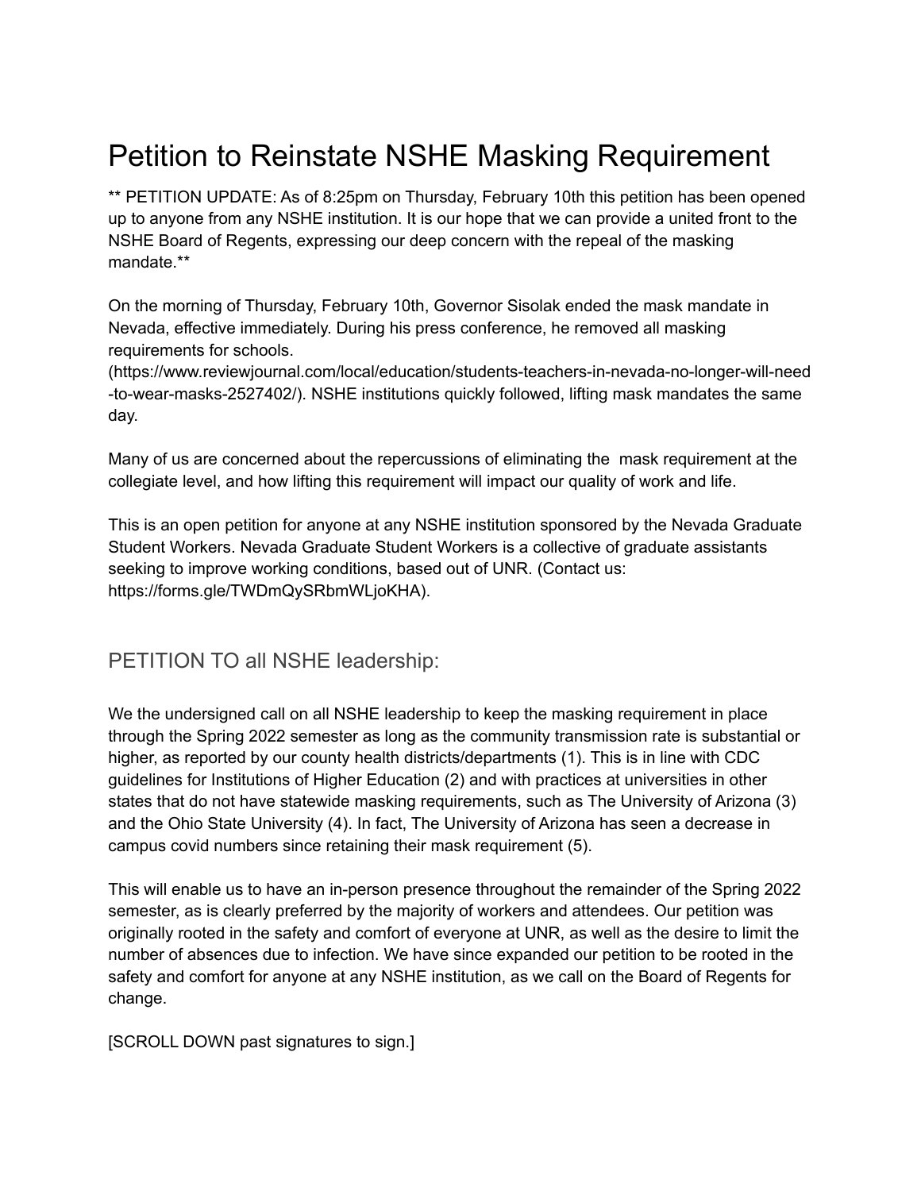# Petition to Reinstate NSHE Masking Requirement

** PETITION UPDATE: As of 8:25pm on Thursday, February 10th this petition has been opened up to anyone from any NSHE institution. It is our hope that we can provide a united front to the NSHE Board of Regents, expressing our deep concern with the repeal of the masking mandate.**

On the morning of Thursday, February 10th, Governor Sisolak ended the mask mandate in Nevada, effective immediately. During his press conference, he removed all masking requirements for schools. (https://www.reviewjournal.com/local/education/students-teachers-in-nevada-no-longer-will-need-to-wear-masks-2527402/). NSHE institutions quickly followed, lifting mask mandates the same day.

Many of us are concerned about the repercussions of eliminating the mask requirement at the collegiate level, and how lifting this requirement will impact our quality of work and life.

This is an open petition for anyone at any NSHE institution sponsored by the Nevada Graduate Student Workers. Nevada Graduate Student Workers is a collective of graduate assistants seeking to improve working conditions, based out of UNR. (Contact us: https://forms.gle/TWDmQySRbmWLjoKHA).

## PETITION TO all NSHE leadership:

We the undersigned call on all NSHE leadership to keep the masking requirement in place through the Spring 2022 semester as long as the community transmission rate is substantial or higher, as reported by our county health districts/departments (1). This is in line with CDC guidelines for Institutions of Higher Education (2) and with practices at universities in other states that do not have statewide masking requirements, such as The University of Arizona (3) and the Ohio State University (4). In fact, The University of Arizona has seen a decrease in campus covid numbers since retaining their mask requirement (5).

This will enable us to have an in-person presence throughout the remainder of the Spring 2022 semester, as is clearly preferred by the majority of workers and attendees. Our petition was originally rooted in the safety and comfort of everyone at UNR, as well as the desire to limit the number of absences due to infection. We have since expanded our petition to be rooted in the safety and comfort for anyone at any NSHE institution, as we call on the Board of Regents for change.

[SCROLL DOWN past signatures to sign.]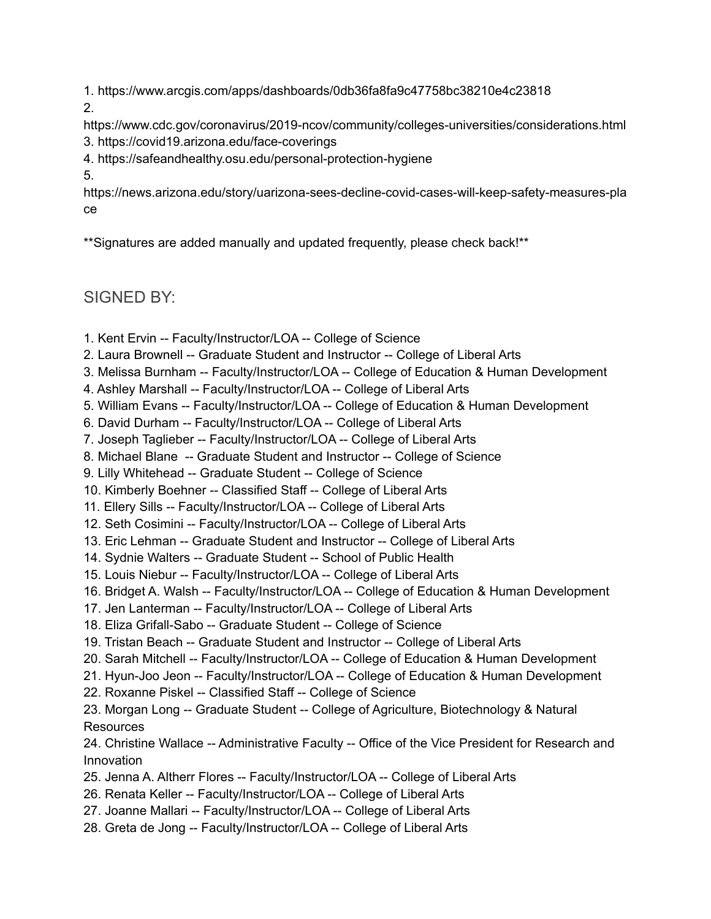1. https://www.arcgis.com/apps/dashboards/0db36fa8fa9c47758bc38210e4c23818
2. https://www.cdc.gov/coronavirus/2019-ncov/community/colleges-universities/considerations.html
3. https://covid19.arizona.edu/face-coverings
4. https://safeandhealthy.osu.edu/personal-protection-hygiene
5. https://news.arizona.edu/story/uarizona-sees-decline-covid-cases-will-keep-safety-measures-place

**Signatures are added manually and updated frequently, please check back!**

## SIGNED BY:

1. Kent Ervin -- Faculty/Instructor/LOA -- College of Science
2. Laura Brownell -- Graduate Student and Instructor -- College of Liberal Arts
3. Melissa Burnham -- Faculty/Instructor/LOA -- College of Education & Human Development
4. Ashley Marshall -- Faculty/Instructor/LOA -- College of Liberal Arts
5. William Evans -- Faculty/Instructor/LOA -- College of Education & Human Development
6. David Durham -- Faculty/Instructor/LOA -- College of Liberal Arts
7. Joseph Taglieber -- Faculty/Instructor/LOA -- College of Liberal Arts
8. Michael Blane -- Graduate Student and Instructor -- College of Science
9. Lilly Whitehead -- Graduate Student -- College of Science
10. Kimberly Boehner -- Classified Staff -- College of Liberal Arts
11. Ellery Sills -- Faculty/Instructor/LOA -- College of Liberal Arts
12. Seth Cosimini -- Faculty/Instructor/LOA -- College of Liberal Arts
13. Eric Lehman -- Graduate Student and Instructor -- College of Liberal Arts
14. Sydnie Walters -- Graduate Student -- School of Public Health
15. Louis Niebur -- Faculty/Instructor/LOA -- College of Liberal Arts
16. Bridget A. Walsh -- Faculty/Instructor/LOA -- College of Education & Human Development
17. Jen Lanterman -- Faculty/Instructor/LOA -- College of Liberal Arts
18. Eliza Grifall-Sabo -- Graduate Student -- College of Science
19. Tristan Beach -- Graduate Student and Instructor -- College of Liberal Arts
20. Sarah Mitchell -- Faculty/Instructor/LOA -- College of Education & Human Development
21. Hyun-Joo Jeon -- Faculty/Instructor/LOA -- College of Education & Human Development
22. Roxanne Piskel -- Classified Staff -- College of Science
23. Morgan Long -- Graduate Student -- College of Agriculture, Biotechnology & Natural Resources
24. Christine Wallace -- Administrative Faculty -- Office of the Vice President for Research and Innovation
25. Jenna A. Altherr Flores -- Faculty/Instructor/LOA -- College of Liberal Arts
26. Renata Keller -- Faculty/Instructor/LOA -- College of Liberal Arts
27. Joanne Mallari -- Faculty/Instructor/LOA -- College of Liberal Arts
28. Greta de Jong -- Faculty/Instructor/LOA -- College of Liberal Arts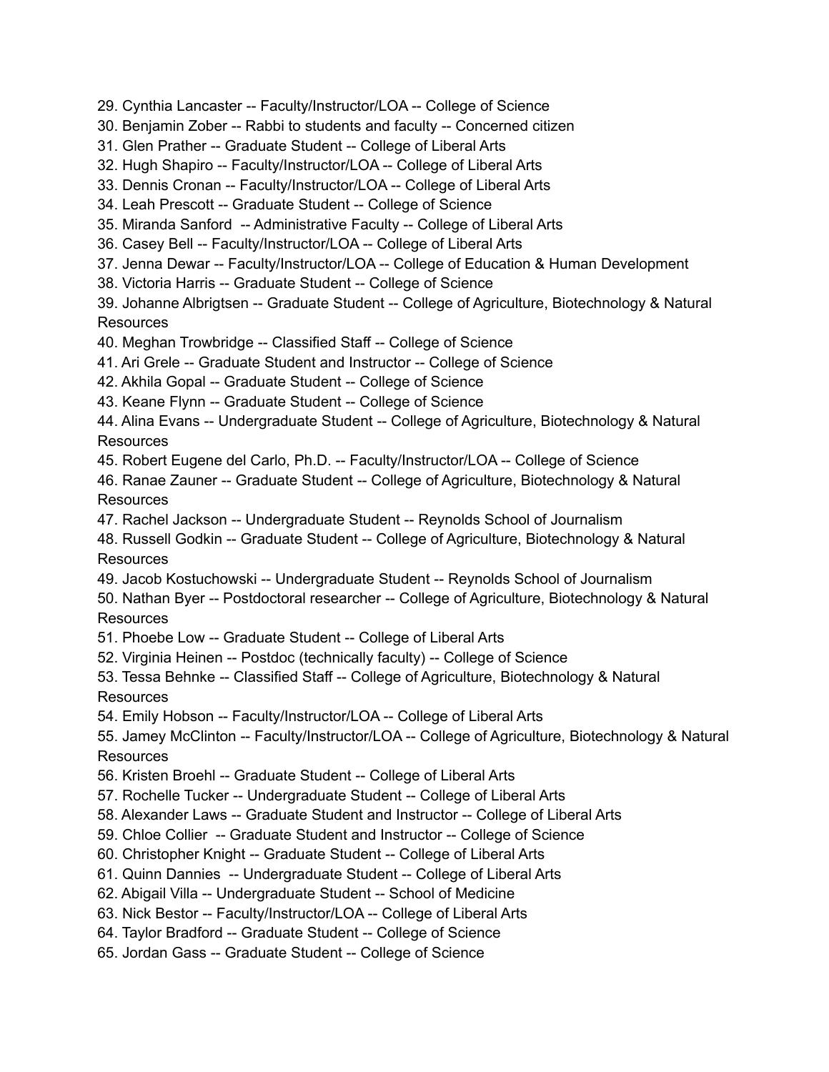29. Cynthia Lancaster -- Faculty/Instructor/LOA -- College of Science
30. Benjamin Zober -- Rabbi to students and faculty -- Concerned citizen
31. Glen Prather -- Graduate Student -- College of Liberal Arts
32. Hugh Shapiro -- Faculty/Instructor/LOA -- College of Liberal Arts
33. Dennis Cronan -- Faculty/Instructor/LOA -- College of Liberal Arts
34. Leah Prescott -- Graduate Student -- College of Science
35. Miranda Sanford -- Administrative Faculty -- College of Liberal Arts
36. Casey Bell -- Faculty/Instructor/LOA -- College of Liberal Arts
37. Jenna Dewar -- Faculty/Instructor/LOA -- College of Education & Human Development
38. Victoria Harris -- Graduate Student -- College of Science
39. Johanne Albrigtsen -- Graduate Student -- College of Agriculture, Biotechnology & Natural Resources
40. Meghan Trowbridge -- Classified Staff -- College of Science
41. Ari Grele -- Graduate Student and Instructor -- College of Science
42. Akhila Gopal -- Graduate Student -- College of Science
43. Keane Flynn -- Graduate Student -- College of Science
44. Alina Evans -- Undergraduate Student -- College of Agriculture, Biotechnology & Natural Resources
45. Robert Eugene del Carlo, Ph.D. -- Faculty/Instructor/LOA -- College of Science
46. Ranae Zauner -- Graduate Student -- College of Agriculture, Biotechnology & Natural Resources
47. Rachel Jackson -- Undergraduate Student -- Reynolds School of Journalism
48. Russell Godkin -- Graduate Student -- College of Agriculture, Biotechnology & Natural Resources
49. Jacob Kostuchowski -- Undergraduate Student -- Reynolds School of Journalism
50. Nathan Byer -- Postdoctoral researcher -- College of Agriculture, Biotechnology & Natural Resources
51. Phoebe Low -- Graduate Student -- College of Liberal Arts
52. Virginia Heinen -- Postdoc (technically faculty) -- College of Science
53. Tessa Behnke -- Classified Staff -- College of Agriculture, Biotechnology & Natural Resources
54. Emily Hobson -- Faculty/Instructor/LOA -- College of Liberal Arts
55. Jamey McClinton -- Faculty/Instructor/LOA -- College of Agriculture, Biotechnology & Natural Resources
56. Kristen Broehl -- Graduate Student -- College of Liberal Arts
57. Rochelle Tucker -- Undergraduate Student -- College of Liberal Arts
58. Alexander Laws -- Graduate Student and Instructor -- College of Liberal Arts
59. Chloe Collier -- Graduate Student and Instructor -- College of Science
60. Christopher Knight -- Graduate Student -- College of Liberal Arts
61. Quinn Dannies -- Undergraduate Student -- College of Liberal Arts
62. Abigail Villa -- Undergraduate Student -- School of Medicine
63. Nick Bestor -- Faculty/Instructor/LOA -- College of Liberal Arts
64. Taylor Bradford -- Graduate Student -- College of Science
65. Jordan Gass -- Graduate Student -- College of Science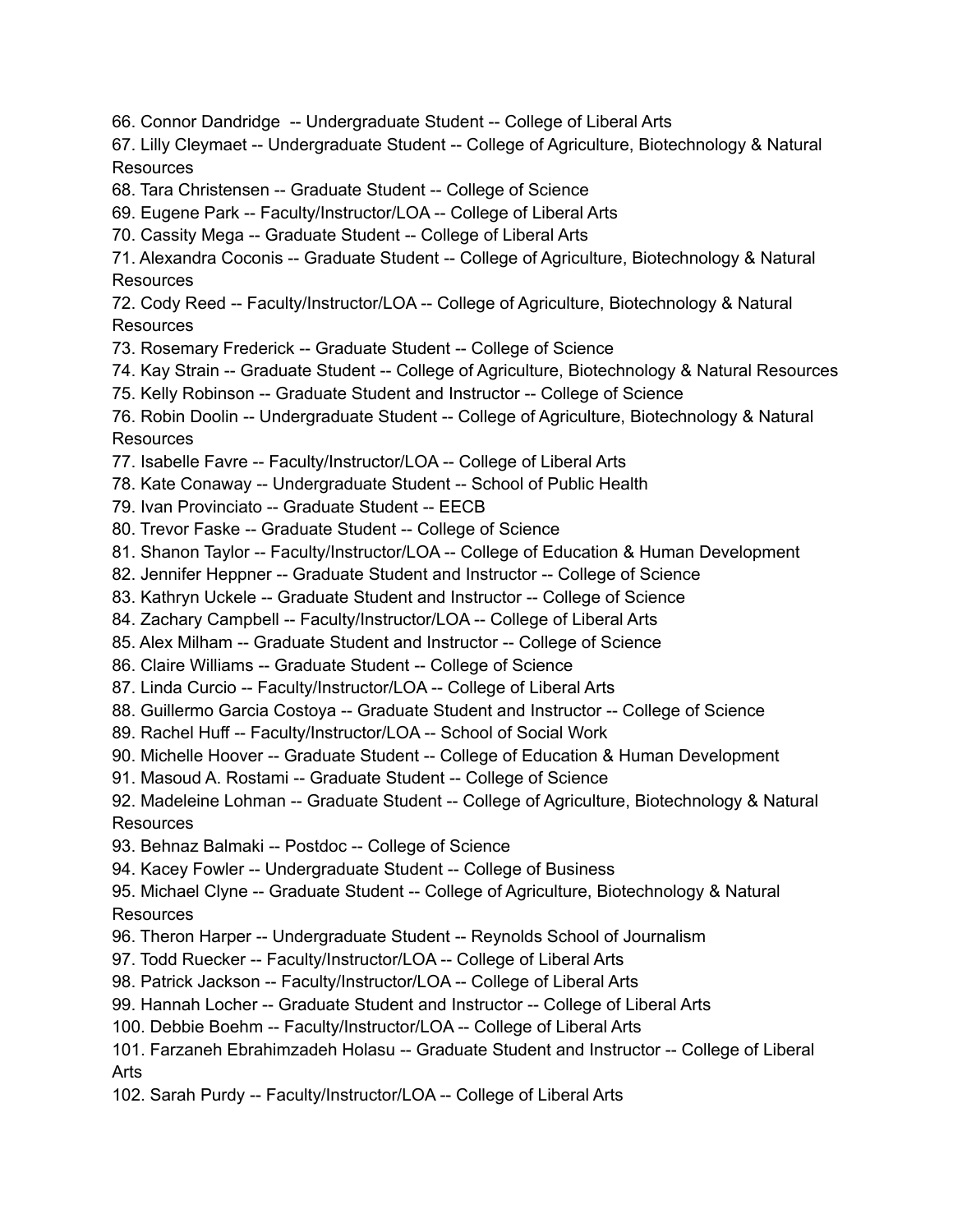66. Connor Dandridge -- Undergraduate Student -- College of Liberal Arts
67. Lilly Cleymaet -- Undergraduate Student -- College of Agriculture, Biotechnology & Natural Resources
68. Tara Christensen -- Graduate Student -- College of Science
69. Eugene Park -- Faculty/Instructor/LOA -- College of Liberal Arts
70. Cassity Mega -- Graduate Student -- College of Liberal Arts
71. Alexandra Coconis -- Graduate Student -- College of Agriculture, Biotechnology & Natural Resources
72. Cody Reed -- Faculty/Instructor/LOA -- College of Agriculture, Biotechnology & Natural Resources
73. Rosemary Frederick -- Graduate Student -- College of Science
74. Kay Strain -- Graduate Student -- College of Agriculture, Biotechnology & Natural Resources
75. Kelly Robinson -- Graduate Student and Instructor -- College of Science
76. Robin Doolin -- Undergraduate Student -- College of Agriculture, Biotechnology & Natural Resources
77. Isabelle Favre -- Faculty/Instructor/LOA -- College of Liberal Arts
78. Kate Conaway -- Undergraduate Student -- School of Public Health
79. Ivan Provinciato -- Graduate Student -- EECB
80. Trevor Faske -- Graduate Student -- College of Science
81. Shanon Taylor -- Faculty/Instructor/LOA -- College of Education & Human Development
82. Jennifer Heppner -- Graduate Student and Instructor -- College of Science
83. Kathryn Uckele -- Graduate Student and Instructor -- College of Science
84. Zachary Campbell -- Faculty/Instructor/LOA -- College of Liberal Arts
85. Alex Milham -- Graduate Student and Instructor -- College of Science
86. Claire Williams -- Graduate Student -- College of Science
87. Linda Curcio -- Faculty/Instructor/LOA -- College of Liberal Arts
88. Guillermo Garcia Costoya -- Graduate Student and Instructor -- College of Science
89. Rachel Huff -- Faculty/Instructor/LOA -- School of Social Work
90. Michelle Hoover -- Graduate Student -- College of Education & Human Development
91. Masoud A. Rostami -- Graduate Student -- College of Science
92. Madeleine Lohman -- Graduate Student -- College of Agriculture, Biotechnology & Natural Resources
93. Behnaz Balmaki -- Postdoc -- College of Science
94. Kacey Fowler -- Undergraduate Student -- College of Business
95. Michael Clyne -- Graduate Student -- College of Agriculture, Biotechnology & Natural Resources
96. Theron Harper -- Undergraduate Student -- Reynolds School of Journalism
97. Todd Ruecker -- Faculty/Instructor/LOA -- College of Liberal Arts
98. Patrick Jackson -- Faculty/Instructor/LOA -- College of Liberal Arts
99. Hannah Locher -- Graduate Student and Instructor -- College of Liberal Arts
100. Debbie Boehm -- Faculty/Instructor/LOA -- College of Liberal Arts
101. Farzaneh Ebrahimzadeh Holasu -- Graduate Student and Instructor -- College of Liberal Arts
102. Sarah Purdy -- Faculty/Instructor/LOA -- College of Liberal Arts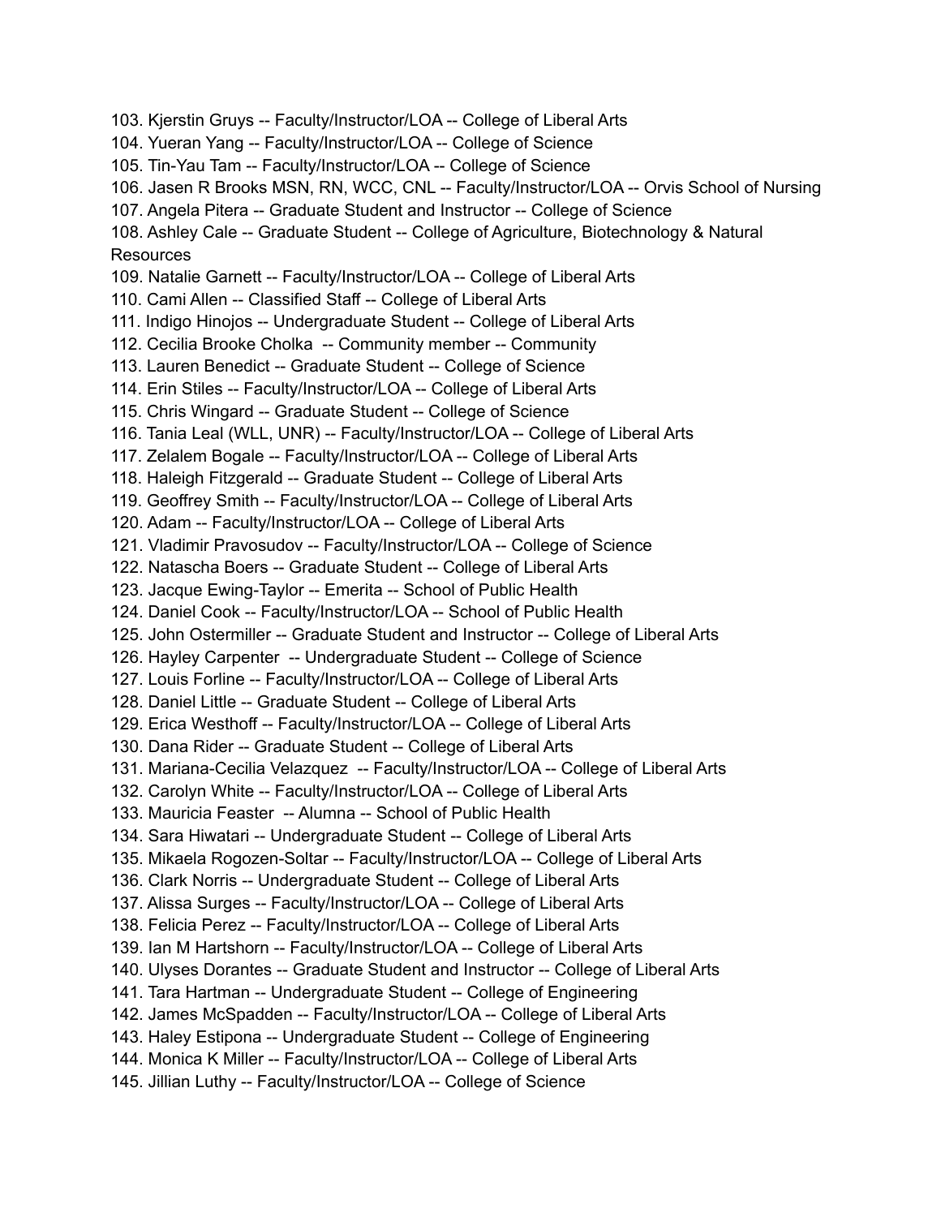103. Kjerstin Gruys -- Faculty/Instructor/LOA -- College of Liberal Arts
104. Yueran Yang -- Faculty/Instructor/LOA -- College of Science
105. Tin-Yau Tam -- Faculty/Instructor/LOA -- College of Science
106. Jasen R Brooks MSN, RN, WCC, CNL -- Faculty/Instructor/LOA -- Orvis School of Nursing
107. Angela Pitera -- Graduate Student and Instructor -- College of Science
108. Ashley Cale -- Graduate Student -- College of Agriculture, Biotechnology & Natural Resources
109. Natalie Garnett -- Faculty/Instructor/LOA -- College of Liberal Arts
110. Cami Allen -- Classified Staff -- College of Liberal Arts
111. Indigo Hinojos -- Undergraduate Student -- College of Liberal Arts
112. Cecilia Brooke Cholka -- Community member -- Community
113. Lauren Benedict -- Graduate Student -- College of Science
114. Erin Stiles -- Faculty/Instructor/LOA -- College of Liberal Arts
115. Chris Wingard -- Graduate Student -- College of Science
116. Tania Leal (WLL, UNR) -- Faculty/Instructor/LOA -- College of Liberal Arts
117. Zelalem Bogale -- Faculty/Instructor/LOA -- College of Liberal Arts
118. Haleigh Fitzgerald -- Graduate Student -- College of Liberal Arts
119. Geoffrey Smith -- Faculty/Instructor/LOA -- College of Liberal Arts
120. Adam -- Faculty/Instructor/LOA -- College of Liberal Arts
121. Vladimir Pravosudov -- Faculty/Instructor/LOA -- College of Science
122. Natascha Boers -- Graduate Student -- College of Liberal Arts
123. Jacque Ewing-Taylor -- Emerita -- School of Public Health
124. Daniel Cook -- Faculty/Instructor/LOA -- School of Public Health
125. John Ostermiller -- Graduate Student and Instructor -- College of Liberal Arts
126. Hayley Carpenter -- Undergraduate Student -- College of Science
127. Louis Forline -- Faculty/Instructor/LOA -- College of Liberal Arts
128. Daniel Little -- Graduate Student -- College of Liberal Arts
129. Erica Westhoff -- Faculty/Instructor/LOA -- College of Liberal Arts
130. Dana Rider -- Graduate Student -- College of Liberal Arts
131. Mariana-Cecilia Velazquez -- Faculty/Instructor/LOA -- College of Liberal Arts
132. Carolyn White -- Faculty/Instructor/LOA -- College of Liberal Arts
133. Mauricia Feaster -- Alumna -- School of Public Health
134. Sara Hiwatari -- Undergraduate Student -- College of Liberal Arts
135. Mikaela Rogozen-Soltar -- Faculty/Instructor/LOA -- College of Liberal Arts
136. Clark Norris -- Undergraduate Student -- College of Liberal Arts
137. Alissa Surges -- Faculty/Instructor/LOA -- College of Liberal Arts
138. Felicia Perez -- Faculty/Instructor/LOA -- College of Liberal Arts
139. Ian M Hartshorn -- Faculty/Instructor/LOA -- College of Liberal Arts
140. Ulyses Dorantes -- Graduate Student and Instructor -- College of Liberal Arts
141. Tara Hartman -- Undergraduate Student -- College of Engineering
142. James McSpadden -- Faculty/Instructor/LOA -- College of Liberal Arts
143. Haley Estipona -- Undergraduate Student -- College of Engineering
144. Monica K Miller -- Faculty/Instructor/LOA -- College of Liberal Arts
145. Jillian Luthy -- Faculty/Instructor/LOA -- College of Science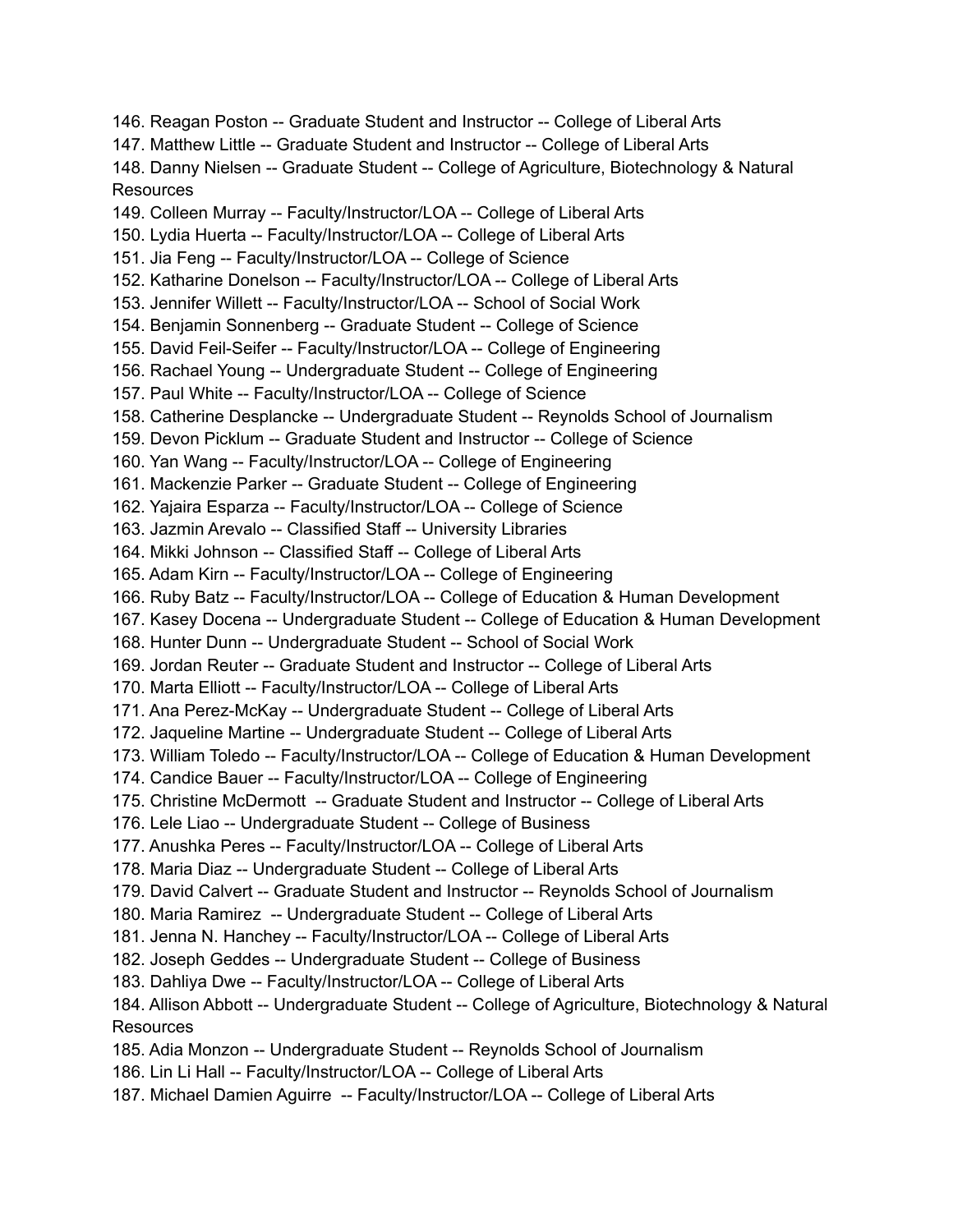146. Reagan Poston -- Graduate Student and Instructor -- College of Liberal Arts
147. Matthew Little -- Graduate Student and Instructor -- College of Liberal Arts
148. Danny Nielsen -- Graduate Student -- College of Agriculture, Biotechnology & Natural Resources
149. Colleen Murray -- Faculty/Instructor/LOA -- College of Liberal Arts
150. Lydia Huerta -- Faculty/Instructor/LOA -- College of Liberal Arts
151. Jia Feng -- Faculty/Instructor/LOA -- College of Science
152. Katharine Donelson -- Faculty/Instructor/LOA -- College of Liberal Arts
153. Jennifer Willett -- Faculty/Instructor/LOA -- School of Social Work
154. Benjamin Sonnenberg -- Graduate Student -- College of Science
155. David Feil-Seifer -- Faculty/Instructor/LOA -- College of Engineering
156. Rachael Young -- Undergraduate Student -- College of Engineering
157. Paul White -- Faculty/Instructor/LOA -- College of Science
158. Catherine Desplancke -- Undergraduate Student -- Reynolds School of Journalism
159. Devon Picklum -- Graduate Student and Instructor -- College of Science
160. Yan Wang -- Faculty/Instructor/LOA -- College of Engineering
161. Mackenzie Parker -- Graduate Student -- College of Engineering
162. Yajaira Esparza -- Faculty/Instructor/LOA -- College of Science
163. Jazmin Arevalo -- Classified Staff -- University Libraries
164. Mikki Johnson -- Classified Staff -- College of Liberal Arts
165. Adam Kirn -- Faculty/Instructor/LOA -- College of Engineering
166. Ruby Batz -- Faculty/Instructor/LOA -- College of Education & Human Development
167. Kasey Docena -- Undergraduate Student -- College of Education & Human Development
168. Hunter Dunn -- Undergraduate Student -- School of Social Work
169. Jordan Reuter -- Graduate Student and Instructor -- College of Liberal Arts
170. Marta Elliott -- Faculty/Instructor/LOA -- College of Liberal Arts
171. Ana Perez-McKay -- Undergraduate Student -- College of Liberal Arts
172. Jaqueline Martine -- Undergraduate Student -- College of Liberal Arts
173. William Toledo -- Faculty/Instructor/LOA -- College of Education & Human Development
174. Candice Bauer -- Faculty/Instructor/LOA -- College of Engineering
175. Christine McDermott -- Graduate Student and Instructor -- College of Liberal Arts
176. Lele Liao -- Undergraduate Student -- College of Business
177. Anushka Peres -- Faculty/Instructor/LOA -- College of Liberal Arts
178. Maria Diaz -- Undergraduate Student -- College of Liberal Arts
179. David Calvert -- Graduate Student and Instructor -- Reynolds School of Journalism
180. Maria Ramirez -- Undergraduate Student -- College of Liberal Arts
181. Jenna N. Hanchey -- Faculty/Instructor/LOA -- College of Liberal Arts
182. Joseph Geddes -- Undergraduate Student -- College of Business
183. Dahliya Dwe -- Faculty/Instructor/LOA -- College of Liberal Arts
184. Allison Abbott -- Undergraduate Student -- College of Agriculture, Biotechnology & Natural Resources
185. Adia Monzon -- Undergraduate Student -- Reynolds School of Journalism
186. Lin Li Hall -- Faculty/Instructor/LOA -- College of Liberal Arts
187. Michael Damien Aguirre -- Faculty/Instructor/LOA -- College of Liberal Arts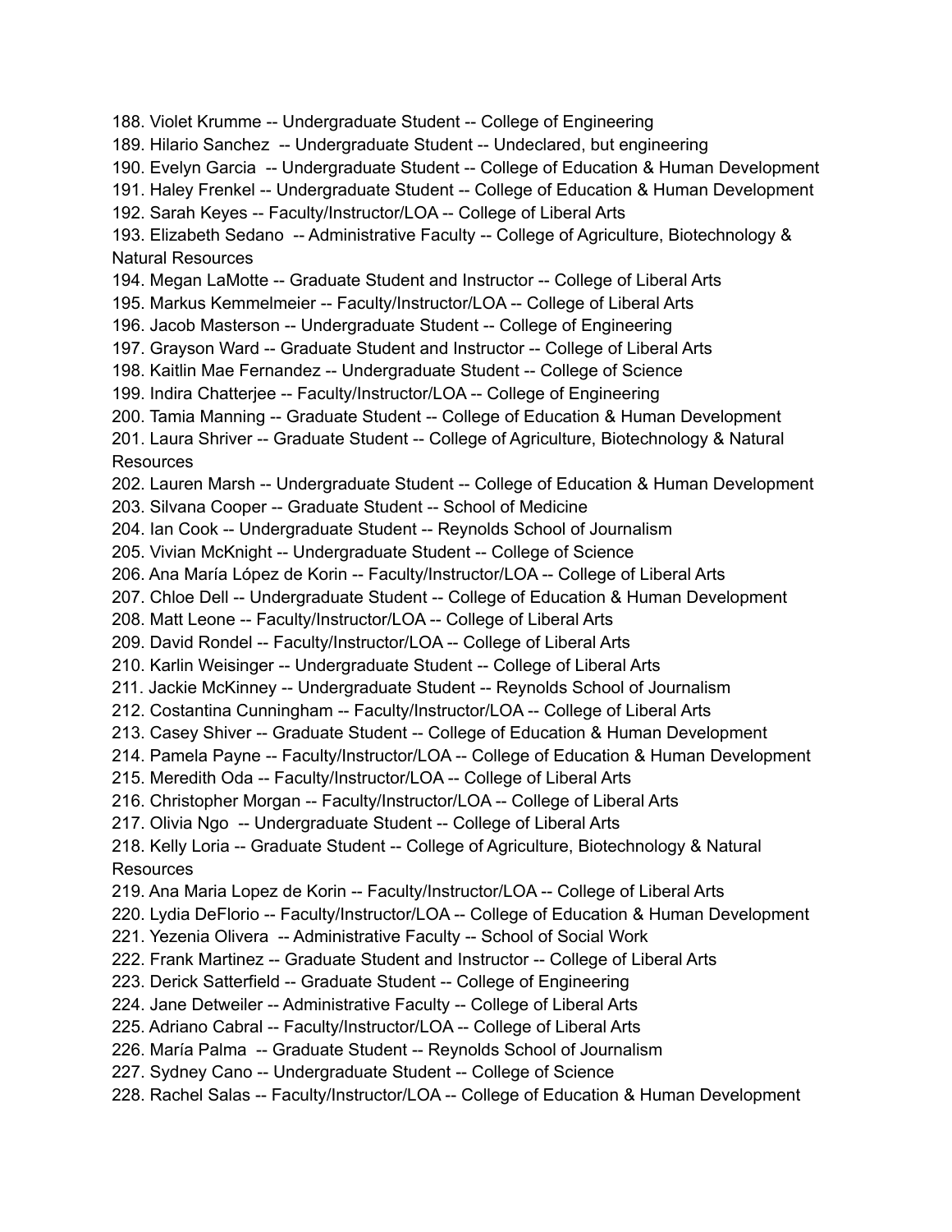188. Violet Krumme -- Undergraduate Student -- College of Engineering
189. Hilario Sanchez -- Undergraduate Student -- Undeclared, but engineering
190. Evelyn Garcia -- Undergraduate Student -- College of Education & Human Development
191. Haley Frenkel -- Undergraduate Student -- College of Education & Human Development
192. Sarah Keyes -- Faculty/Instructor/LOA -- College of Liberal Arts
193. Elizabeth Sedano -- Administrative Faculty -- College of Agriculture, Biotechnology & Natural Resources
194. Megan LaMotte -- Graduate Student and Instructor -- College of Liberal Arts
195. Markus Kemmelmeier -- Faculty/Instructor/LOA -- College of Liberal Arts
196. Jacob Masterson -- Undergraduate Student -- College of Engineering
197. Grayson Ward -- Graduate Student and Instructor -- College of Liberal Arts
198. Kaitlin Mae Fernandez -- Undergraduate Student -- College of Science
199. Indira Chatterjee -- Faculty/Instructor/LOA -- College of Engineering
200. Tamia Manning -- Graduate Student -- College of Education & Human Development
201. Laura Shriver -- Graduate Student -- College of Agriculture, Biotechnology & Natural Resources
202. Lauren Marsh -- Undergraduate Student -- College of Education & Human Development
203. Silvana Cooper -- Graduate Student -- School of Medicine
204. Ian Cook -- Undergraduate Student -- Reynolds School of Journalism
205. Vivian McKnight -- Undergraduate Student -- College of Science
206. Ana María López de Korin -- Faculty/Instructor/LOA -- College of Liberal Arts
207. Chloe Dell -- Undergraduate Student -- College of Education & Human Development
208. Matt Leone -- Faculty/Instructor/LOA -- College of Liberal Arts
209. David Rondel -- Faculty/Instructor/LOA -- College of Liberal Arts
210. Karlin Weisinger -- Undergraduate Student -- College of Liberal Arts
211. Jackie McKinney -- Undergraduate Student -- Reynolds School of Journalism
212. Costantina Cunningham -- Faculty/Instructor/LOA -- College of Liberal Arts
213. Casey Shiver -- Graduate Student -- College of Education & Human Development
214. Pamela Payne -- Faculty/Instructor/LOA -- College of Education & Human Development
215. Meredith Oda -- Faculty/Instructor/LOA -- College of Liberal Arts
216. Christopher Morgan -- Faculty/Instructor/LOA -- College of Liberal Arts
217. Olivia Ngo -- Undergraduate Student -- College of Liberal Arts
218. Kelly Loria -- Graduate Student -- College of Agriculture, Biotechnology & Natural Resources
219. Ana Maria Lopez de Korin -- Faculty/Instructor/LOA -- College of Liberal Arts
220. Lydia DeFlorio -- Faculty/Instructor/LOA -- College of Education & Human Development
221. Yezenia Olivera -- Administrative Faculty -- School of Social Work
222. Frank Martinez -- Graduate Student and Instructor -- College of Liberal Arts
223. Derick Satterfield -- Graduate Student -- College of Engineering
224. Jane Detweiler -- Administrative Faculty -- College of Liberal Arts
225. Adriano Cabral -- Faculty/Instructor/LOA -- College of Liberal Arts
226. María Palma -- Graduate Student -- Reynolds School of Journalism
227. Sydney Cano -- Undergraduate Student -- College of Science
228. Rachel Salas -- Faculty/Instructor/LOA -- College of Education & Human Development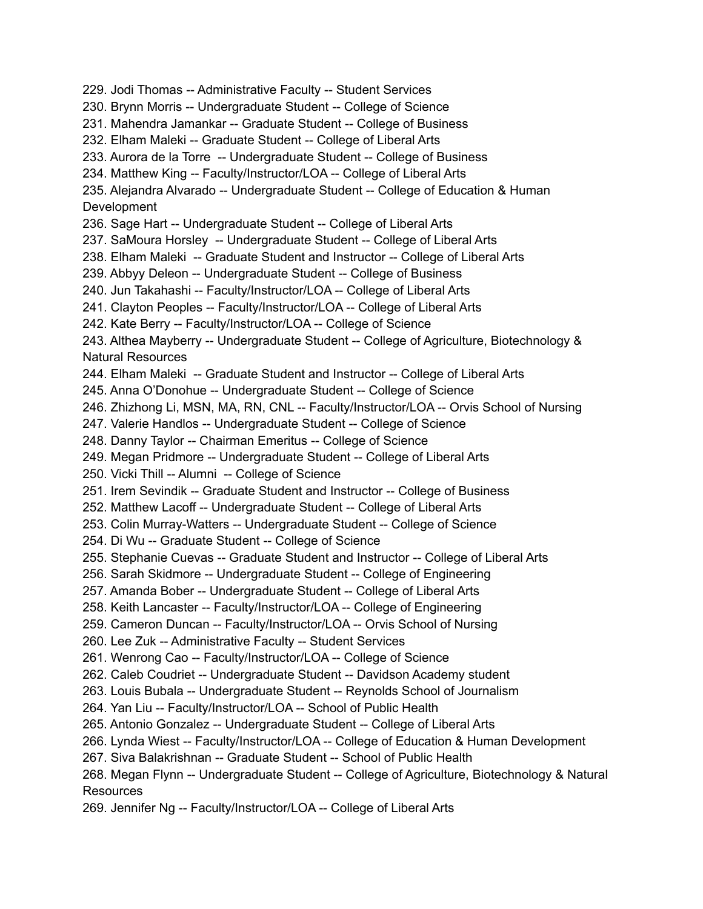229. Jodi Thomas -- Administrative Faculty -- Student Services
230. Brynn Morris -- Undergraduate Student -- College of Science
231. Mahendra Jamankar -- Graduate Student -- College of Business
232. Elham Maleki -- Graduate Student -- College of Liberal Arts
233. Aurora de la Torre -- Undergraduate Student -- College of Business
234. Matthew King -- Faculty/Instructor/LOA -- College of Liberal Arts
235. Alejandra Alvarado -- Undergraduate Student -- College of Education & Human Development
236. Sage Hart -- Undergraduate Student -- College of Liberal Arts
237. SaMoura Horsley -- Undergraduate Student -- College of Liberal Arts
238. Elham Maleki -- Graduate Student and Instructor -- College of Liberal Arts
239. Abbyy Deleon -- Undergraduate Student -- College of Business
240. Jun Takahashi -- Faculty/Instructor/LOA -- College of Liberal Arts
241. Clayton Peoples -- Faculty/Instructor/LOA -- College of Liberal Arts
242. Kate Berry -- Faculty/Instructor/LOA -- College of Science
243. Althea Mayberry -- Undergraduate Student -- College of Agriculture, Biotechnology & Natural Resources
244. Elham Maleki -- Graduate Student and Instructor -- College of Liberal Arts
245. Anna O'Donohue -- Undergraduate Student -- College of Science
246. Zhizhong Li, MSN, MA, RN, CNL -- Faculty/Instructor/LOA -- Orvis School of Nursing
247. Valerie Handlos -- Undergraduate Student -- College of Science
248. Danny Taylor -- Chairman Emeritus -- College of Science
249. Megan Pridmore -- Undergraduate Student -- College of Liberal Arts
250. Vicki Thill -- Alumni -- College of Science
251. Irem Sevindik -- Graduate Student and Instructor -- College of Business
252. Matthew Lacoff -- Undergraduate Student -- College of Liberal Arts
253. Colin Murray-Watters -- Undergraduate Student -- College of Science
254. Di Wu -- Graduate Student -- College of Science
255. Stephanie Cuevas -- Graduate Student and Instructor -- College of Liberal Arts
256. Sarah Skidmore -- Undergraduate Student -- College of Engineering
257. Amanda Bober -- Undergraduate Student -- College of Liberal Arts
258. Keith Lancaster -- Faculty/Instructor/LOA -- College of Engineering
259. Cameron Duncan -- Faculty/Instructor/LOA -- Orvis School of Nursing
260. Lee Zuk -- Administrative Faculty -- Student Services
261. Wenrong Cao -- Faculty/Instructor/LOA -- College of Science
262. Caleb Coudriet -- Undergraduate Student -- Davidson Academy student
263. Louis Bubala -- Undergraduate Student -- Reynolds School of Journalism
264. Yan Liu -- Faculty/Instructor/LOA -- School of Public Health
265. Antonio Gonzalez -- Undergraduate Student -- College of Liberal Arts
266. Lynda Wiest -- Faculty/Instructor/LOA -- College of Education & Human Development
267. Siva Balakrishnan -- Graduate Student -- School of Public Health
268. Megan Flynn -- Undergraduate Student -- College of Agriculture, Biotechnology & Natural Resources
269. Jennifer Ng -- Faculty/Instructor/LOA -- College of Liberal Arts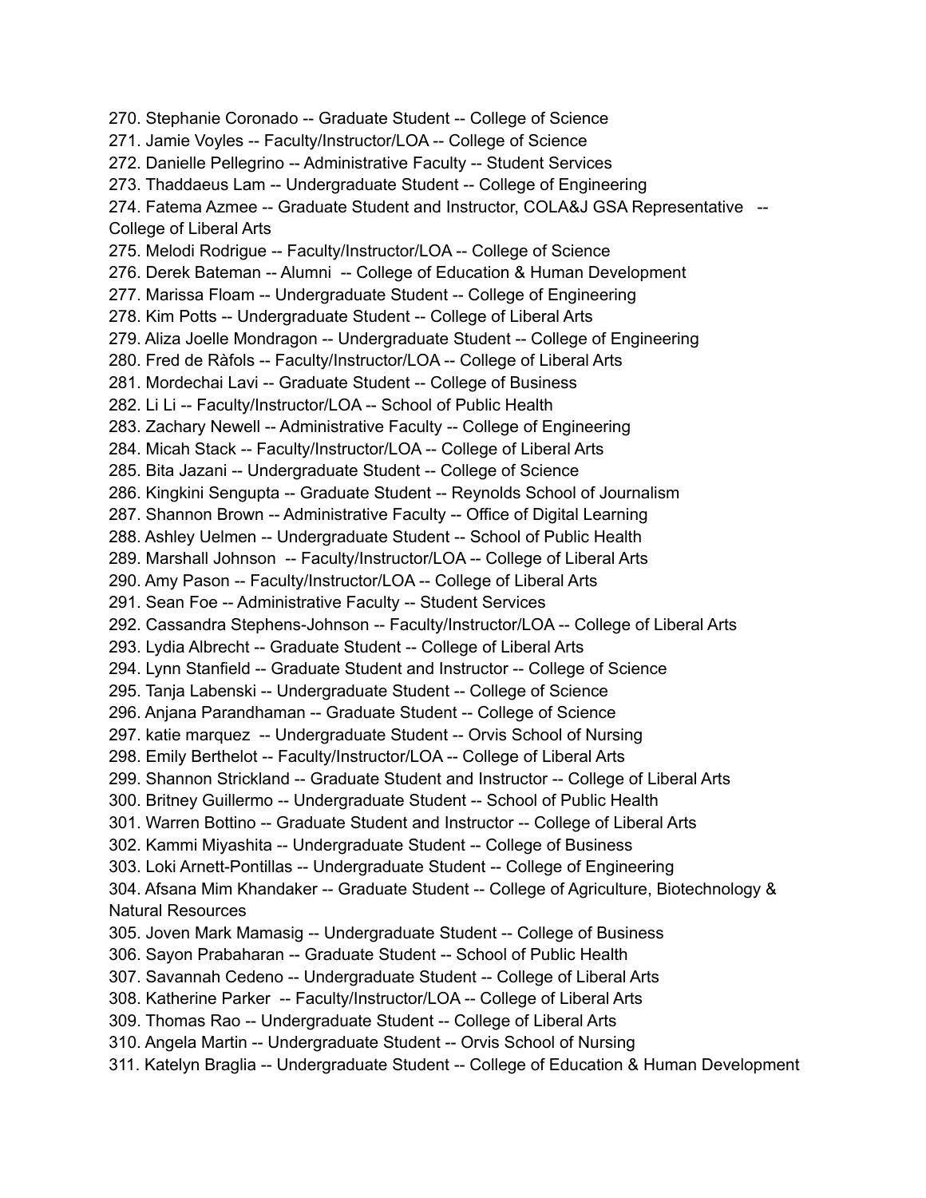270. Stephanie Coronado -- Graduate Student -- College of Science
271. Jamie Voyles -- Faculty/Instructor/LOA -- College of Science
272. Danielle Pellegrino -- Administrative Faculty -- Student Services
273. Thaddaeus Lam -- Undergraduate Student -- College of Engineering
274. Fatema Azmee -- Graduate Student and Instructor, COLA&J GSA Representative -- College of Liberal Arts
275. Melodi Rodrigue -- Faculty/Instructor/LOA -- College of Science
276. Derek Bateman -- Alumni -- College of Education & Human Development
277. Marissa Floam -- Undergraduate Student -- College of Engineering
278. Kim Potts -- Undergraduate Student -- College of Liberal Arts
279. Aliza Joelle Mondragon -- Undergraduate Student -- College of Engineering
280. Fred de Ràfols -- Faculty/Instructor/LOA -- College of Liberal Arts
281. Mordechai Lavi -- Graduate Student -- College of Business
282. Li Li -- Faculty/Instructor/LOA -- School of Public Health
283. Zachary Newell -- Administrative Faculty -- College of Engineering
284. Micah Stack -- Faculty/Instructor/LOA -- College of Liberal Arts
285. Bita Jazani -- Undergraduate Student -- College of Science
286. Kingkini Sengupta -- Graduate Student -- Reynolds School of Journalism
287. Shannon Brown -- Administrative Faculty -- Office of Digital Learning
288. Ashley Uelmen -- Undergraduate Student -- School of Public Health
289. Marshall Johnson -- Faculty/Instructor/LOA -- College of Liberal Arts
290. Amy Pason -- Faculty/Instructor/LOA -- College of Liberal Arts
291. Sean Foe -- Administrative Faculty -- Student Services
292. Cassandra Stephens-Johnson -- Faculty/Instructor/LOA -- College of Liberal Arts
293. Lydia Albrecht -- Graduate Student -- College of Liberal Arts
294. Lynn Stanfield -- Graduate Student and Instructor -- College of Science
295. Tanja Labenski -- Undergraduate Student -- College of Science
296. Anjana Parandhaman -- Graduate Student -- College of Science
297. katie marquez -- Undergraduate Student -- Orvis School of Nursing
298. Emily Berthelot -- Faculty/Instructor/LOA -- College of Liberal Arts
299. Shannon Strickland -- Graduate Student and Instructor -- College of Liberal Arts
300. Britney Guillermo -- Undergraduate Student -- School of Public Health
301. Warren Bottino -- Graduate Student and Instructor -- College of Liberal Arts
302. Kammi Miyashita -- Undergraduate Student -- College of Business
303. Loki Arnett-Pontillas -- Undergraduate Student -- College of Engineering
304. Afsana Mim Khandaker -- Graduate Student -- College of Agriculture, Biotechnology & Natural Resources
305. Joven Mark Mamasig -- Undergraduate Student -- College of Business
306. Sayon Prabaharan -- Graduate Student -- School of Public Health
307. Savannah Cedeno -- Undergraduate Student -- College of Liberal Arts
308. Katherine Parker -- Faculty/Instructor/LOA -- College of Liberal Arts
309. Thomas Rao -- Undergraduate Student -- College of Liberal Arts
310. Angela Martin -- Undergraduate Student -- Orvis School of Nursing
311. Katelyn Braglia -- Undergraduate Student -- College of Education & Human Development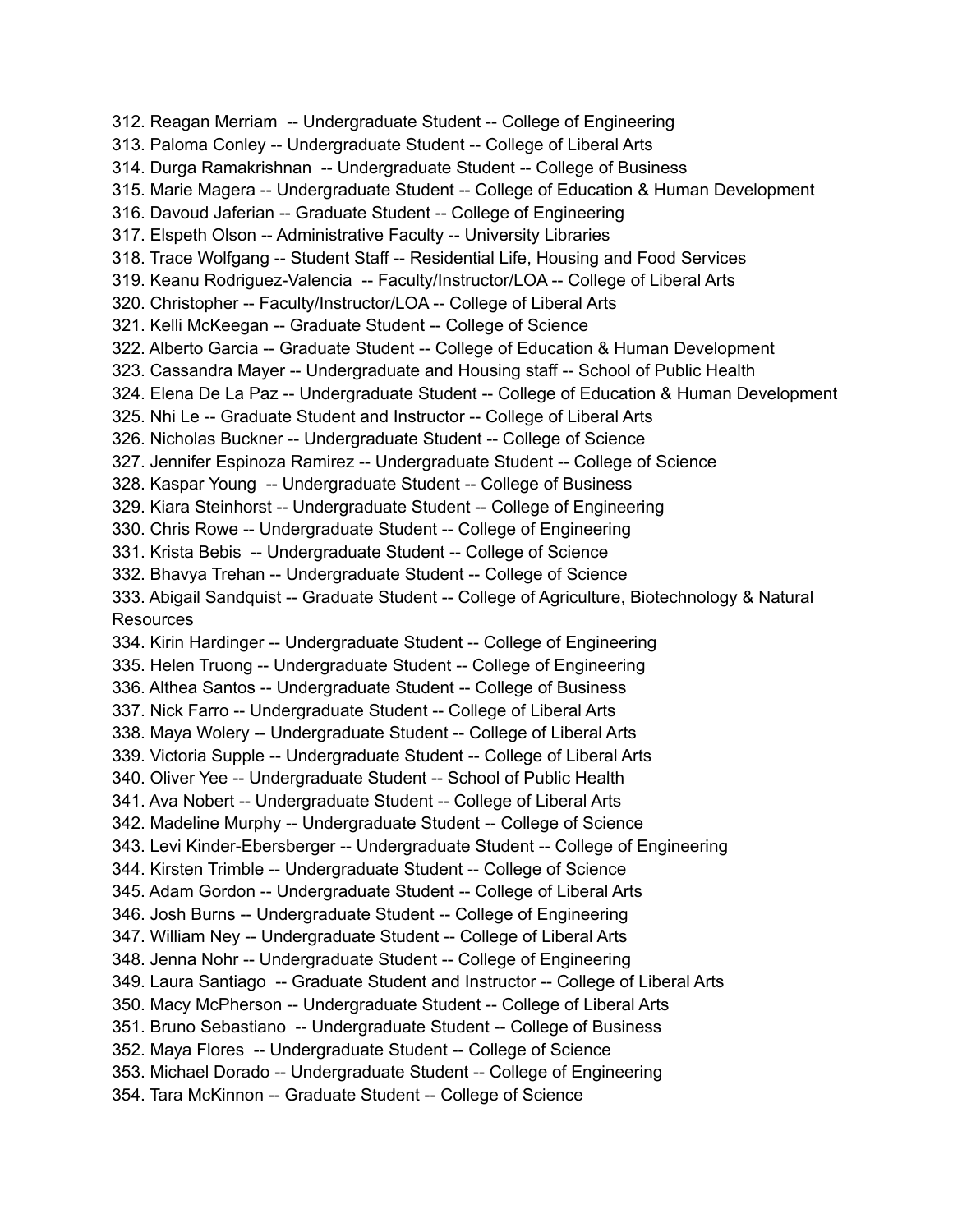312. Reagan Merriam -- Undergraduate Student -- College of Engineering
313. Paloma Conley -- Undergraduate Student -- College of Liberal Arts
314. Durga Ramakrishnan -- Undergraduate Student -- College of Business
315. Marie Magera -- Undergraduate Student -- College of Education & Human Development
316. Davoud Jaferian -- Graduate Student -- College of Engineering
317. Elspeth Olson -- Administrative Faculty -- University Libraries
318. Trace Wolfgang -- Student Staff -- Residential Life, Housing and Food Services
319. Keanu Rodriguez-Valencia -- Faculty/Instructor/LOA -- College of Liberal Arts
320. Christopher -- Faculty/Instructor/LOA -- College of Liberal Arts
321. Kelli McKeegan -- Graduate Student -- College of Science
322. Alberto Garcia -- Graduate Student -- College of Education & Human Development
323. Cassandra Mayer -- Undergraduate and Housing staff -- School of Public Health
324. Elena De La Paz -- Undergraduate Student -- College of Education & Human Development
325. Nhi Le -- Graduate Student and Instructor -- College of Liberal Arts
326. Nicholas Buckner -- Undergraduate Student -- College of Science
327. Jennifer Espinoza Ramirez -- Undergraduate Student -- College of Science
328. Kaspar Young -- Undergraduate Student -- College of Business
329. Kiara Steinhorst -- Undergraduate Student -- College of Engineering
330. Chris Rowe -- Undergraduate Student -- College of Engineering
331. Krista Bebis -- Undergraduate Student -- College of Science
332. Bhavya Trehan -- Undergraduate Student -- College of Science
333. Abigail Sandquist -- Graduate Student -- College of Agriculture, Biotechnology & Natural Resources
334. Kirin Hardinger -- Undergraduate Student -- College of Engineering
335. Helen Truong -- Undergraduate Student -- College of Engineering
336. Althea Santos -- Undergraduate Student -- College of Business
337. Nick Farro -- Undergraduate Student -- College of Liberal Arts
338. Maya Wolery -- Undergraduate Student -- College of Liberal Arts
339. Victoria Supple -- Undergraduate Student -- College of Liberal Arts
340. Oliver Yee -- Undergraduate Student -- School of Public Health
341. Ava Nobert -- Undergraduate Student -- College of Liberal Arts
342. Madeline Murphy -- Undergraduate Student -- College of Science
343. Levi Kinder-Ebersberger -- Undergraduate Student -- College of Engineering
344. Kirsten Trimble -- Undergraduate Student -- College of Science
345. Adam Gordon -- Undergraduate Student -- College of Liberal Arts
346. Josh Burns -- Undergraduate Student -- College of Engineering
347. William Ney -- Undergraduate Student -- College of Liberal Arts
348. Jenna Nohr -- Undergraduate Student -- College of Engineering
349. Laura Santiago -- Graduate Student and Instructor -- College of Liberal Arts
350. Macy McPherson -- Undergraduate Student -- College of Liberal Arts
351. Bruno Sebastiano -- Undergraduate Student -- College of Business
352. Maya Flores -- Undergraduate Student -- College of Science
353. Michael Dorado -- Undergraduate Student -- College of Engineering
354. Tara McKinnon -- Graduate Student -- College of Science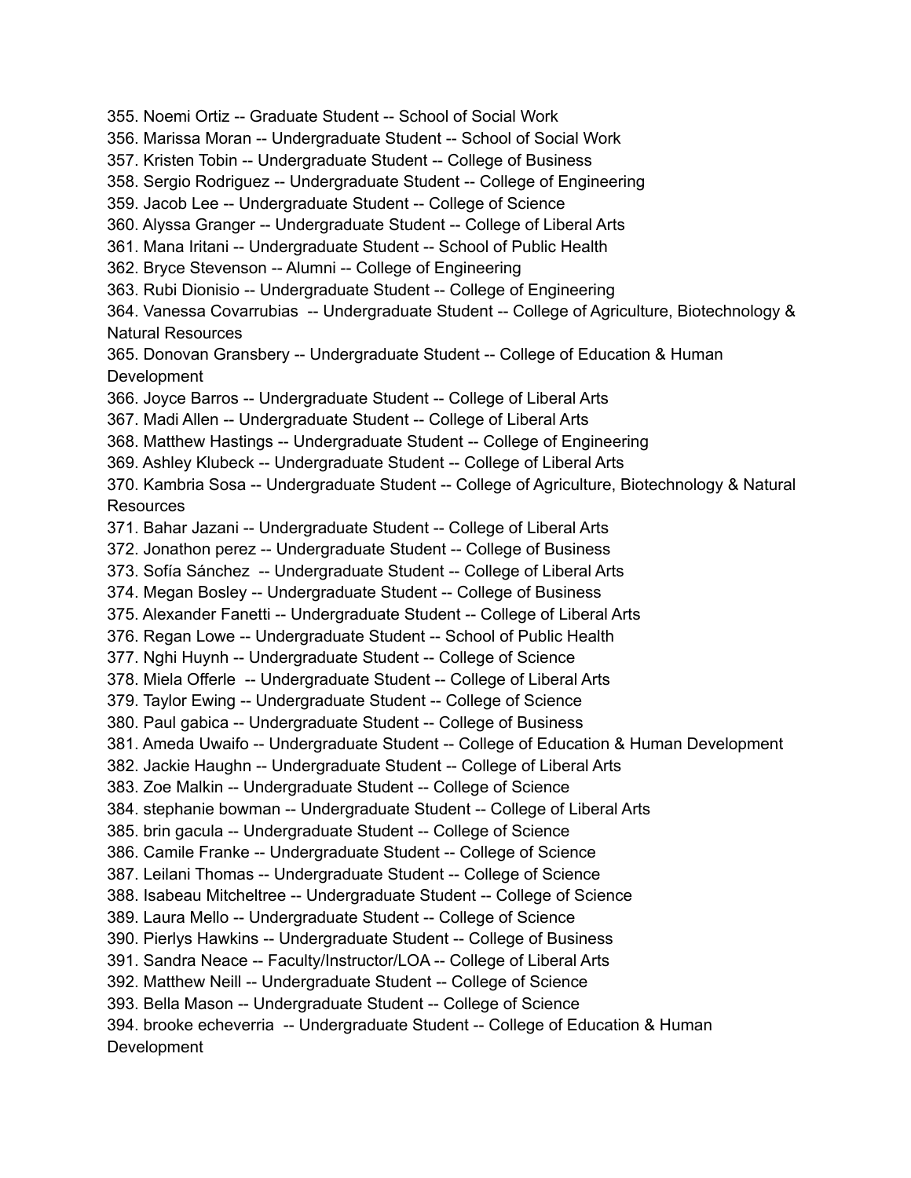355. Noemi Ortiz -- Graduate Student -- School of Social Work
356. Marissa Moran -- Undergraduate Student -- School of Social Work
357. Kristen Tobin -- Undergraduate Student -- College of Business
358. Sergio Rodriguez -- Undergraduate Student -- College of Engineering
359. Jacob Lee -- Undergraduate Student -- College of Science
360. Alyssa Granger -- Undergraduate Student -- College of Liberal Arts
361. Mana Iritani -- Undergraduate Student -- School of Public Health
362. Bryce Stevenson -- Alumni -- College of Engineering
363. Rubi Dionisio -- Undergraduate Student -- College of Engineering
364. Vanessa Covarrubias -- Undergraduate Student -- College of Agriculture, Biotechnology & Natural Resources
365. Donovan Gransbery -- Undergraduate Student -- College of Education & Human Development
366. Joyce Barros -- Undergraduate Student -- College of Liberal Arts
367. Madi Allen -- Undergraduate Student -- College of Liberal Arts
368. Matthew Hastings -- Undergraduate Student -- College of Engineering
369. Ashley Klubeck -- Undergraduate Student -- College of Liberal Arts
370. Kambria Sosa -- Undergraduate Student -- College of Agriculture, Biotechnology & Natural Resources
371. Bahar Jazani -- Undergraduate Student -- College of Liberal Arts
372. Jonathon perez -- Undergraduate Student -- College of Business
373. Sofía Sánchez -- Undergraduate Student -- College of Liberal Arts
374. Megan Bosley -- Undergraduate Student -- College of Business
375. Alexander Fanetti -- Undergraduate Student -- College of Liberal Arts
376. Regan Lowe -- Undergraduate Student -- School of Public Health
377. Nghi Huynh -- Undergraduate Student -- College of Science
378. Miela Offerle -- Undergraduate Student -- College of Liberal Arts
379. Taylor Ewing -- Undergraduate Student -- College of Science
380. Paul gabica -- Undergraduate Student -- College of Business
381. Ameda Uwaifo -- Undergraduate Student -- College of Education & Human Development
382. Jackie Haughn -- Undergraduate Student -- College of Liberal Arts
383. Zoe Malkin -- Undergraduate Student -- College of Science
384. stephanie bowman -- Undergraduate Student -- College of Liberal Arts
385. brin gacula -- Undergraduate Student -- College of Science
386. Camile Franke -- Undergraduate Student -- College of Science
387. Leilani Thomas -- Undergraduate Student -- College of Science
388. Isabeau Mitcheltree -- Undergraduate Student -- College of Science
389. Laura Mello -- Undergraduate Student -- College of Science
390. Pierlys Hawkins -- Undergraduate Student -- College of Business
391. Sandra Neace -- Faculty/Instructor/LOA -- College of Liberal Arts
392. Matthew Neill -- Undergraduate Student -- College of Science
393. Bella Mason -- Undergraduate Student -- College of Science
394. brooke echeverria -- Undergraduate Student -- College of Education & Human Development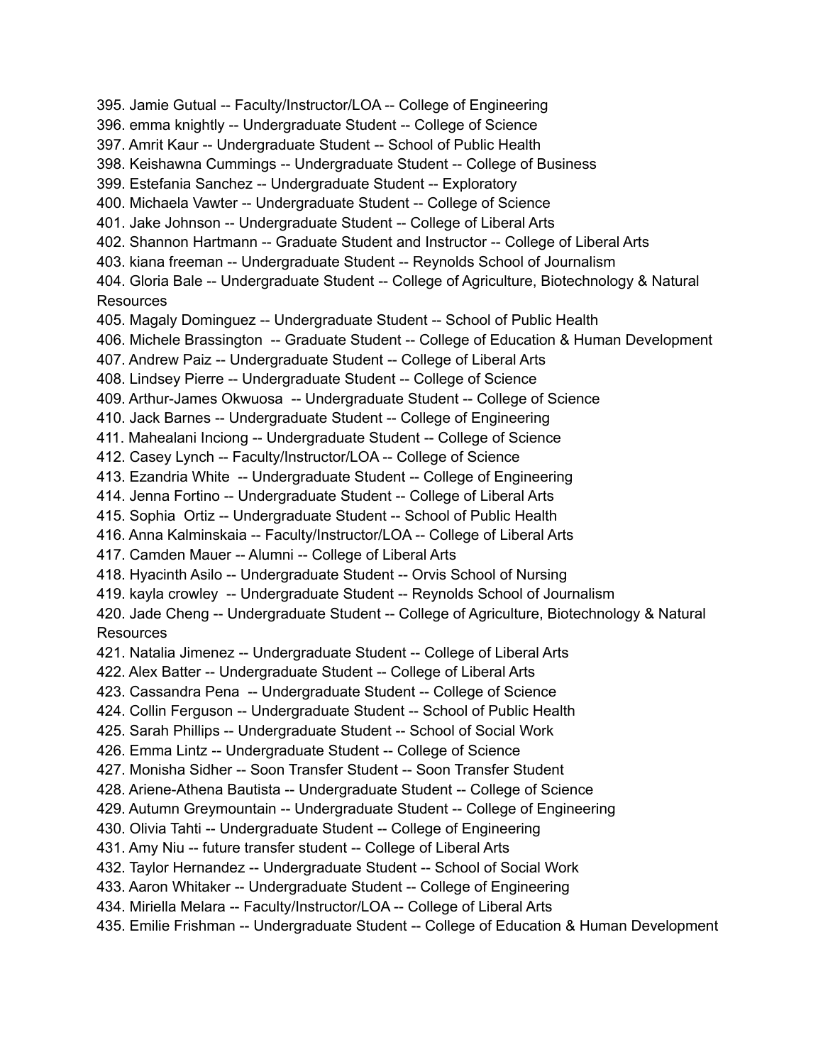395. Jamie Gutual -- Faculty/Instructor/LOA -- College of Engineering
396. emma knightly -- Undergraduate Student -- College of Science
397. Amrit Kaur -- Undergraduate Student -- School of Public Health
398. Keishawna Cummings -- Undergraduate Student -- College of Business
399. Estefania Sanchez -- Undergraduate Student -- Exploratory
400. Michaela Vawter -- Undergraduate Student -- College of Science
401. Jake Johnson -- Undergraduate Student -- College of Liberal Arts
402. Shannon Hartmann -- Graduate Student and Instructor -- College of Liberal Arts
403. kiana freeman -- Undergraduate Student -- Reynolds School of Journalism
404. Gloria Bale -- Undergraduate Student -- College of Agriculture, Biotechnology & Natural Resources
405. Magaly Dominguez -- Undergraduate Student -- School of Public Health
406. Michele Brassington -- Graduate Student -- College of Education & Human Development
407. Andrew Paiz -- Undergraduate Student -- College of Liberal Arts
408. Lindsey Pierre -- Undergraduate Student -- College of Science
409. Arthur-James Okwuosa -- Undergraduate Student -- College of Science
410. Jack Barnes -- Undergraduate Student -- College of Engineering
411. Mahealani Inciong -- Undergraduate Student -- College of Science
412. Casey Lynch -- Faculty/Instructor/LOA -- College of Science
413. Ezandria White -- Undergraduate Student -- College of Engineering
414. Jenna Fortino -- Undergraduate Student -- College of Liberal Arts
415. Sophia Ortiz -- Undergraduate Student -- School of Public Health
416. Anna Kalminskaia -- Faculty/Instructor/LOA -- College of Liberal Arts
417. Camden Mauer -- Alumni -- College of Liberal Arts
418. Hyacinth Asilo -- Undergraduate Student -- Orvis School of Nursing
419. kayla crowley -- Undergraduate Student -- Reynolds School of Journalism
420. Jade Cheng -- Undergraduate Student -- College of Agriculture, Biotechnology & Natural Resources
421. Natalia Jimenez -- Undergraduate Student -- College of Liberal Arts
422. Alex Batter -- Undergraduate Student -- College of Liberal Arts
423. Cassandra Pena -- Undergraduate Student -- College of Science
424. Collin Ferguson -- Undergraduate Student -- School of Public Health
425. Sarah Phillips -- Undergraduate Student -- School of Social Work
426. Emma Lintz -- Undergraduate Student -- College of Science
427. Monisha Sidher -- Soon Transfer Student -- Soon Transfer Student
428. Ariene-Athena Bautista -- Undergraduate Student -- College of Science
429. Autumn Greymountain -- Undergraduate Student -- College of Engineering
430. Olivia Tahti -- Undergraduate Student -- College of Engineering
431. Amy Niu -- future transfer student -- College of Liberal Arts
432. Taylor Hernandez -- Undergraduate Student -- School of Social Work
433. Aaron Whitaker -- Undergraduate Student -- College of Engineering
434. Miriella Melara -- Faculty/Instructor/LOA -- College of Liberal Arts
435. Emilie Frishman -- Undergraduate Student -- College of Education & Human Development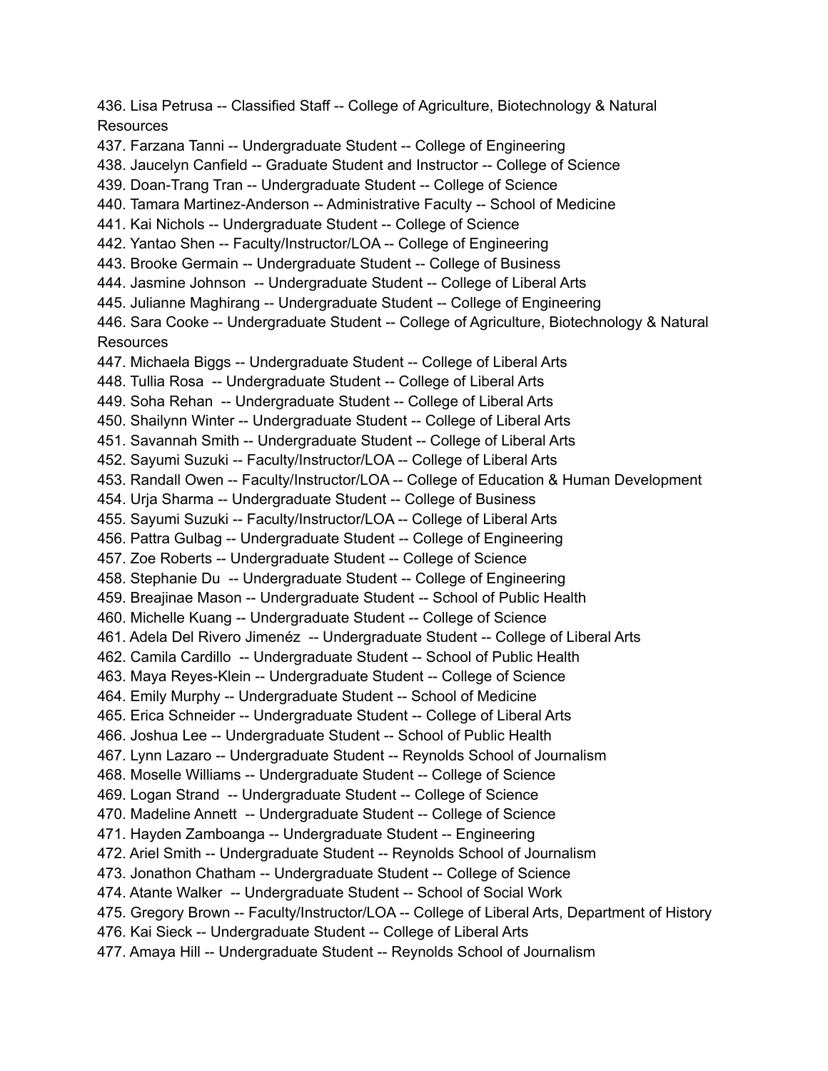436. Lisa Petrusa -- Classified Staff -- College of Agriculture, Biotechnology & Natural Resources
437. Farzana Tanni -- Undergraduate Student -- College of Engineering
438. Jaucelyn Canfield -- Graduate Student and Instructor -- College of Science
439. Doan-Trang Tran -- Undergraduate Student -- College of Science
440. Tamara Martinez-Anderson -- Administrative Faculty -- School of Medicine
441. Kai Nichols -- Undergraduate Student -- College of Science
442. Yantao Shen -- Faculty/Instructor/LOA -- College of Engineering
443. Brooke Germain -- Undergraduate Student -- College of Business
444. Jasmine Johnson -- Undergraduate Student -- College of Liberal Arts
445. Julianne Maghirang -- Undergraduate Student -- College of Engineering
446. Sara Cooke -- Undergraduate Student -- College of Agriculture, Biotechnology & Natural Resources
447. Michaela Biggs -- Undergraduate Student -- College of Liberal Arts
448. Tullia Rosa -- Undergraduate Student -- College of Liberal Arts
449. Soha Rehan -- Undergraduate Student -- College of Liberal Arts
450. Shailynn Winter -- Undergraduate Student -- College of Liberal Arts
451. Savannah Smith -- Undergraduate Student -- College of Liberal Arts
452. Sayumi Suzuki -- Faculty/Instructor/LOA -- College of Liberal Arts
453. Randall Owen -- Faculty/Instructor/LOA -- College of Education & Human Development
454. Urja Sharma -- Undergraduate Student -- College of Business
455. Sayumi Suzuki -- Faculty/Instructor/LOA -- College of Liberal Arts
456. Pattra Gulbag -- Undergraduate Student -- College of Engineering
457. Zoe Roberts -- Undergraduate Student -- College of Science
458. Stephanie Du -- Undergraduate Student -- College of Engineering
459. Breajinae Mason -- Undergraduate Student -- School of Public Health
460. Michelle Kuang -- Undergraduate Student -- College of Science
461. Adela Del Rivero Jimenéz -- Undergraduate Student -- College of Liberal Arts
462. Camila Cardillo -- Undergraduate Student -- School of Public Health
463. Maya Reyes-Klein -- Undergraduate Student -- College of Science
464. Emily Murphy -- Undergraduate Student -- School of Medicine
465. Erica Schneider -- Undergraduate Student -- College of Liberal Arts
466. Joshua Lee -- Undergraduate Student -- School of Public Health
467. Lynn Lazaro -- Undergraduate Student -- Reynolds School of Journalism
468. Moselle Williams -- Undergraduate Student -- College of Science
469. Logan Strand -- Undergraduate Student -- College of Science
470. Madeline Annett -- Undergraduate Student -- College of Science
471. Hayden Zamboanga -- Undergraduate Student -- Engineering
472. Ariel Smith -- Undergraduate Student -- Reynolds School of Journalism
473. Jonathon Chatham -- Undergraduate Student -- College of Science
474. Atante Walker -- Undergraduate Student -- School of Social Work
475. Gregory Brown -- Faculty/Instructor/LOA -- College of Liberal Arts, Department of History
476. Kai Sieck -- Undergraduate Student -- College of Liberal Arts
477. Amaya Hill -- Undergraduate Student -- Reynolds School of Journalism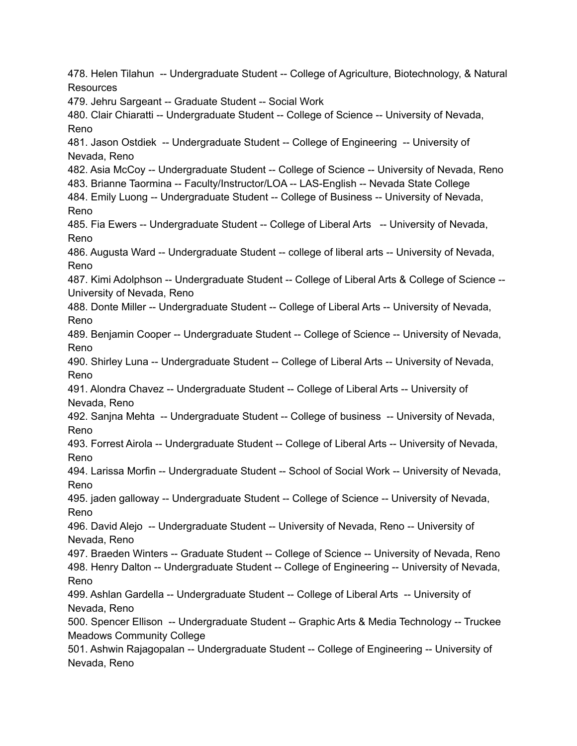478. Helen Tilahun -- Undergraduate Student -- College of Agriculture, Biotechnology, & Natural Resources
479. Jehru Sargeant -- Graduate Student -- Social Work
480. Clair Chiaratti -- Undergraduate Student -- College of Science -- University of Nevada, Reno
481. Jason Ostdiek -- Undergraduate Student -- College of Engineering -- University of Nevada, Reno
482. Asia McCoy -- Undergraduate Student -- College of Science -- University of Nevada, Reno
483. Brianne Taormina -- Faculty/Instructor/LOA -- LAS-English -- Nevada State College
484. Emily Luong -- Undergraduate Student -- College of Business -- University of Nevada, Reno
485. Fia Ewers -- Undergraduate Student -- College of Liberal Arts -- University of Nevada, Reno
486. Augusta Ward -- Undergraduate Student -- college of liberal arts -- University of Nevada, Reno
487. Kimi Adolphson -- Undergraduate Student -- College of Liberal Arts & College of Science -- University of Nevada, Reno
488. Donte Miller -- Undergraduate Student -- College of Liberal Arts -- University of Nevada, Reno
489. Benjamin Cooper -- Undergraduate Student -- College of Science -- University of Nevada, Reno
490. Shirley Luna -- Undergraduate Student -- College of Liberal Arts -- University of Nevada, Reno
491. Alondra Chavez -- Undergraduate Student -- College of Liberal Arts -- University of Nevada, Reno
492. Sanjna Mehta -- Undergraduate Student -- College of business -- University of Nevada, Reno
493. Forrest Airola -- Undergraduate Student -- College of Liberal Arts -- University of Nevada, Reno
494. Larissa Morfin -- Undergraduate Student -- School of Social Work -- University of Nevada, Reno
495. jaden galloway -- Undergraduate Student -- College of Science -- University of Nevada, Reno
496. David Alejo -- Undergraduate Student -- University of Nevada, Reno -- University of Nevada, Reno
497. Braeden Winters -- Graduate Student -- College of Science -- University of Nevada, Reno
498. Henry Dalton -- Undergraduate Student -- College of Engineering -- University of Nevada, Reno
499. Ashlan Gardella -- Undergraduate Student -- College of Liberal Arts -- University of Nevada, Reno
500. Spencer Ellison -- Undergraduate Student -- Graphic Arts & Media Technology -- Truckee Meadows Community College
501. Ashwin Rajagopalan -- Undergraduate Student -- College of Engineering -- University of Nevada, Reno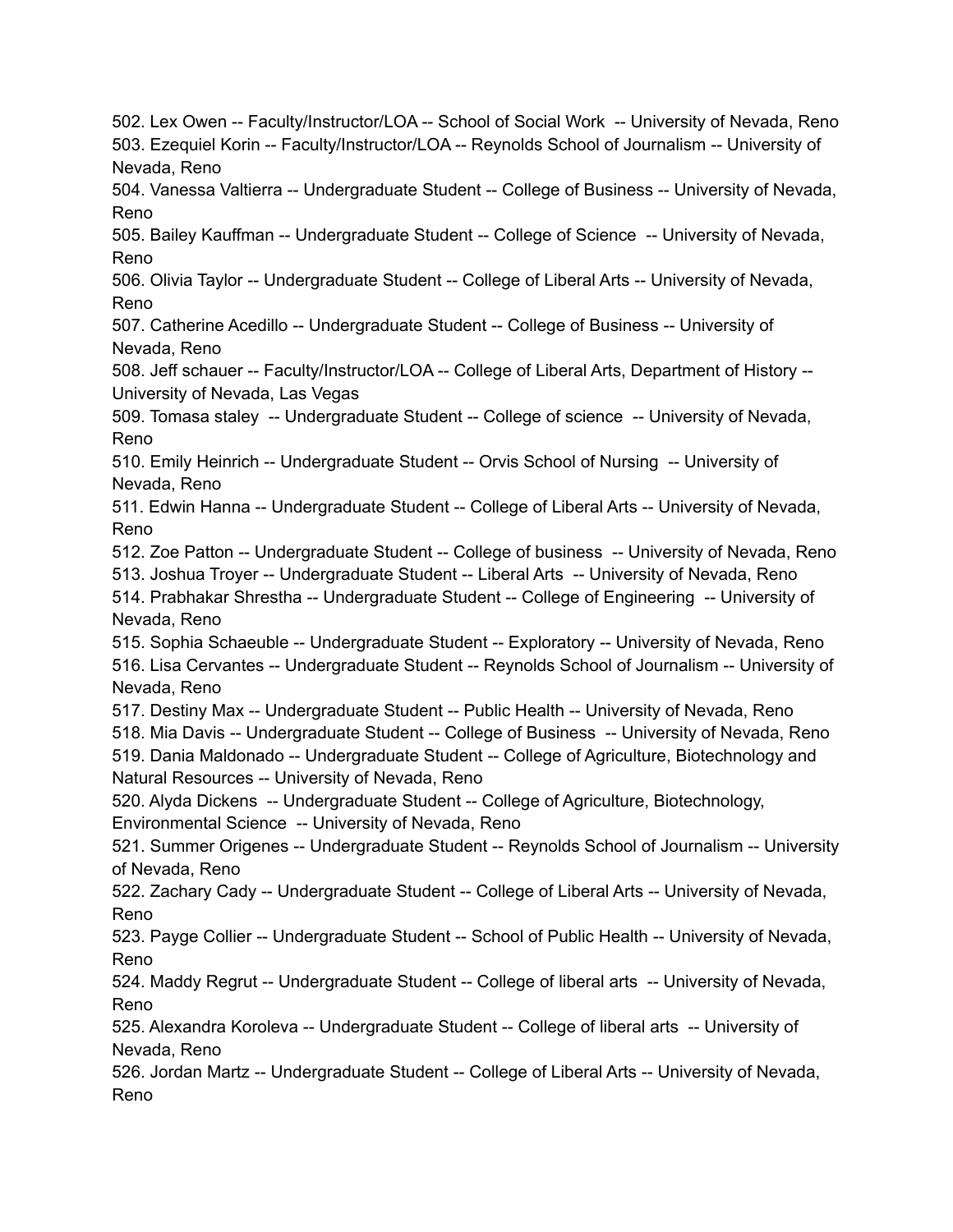502. Lex Owen -- Faculty/Instructor/LOA -- School of Social Work -- University of Nevada, Reno
503. Ezequiel Korin -- Faculty/Instructor/LOA -- Reynolds School of Journalism -- University of Nevada, Reno
504. Vanessa Valtierra -- Undergraduate Student -- College of Business -- University of Nevada, Reno
505. Bailey Kauffman -- Undergraduate Student -- College of Science -- University of Nevada, Reno
506. Olivia Taylor -- Undergraduate Student -- College of Liberal Arts -- University of Nevada, Reno
507. Catherine Acedillo -- Undergraduate Student -- College of Business -- University of Nevada, Reno
508. Jeff schauer -- Faculty/Instructor/LOA -- College of Liberal Arts, Department of History -- University of Nevada, Las Vegas
509. Tomasa staley -- Undergraduate Student -- College of science -- University of Nevada, Reno
510. Emily Heinrich -- Undergraduate Student -- Orvis School of Nursing -- University of Nevada, Reno
511. Edwin Hanna -- Undergraduate Student -- College of Liberal Arts -- University of Nevada, Reno
512. Zoe Patton -- Undergraduate Student -- College of business -- University of Nevada, Reno
513. Joshua Troyer -- Undergraduate Student -- Liberal Arts -- University of Nevada, Reno
514. Prabhakar Shrestha -- Undergraduate Student -- College of Engineering -- University of Nevada, Reno
515. Sophia Schaeuble -- Undergraduate Student -- Exploratory -- University of Nevada, Reno
516. Lisa Cervantes -- Undergraduate Student -- Reynolds School of Journalism -- University of Nevada, Reno
517. Destiny Max -- Undergraduate Student -- Public Health -- University of Nevada, Reno
518. Mia Davis -- Undergraduate Student -- College of Business -- University of Nevada, Reno
519. Dania Maldonado -- Undergraduate Student -- College of Agriculture, Biotechnology and Natural Resources -- University of Nevada, Reno
520. Alyda Dickens -- Undergraduate Student -- College of Agriculture, Biotechnology, Environmental Science -- University of Nevada, Reno
521. Summer Origenes -- Undergraduate Student -- Reynolds School of Journalism -- University of Nevada, Reno
522. Zachary Cady -- Undergraduate Student -- College of Liberal Arts -- University of Nevada, Reno
523. Payge Collier -- Undergraduate Student -- School of Public Health -- University of Nevada, Reno
524. Maddy Regrut -- Undergraduate Student -- College of liberal arts -- University of Nevada, Reno
525. Alexandra Koroleva -- Undergraduate Student -- College of liberal arts -- University of Nevada, Reno
526. Jordan Martz -- Undergraduate Student -- College of Liberal Arts -- University of Nevada, Reno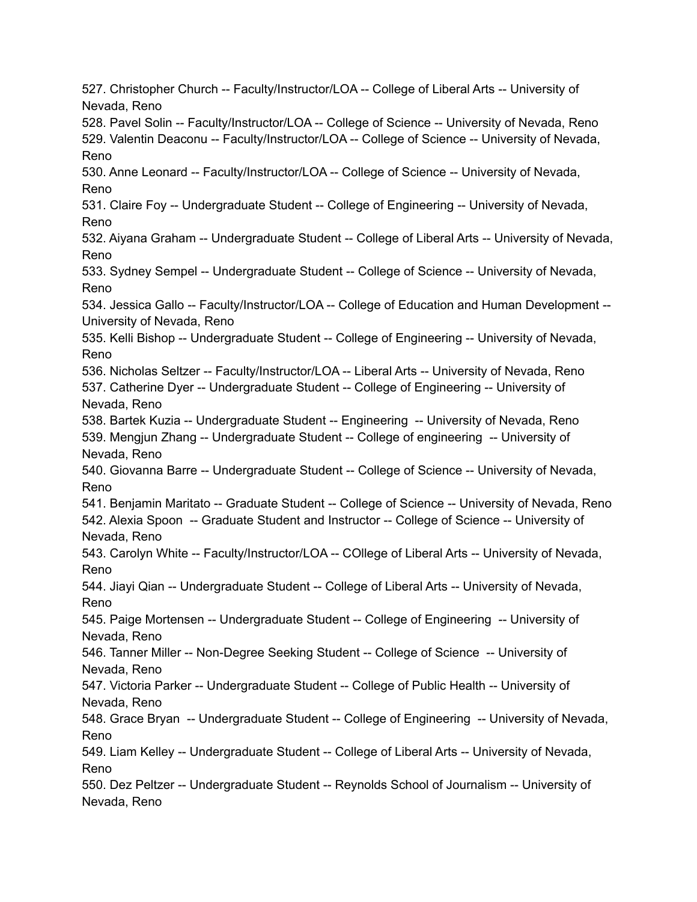527. Christopher Church -- Faculty/Instructor/LOA -- College of Liberal Arts -- University of Nevada, Reno
528. Pavel Solin -- Faculty/Instructor/LOA -- College of Science -- University of Nevada, Reno
529. Valentin Deaconu -- Faculty/Instructor/LOA -- College of Science -- University of Nevada, Reno
530. Anne Leonard -- Faculty/Instructor/LOA -- College of Science -- University of Nevada, Reno
531. Claire Foy -- Undergraduate Student -- College of Engineering -- University of Nevada, Reno
532. Aiyana Graham -- Undergraduate Student -- College of Liberal Arts -- University of Nevada, Reno
533. Sydney Sempel -- Undergraduate Student -- College of Science -- University of Nevada, Reno
534. Jessica Gallo -- Faculty/Instructor/LOA -- College of Education and Human Development -- University of Nevada, Reno
535. Kelli Bishop -- Undergraduate Student -- College of Engineering -- University of Nevada, Reno
536. Nicholas Seltzer -- Faculty/Instructor/LOA -- Liberal Arts -- University of Nevada, Reno
537. Catherine Dyer -- Undergraduate Student -- College of Engineering -- University of Nevada, Reno
538. Bartek Kuzia -- Undergraduate Student -- Engineering -- University of Nevada, Reno
539. Mengjun Zhang -- Undergraduate Student -- College of engineering -- University of Nevada, Reno
540. Giovanna Barre -- Undergraduate Student -- College of Science -- University of Nevada, Reno
541. Benjamin Maritato -- Graduate Student -- College of Science -- University of Nevada, Reno
542. Alexia Spoon -- Graduate Student and Instructor -- College of Science -- University of Nevada, Reno
543. Carolyn White -- Faculty/Instructor/LOA -- COllege of Liberal Arts -- University of Nevada, Reno
544. Jiayi Qian -- Undergraduate Student -- College of Liberal Arts -- University of Nevada, Reno
545. Paige Mortensen -- Undergraduate Student -- College of Engineering -- University of Nevada, Reno
546. Tanner Miller -- Non-Degree Seeking Student -- College of Science -- University of Nevada, Reno
547. Victoria Parker -- Undergraduate Student -- College of Public Health -- University of Nevada, Reno
548. Grace Bryan -- Undergraduate Student -- College of Engineering -- University of Nevada, Reno
549. Liam Kelley -- Undergraduate Student -- College of Liberal Arts -- University of Nevada, Reno
550. Dez Peltzer -- Undergraduate Student -- Reynolds School of Journalism -- University of Nevada, Reno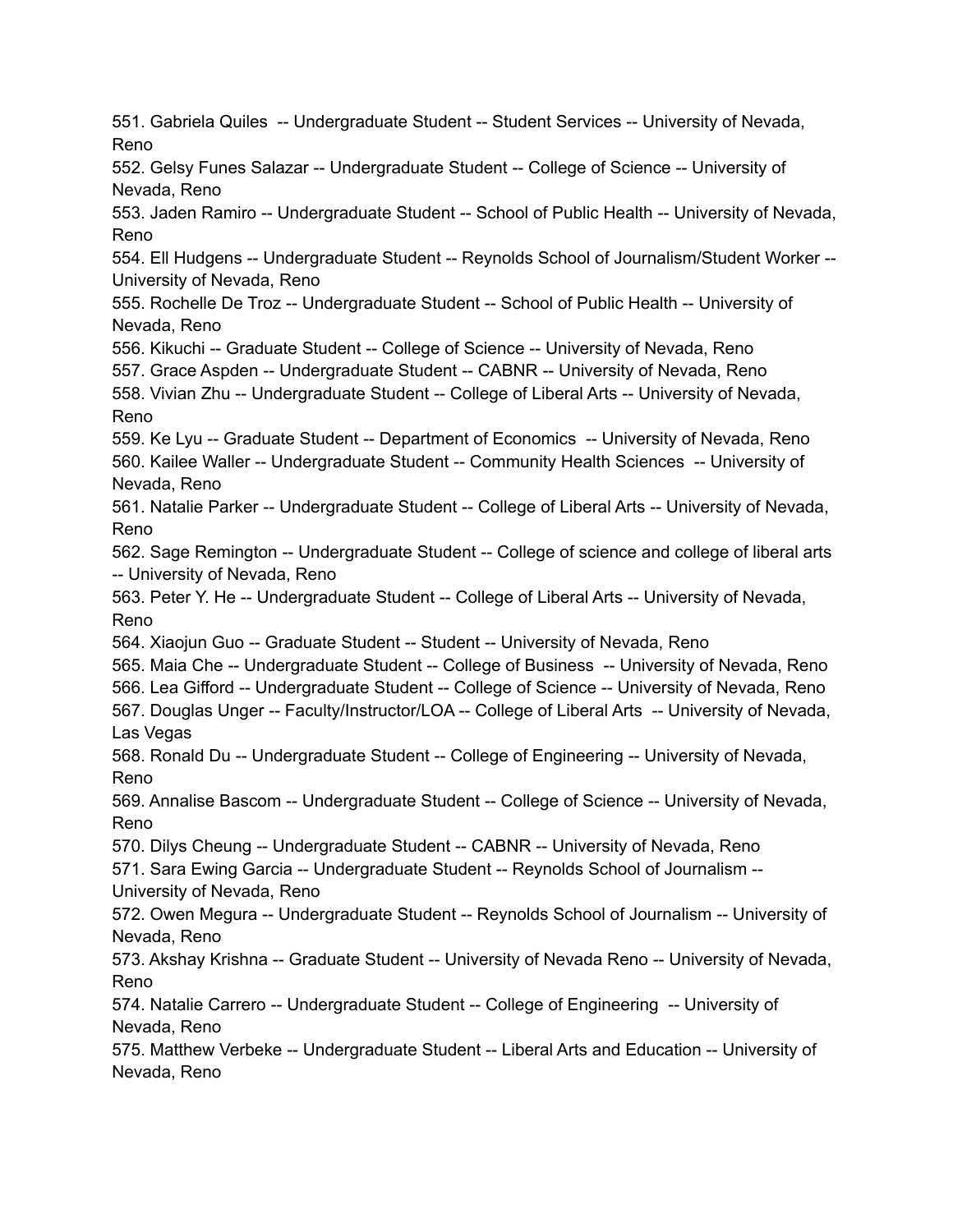551. Gabriela Quiles -- Undergraduate Student -- Student Services -- University of Nevada, Reno
552. Gelsy Funes Salazar -- Undergraduate Student -- College of Science -- University of Nevada, Reno
553. Jaden Ramiro -- Undergraduate Student -- School of Public Health -- University of Nevada, Reno
554. Ell Hudgens -- Undergraduate Student -- Reynolds School of Journalism/Student Worker -- University of Nevada, Reno
555. Rochelle De Troz -- Undergraduate Student -- School of Public Health -- University of Nevada, Reno
556. Kikuchi -- Graduate Student -- College of Science -- University of Nevada, Reno
557. Grace Aspden -- Undergraduate Student -- CABNR -- University of Nevada, Reno
558. Vivian Zhu -- Undergraduate Student -- College of Liberal Arts -- University of Nevada, Reno
559. Ke Lyu -- Graduate Student -- Department of Economics -- University of Nevada, Reno
560. Kailee Waller -- Undergraduate Student -- Community Health Sciences -- University of Nevada, Reno
561. Natalie Parker -- Undergraduate Student -- College of Liberal Arts -- University of Nevada, Reno
562. Sage Remington -- Undergraduate Student -- College of science and college of liberal arts -- University of Nevada, Reno
563. Peter Y. He -- Undergraduate Student -- College of Liberal Arts -- University of Nevada, Reno
564. Xiaojun Guo -- Graduate Student -- Student -- University of Nevada, Reno
565. Maia Che -- Undergraduate Student -- College of Business -- University of Nevada, Reno
566. Lea Gifford -- Undergraduate Student -- College of Science -- University of Nevada, Reno
567. Douglas Unger -- Faculty/Instructor/LOA -- College of Liberal Arts -- University of Nevada, Las Vegas
568. Ronald Du -- Undergraduate Student -- College of Engineering -- University of Nevada, Reno
569. Annalise Bascom -- Undergraduate Student -- College of Science -- University of Nevada, Reno
570. Dilys Cheung -- Undergraduate Student -- CABNR -- University of Nevada, Reno
571. Sara Ewing Garcia -- Undergraduate Student -- Reynolds School of Journalism -- University of Nevada, Reno
572. Owen Megura -- Undergraduate Student -- Reynolds School of Journalism -- University of Nevada, Reno
573. Akshay Krishna -- Graduate Student -- University of Nevada Reno -- University of Nevada, Reno
574. Natalie Carrero -- Undergraduate Student -- College of Engineering -- University of Nevada, Reno
575. Matthew Verbeke -- Undergraduate Student -- Liberal Arts and Education -- University of Nevada, Reno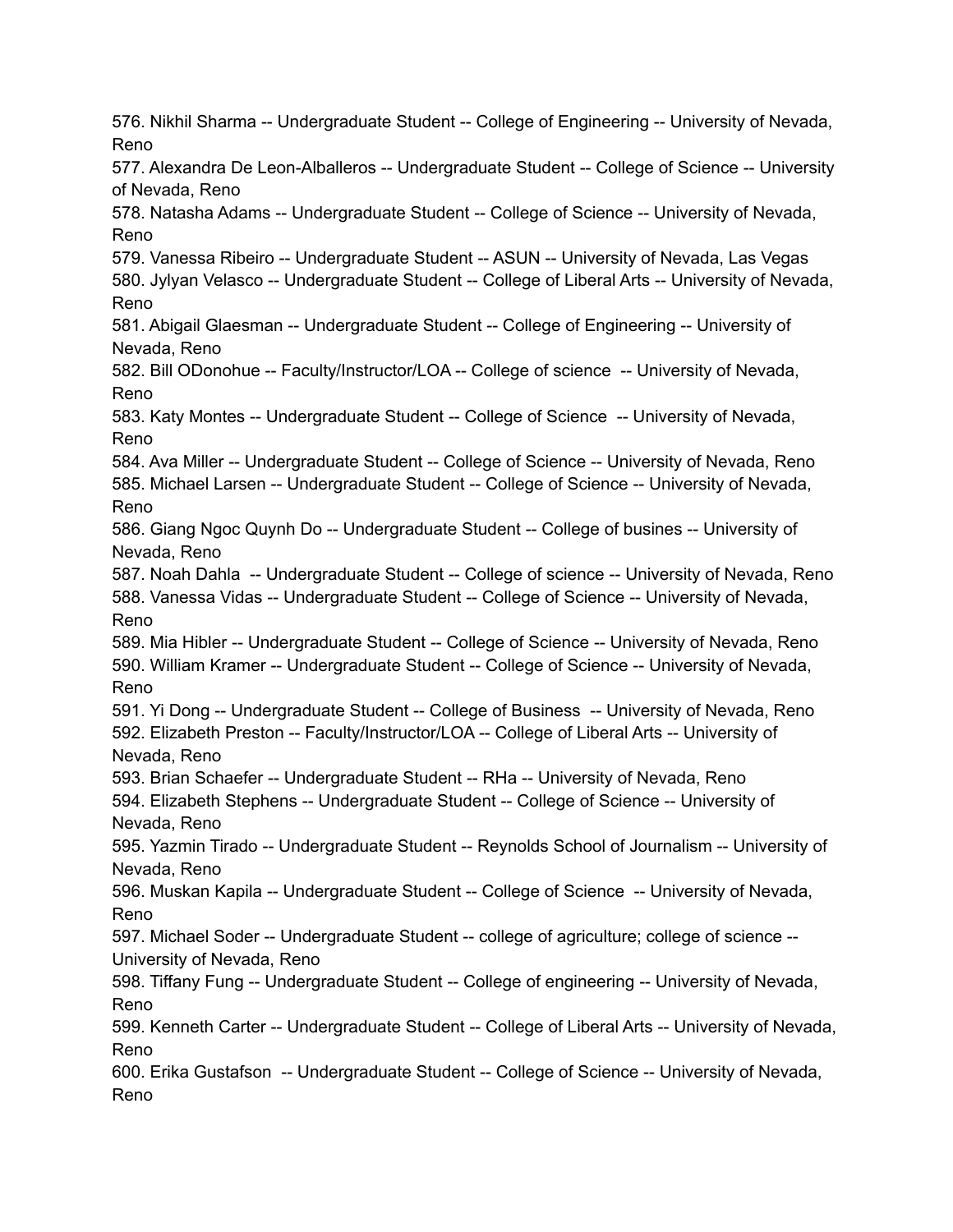576. Nikhil Sharma -- Undergraduate Student -- College of Engineering -- University of Nevada, Reno
577. Alexandra De Leon-Alballeros -- Undergraduate Student -- College of Science -- University of Nevada, Reno
578. Natasha Adams -- Undergraduate Student -- College of Science -- University of Nevada, Reno
579. Vanessa Ribeiro -- Undergraduate Student -- ASUN -- University of Nevada, Las Vegas
580. Jylyan Velasco -- Undergraduate Student -- College of Liberal Arts -- University of Nevada, Reno
581. Abigail Glaesman -- Undergraduate Student -- College of Engineering -- University of Nevada, Reno
582. Bill ODonohue -- Faculty/Instructor/LOA -- College of science -- University of Nevada, Reno
583. Katy Montes -- Undergraduate Student -- College of Science -- University of Nevada, Reno
584. Ava Miller -- Undergraduate Student -- College of Science -- University of Nevada, Reno
585. Michael Larsen -- Undergraduate Student -- College of Science -- University of Nevada, Reno
586. Giang Ngoc Quynh Do -- Undergraduate Student -- College of busines -- University of Nevada, Reno
587. Noah Dahla -- Undergraduate Student -- College of science -- University of Nevada, Reno
588. Vanessa Vidas -- Undergraduate Student -- College of Science -- University of Nevada, Reno
589. Mia Hibler -- Undergraduate Student -- College of Science -- University of Nevada, Reno
590. William Kramer -- Undergraduate Student -- College of Science -- University of Nevada, Reno
591. Yi Dong -- Undergraduate Student -- College of Business -- University of Nevada, Reno
592. Elizabeth Preston -- Faculty/Instructor/LOA -- College of Liberal Arts -- University of Nevada, Reno
593. Brian Schaefer -- Undergraduate Student -- RHa -- University of Nevada, Reno
594. Elizabeth Stephens -- Undergraduate Student -- College of Science -- University of Nevada, Reno
595. Yazmin Tirado -- Undergraduate Student -- Reynolds School of Journalism -- University of Nevada, Reno
596. Muskan Kapila -- Undergraduate Student -- College of Science -- University of Nevada, Reno
597. Michael Soder -- Undergraduate Student -- college of agriculture; college of science -- University of Nevada, Reno
598. Tiffany Fung -- Undergraduate Student -- College of engineering -- University of Nevada, Reno
599. Kenneth Carter -- Undergraduate Student -- College of Liberal Arts -- University of Nevada, Reno
600. Erika Gustafson -- Undergraduate Student -- College of Science -- University of Nevada, Reno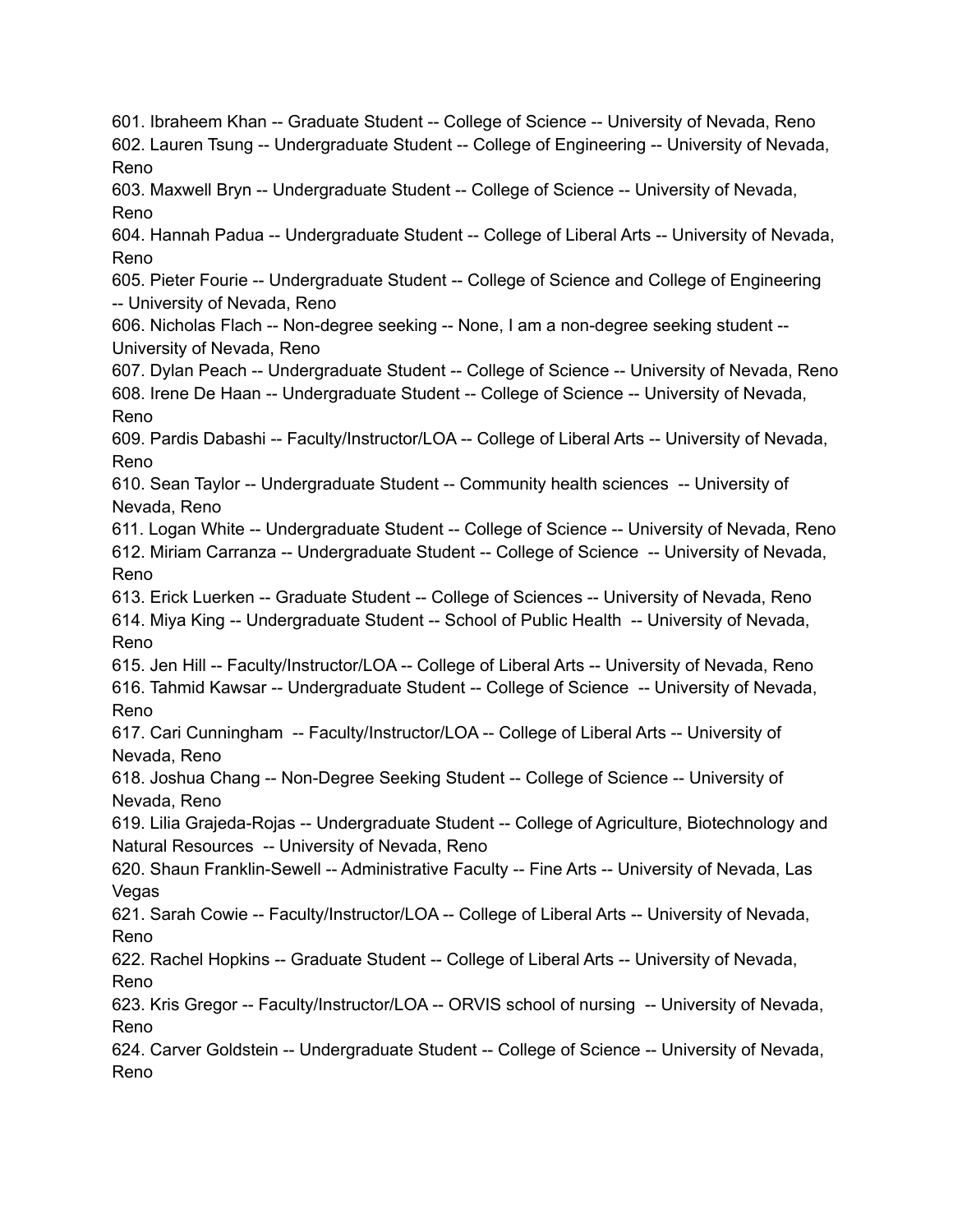601. Ibraheem Khan -- Graduate Student -- College of Science -- University of Nevada, Reno
602. Lauren Tsung -- Undergraduate Student -- College of Engineering -- University of Nevada, Reno
603. Maxwell Bryn -- Undergraduate Student -- College of Science -- University of Nevada, Reno
604. Hannah Padua -- Undergraduate Student -- College of Liberal Arts -- University of Nevada, Reno
605. Pieter Fourie -- Undergraduate Student -- College of Science and College of Engineering -- University of Nevada, Reno
606. Nicholas Flach -- Non-degree seeking -- None, I am a non-degree seeking student -- University of Nevada, Reno
607. Dylan Peach -- Undergraduate Student -- College of Science -- University of Nevada, Reno
608. Irene De Haan -- Undergraduate Student -- College of Science -- University of Nevada, Reno
609. Pardis Dabashi -- Faculty/Instructor/LOA -- College of Liberal Arts -- University of Nevada, Reno
610. Sean Taylor -- Undergraduate Student -- Community health sciences -- University of Nevada, Reno
611. Logan White -- Undergraduate Student -- College of Science -- University of Nevada, Reno
612. Miriam Carranza -- Undergraduate Student -- College of Science -- University of Nevada, Reno
613. Erick Luerken -- Graduate Student -- College of Sciences -- University of Nevada, Reno
614. Miya King -- Undergraduate Student -- School of Public Health -- University of Nevada, Reno
615. Jen Hill -- Faculty/Instructor/LOA -- College of Liberal Arts -- University of Nevada, Reno
616. Tahmid Kawsar -- Undergraduate Student -- College of Science -- University of Nevada, Reno
617. Cari Cunningham -- Faculty/Instructor/LOA -- College of Liberal Arts -- University of Nevada, Reno
618. Joshua Chang -- Non-Degree Seeking Student -- College of Science -- University of Nevada, Reno
619. Lilia Grajeda-Rojas -- Undergraduate Student -- College of Agriculture, Biotechnology and Natural Resources -- University of Nevada, Reno
620. Shaun Franklin-Sewell -- Administrative Faculty -- Fine Arts -- University of Nevada, Las Vegas
621. Sarah Cowie -- Faculty/Instructor/LOA -- College of Liberal Arts -- University of Nevada, Reno
622. Rachel Hopkins -- Graduate Student -- College of Liberal Arts -- University of Nevada, Reno
623. Kris Gregor -- Faculty/Instructor/LOA -- ORVIS school of nursing -- University of Nevada, Reno
624. Carver Goldstein -- Undergraduate Student -- College of Science -- University of Nevada, Reno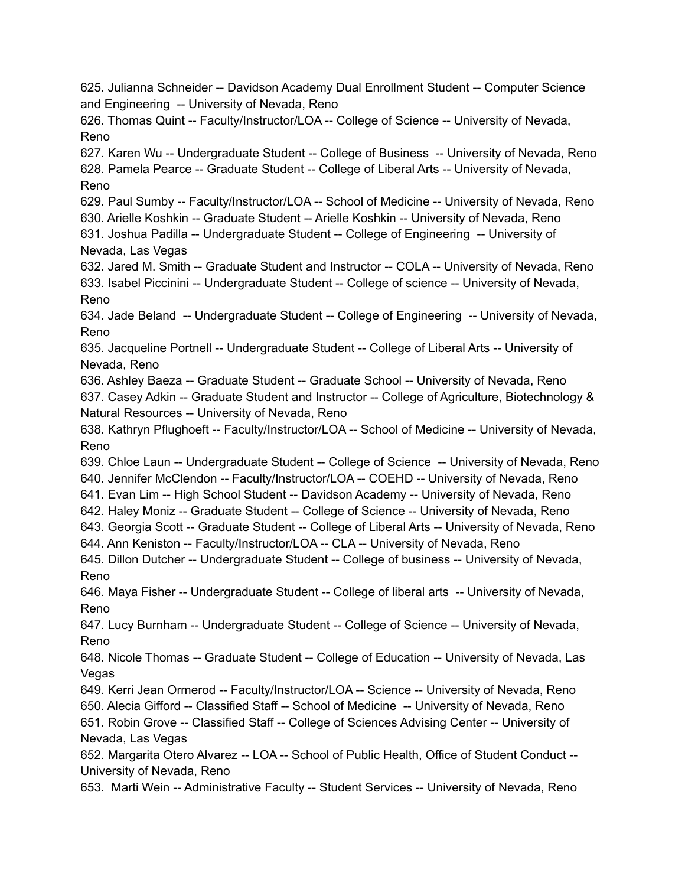625. Julianna Schneider -- Davidson Academy Dual Enrollment Student -- Computer Science and Engineering -- University of Nevada, Reno
626. Thomas Quint -- Faculty/Instructor/LOA -- College of Science -- University of Nevada, Reno
627. Karen Wu -- Undergraduate Student -- College of Business -- University of Nevada, Reno
628. Pamela Pearce -- Graduate Student -- College of Liberal Arts -- University of Nevada, Reno
629. Paul Sumby -- Faculty/Instructor/LOA -- School of Medicine -- University of Nevada, Reno
630. Arielle Koshkin -- Graduate Student -- Arielle Koshkin -- University of Nevada, Reno
631. Joshua Padilla -- Undergraduate Student -- College of Engineering -- University of Nevada, Las Vegas
632. Jared M. Smith -- Graduate Student and Instructor -- COLA -- University of Nevada, Reno
633. Isabel Piccinini -- Undergraduate Student -- College of science -- University of Nevada, Reno
634. Jade Beland -- Undergraduate Student -- College of Engineering -- University of Nevada, Reno
635. Jacqueline Portnell -- Undergraduate Student -- College of Liberal Arts -- University of Nevada, Reno
636. Ashley Baeza -- Graduate Student -- Graduate School -- University of Nevada, Reno
637. Casey Adkin -- Graduate Student and Instructor -- College of Agriculture, Biotechnology & Natural Resources -- University of Nevada, Reno
638. Kathryn Pflughoeft -- Faculty/Instructor/LOA -- School of Medicine -- University of Nevada, Reno
639. Chloe Laun -- Undergraduate Student -- College of Science -- University of Nevada, Reno
640. Jennifer McClendon -- Faculty/Instructor/LOA -- COEHD -- University of Nevada, Reno
641. Evan Lim -- High School Student -- Davidson Academy -- University of Nevada, Reno
642. Haley Moniz -- Graduate Student -- College of Science -- University of Nevada, Reno
643. Georgia Scott -- Graduate Student -- College of Liberal Arts -- University of Nevada, Reno
644. Ann Keniston -- Faculty/Instructor/LOA -- CLA -- University of Nevada, Reno
645. Dillon Dutcher -- Undergraduate Student -- College of business -- University of Nevada, Reno
646. Maya Fisher -- Undergraduate Student -- College of liberal arts -- University of Nevada, Reno
647. Lucy Burnham -- Undergraduate Student -- College of Science -- University of Nevada, Reno
648. Nicole Thomas -- Graduate Student -- College of Education -- University of Nevada, Las Vegas
649. Kerri Jean Ormerod -- Faculty/Instructor/LOA -- Science -- University of Nevada, Reno
650. Alecia Gifford -- Classified Staff -- School of Medicine -- University of Nevada, Reno
651. Robin Grove -- Classified Staff -- College of Sciences Advising Center -- University of Nevada, Las Vegas
652. Margarita Otero Alvarez -- LOA -- School of Public Health, Office of Student Conduct -- University of Nevada, Reno
653. Marti Wein -- Administrative Faculty -- Student Services -- University of Nevada, Reno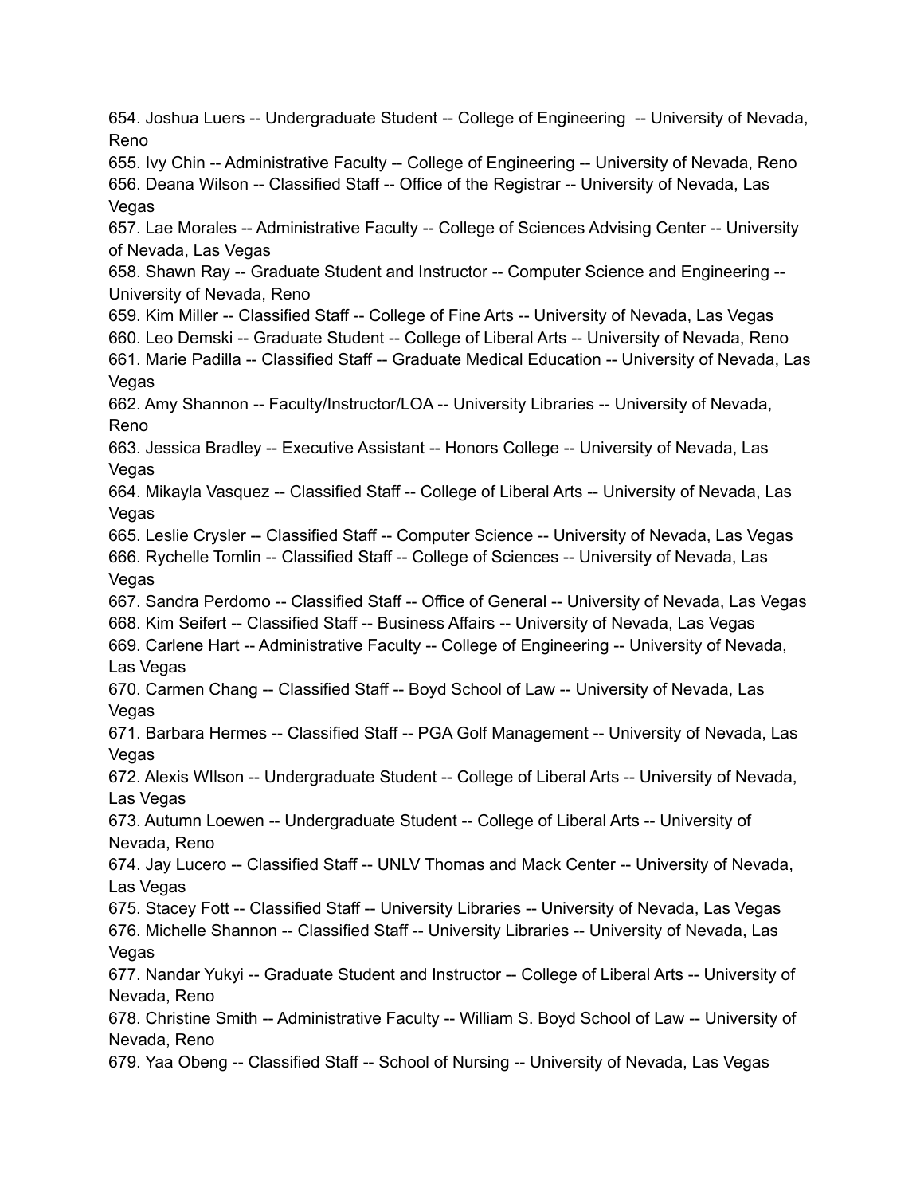654. Joshua Luers -- Undergraduate Student -- College of Engineering -- University of Nevada, Reno
655. Ivy Chin -- Administrative Faculty -- College of Engineering -- University of Nevada, Reno
656. Deana Wilson -- Classified Staff -- Office of the Registrar -- University of Nevada, Las Vegas
657. Lae Morales -- Administrative Faculty -- College of Sciences Advising Center -- University of Nevada, Las Vegas
658. Shawn Ray -- Graduate Student and Instructor -- Computer Science and Engineering -- University of Nevada, Reno
659. Kim Miller -- Classified Staff -- College of Fine Arts -- University of Nevada, Las Vegas
660. Leo Demski -- Graduate Student -- College of Liberal Arts -- University of Nevada, Reno
661. Marie Padilla -- Classified Staff -- Graduate Medical Education -- University of Nevada, Las Vegas
662. Amy Shannon -- Faculty/Instructor/LOA -- University Libraries -- University of Nevada, Reno
663. Jessica Bradley -- Executive Assistant -- Honors College -- University of Nevada, Las Vegas
664. Mikayla Vasquez -- Classified Staff -- College of Liberal Arts -- University of Nevada, Las Vegas
665. Leslie Crysler -- Classified Staff -- Computer Science -- University of Nevada, Las Vegas
666. Rychelle Tomlin -- Classified Staff -- College of Sciences -- University of Nevada, Las Vegas
667. Sandra Perdomo -- Classified Staff -- Office of General -- University of Nevada, Las Vegas
668. Kim Seifert -- Classified Staff -- Business Affairs -- University of Nevada, Las Vegas
669. Carlene Hart -- Administrative Faculty -- College of Engineering -- University of Nevada, Las Vegas
670. Carmen Chang -- Classified Staff -- Boyd School of Law -- University of Nevada, Las Vegas
671. Barbara Hermes -- Classified Staff -- PGA Golf Management -- University of Nevada, Las Vegas
672. Alexis WIlson -- Undergraduate Student -- College of Liberal Arts -- University of Nevada, Las Vegas
673. Autumn Loewen -- Undergraduate Student -- College of Liberal Arts -- University of Nevada, Reno
674. Jay Lucero -- Classified Staff -- UNLV Thomas and Mack Center -- University of Nevada, Las Vegas
675. Stacey Fott -- Classified Staff -- University Libraries -- University of Nevada, Las Vegas
676. Michelle Shannon -- Classified Staff -- University Libraries -- University of Nevada, Las Vegas
677. Nandar Yukyi -- Graduate Student and Instructor -- College of Liberal Arts -- University of Nevada, Reno
678. Christine Smith -- Administrative Faculty -- William S. Boyd School of Law -- University of Nevada, Reno
679. Yaa Obeng -- Classified Staff -- School of Nursing -- University of Nevada, Las Vegas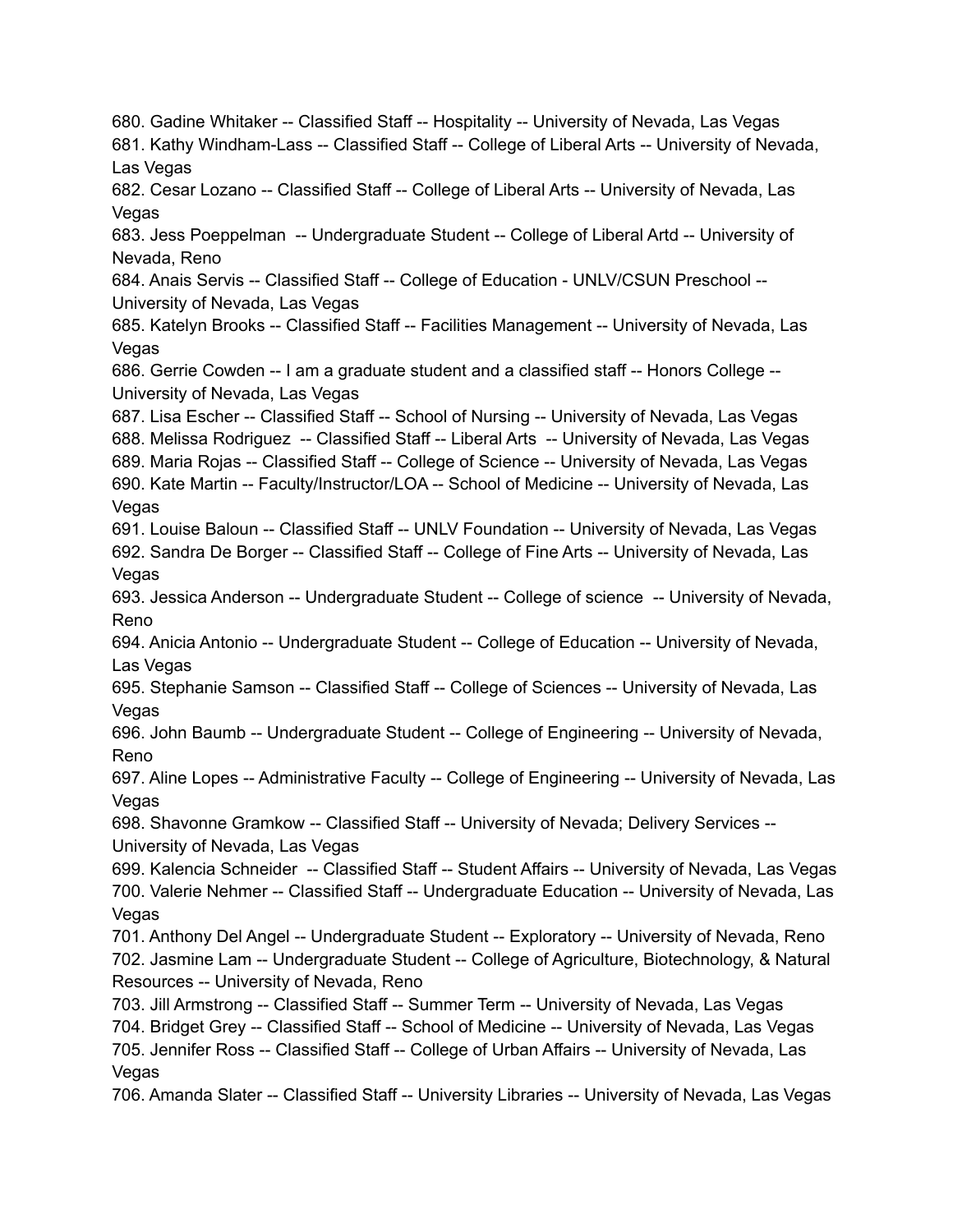680. Gadine Whitaker -- Classified Staff -- Hospitality -- University of Nevada, Las Vegas
681. Kathy Windham-Lass -- Classified Staff -- College of Liberal Arts -- University of Nevada, Las Vegas
682. Cesar Lozano -- Classified Staff -- College of Liberal Arts -- University of Nevada, Las Vegas
683. Jess Poeppelman -- Undergraduate Student -- College of Liberal Artd -- University of Nevada, Reno
684. Anais Servis -- Classified Staff -- College of Education - UNLV/CSUN Preschool -- University of Nevada, Las Vegas
685. Katelyn Brooks -- Classified Staff -- Facilities Management -- University of Nevada, Las Vegas
686. Gerrie Cowden -- I am a graduate student and a classified staff -- Honors College -- University of Nevada, Las Vegas
687. Lisa Escher -- Classified Staff -- School of Nursing -- University of Nevada, Las Vegas
688. Melissa Rodriguez -- Classified Staff -- Liberal Arts -- University of Nevada, Las Vegas
689. Maria Rojas -- Classified Staff -- College of Science -- University of Nevada, Las Vegas
690. Kate Martin -- Faculty/Instructor/LOA -- School of Medicine -- University of Nevada, Las Vegas
691. Louise Baloun -- Classified Staff -- UNLV Foundation -- University of Nevada, Las Vegas
692. Sandra De Borger -- Classified Staff -- College of Fine Arts -- University of Nevada, Las Vegas
693. Jessica Anderson -- Undergraduate Student -- College of science -- University of Nevada, Reno
694. Anicia Antonio -- Undergraduate Student -- College of Education -- University of Nevada, Las Vegas
695. Stephanie Samson -- Classified Staff -- College of Sciences -- University of Nevada, Las Vegas
696. John Baumb -- Undergraduate Student -- College of Engineering -- University of Nevada, Reno
697. Aline Lopes -- Administrative Faculty -- College of Engineering -- University of Nevada, Las Vegas
698. Shavonne Gramkow -- Classified Staff -- University of Nevada; Delivery Services -- University of Nevada, Las Vegas
699. Kalencia Schneider -- Classified Staff -- Student Affairs -- University of Nevada, Las Vegas
700. Valerie Nehmer -- Classified Staff -- Undergraduate Education -- University of Nevada, Las Vegas
701. Anthony Del Angel -- Undergraduate Student -- Exploratory -- University of Nevada, Reno
702. Jasmine Lam -- Undergraduate Student -- College of Agriculture, Biotechnology, & Natural Resources -- University of Nevada, Reno
703. Jill Armstrong -- Classified Staff -- Summer Term -- University of Nevada, Las Vegas
704. Bridget Grey -- Classified Staff -- School of Medicine -- University of Nevada, Las Vegas
705. Jennifer Ross -- Classified Staff -- College of Urban Affairs -- University of Nevada, Las Vegas
706. Amanda Slater -- Classified Staff -- University Libraries -- University of Nevada, Las Vegas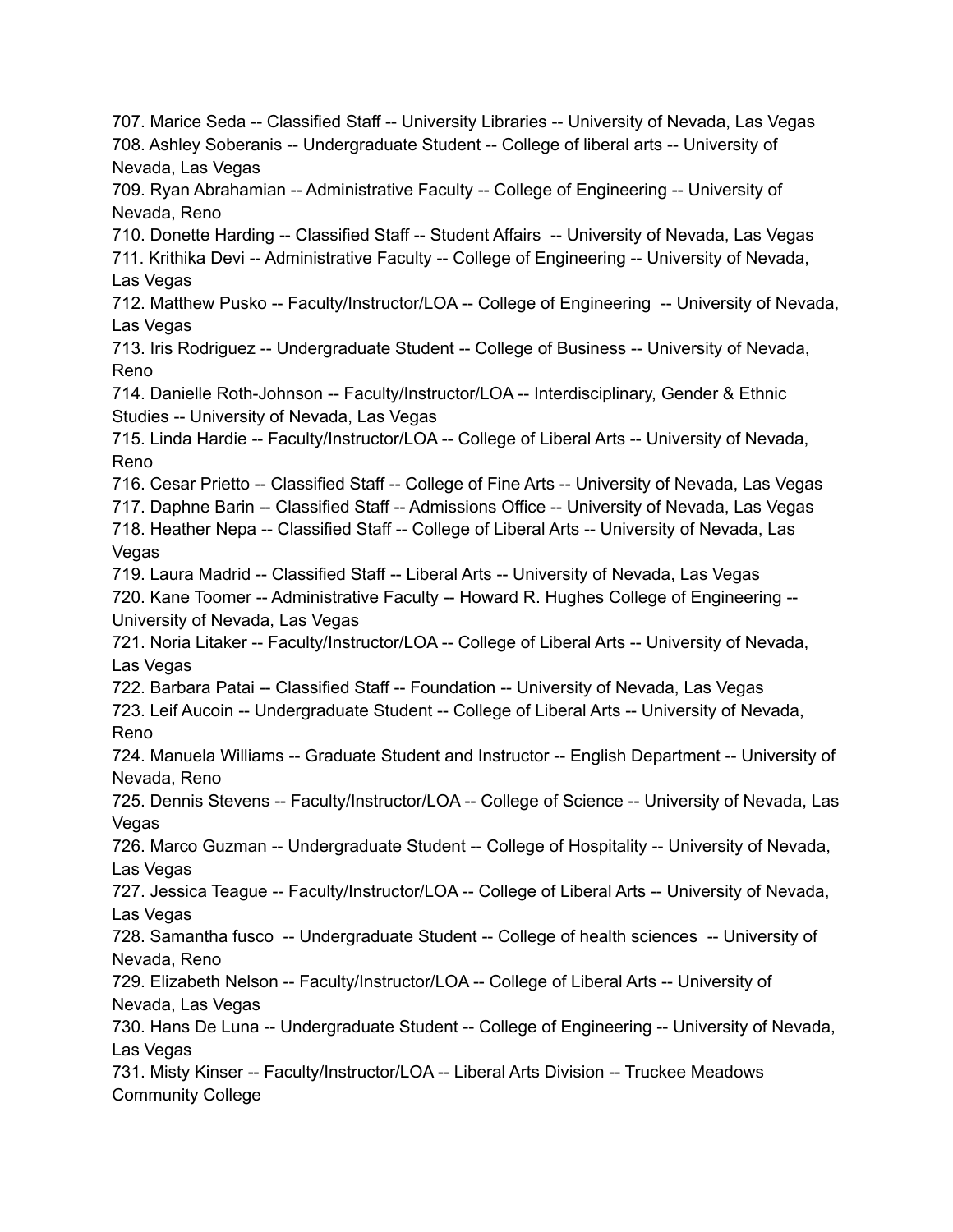707. Marice Seda -- Classified Staff -- University Libraries -- University of Nevada, Las Vegas
708. Ashley Soberanis -- Undergraduate Student -- College of liberal arts -- University of Nevada, Las Vegas
709. Ryan Abrahamian -- Administrative Faculty -- College of Engineering -- University of Nevada, Reno
710. Donette Harding -- Classified Staff -- Student Affairs -- University of Nevada, Las Vegas
711. Krithika Devi -- Administrative Faculty -- College of Engineering -- University of Nevada, Las Vegas
712. Matthew Pusko -- Faculty/Instructor/LOA -- College of Engineering -- University of Nevada, Las Vegas
713. Iris Rodriguez -- Undergraduate Student -- College of Business -- University of Nevada, Reno
714. Danielle Roth-Johnson -- Faculty/Instructor/LOA -- Interdisciplinary, Gender & Ethnic Studies -- University of Nevada, Las Vegas
715. Linda Hardie -- Faculty/Instructor/LOA -- College of Liberal Arts -- University of Nevada, Reno
716. Cesar Prietto -- Classified Staff -- College of Fine Arts -- University of Nevada, Las Vegas
717. Daphne Barin -- Classified Staff -- Admissions Office -- University of Nevada, Las Vegas
718. Heather Nepa -- Classified Staff -- College of Liberal Arts -- University of Nevada, Las Vegas
719. Laura Madrid -- Classified Staff -- Liberal Arts -- University of Nevada, Las Vegas
720. Kane Toomer -- Administrative Faculty -- Howard R. Hughes College of Engineering -- University of Nevada, Las Vegas
721. Noria Litaker -- Faculty/Instructor/LOA -- College of Liberal Arts -- University of Nevada, Las Vegas
722. Barbara Patai -- Classified Staff -- Foundation -- University of Nevada, Las Vegas
723. Leif Aucoin -- Undergraduate Student -- College of Liberal Arts -- University of Nevada, Reno
724. Manuela Williams -- Graduate Student and Instructor -- English Department -- University of Nevada, Reno
725. Dennis Stevens -- Faculty/Instructor/LOA -- College of Science -- University of Nevada, Las Vegas
726. Marco Guzman -- Undergraduate Student -- College of Hospitality -- University of Nevada, Las Vegas
727. Jessica Teague -- Faculty/Instructor/LOA -- College of Liberal Arts -- University of Nevada, Las Vegas
728. Samantha fusco -- Undergraduate Student -- College of health sciences -- University of Nevada, Reno
729. Elizabeth Nelson -- Faculty/Instructor/LOA -- College of Liberal Arts -- University of Nevada, Las Vegas
730. Hans De Luna -- Undergraduate Student -- College of Engineering -- University of Nevada, Las Vegas
731. Misty Kinser -- Faculty/Instructor/LOA -- Liberal Arts Division -- Truckee Meadows Community College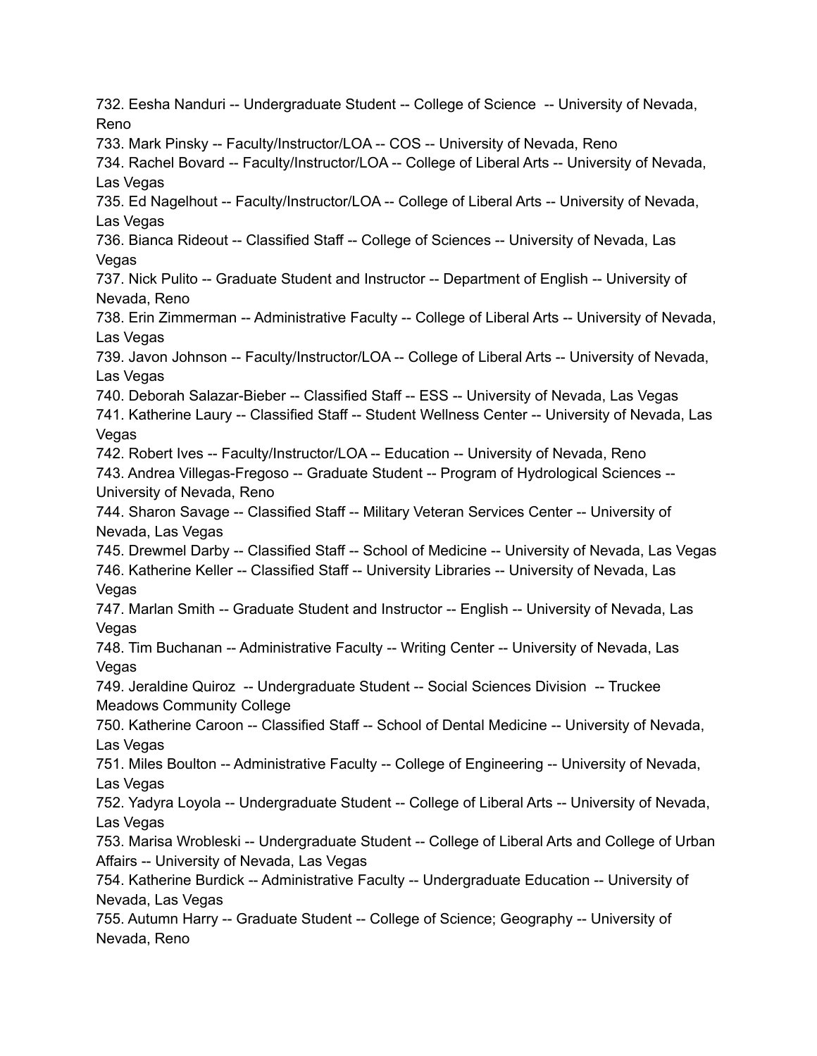732. Eesha Nanduri -- Undergraduate Student -- College of Science -- University of Nevada, Reno
733. Mark Pinsky -- Faculty/Instructor/LOA -- COS -- University of Nevada, Reno
734. Rachel Bovard -- Faculty/Instructor/LOA -- College of Liberal Arts -- University of Nevada, Las Vegas
735. Ed Nagelhout -- Faculty/Instructor/LOA -- College of Liberal Arts -- University of Nevada, Las Vegas
736. Bianca Rideout -- Classified Staff -- College of Sciences -- University of Nevada, Las Vegas
737. Nick Pulito -- Graduate Student and Instructor -- Department of English -- University of Nevada, Reno
738. Erin Zimmerman -- Administrative Faculty -- College of Liberal Arts -- University of Nevada, Las Vegas
739. Javon Johnson -- Faculty/Instructor/LOA -- College of Liberal Arts -- University of Nevada, Las Vegas
740. Deborah Salazar-Bieber -- Classified Staff -- ESS -- University of Nevada, Las Vegas
741. Katherine Laury -- Classified Staff -- Student Wellness Center -- University of Nevada, Las Vegas
742. Robert Ives -- Faculty/Instructor/LOA -- Education -- University of Nevada, Reno
743. Andrea Villegas-Fregoso -- Graduate Student -- Program of Hydrological Sciences -- University of Nevada, Reno
744. Sharon Savage -- Classified Staff -- Military Veteran Services Center -- University of Nevada, Las Vegas
745. Drewmel Darby -- Classified Staff -- School of Medicine -- University of Nevada, Las Vegas
746. Katherine Keller -- Classified Staff -- University Libraries -- University of Nevada, Las Vegas
747. Marlan Smith -- Graduate Student and Instructor -- English -- University of Nevada, Las Vegas
748. Tim Buchanan -- Administrative Faculty -- Writing Center -- University of Nevada, Las Vegas
749. Jeraldine Quiroz -- Undergraduate Student -- Social Sciences Division -- Truckee Meadows Community College
750. Katherine Caroon -- Classified Staff -- School of Dental Medicine -- University of Nevada, Las Vegas
751. Miles Boulton -- Administrative Faculty -- College of Engineering -- University of Nevada, Las Vegas
752. Yadyra Loyola -- Undergraduate Student -- College of Liberal Arts -- University of Nevada, Las Vegas
753. Marisa Wrobleski -- Undergraduate Student -- College of Liberal Arts and College of Urban Affairs -- University of Nevada, Las Vegas
754. Katherine Burdick -- Administrative Faculty -- Undergraduate Education -- University of Nevada, Las Vegas
755. Autumn Harry -- Graduate Student -- College of Science; Geography -- University of Nevada, Reno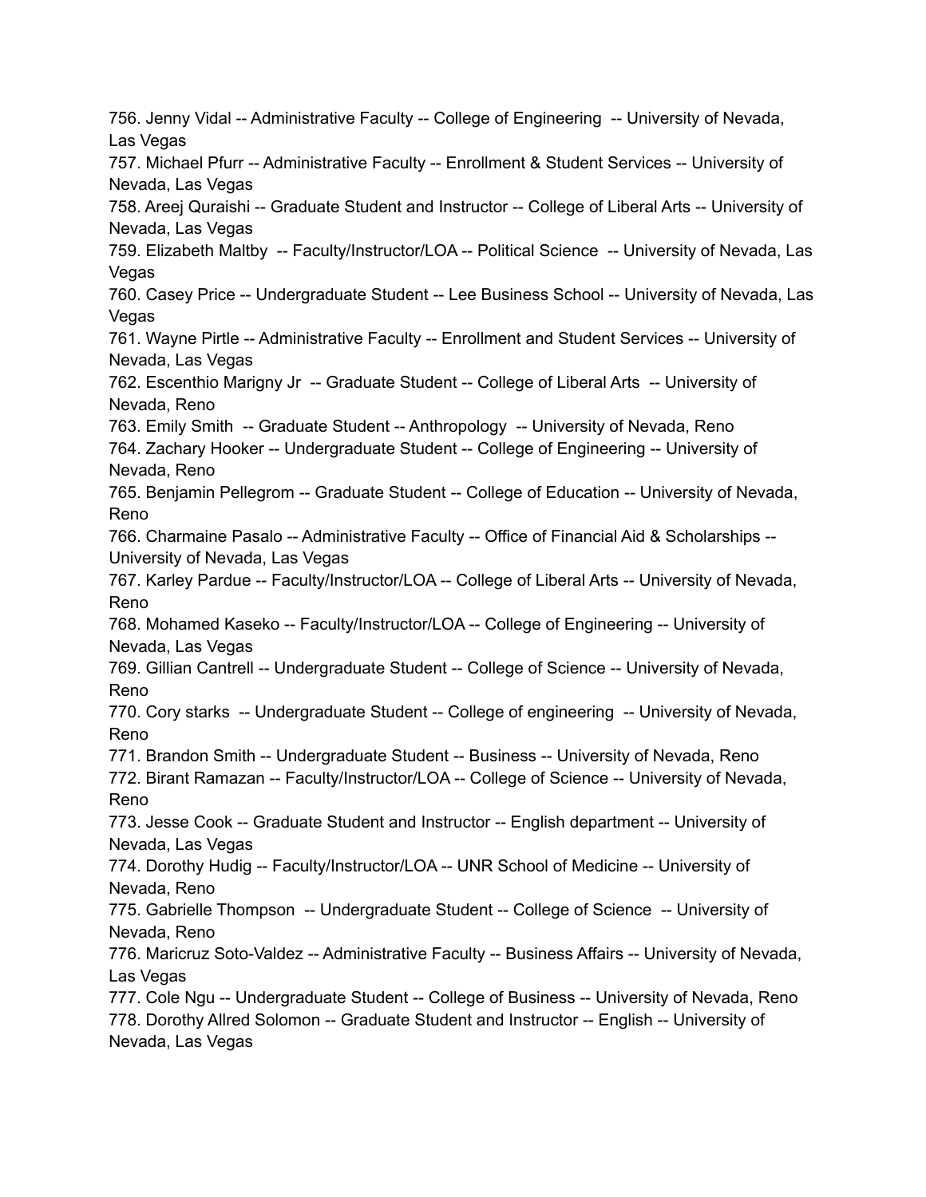756. Jenny Vidal -- Administrative Faculty -- College of Engineering -- University of Nevada, Las Vegas
757. Michael Pfurr -- Administrative Faculty -- Enrollment & Student Services -- University of Nevada, Las Vegas
758. Areej Quraishi -- Graduate Student and Instructor -- College of Liberal Arts -- University of Nevada, Las Vegas
759. Elizabeth Maltby -- Faculty/Instructor/LOA -- Political Science -- University of Nevada, Las Vegas
760. Casey Price -- Undergraduate Student -- Lee Business School -- University of Nevada, Las Vegas
761. Wayne Pirtle -- Administrative Faculty -- Enrollment and Student Services -- University of Nevada, Las Vegas
762. Escenthio Marigny Jr -- Graduate Student -- College of Liberal Arts -- University of Nevada, Reno
763. Emily Smith -- Graduate Student -- Anthropology -- University of Nevada, Reno
764. Zachary Hooker -- Undergraduate Student -- College of Engineering -- University of Nevada, Reno
765. Benjamin Pellegrom -- Graduate Student -- College of Education -- University of Nevada, Reno
766. Charmaine Pasalo -- Administrative Faculty -- Office of Financial Aid & Scholarships -- University of Nevada, Las Vegas
767. Karley Pardue -- Faculty/Instructor/LOA -- College of Liberal Arts -- University of Nevada, Reno
768. Mohamed Kaseko -- Faculty/Instructor/LOA -- College of Engineering -- University of Nevada, Las Vegas
769. Gillian Cantrell -- Undergraduate Student -- College of Science -- University of Nevada, Reno
770. Cory starks -- Undergraduate Student -- College of engineering -- University of Nevada, Reno
771. Brandon Smith -- Undergraduate Student -- Business -- University of Nevada, Reno
772. Birant Ramazan -- Faculty/Instructor/LOA -- College of Science -- University of Nevada, Reno
773. Jesse Cook -- Graduate Student and Instructor -- English department -- University of Nevada, Las Vegas
774. Dorothy Hudig -- Faculty/Instructor/LOA -- UNR School of Medicine -- University of Nevada, Reno
775. Gabrielle Thompson -- Undergraduate Student -- College of Science -- University of Nevada, Reno
776. Maricruz Soto-Valdez -- Administrative Faculty -- Business Affairs -- University of Nevada, Las Vegas
777. Cole Ngu -- Undergraduate Student -- College of Business -- University of Nevada, Reno
778. Dorothy Allred Solomon -- Graduate Student and Instructor -- English -- University of Nevada, Las Vegas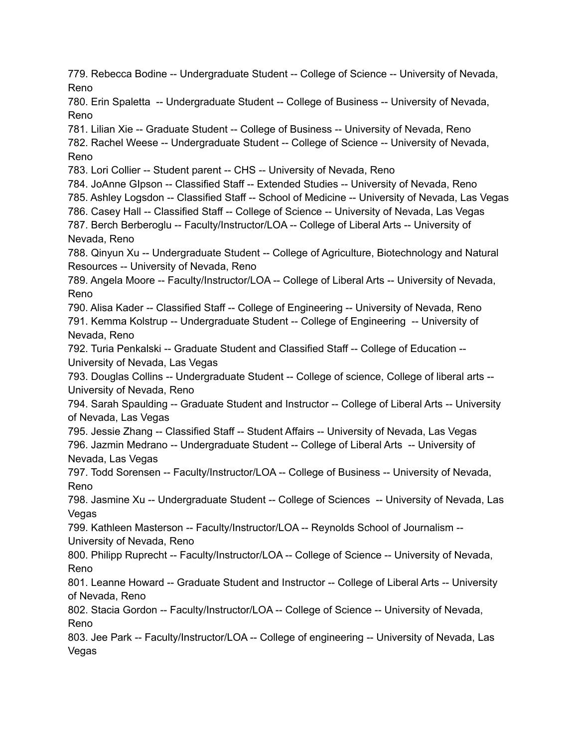779. Rebecca Bodine -- Undergraduate Student -- College of Science -- University of Nevada, Reno
780. Erin Spaletta -- Undergraduate Student -- College of Business -- University of Nevada, Reno
781. Lilian Xie -- Graduate Student -- College of Business -- University of Nevada, Reno
782. Rachel Weese -- Undergraduate Student -- College of Science -- University of Nevada, Reno
783. Lori Collier -- Student parent -- CHS -- University of Nevada, Reno
784. JoAnne GIpson -- Classified Staff -- Extended Studies -- University of Nevada, Reno
785. Ashley Logsdon -- Classified Staff -- School of Medicine -- University of Nevada, Las Vegas
786. Casey Hall -- Classified Staff -- College of Science -- University of Nevada, Las Vegas
787. Berch Berberoglu -- Faculty/Instructor/LOA -- College of Liberal Arts -- University of Nevada, Reno
788. Qinyun Xu -- Undergraduate Student -- College of Agriculture, Biotechnology and Natural Resources -- University of Nevada, Reno
789. Angela Moore -- Faculty/Instructor/LOA -- College of Liberal Arts -- University of Nevada, Reno
790. Alisa Kader -- Classified Staff -- College of Engineering -- University of Nevada, Reno
791. Kemma Kolstrup -- Undergraduate Student -- College of Engineering -- University of Nevada, Reno
792. Turia Penkalski -- Graduate Student and Classified Staff -- College of Education -- University of Nevada, Las Vegas
793. Douglas Collins -- Undergraduate Student -- College of science, College of liberal arts -- University of Nevada, Reno
794. Sarah Spaulding -- Graduate Student and Instructor -- College of Liberal Arts -- University of Nevada, Las Vegas
795. Jessie Zhang -- Classified Staff -- Student Affairs -- University of Nevada, Las Vegas
796. Jazmin Medrano -- Undergraduate Student -- College of Liberal Arts -- University of Nevada, Las Vegas
797. Todd Sorensen -- Faculty/Instructor/LOA -- College of Business -- University of Nevada, Reno
798. Jasmine Xu -- Undergraduate Student -- College of Sciences -- University of Nevada, Las Vegas
799. Kathleen Masterson -- Faculty/Instructor/LOA -- Reynolds School of Journalism -- University of Nevada, Reno
800. Philipp Ruprecht -- Faculty/Instructor/LOA -- College of Science -- University of Nevada, Reno
801. Leanne Howard -- Graduate Student and Instructor -- College of Liberal Arts -- University of Nevada, Reno
802. Stacia Gordon -- Faculty/Instructor/LOA -- College of Science -- University of Nevada, Reno
803. Jee Park -- Faculty/Instructor/LOA -- College of engineering -- University of Nevada, Las Vegas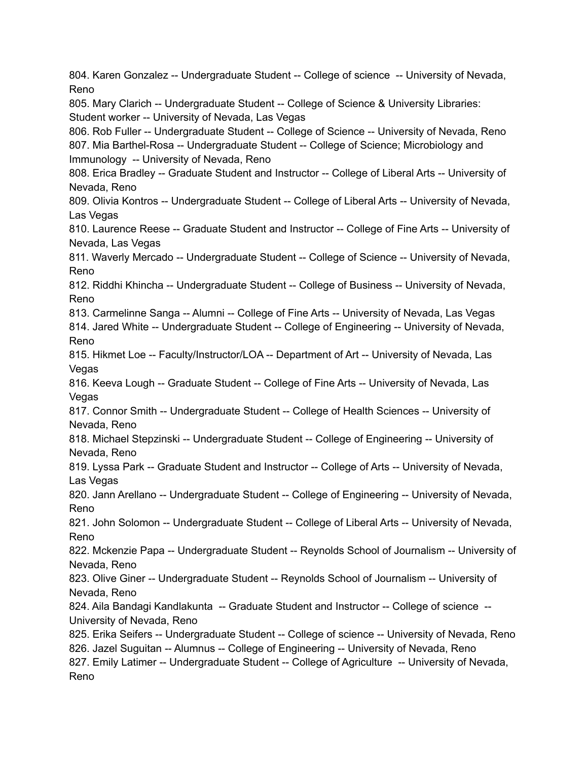804. Karen Gonzalez -- Undergraduate Student -- College of science -- University of Nevada, Reno
805. Mary Clarich -- Undergraduate Student -- College of Science & University Libraries: Student worker -- University of Nevada, Las Vegas
806. Rob Fuller -- Undergraduate Student -- College of Science -- University of Nevada, Reno
807. Mia Barthel-Rosa -- Undergraduate Student -- College of Science; Microbiology and Immunology -- University of Nevada, Reno
808. Erica Bradley -- Graduate Student and Instructor -- College of Liberal Arts -- University of Nevada, Reno
809. Olivia Kontros -- Undergraduate Student -- College of Liberal Arts -- University of Nevada, Las Vegas
810. Laurence Reese -- Graduate Student and Instructor -- College of Fine Arts -- University of Nevada, Las Vegas
811. Waverly Mercado -- Undergraduate Student -- College of Science -- University of Nevada, Reno
812. Riddhi Khincha -- Undergraduate Student -- College of Business -- University of Nevada, Reno
813. Carmelinne Sanga -- Alumni -- College of Fine Arts -- University of Nevada, Las Vegas
814. Jared White -- Undergraduate Student -- College of Engineering -- University of Nevada, Reno
815. Hikmet Loe -- Faculty/Instructor/LOA -- Department of Art -- University of Nevada, Las Vegas
816. Keeva Lough -- Graduate Student -- College of Fine Arts -- University of Nevada, Las Vegas
817. Connor Smith -- Undergraduate Student -- College of Health Sciences -- University of Nevada, Reno
818. Michael Stepzinski -- Undergraduate Student -- College of Engineering -- University of Nevada, Reno
819. Lyssa Park -- Graduate Student and Instructor -- College of Arts -- University of Nevada, Las Vegas
820. Jann Arellano -- Undergraduate Student -- College of Engineering -- University of Nevada, Reno
821. John Solomon -- Undergraduate Student -- College of Liberal Arts -- University of Nevada, Reno
822. Mckenzie Papa -- Undergraduate Student -- Reynolds School of Journalism -- University of Nevada, Reno
823. Olive Giner -- Undergraduate Student -- Reynolds School of Journalism -- University of Nevada, Reno
824. Aila Bandagi Kandlakunta -- Graduate Student and Instructor -- College of science -- University of Nevada, Reno
825. Erika Seifers -- Undergraduate Student -- College of science -- University of Nevada, Reno
826. Jazel Suguitan -- Alumnus -- College of Engineering -- University of Nevada, Reno
827. Emily Latimer -- Undergraduate Student -- College of Agriculture -- University of Nevada, Reno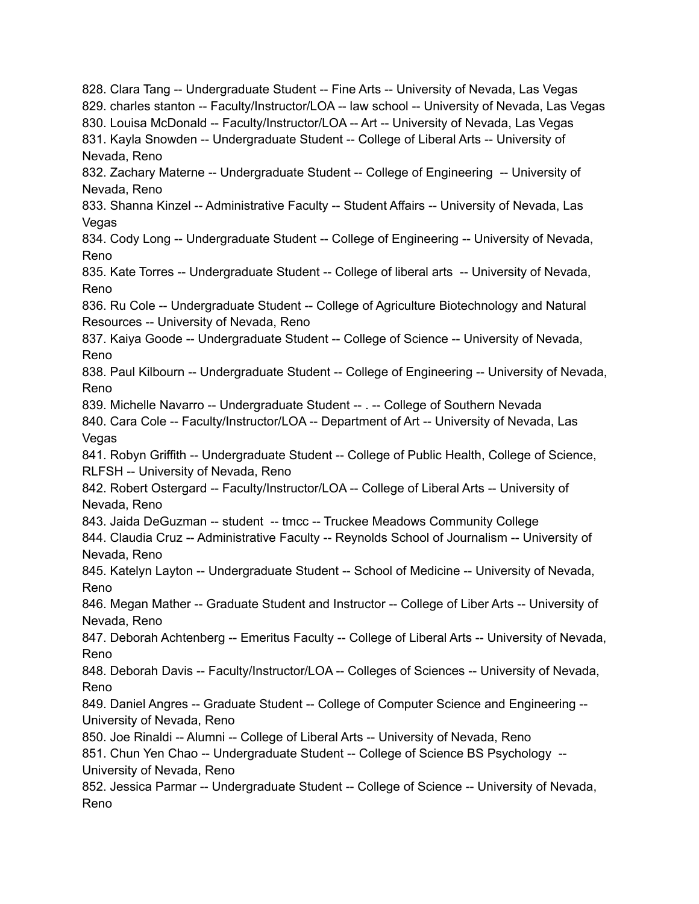828. Clara Tang -- Undergraduate Student -- Fine Arts -- University of Nevada, Las Vegas
829. charles stanton -- Faculty/Instructor/LOA -- law school -- University of Nevada, Las Vegas
830. Louisa McDonald -- Faculty/Instructor/LOA -- Art -- University of Nevada, Las Vegas
831. Kayla Snowden -- Undergraduate Student -- College of Liberal Arts -- University of Nevada, Reno
832. Zachary Materne -- Undergraduate Student -- College of Engineering -- University of Nevada, Reno
833. Shanna Kinzel -- Administrative Faculty -- Student Affairs -- University of Nevada, Las Vegas
834. Cody Long -- Undergraduate Student -- College of Engineering -- University of Nevada, Reno
835. Kate Torres -- Undergraduate Student -- College of liberal arts -- University of Nevada, Reno
836. Ru Cole -- Undergraduate Student -- College of Agriculture Biotechnology and Natural Resources -- University of Nevada, Reno
837. Kaiya Goode -- Undergraduate Student -- College of Science -- University of Nevada, Reno
838. Paul Kilbourn -- Undergraduate Student -- College of Engineering -- University of Nevada, Reno
839. Michelle Navarro -- Undergraduate Student -- . -- College of Southern Nevada
840. Cara Cole -- Faculty/Instructor/LOA -- Department of Art -- University of Nevada, Las Vegas
841. Robyn Griffith -- Undergraduate Student -- College of Public Health, College of Science, RLFSH -- University of Nevada, Reno
842. Robert Ostergard -- Faculty/Instructor/LOA -- College of Liberal Arts -- University of Nevada, Reno
843. Jaida DeGuzman -- student -- tmcc -- Truckee Meadows Community College
844. Claudia Cruz -- Administrative Faculty -- Reynolds School of Journalism -- University of Nevada, Reno
845. Katelyn Layton -- Undergraduate Student -- School of Medicine -- University of Nevada, Reno
846. Megan Mather -- Graduate Student and Instructor -- College of Liber Arts -- University of Nevada, Reno
847. Deborah Achtenberg -- Emeritus Faculty -- College of Liberal Arts -- University of Nevada, Reno
848. Deborah Davis -- Faculty/Instructor/LOA -- Colleges of Sciences -- University of Nevada, Reno
849. Daniel Angres -- Graduate Student -- College of Computer Science and Engineering -- University of Nevada, Reno
850. Joe Rinaldi -- Alumni -- College of Liberal Arts -- University of Nevada, Reno
851. Chun Yen Chao -- Undergraduate Student -- College of Science BS Psychology -- University of Nevada, Reno
852. Jessica Parmar -- Undergraduate Student -- College of Science -- University of Nevada, Reno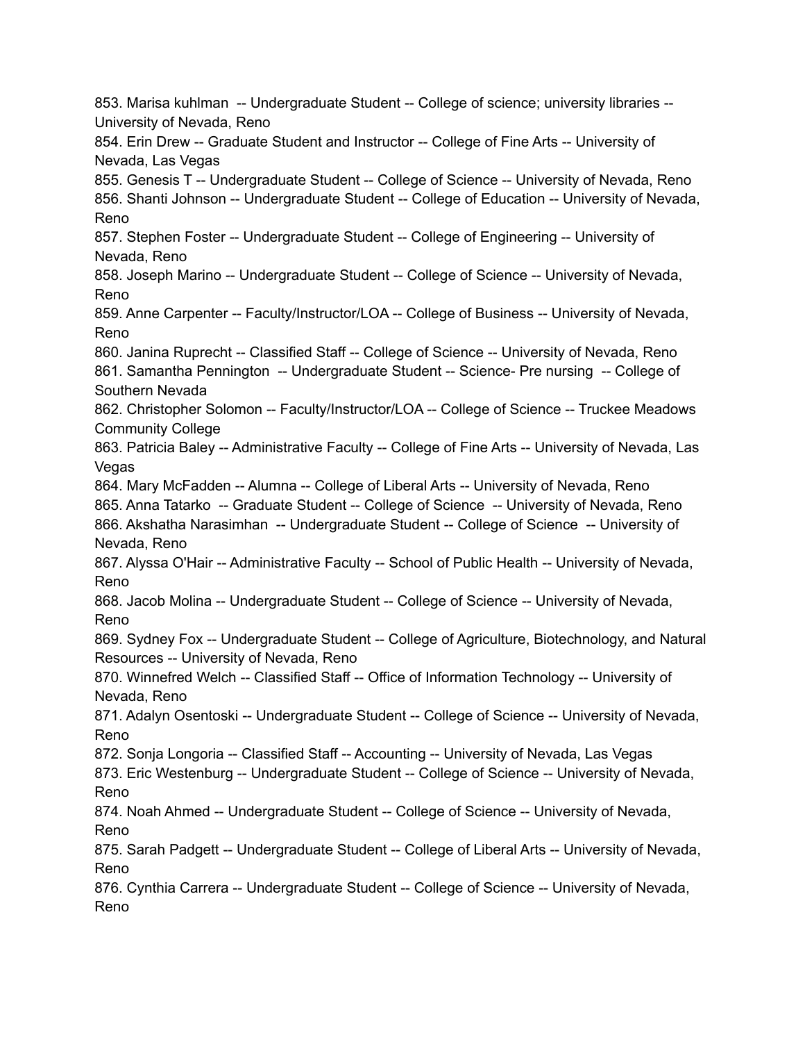853. Marisa kuhlman -- Undergraduate Student -- College of science; university libraries -- University of Nevada, Reno
854. Erin Drew -- Graduate Student and Instructor -- College of Fine Arts -- University of Nevada, Las Vegas
855. Genesis T -- Undergraduate Student -- College of Science -- University of Nevada, Reno
856. Shanti Johnson -- Undergraduate Student -- College of Education -- University of Nevada, Reno
857. Stephen Foster -- Undergraduate Student -- College of Engineering -- University of Nevada, Reno
858. Joseph Marino -- Undergraduate Student -- College of Science -- University of Nevada, Reno
859. Anne Carpenter -- Faculty/Instructor/LOA -- College of Business -- University of Nevada, Reno
860. Janina Ruprecht -- Classified Staff -- College of Science -- University of Nevada, Reno
861. Samantha Pennington -- Undergraduate Student -- Science- Pre nursing -- College of Southern Nevada
862. Christopher Solomon -- Faculty/Instructor/LOA -- College of Science -- Truckee Meadows Community College
863. Patricia Baley -- Administrative Faculty -- College of Fine Arts -- University of Nevada, Las Vegas
864. Mary McFadden -- Alumna -- College of Liberal Arts -- University of Nevada, Reno
865. Anna Tatarko -- Graduate Student -- College of Science -- University of Nevada, Reno
866. Akshatha Narasimhan -- Undergraduate Student -- College of Science -- University of Nevada, Reno
867. Alyssa O'Hair -- Administrative Faculty -- School of Public Health -- University of Nevada, Reno
868. Jacob Molina -- Undergraduate Student -- College of Science -- University of Nevada, Reno
869. Sydney Fox -- Undergraduate Student -- College of Agriculture, Biotechnology, and Natural Resources -- University of Nevada, Reno
870. Winnefred Welch -- Classified Staff -- Office of Information Technology -- University of Nevada, Reno
871. Adalyn Osentoski -- Undergraduate Student -- College of Science -- University of Nevada, Reno
872. Sonja Longoria -- Classified Staff -- Accounting -- University of Nevada, Las Vegas
873. Eric Westenburg -- Undergraduate Student -- College of Science -- University of Nevada, Reno
874. Noah Ahmed -- Undergraduate Student -- College of Science -- University of Nevada, Reno
875. Sarah Padgett -- Undergraduate Student -- College of Liberal Arts -- University of Nevada, Reno
876. Cynthia Carrera -- Undergraduate Student -- College of Science -- University of Nevada, Reno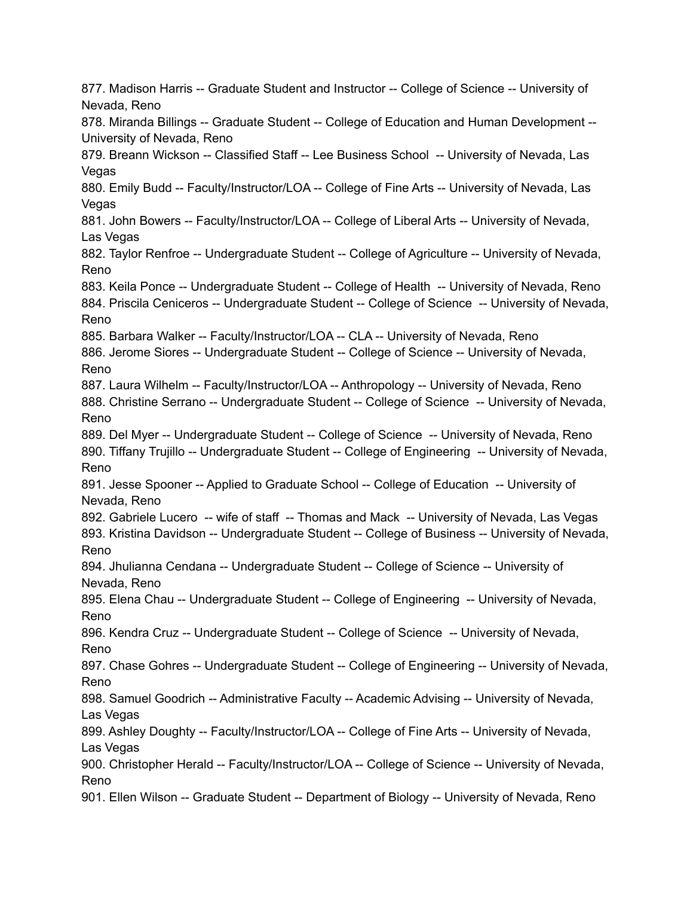877. Madison Harris -- Graduate Student and Instructor -- College of Science -- University of Nevada, Reno
878. Miranda Billings -- Graduate Student -- College of Education and Human Development -- University of Nevada, Reno
879. Breann Wickson -- Classified Staff -- Lee Business School -- University of Nevada, Las Vegas
880. Emily Budd -- Faculty/Instructor/LOA -- College of Fine Arts -- University of Nevada, Las Vegas
881. John Bowers -- Faculty/Instructor/LOA -- College of Liberal Arts -- University of Nevada, Las Vegas
882. Taylor Renfroe -- Undergraduate Student -- College of Agriculture -- University of Nevada, Reno
883. Keila Ponce -- Undergraduate Student -- College of Health -- University of Nevada, Reno
884. Priscila Ceniceros -- Undergraduate Student -- College of Science -- University of Nevada, Reno
885. Barbara Walker -- Faculty/Instructor/LOA -- CLA -- University of Nevada, Reno
886. Jerome Siores -- Undergraduate Student -- College of Science -- University of Nevada, Reno
887. Laura Wilhelm -- Faculty/Instructor/LOA -- Anthropology -- University of Nevada, Reno
888. Christine Serrano -- Undergraduate Student -- College of Science -- University of Nevada, Reno
889. Del Myer -- Undergraduate Student -- College of Science -- University of Nevada, Reno
890. Tiffany Trujillo -- Undergraduate Student -- College of Engineering -- University of Nevada, Reno
891. Jesse Spooner -- Applied to Graduate School -- College of Education -- University of Nevada, Reno
892. Gabriele Lucero -- wife of staff -- Thomas and Mack -- University of Nevada, Las Vegas
893. Kristina Davidson -- Undergraduate Student -- College of Business -- University of Nevada, Reno
894. Jhulianna Cendana -- Undergraduate Student -- College of Science -- University of Nevada, Reno
895. Elena Chau -- Undergraduate Student -- College of Engineering -- University of Nevada, Reno
896. Kendra Cruz -- Undergraduate Student -- College of Science -- University of Nevada, Reno
897. Chase Gohres -- Undergraduate Student -- College of Engineering -- University of Nevada, Reno
898. Samuel Goodrich -- Administrative Faculty -- Academic Advising -- University of Nevada, Las Vegas
899. Ashley Doughty -- Faculty/Instructor/LOA -- College of Fine Arts -- University of Nevada, Las Vegas
900. Christopher Herald -- Faculty/Instructor/LOA -- College of Science -- University of Nevada, Reno
901. Ellen Wilson -- Graduate Student -- Department of Biology -- University of Nevada, Reno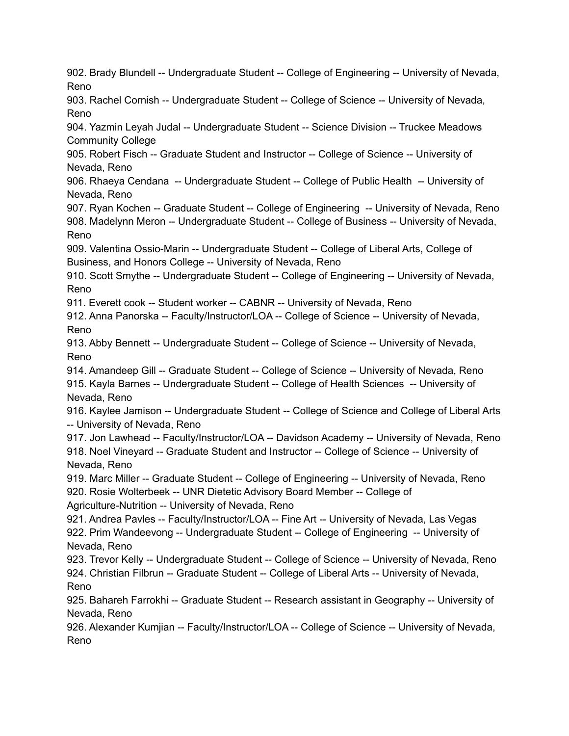902. Brady Blundell -- Undergraduate Student -- College of Engineering -- University of Nevada, Reno
903. Rachel Cornish -- Undergraduate Student -- College of Science -- University of Nevada, Reno
904. Yazmin Leyah Judal -- Undergraduate Student -- Science Division -- Truckee Meadows Community College
905. Robert Fisch -- Graduate Student and Instructor -- College of Science -- University of Nevada, Reno
906. Rhaeya Cendana -- Undergraduate Student -- College of Public Health -- University of Nevada, Reno
907. Ryan Kochen -- Graduate Student -- College of Engineering -- University of Nevada, Reno
908. Madelynn Meron -- Undergraduate Student -- College of Business -- University of Nevada, Reno
909. Valentina Ossio-Marin -- Undergraduate Student -- College of Liberal Arts, College of Business, and Honors College -- University of Nevada, Reno
910. Scott Smythe -- Undergraduate Student -- College of Engineering -- University of Nevada, Reno
911. Everett cook -- Student worker -- CABNR -- University of Nevada, Reno
912. Anna Panorska -- Faculty/Instructor/LOA -- College of Science -- University of Nevada, Reno
913. Abby Bennett -- Undergraduate Student -- College of Science -- University of Nevada, Reno
914. Amandeep Gill -- Graduate Student -- College of Science -- University of Nevada, Reno
915. Kayla Barnes -- Undergraduate Student -- College of Health Sciences -- University of Nevada, Reno
916. Kaylee Jamison -- Undergraduate Student -- College of Science and College of Liberal Arts -- University of Nevada, Reno
917. Jon Lawhead -- Faculty/Instructor/LOA -- Davidson Academy -- University of Nevada, Reno
918. Noel Vineyard -- Graduate Student and Instructor -- College of Science -- University of Nevada, Reno
919. Marc Miller -- Graduate Student -- College of Engineering -- University of Nevada, Reno
920. Rosie Wolterbeek -- UNR Dietetic Advisory Board Member -- College of Agriculture-Nutrition -- University of Nevada, Reno
921. Andrea Pavles -- Faculty/Instructor/LOA -- Fine Art -- University of Nevada, Las Vegas
922. Prim Wandeevong -- Undergraduate Student -- College of Engineering -- University of Nevada, Reno
923. Trevor Kelly -- Undergraduate Student -- College of Science -- University of Nevada, Reno
924. Christian Filbrun -- Graduate Student -- College of Liberal Arts -- University of Nevada, Reno
925. Bahareh Farrokhi -- Graduate Student -- Research assistant in Geography -- University of Nevada, Reno
926. Alexander Kumjian -- Faculty/Instructor/LOA -- College of Science -- University of Nevada, Reno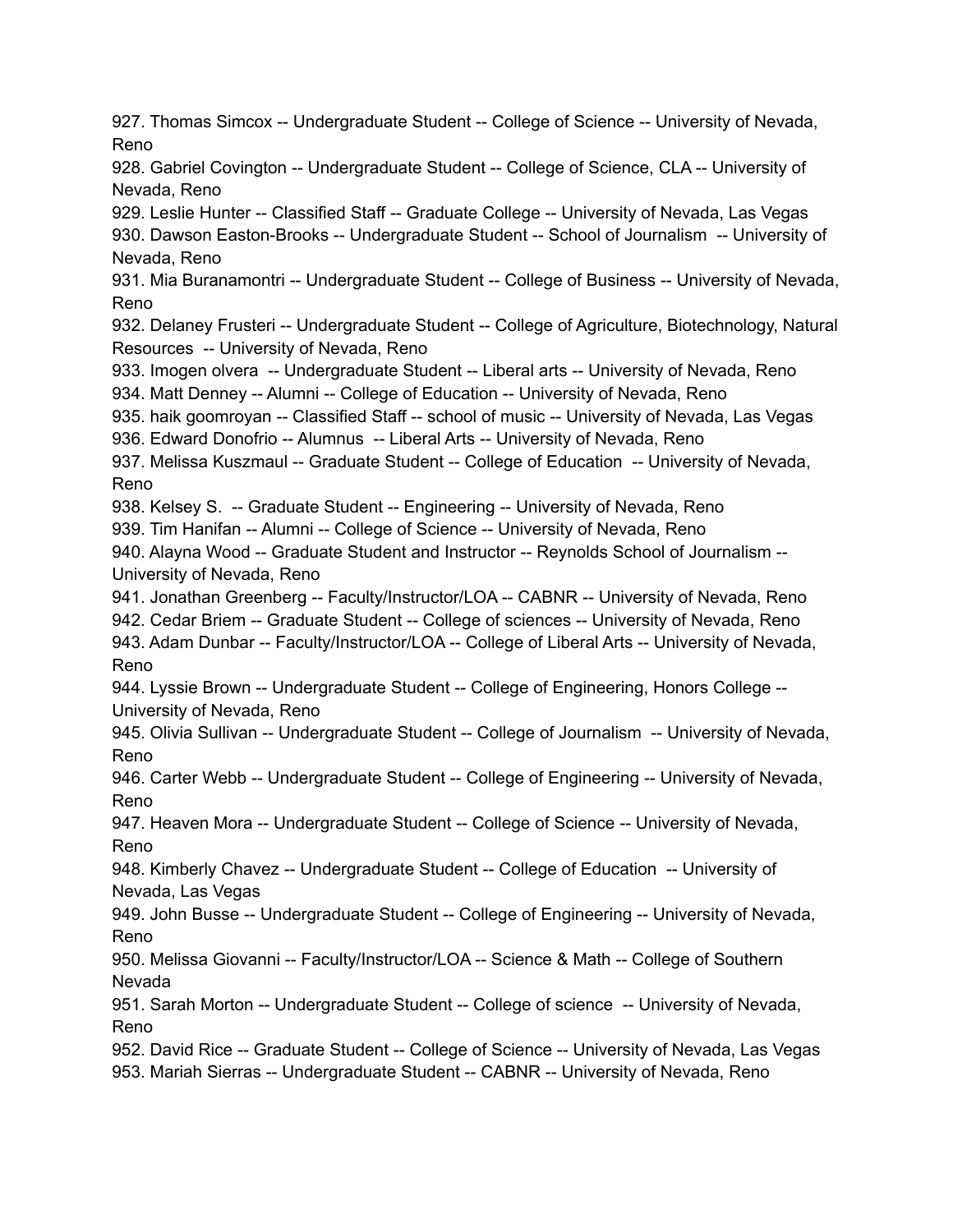927. Thomas Simcox -- Undergraduate Student -- College of Science -- University of Nevada, Reno
928. Gabriel Covington -- Undergraduate Student -- College of Science, CLA -- University of Nevada, Reno
929. Leslie Hunter -- Classified Staff -- Graduate College -- University of Nevada, Las Vegas
930. Dawson Easton-Brooks -- Undergraduate Student -- School of Journalism -- University of Nevada, Reno
931. Mia Buranamontri -- Undergraduate Student -- College of Business -- University of Nevada, Reno
932. Delaney Frusteri -- Undergraduate Student -- College of Agriculture, Biotechnology, Natural Resources -- University of Nevada, Reno
933. Imogen olvera -- Undergraduate Student -- Liberal arts -- University of Nevada, Reno
934. Matt Denney -- Alumni -- College of Education -- University of Nevada, Reno
935. haik goomroyan -- Classified Staff -- school of music -- University of Nevada, Las Vegas
936. Edward Donofrio -- Alumnus -- Liberal Arts -- University of Nevada, Reno
937. Melissa Kuszmaul -- Graduate Student -- College of Education -- University of Nevada, Reno
938. Kelsey S. -- Graduate Student -- Engineering -- University of Nevada, Reno
939. Tim Hanifan -- Alumni -- College of Science -- University of Nevada, Reno
940. Alayna Wood -- Graduate Student and Instructor -- Reynolds School of Journalism -- University of Nevada, Reno
941. Jonathan Greenberg -- Faculty/Instructor/LOA -- CABNR -- University of Nevada, Reno
942. Cedar Briem -- Graduate Student -- College of sciences -- University of Nevada, Reno
943. Adam Dunbar -- Faculty/Instructor/LOA -- College of Liberal Arts -- University of Nevada, Reno
944. Lyssie Brown -- Undergraduate Student -- College of Engineering, Honors College -- University of Nevada, Reno
945. Olivia Sullivan -- Undergraduate Student -- College of Journalism -- University of Nevada, Reno
946. Carter Webb -- Undergraduate Student -- College of Engineering -- University of Nevada, Reno
947. Heaven Mora -- Undergraduate Student -- College of Science -- University of Nevada, Reno
948. Kimberly Chavez -- Undergraduate Student -- College of Education -- University of Nevada, Las Vegas
949. John Busse -- Undergraduate Student -- College of Engineering -- University of Nevada, Reno
950. Melissa Giovanni -- Faculty/Instructor/LOA -- Science & Math -- College of Southern Nevada
951. Sarah Morton -- Undergraduate Student -- College of science -- University of Nevada, Reno
952. David Rice -- Graduate Student -- College of Science -- University of Nevada, Las Vegas
953. Mariah Sierras -- Undergraduate Student -- CABNR -- University of Nevada, Reno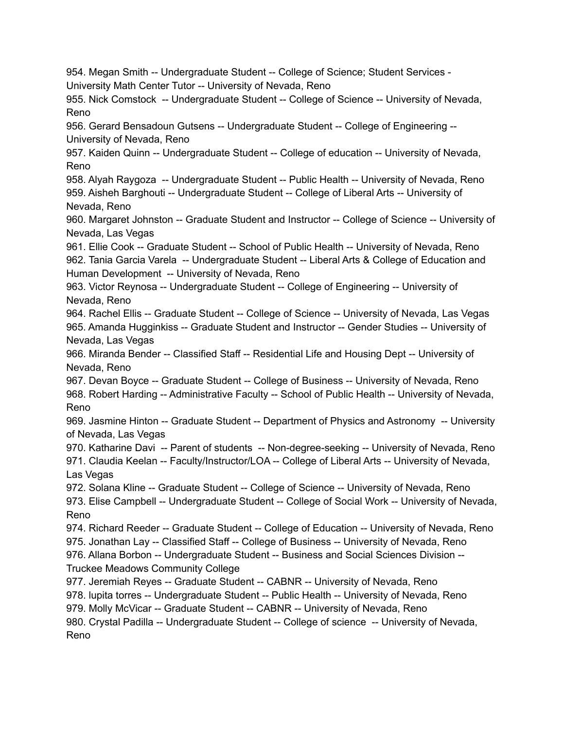954. Megan Smith -- Undergraduate Student -- College of Science; Student Services - University Math Center Tutor -- University of Nevada, Reno
955. Nick Comstock -- Undergraduate Student -- College of Science -- University of Nevada, Reno
956. Gerard Bensadoun Gutsens -- Undergraduate Student -- College of Engineering -- University of Nevada, Reno
957. Kaiden Quinn -- Undergraduate Student -- College of education -- University of Nevada, Reno
958. Alyah Raygoza -- Undergraduate Student -- Public Health -- University of Nevada, Reno
959. Aisheh Barghouti -- Undergraduate Student -- College of Liberal Arts -- University of Nevada, Reno
960. Margaret Johnston -- Graduate Student and Instructor -- College of Science -- University of Nevada, Las Vegas
961. Ellie Cook -- Graduate Student -- School of Public Health -- University of Nevada, Reno
962. Tania Garcia Varela -- Undergraduate Student -- Liberal Arts & College of Education and Human Development -- University of Nevada, Reno
963. Victor Reynosa -- Undergraduate Student -- College of Engineering -- University of Nevada, Reno
964. Rachel Ellis -- Graduate Student -- College of Science -- University of Nevada, Las Vegas
965. Amanda Hugginkiss -- Graduate Student and Instructor -- Gender Studies -- University of Nevada, Las Vegas
966. Miranda Bender -- Classified Staff -- Residential Life and Housing Dept -- University of Nevada, Reno
967. Devan Boyce -- Graduate Student -- College of Business -- University of Nevada, Reno
968. Robert Harding -- Administrative Faculty -- School of Public Health -- University of Nevada, Reno
969. Jasmine Hinton -- Graduate Student -- Department of Physics and Astronomy -- University of Nevada, Las Vegas
970. Katharine Davi -- Parent of students -- Non-degree-seeking -- University of Nevada, Reno
971. Claudia Keelan -- Faculty/Instructor/LOA -- College of Liberal Arts -- University of Nevada, Las Vegas
972. Solana Kline -- Graduate Student -- College of Science -- University of Nevada, Reno
973. Elise Campbell -- Undergraduate Student -- College of Social Work -- University of Nevada, Reno
974. Richard Reeder -- Graduate Student -- College of Education -- University of Nevada, Reno
975. Jonathan Lay -- Classified Staff -- College of Business -- University of Nevada, Reno
976. Allana Borbon -- Undergraduate Student -- Business and Social Sciences Division -- Truckee Meadows Community College
977. Jeremiah Reyes -- Graduate Student -- CABNR -- University of Nevada, Reno
978. lupita torres -- Undergraduate Student -- Public Health -- University of Nevada, Reno
979. Molly McVicar -- Graduate Student -- CABNR -- University of Nevada, Reno
980. Crystal Padilla -- Undergraduate Student -- College of science -- University of Nevada, Reno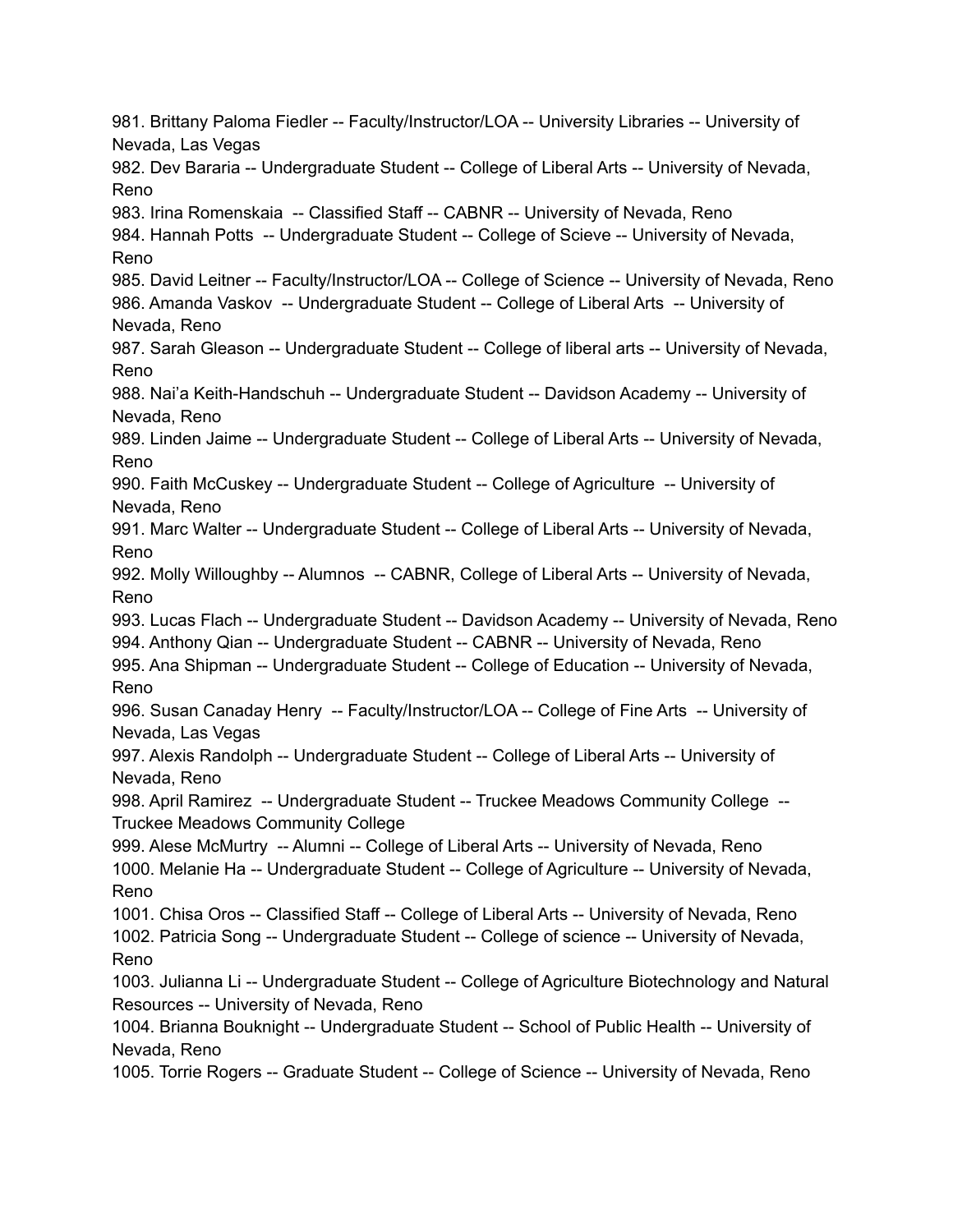981. Brittany Paloma Fiedler -- Faculty/Instructor/LOA -- University Libraries -- University of Nevada, Las Vegas
982. Dev Bararia -- Undergraduate Student -- College of Liberal Arts -- University of Nevada, Reno
983. Irina Romenskaia -- Classified Staff -- CABNR -- University of Nevada, Reno
984. Hannah Potts -- Undergraduate Student -- College of Scieve -- University of Nevada, Reno
985. David Leitner -- Faculty/Instructor/LOA -- College of Science -- University of Nevada, Reno
986. Amanda Vaskov -- Undergraduate Student -- College of Liberal Arts -- University of Nevada, Reno
987. Sarah Gleason -- Undergraduate Student -- College of liberal arts -- University of Nevada, Reno
988. Nai'a Keith-Handschuh -- Undergraduate Student -- Davidson Academy -- University of Nevada, Reno
989. Linden Jaime -- Undergraduate Student -- College of Liberal Arts -- University of Nevada, Reno
990. Faith McCuskey -- Undergraduate Student -- College of Agriculture -- University of Nevada, Reno
991. Marc Walter -- Undergraduate Student -- College of Liberal Arts -- University of Nevada, Reno
992. Molly Willoughby -- Alumnos -- CABNR, College of Liberal Arts -- University of Nevada, Reno
993. Lucas Flach -- Undergraduate Student -- Davidson Academy -- University of Nevada, Reno
994. Anthony Qian -- Undergraduate Student -- CABNR -- University of Nevada, Reno
995. Ana Shipman -- Undergraduate Student -- College of Education -- University of Nevada, Reno
996. Susan Canaday Henry -- Faculty/Instructor/LOA -- College of Fine Arts -- University of Nevada, Las Vegas
997. Alexis Randolph -- Undergraduate Student -- College of Liberal Arts -- University of Nevada, Reno
998. April Ramirez -- Undergraduate Student -- Truckee Meadows Community College -- Truckee Meadows Community College
999. Alese McMurtry -- Alumni -- College of Liberal Arts -- University of Nevada, Reno
1000. Melanie Ha -- Undergraduate Student -- College of Agriculture -- University of Nevada, Reno
1001. Chisa Oros -- Classified Staff -- College of Liberal Arts -- University of Nevada, Reno
1002. Patricia Song -- Undergraduate Student -- College of science -- University of Nevada, Reno
1003. Julianna Li -- Undergraduate Student -- College of Agriculture Biotechnology and Natural Resources -- University of Nevada, Reno
1004. Brianna Bouknight -- Undergraduate Student -- School of Public Health -- University of Nevada, Reno
1005. Torrie Rogers -- Graduate Student -- College of Science -- University of Nevada, Reno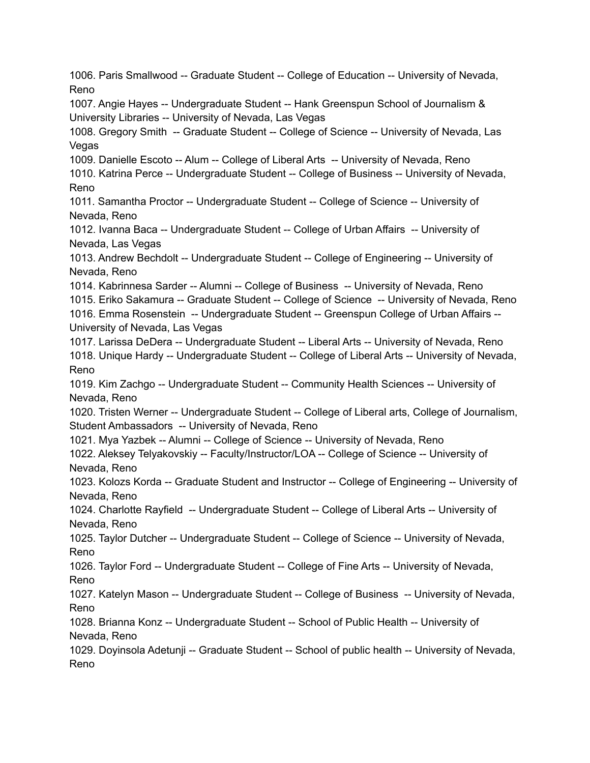1006. Paris Smallwood -- Graduate Student -- College of Education -- University of Nevada, Reno
1007. Angie Hayes -- Undergraduate Student -- Hank Greenspun School of Journalism & University Libraries -- University of Nevada, Las Vegas
1008. Gregory Smith -- Graduate Student -- College of Science -- University of Nevada, Las Vegas
1009. Danielle Escoto -- Alum -- College of Liberal Arts -- University of Nevada, Reno
1010. Katrina Perce -- Undergraduate Student -- College of Business -- University of Nevada, Reno
1011. Samantha Proctor -- Undergraduate Student -- College of Science -- University of Nevada, Reno
1012. Ivanna Baca -- Undergraduate Student -- College of Urban Affairs -- University of Nevada, Las Vegas
1013. Andrew Bechdolt -- Undergraduate Student -- College of Engineering -- University of Nevada, Reno
1014. Kabrinnesa Sarder -- Alumni -- College of Business -- University of Nevada, Reno
1015. Eriko Sakamura -- Graduate Student -- College of Science -- University of Nevada, Reno
1016. Emma Rosenstein -- Undergraduate Student -- Greenspun College of Urban Affairs -- University of Nevada, Las Vegas
1017. Larissa DeDera -- Undergraduate Student -- Liberal Arts -- University of Nevada, Reno
1018. Unique Hardy -- Undergraduate Student -- College of Liberal Arts -- University of Nevada, Reno
1019. Kim Zachgo -- Undergraduate Student -- Community Health Sciences -- University of Nevada, Reno
1020. Tristen Werner -- Undergraduate Student -- College of Liberal arts, College of Journalism, Student Ambassadors -- University of Nevada, Reno
1021. Mya Yazbek -- Alumni -- College of Science -- University of Nevada, Reno
1022. Aleksey Telyakovskiy -- Faculty/Instructor/LOA -- College of Science -- University of Nevada, Reno
1023. Kolozs Korda -- Graduate Student and Instructor -- College of Engineering -- University of Nevada, Reno
1024. Charlotte Rayfield -- Undergraduate Student -- College of Liberal Arts -- University of Nevada, Reno
1025. Taylor Dutcher -- Undergraduate Student -- College of Science -- University of Nevada, Reno
1026. Taylor Ford -- Undergraduate Student -- College of Fine Arts -- University of Nevada, Reno
1027. Katelyn Mason -- Undergraduate Student -- College of Business -- University of Nevada, Reno
1028. Brianna Konz -- Undergraduate Student -- School of Public Health -- University of Nevada, Reno
1029. Doyinsola Adetunji -- Graduate Student -- School of public health -- University of Nevada, Reno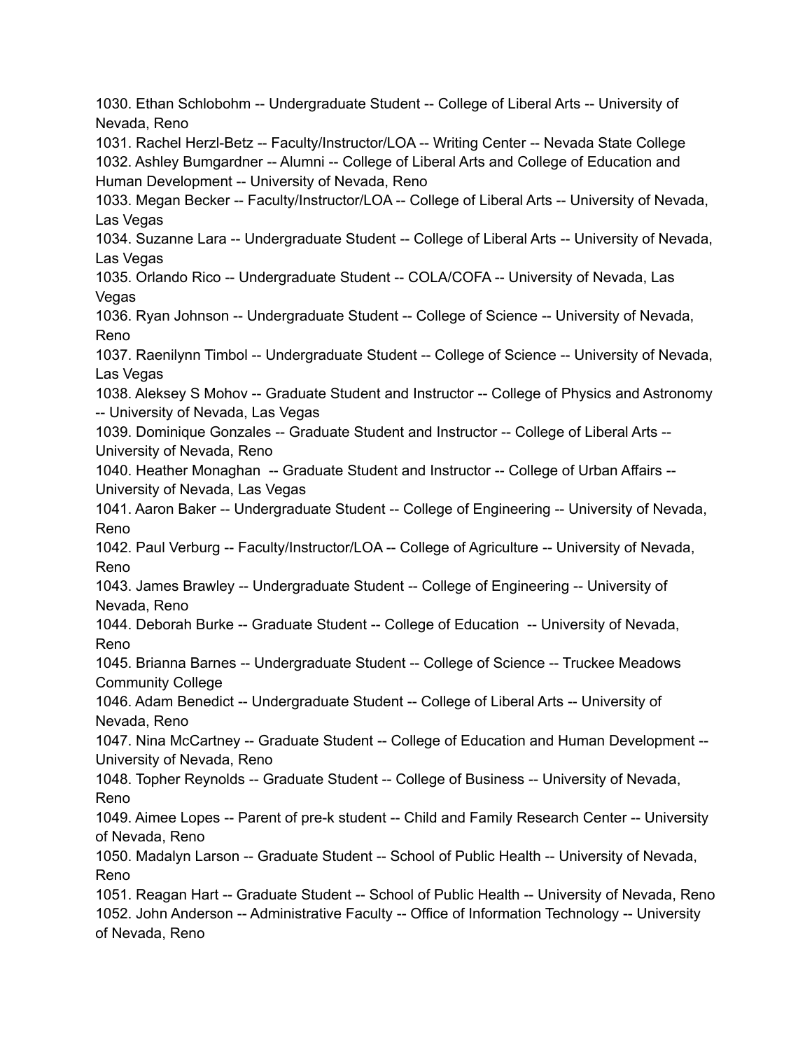1030. Ethan Schlobohm -- Undergraduate Student -- College of Liberal Arts -- University of Nevada, Reno
1031. Rachel Herzl-Betz -- Faculty/Instructor/LOA -- Writing Center -- Nevada State College
1032. Ashley Bumgardner -- Alumni -- College of Liberal Arts and College of Education and Human Development -- University of Nevada, Reno
1033. Megan Becker -- Faculty/Instructor/LOA -- College of Liberal Arts -- University of Nevada, Las Vegas
1034. Suzanne Lara -- Undergraduate Student -- College of Liberal Arts -- University of Nevada, Las Vegas
1035. Orlando Rico -- Undergraduate Student -- COLA/COFA -- University of Nevada, Las Vegas
1036. Ryan Johnson -- Undergraduate Student -- College of Science -- University of Nevada, Reno
1037. Raenilynn Timbol -- Undergraduate Student -- College of Science -- University of Nevada, Las Vegas
1038. Aleksey S Mohov -- Graduate Student and Instructor -- College of Physics and Astronomy -- University of Nevada, Las Vegas
1039. Dominique Gonzales -- Graduate Student and Instructor -- College of Liberal Arts -- University of Nevada, Reno
1040. Heather Monaghan -- Graduate Student and Instructor -- College of Urban Affairs -- University of Nevada, Las Vegas
1041. Aaron Baker -- Undergraduate Student -- College of Engineering -- University of Nevada, Reno
1042. Paul Verburg -- Faculty/Instructor/LOA -- College of Agriculture -- University of Nevada, Reno
1043. James Brawley -- Undergraduate Student -- College of Engineering -- University of Nevada, Reno
1044. Deborah Burke -- Graduate Student -- College of Education -- University of Nevada, Reno
1045. Brianna Barnes -- Undergraduate Student -- College of Science -- Truckee Meadows Community College
1046. Adam Benedict -- Undergraduate Student -- College of Liberal Arts -- University of Nevada, Reno
1047. Nina McCartney -- Graduate Student -- College of Education and Human Development -- University of Nevada, Reno
1048. Topher Reynolds -- Graduate Student -- College of Business -- University of Nevada, Reno
1049. Aimee Lopes -- Parent of pre-k student -- Child and Family Research Center -- University of Nevada, Reno
1050. Madalyn Larson -- Graduate Student -- School of Public Health -- University of Nevada, Reno
1051. Reagan Hart -- Graduate Student -- School of Public Health -- University of Nevada, Reno
1052. John Anderson -- Administrative Faculty -- Office of Information Technology -- University of Nevada, Reno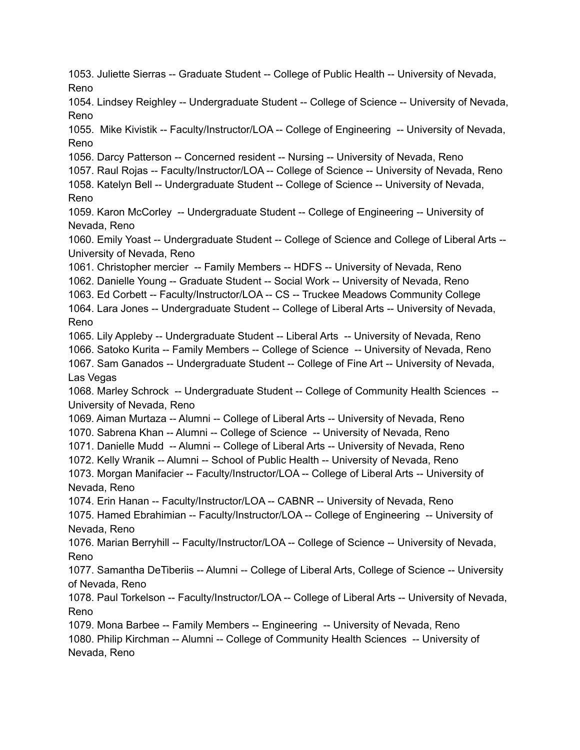1053. Juliette Sierras -- Graduate Student -- College of Public Health -- University of Nevada, Reno
1054. Lindsey Reighley -- Undergraduate Student -- College of Science -- University of Nevada, Reno
1055. Mike Kivistik -- Faculty/Instructor/LOA -- College of Engineering -- University of Nevada, Reno
1056. Darcy Patterson -- Concerned resident -- Nursing -- University of Nevada, Reno
1057. Raul Rojas -- Faculty/Instructor/LOA -- College of Science -- University of Nevada, Reno
1058. Katelyn Bell -- Undergraduate Student -- College of Science -- University of Nevada, Reno
1059. Karon McCorley -- Undergraduate Student -- College of Engineering -- University of Nevada, Reno
1060. Emily Yoast -- Undergraduate Student -- College of Science and College of Liberal Arts -- University of Nevada, Reno
1061. Christopher mercier -- Family Members -- HDFS -- University of Nevada, Reno
1062. Danielle Young -- Graduate Student -- Social Work -- University of Nevada, Reno
1063. Ed Corbett -- Faculty/Instructor/LOA -- CS -- Truckee Meadows Community College
1064. Lara Jones -- Undergraduate Student -- College of Liberal Arts -- University of Nevada, Reno
1065. Lily Appleby -- Undergraduate Student -- Liberal Arts -- University of Nevada, Reno
1066. Satoko Kurita -- Family Members -- College of Science -- University of Nevada, Reno
1067. Sam Ganados -- Undergraduate Student -- College of Fine Art -- University of Nevada, Las Vegas
1068. Marley Schrock -- Undergraduate Student -- College of Community Health Sciences -- University of Nevada, Reno
1069. Aiman Murtaza -- Alumni -- College of Liberal Arts -- University of Nevada, Reno
1070. Sabrena Khan -- Alumni -- College of Science -- University of Nevada, Reno
1071. Danielle Mudd -- Alumni -- College of Liberal Arts -- University of Nevada, Reno
1072. Kelly Wranik -- Alumni -- School of Public Health -- University of Nevada, Reno
1073. Morgan Manifacier -- Faculty/Instructor/LOA -- College of Liberal Arts -- University of Nevada, Reno
1074. Erin Hanan -- Faculty/Instructor/LOA -- CABNR -- University of Nevada, Reno
1075. Hamed Ebrahimian -- Faculty/Instructor/LOA -- College of Engineering -- University of Nevada, Reno
1076. Marian Berryhill -- Faculty/Instructor/LOA -- College of Science -- University of Nevada, Reno
1077. Samantha DeTiberiis -- Alumni -- College of Liberal Arts, College of Science -- University of Nevada, Reno
1078. Paul Torkelson -- Faculty/Instructor/LOA -- College of Liberal Arts -- University of Nevada, Reno
1079. Mona Barbee -- Family Members -- Engineering -- University of Nevada, Reno
1080. Philip Kirchman -- Alumni -- College of Community Health Sciences -- University of Nevada, Reno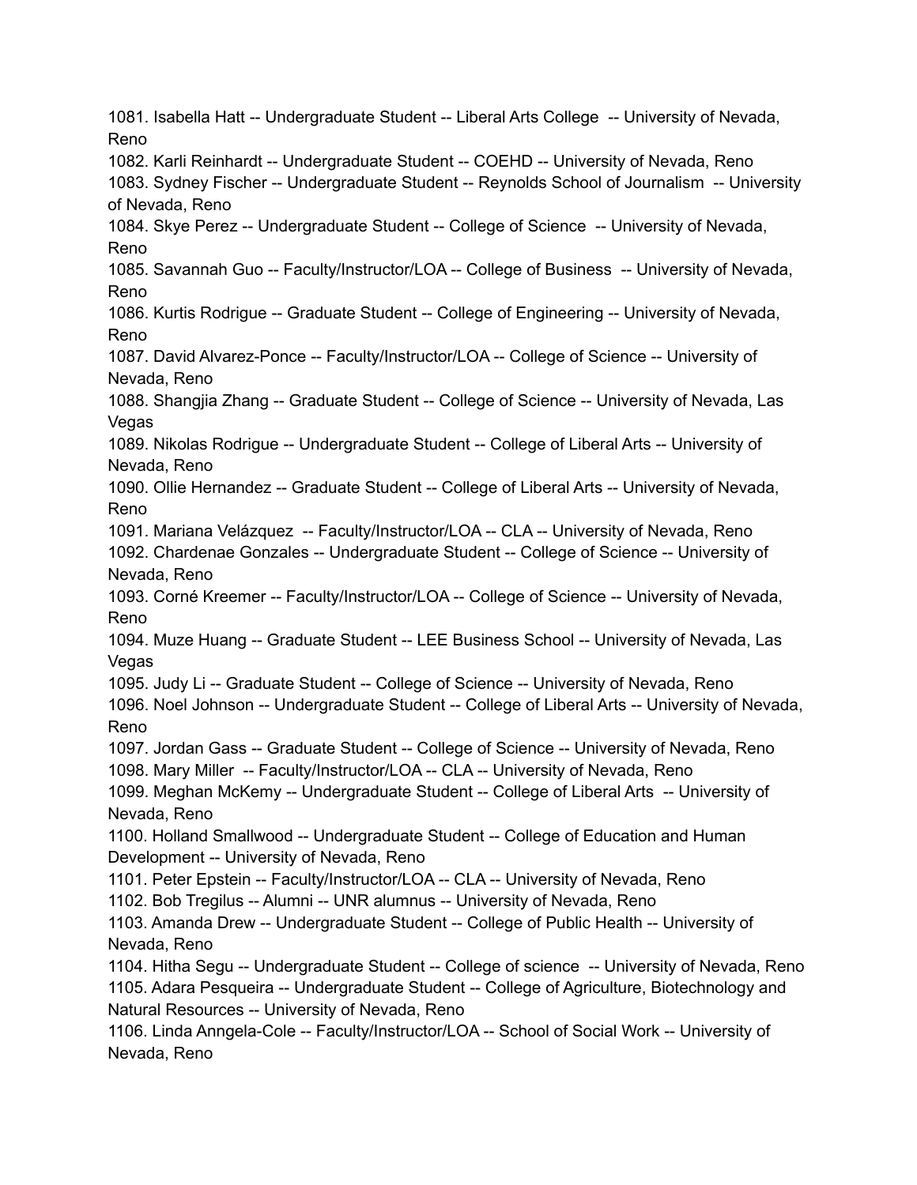1081. Isabella Hatt -- Undergraduate Student -- Liberal Arts College -- University of Nevada, Reno
1082. Karli Reinhardt -- Undergraduate Student -- COEHD -- University of Nevada, Reno
1083. Sydney Fischer -- Undergraduate Student -- Reynolds School of Journalism -- University of Nevada, Reno
1084. Skye Perez -- Undergraduate Student -- College of Science -- University of Nevada, Reno
1085. Savannah Guo -- Faculty/Instructor/LOA -- College of Business -- University of Nevada, Reno
1086. Kurtis Rodrigue -- Graduate Student -- College of Engineering -- University of Nevada, Reno
1087. David Alvarez-Ponce -- Faculty/Instructor/LOA -- College of Science -- University of Nevada, Reno
1088. Shangjia Zhang -- Graduate Student -- College of Science -- University of Nevada, Las Vegas
1089. Nikolas Rodrigue -- Undergraduate Student -- College of Liberal Arts -- University of Nevada, Reno
1090. Ollie Hernandez -- Graduate Student -- College of Liberal Arts -- University of Nevada, Reno
1091. Mariana Velázquez -- Faculty/Instructor/LOA -- CLA -- University of Nevada, Reno
1092. Chardenae Gonzales -- Undergraduate Student -- College of Science -- University of Nevada, Reno
1093. Corné Kreemer -- Faculty/Instructor/LOA -- College of Science -- University of Nevada, Reno
1094. Muze Huang -- Graduate Student -- LEE Business School -- University of Nevada, Las Vegas
1095. Judy Li -- Graduate Student -- College of Science -- University of Nevada, Reno
1096. Noel Johnson -- Undergraduate Student -- College of Liberal Arts -- University of Nevada, Reno
1097. Jordan Gass -- Graduate Student -- College of Science -- University of Nevada, Reno
1098. Mary Miller -- Faculty/Instructor/LOA -- CLA -- University of Nevada, Reno
1099. Meghan McKemy -- Undergraduate Student -- College of Liberal Arts -- University of Nevada, Reno
1100. Holland Smallwood -- Undergraduate Student -- College of Education and Human Development -- University of Nevada, Reno
1101. Peter Epstein -- Faculty/Instructor/LOA -- CLA -- University of Nevada, Reno
1102. Bob Tregilus -- Alumni -- UNR alumnus -- University of Nevada, Reno
1103. Amanda Drew -- Undergraduate Student -- College of Public Health -- University of Nevada, Reno
1104. Hitha Segu -- Undergraduate Student -- College of science -- University of Nevada, Reno
1105. Adara Pesqueira -- Undergraduate Student -- College of Agriculture, Biotechnology and Natural Resources -- University of Nevada, Reno
1106. Linda Anngela-Cole -- Faculty/Instructor/LOA -- School of Social Work -- University of Nevada, Reno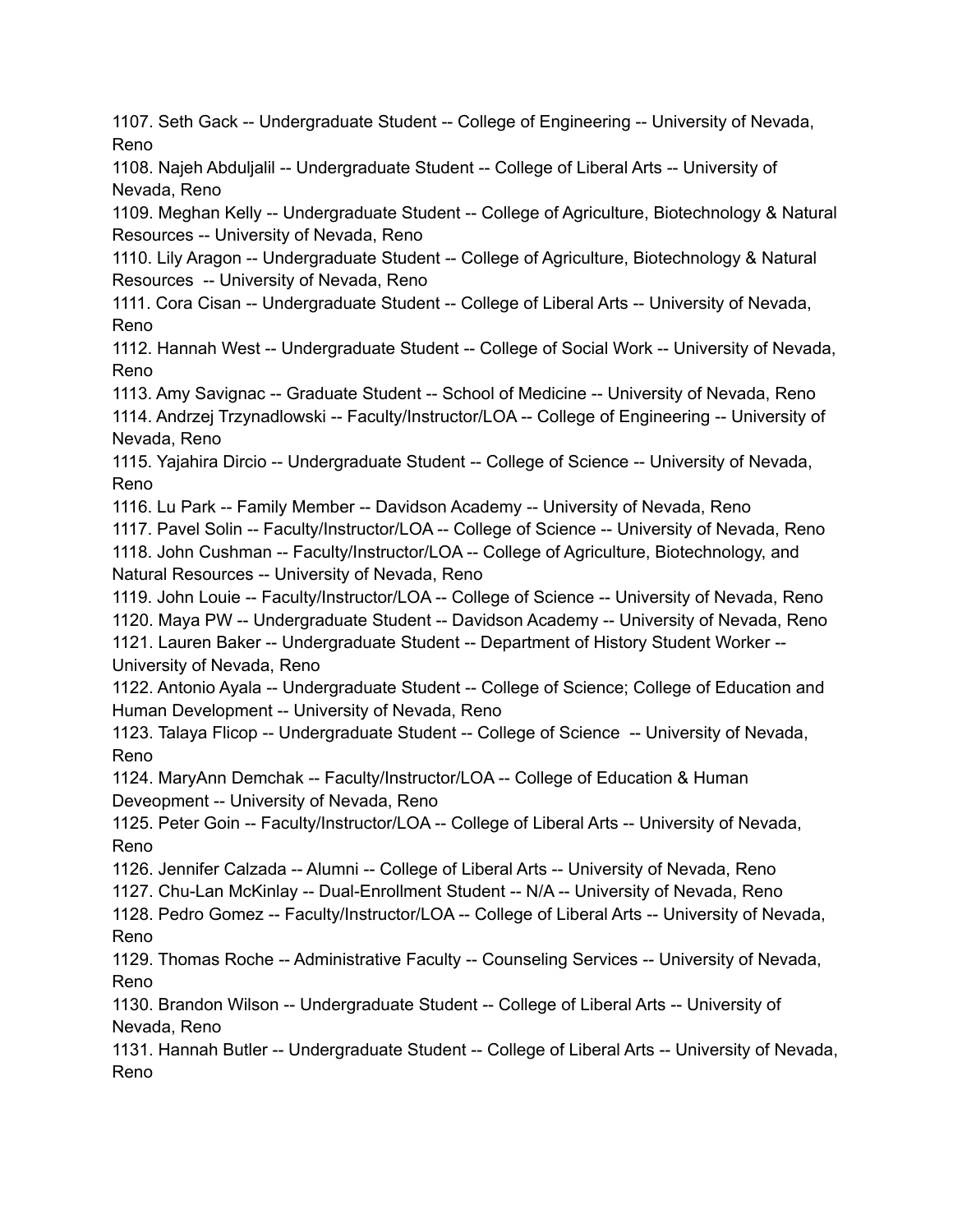1107. Seth Gack -- Undergraduate Student -- College of Engineering -- University of Nevada, Reno
1108. Najeh Abduljalil -- Undergraduate Student -- College of Liberal Arts -- University of Nevada, Reno
1109. Meghan Kelly -- Undergraduate Student -- College of Agriculture, Biotechnology & Natural Resources -- University of Nevada, Reno
1110. Lily Aragon -- Undergraduate Student -- College of Agriculture, Biotechnology & Natural Resources -- University of Nevada, Reno
1111. Cora Cisan -- Undergraduate Student -- College of Liberal Arts -- University of Nevada, Reno
1112. Hannah West -- Undergraduate Student -- College of Social Work -- University of Nevada, Reno
1113. Amy Savignac -- Graduate Student -- School of Medicine -- University of Nevada, Reno
1114. Andrzej Trzynadlowski -- Faculty/Instructor/LOA -- College of Engineering -- University of Nevada, Reno
1115. Yajahira Dircio -- Undergraduate Student -- College of Science -- University of Nevada, Reno
1116. Lu Park -- Family Member -- Davidson Academy -- University of Nevada, Reno
1117. Pavel Solin -- Faculty/Instructor/LOA -- College of Science -- University of Nevada, Reno
1118. John Cushman -- Faculty/Instructor/LOA -- College of Agriculture, Biotechnology, and Natural Resources -- University of Nevada, Reno
1119. John Louie -- Faculty/Instructor/LOA -- College of Science -- University of Nevada, Reno
1120. Maya PW -- Undergraduate Student -- Davidson Academy -- University of Nevada, Reno
1121. Lauren Baker -- Undergraduate Student -- Department of History Student Worker -- University of Nevada, Reno
1122. Antonio Ayala -- Undergraduate Student -- College of Science; College of Education and Human Development -- University of Nevada, Reno
1123. Talaya Flicop -- Undergraduate Student -- College of Science -- University of Nevada, Reno
1124. MaryAnn Demchak -- Faculty/Instructor/LOA -- College of Education & Human Deveopment -- University of Nevada, Reno
1125. Peter Goin -- Faculty/Instructor/LOA -- College of Liberal Arts -- University of Nevada, Reno
1126. Jennifer Calzada -- Alumni -- College of Liberal Arts -- University of Nevada, Reno
1127. Chu-Lan McKinlay -- Dual-Enrollment Student -- N/A -- University of Nevada, Reno
1128. Pedro Gomez -- Faculty/Instructor/LOA -- College of Liberal Arts -- University of Nevada, Reno
1129. Thomas Roche -- Administrative Faculty -- Counseling Services -- University of Nevada, Reno
1130. Brandon Wilson -- Undergraduate Student -- College of Liberal Arts -- University of Nevada, Reno
1131. Hannah Butler -- Undergraduate Student -- College of Liberal Arts -- University of Nevada, Reno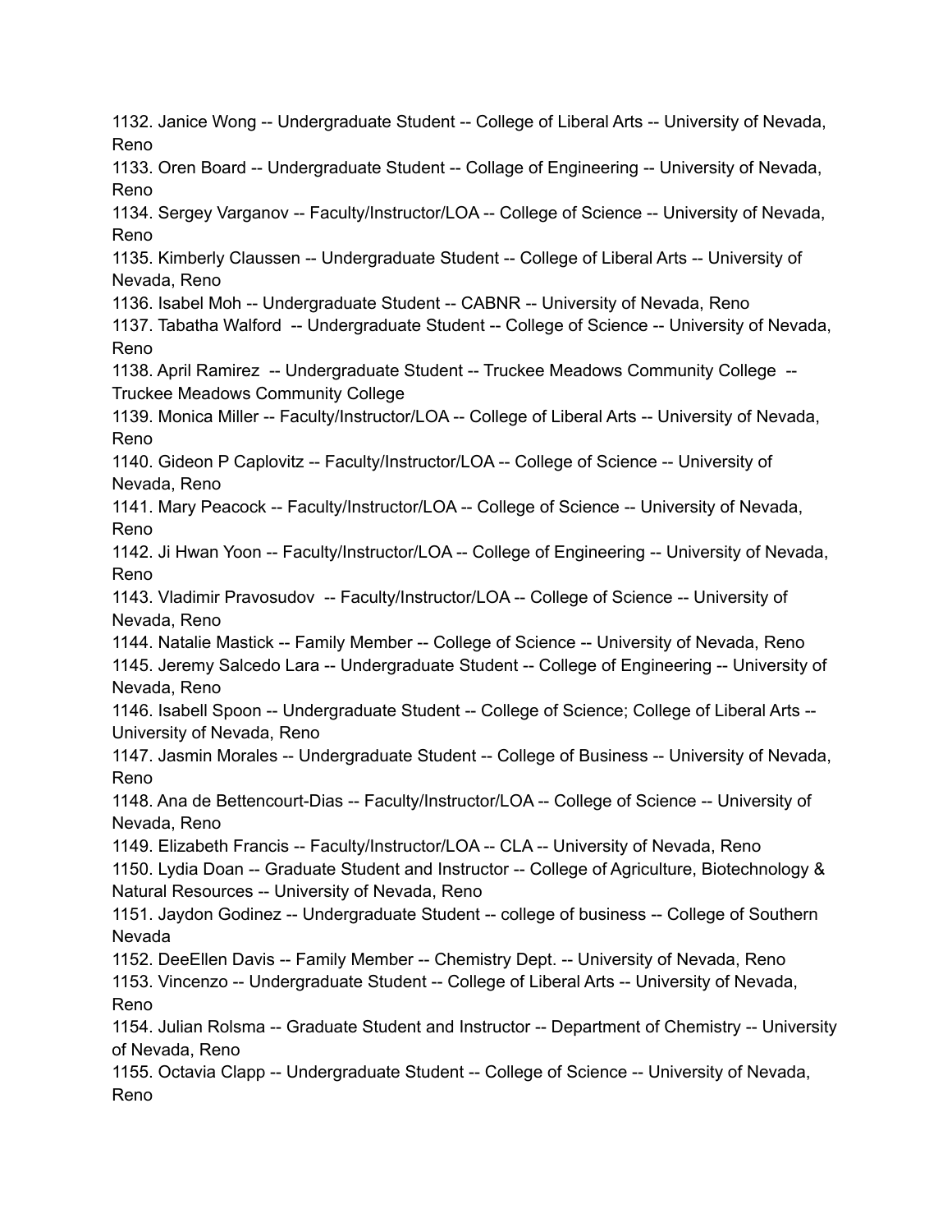1132. Janice Wong -- Undergraduate Student -- College of Liberal Arts -- University of Nevada, Reno
1133. Oren Board -- Undergraduate Student -- Collage of Engineering -- University of Nevada, Reno
1134. Sergey Varganov -- Faculty/Instructor/LOA -- College of Science -- University of Nevada, Reno
1135. Kimberly Claussen -- Undergraduate Student -- College of Liberal Arts -- University of Nevada, Reno
1136. Isabel Moh -- Undergraduate Student -- CABNR -- University of Nevada, Reno
1137. Tabatha Walford -- Undergraduate Student -- College of Science -- University of Nevada, Reno
1138. April Ramirez -- Undergraduate Student -- Truckee Meadows Community College -- Truckee Meadows Community College
1139. Monica Miller -- Faculty/Instructor/LOA -- College of Liberal Arts -- University of Nevada, Reno
1140. Gideon P Caplovitz -- Faculty/Instructor/LOA -- College of Science -- University of Nevada, Reno
1141. Mary Peacock -- Faculty/Instructor/LOA -- College of Science -- University of Nevada, Reno
1142. Ji Hwan Yoon -- Faculty/Instructor/LOA -- College of Engineering -- University of Nevada, Reno
1143. Vladimir Pravosudov -- Faculty/Instructor/LOA -- College of Science -- University of Nevada, Reno
1144. Natalie Mastick -- Family Member -- College of Science -- University of Nevada, Reno
1145. Jeremy Salcedo Lara -- Undergraduate Student -- College of Engineering -- University of Nevada, Reno
1146. Isabell Spoon -- Undergraduate Student -- College of Science; College of Liberal Arts -- University of Nevada, Reno
1147. Jasmin Morales -- Undergraduate Student -- College of Business -- University of Nevada, Reno
1148. Ana de Bettencourt-Dias -- Faculty/Instructor/LOA -- College of Science -- University of Nevada, Reno
1149. Elizabeth Francis -- Faculty/Instructor/LOA -- CLA -- University of Nevada, Reno
1150. Lydia Doan -- Graduate Student and Instructor -- College of Agriculture, Biotechnology & Natural Resources -- University of Nevada, Reno
1151. Jaydon Godinez -- Undergraduate Student -- college of business -- College of Southern Nevada
1152. DeeEllen Davis -- Family Member -- Chemistry Dept. -- University of Nevada, Reno
1153. Vincenzo -- Undergraduate Student -- College of Liberal Arts -- University of Nevada, Reno
1154. Julian Rolsma -- Graduate Student and Instructor -- Department of Chemistry -- University of Nevada, Reno
1155. Octavia Clapp -- Undergraduate Student -- College of Science -- University of Nevada, Reno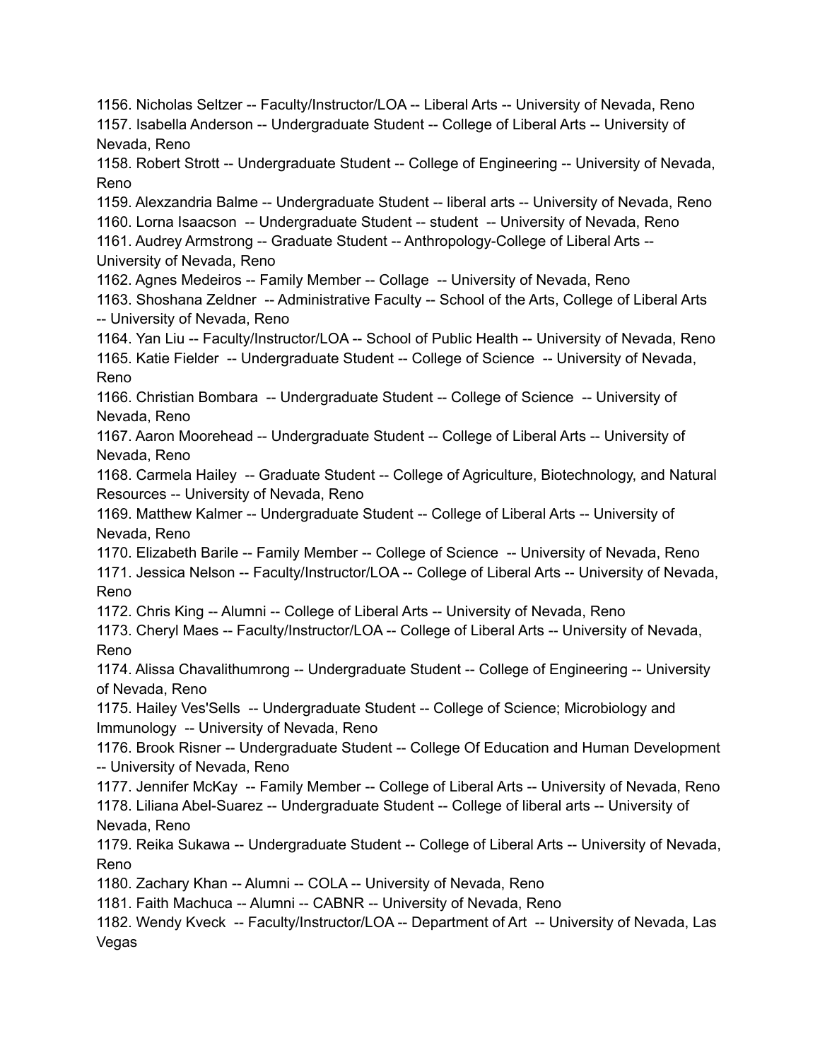1156. Nicholas Seltzer -- Faculty/Instructor/LOA -- Liberal Arts -- University of Nevada, Reno
1157. Isabella Anderson -- Undergraduate Student -- College of Liberal Arts -- University of Nevada, Reno
1158. Robert Strott -- Undergraduate Student -- College of Engineering -- University of Nevada, Reno
1159. Alexzandria Balme -- Undergraduate Student -- liberal arts -- University of Nevada, Reno
1160. Lorna Isaacson -- Undergraduate Student -- student -- University of Nevada, Reno
1161. Audrey Armstrong -- Graduate Student -- Anthropology-College of Liberal Arts -- University of Nevada, Reno
1162. Agnes Medeiros -- Family Member -- Collage -- University of Nevada, Reno
1163. Shoshana Zeldner -- Administrative Faculty -- School of the Arts, College of Liberal Arts -- University of Nevada, Reno
1164. Yan Liu -- Faculty/Instructor/LOA -- School of Public Health -- University of Nevada, Reno
1165. Katie Fielder -- Undergraduate Student -- College of Science -- University of Nevada, Reno
1166. Christian Bombara -- Undergraduate Student -- College of Science -- University of Nevada, Reno
1167. Aaron Moorehead -- Undergraduate Student -- College of Liberal Arts -- University of Nevada, Reno
1168. Carmela Hailey -- Graduate Student -- College of Agriculture, Biotechnology, and Natural Resources -- University of Nevada, Reno
1169. Matthew Kalmer -- Undergraduate Student -- College of Liberal Arts -- University of Nevada, Reno
1170. Elizabeth Barile -- Family Member -- College of Science -- University of Nevada, Reno
1171. Jessica Nelson -- Faculty/Instructor/LOA -- College of Liberal Arts -- University of Nevada, Reno
1172. Chris King -- Alumni -- College of Liberal Arts -- University of Nevada, Reno
1173. Cheryl Maes -- Faculty/Instructor/LOA -- College of Liberal Arts -- University of Nevada, Reno
1174. Alissa Chavalithumrong -- Undergraduate Student -- College of Engineering -- University of Nevada, Reno
1175. Hailey Ves'Sells -- Undergraduate Student -- College of Science; Microbiology and Immunology -- University of Nevada, Reno
1176. Brook Risner -- Undergraduate Student -- College Of Education and Human Development -- University of Nevada, Reno
1177. Jennifer McKay -- Family Member -- College of Liberal Arts -- University of Nevada, Reno
1178. Liliana Abel-Suarez -- Undergraduate Student -- College of liberal arts -- University of Nevada, Reno
1179. Reika Sukawa -- Undergraduate Student -- College of Liberal Arts -- University of Nevada, Reno
1180. Zachary Khan -- Alumni -- COLA -- University of Nevada, Reno
1181. Faith Machuca -- Alumni -- CABNR -- University of Nevada, Reno
1182. Wendy Kveck -- Faculty/Instructor/LOA -- Department of Art -- University of Nevada, Las Vegas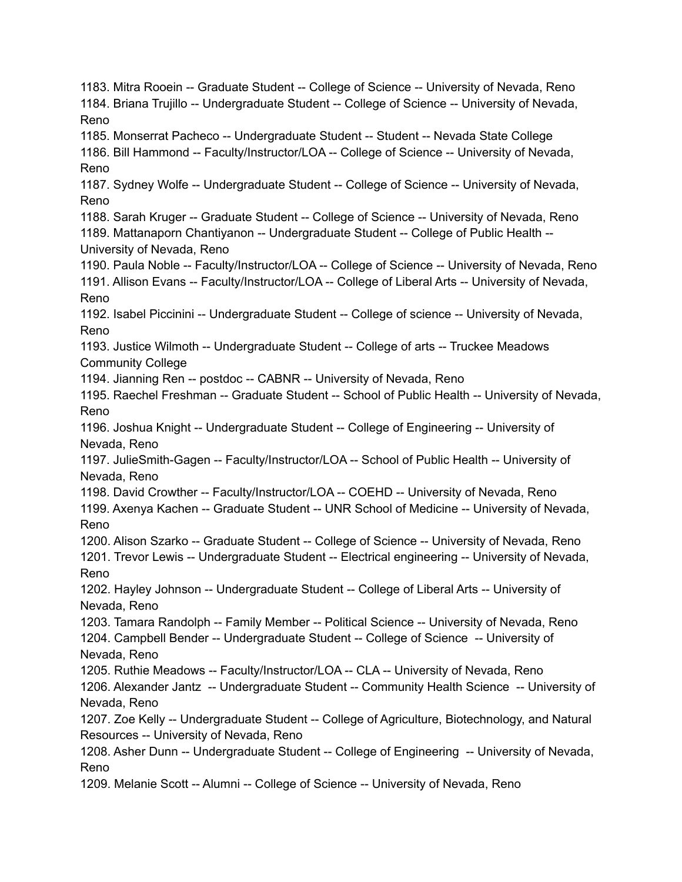1183. Mitra Rooein -- Graduate Student -- College of Science -- University of Nevada, Reno
1184. Briana Trujillo -- Undergraduate Student -- College of Science -- University of Nevada, Reno
1185. Monserrat Pacheco -- Undergraduate Student -- Student -- Nevada State College
1186. Bill Hammond -- Faculty/Instructor/LOA -- College of Science -- University of Nevada, Reno
1187. Sydney Wolfe -- Undergraduate Student -- College of Science -- University of Nevada, Reno
1188. Sarah Kruger -- Graduate Student -- College of Science -- University of Nevada, Reno
1189. Mattanaporn Chantiyanon -- Undergraduate Student -- College of Public Health -- University of Nevada, Reno
1190. Paula Noble -- Faculty/Instructor/LOA -- College of Science -- University of Nevada, Reno
1191. Allison Evans -- Faculty/Instructor/LOA -- College of Liberal Arts -- University of Nevada, Reno
1192. Isabel Piccinini -- Undergraduate Student -- College of science -- University of Nevada, Reno
1193. Justice Wilmoth -- Undergraduate Student -- College of arts -- Truckee Meadows Community College
1194. Jianning Ren -- postdoc -- CABNR -- University of Nevada, Reno
1195. Raechel Freshman -- Graduate Student -- School of Public Health -- University of Nevada, Reno
1196. Joshua Knight -- Undergraduate Student -- College of Engineering -- University of Nevada, Reno
1197. JulieSmith-Gagen -- Faculty/Instructor/LOA -- School of Public Health -- University of Nevada, Reno
1198. David Crowther -- Faculty/Instructor/LOA -- COEHD -- University of Nevada, Reno
1199. Axenya Kachen -- Graduate Student -- UNR School of Medicine -- University of Nevada, Reno
1200. Alison Szarko -- Graduate Student -- College of Science -- University of Nevada, Reno
1201. Trevor Lewis -- Undergraduate Student -- Electrical engineering -- University of Nevada, Reno
1202. Hayley Johnson -- Undergraduate Student -- College of Liberal Arts -- University of Nevada, Reno
1203. Tamara Randolph -- Family Member -- Political Science -- University of Nevada, Reno
1204. Campbell Bender -- Undergraduate Student -- College of Science -- University of Nevada, Reno
1205. Ruthie Meadows -- Faculty/Instructor/LOA -- CLA -- University of Nevada, Reno
1206. Alexander Jantz -- Undergraduate Student -- Community Health Science -- University of Nevada, Reno
1207. Zoe Kelly -- Undergraduate Student -- College of Agriculture, Biotechnology, and Natural Resources -- University of Nevada, Reno
1208. Asher Dunn -- Undergraduate Student -- College of Engineering -- University of Nevada, Reno
1209. Melanie Scott -- Alumni -- College of Science -- University of Nevada, Reno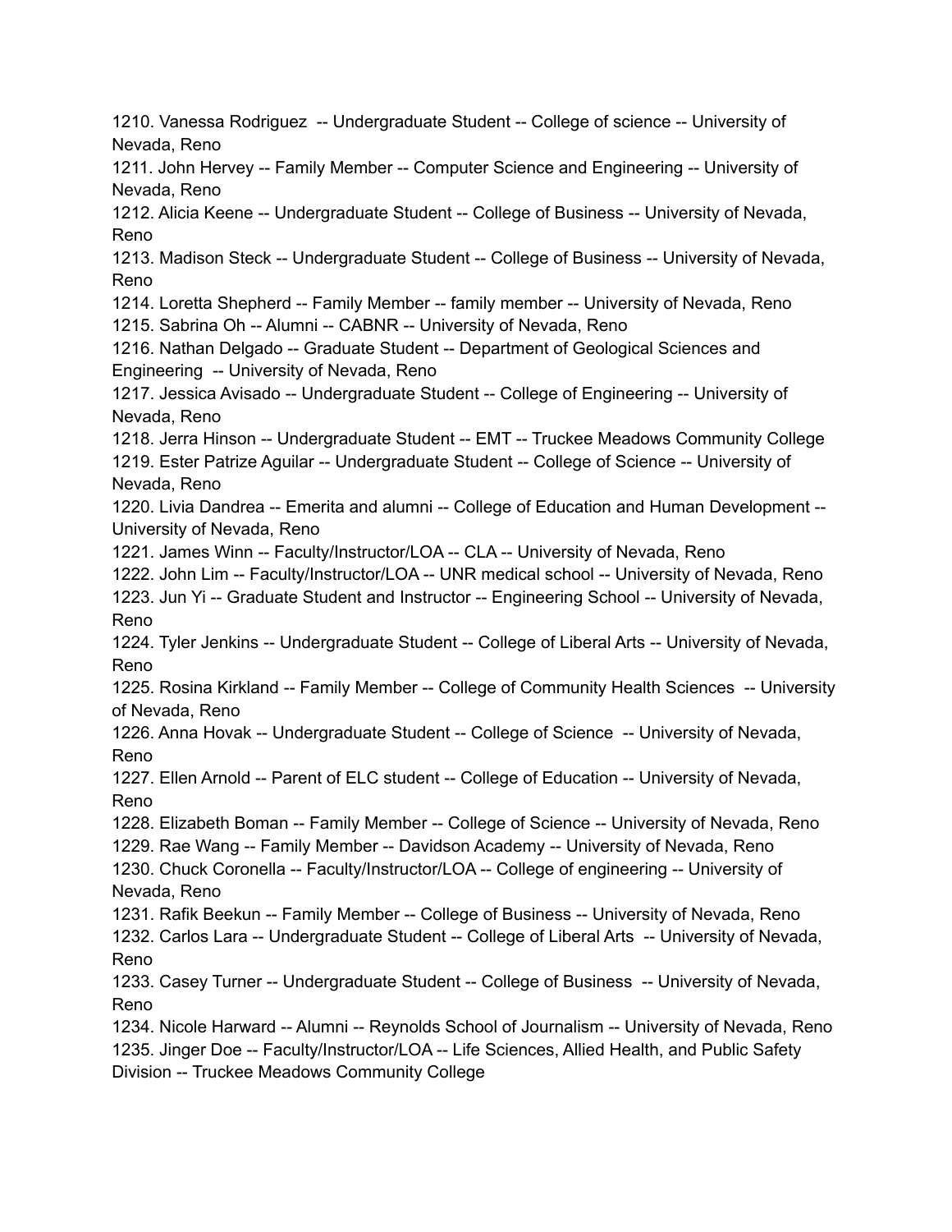1210. Vanessa Rodriguez  -- Undergraduate Student -- College of science -- University of Nevada, Reno
1211. John Hervey -- Family Member -- Computer Science and Engineering -- University of Nevada, Reno
1212. Alicia Keene -- Undergraduate Student -- College of Business -- University of Nevada, Reno
1213. Madison Steck -- Undergraduate Student -- College of Business -- University of Nevada, Reno
1214. Loretta Shepherd -- Family Member -- family member -- University of Nevada, Reno
1215. Sabrina Oh -- Alumni -- CABNR -- University of Nevada, Reno
1216. Nathan Delgado -- Graduate Student -- Department of Geological Sciences and Engineering  -- University of Nevada, Reno
1217. Jessica Avisado -- Undergraduate Student -- College of Engineering -- University of Nevada, Reno
1218. Jerra Hinson -- Undergraduate Student -- EMT -- Truckee Meadows Community College
1219. Ester Patrize Aguilar -- Undergraduate Student -- College of Science -- University of Nevada, Reno
1220. Livia Dandrea -- Emerita and alumni -- College of Education and Human Development -- University of Nevada, Reno
1221. James Winn -- Faculty/Instructor/LOA -- CLA -- University of Nevada, Reno
1222. John Lim -- Faculty/Instructor/LOA -- UNR medical school -- University of Nevada, Reno
1223. Jun Yi -- Graduate Student and Instructor -- Engineering School -- University of Nevada, Reno
1224. Tyler Jenkins -- Undergraduate Student -- College of Liberal Arts -- University of Nevada, Reno
1225. Rosina Kirkland -- Family Member -- College of Community Health Sciences  -- University of Nevada, Reno
1226. Anna Hovak -- Undergraduate Student -- College of Science  -- University of Nevada, Reno
1227. Ellen Arnold -- Parent of ELC student -- College of Education -- University of Nevada, Reno
1228. Elizabeth Boman -- Family Member -- College of Science -- University of Nevada, Reno
1229. Rae Wang -- Family Member -- Davidson Academy -- University of Nevada, Reno
1230. Chuck Coronella -- Faculty/Instructor/LOA -- College of engineering -- University of Nevada, Reno
1231. Rafik Beekun -- Family Member -- College of Business -- University of Nevada, Reno
1232. Carlos Lara -- Undergraduate Student -- College of Liberal Arts  -- University of Nevada, Reno
1233. Casey Turner -- Undergraduate Student -- College of Business  -- University of Nevada, Reno
1234. Nicole Harward -- Alumni -- Reynolds School of Journalism -- University of Nevada, Reno
1235. Jinger Doe -- Faculty/Instructor/LOA -- Life Sciences, Allied Health, and Public Safety Division -- Truckee Meadows Community College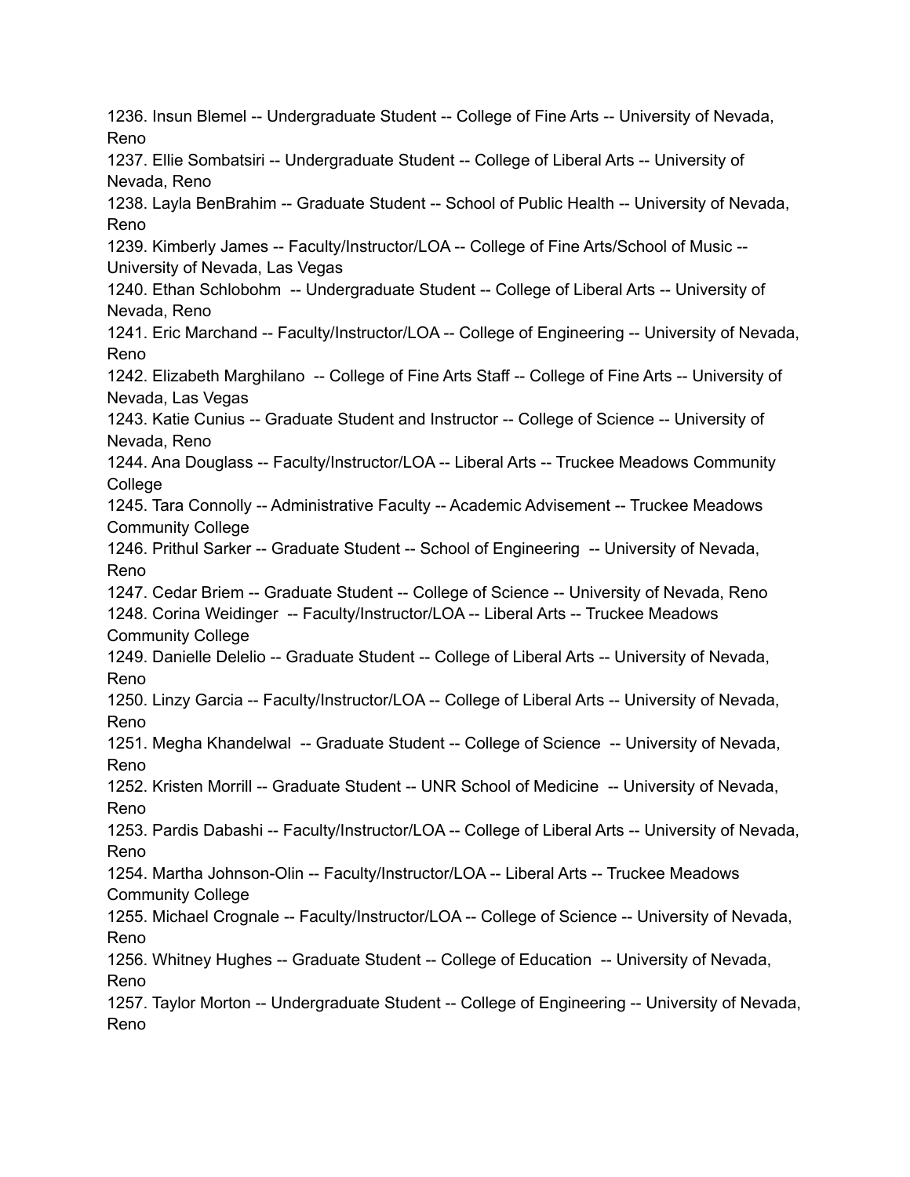1236. Insun Blemel -- Undergraduate Student -- College of Fine Arts -- University of Nevada, Reno
1237. Ellie Sombatsiri -- Undergraduate Student -- College of Liberal Arts -- University of Nevada, Reno
1238. Layla BenBrahim -- Graduate Student -- School of Public Health -- University of Nevada, Reno
1239. Kimberly James -- Faculty/Instructor/LOA -- College of Fine Arts/School of Music -- University of Nevada, Las Vegas
1240. Ethan Schlobohm -- Undergraduate Student -- College of Liberal Arts -- University of Nevada, Reno
1241. Eric Marchand -- Faculty/Instructor/LOA -- College of Engineering -- University of Nevada, Reno
1242. Elizabeth Marghilano -- College of Fine Arts Staff -- College of Fine Arts -- University of Nevada, Las Vegas
1243. Katie Cunius -- Graduate Student and Instructor -- College of Science -- University of Nevada, Reno
1244. Ana Douglass -- Faculty/Instructor/LOA -- Liberal Arts -- Truckee Meadows Community College
1245. Tara Connolly -- Administrative Faculty -- Academic Advisement -- Truckee Meadows Community College
1246. Prithul Sarker -- Graduate Student -- School of Engineering -- University of Nevada, Reno
1247. Cedar Briem -- Graduate Student -- College of Science -- University of Nevada, Reno
1248. Corina Weidinger -- Faculty/Instructor/LOA -- Liberal Arts -- Truckee Meadows Community College
1249. Danielle Delelio -- Graduate Student -- College of Liberal Arts -- University of Nevada, Reno
1250. Linzy Garcia -- Faculty/Instructor/LOA -- College of Liberal Arts -- University of Nevada, Reno
1251. Megha Khandelwal -- Graduate Student -- College of Science -- University of Nevada, Reno
1252. Kristen Morrill -- Graduate Student -- UNR School of Medicine -- University of Nevada, Reno
1253. Pardis Dabashi -- Faculty/Instructor/LOA -- College of Liberal Arts -- University of Nevada, Reno
1254. Martha Johnson-Olin -- Faculty/Instructor/LOA -- Liberal Arts -- Truckee Meadows Community College
1255. Michael Crognale -- Faculty/Instructor/LOA -- College of Science -- University of Nevada, Reno
1256. Whitney Hughes -- Graduate Student -- College of Education -- University of Nevada, Reno
1257. Taylor Morton -- Undergraduate Student -- College of Engineering -- University of Nevada, Reno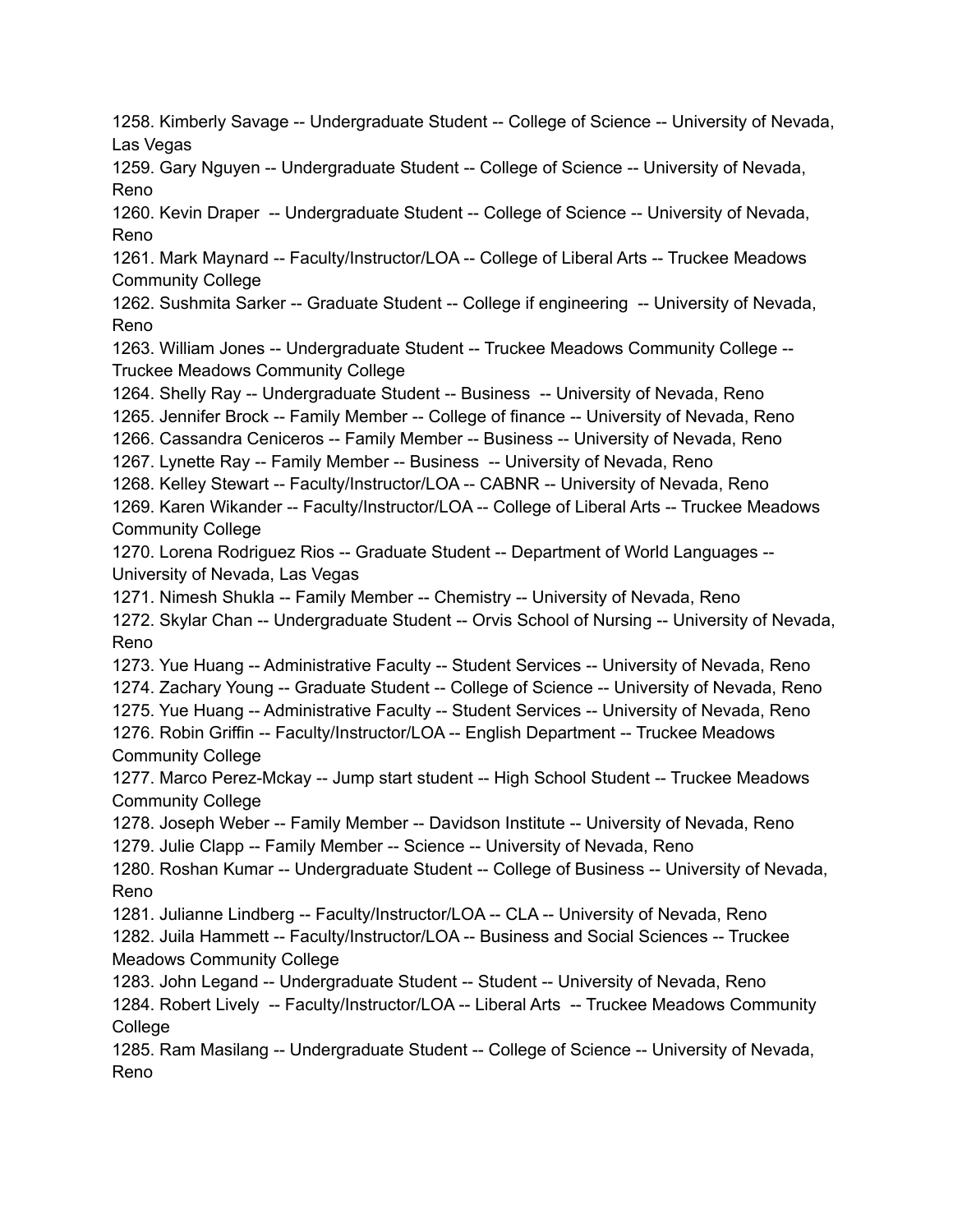1258. Kimberly Savage -- Undergraduate Student -- College of Science -- University of Nevada, Las Vegas
1259. Gary Nguyen -- Undergraduate Student -- College of Science -- University of Nevada, Reno
1260. Kevin Draper -- Undergraduate Student -- College of Science -- University of Nevada, Reno
1261. Mark Maynard -- Faculty/Instructor/LOA -- College of Liberal Arts -- Truckee Meadows Community College
1262. Sushmita Sarker -- Graduate Student -- College if engineering -- University of Nevada, Reno
1263. William Jones -- Undergraduate Student -- Truckee Meadows Community College -- Truckee Meadows Community College
1264. Shelly Ray -- Undergraduate Student -- Business -- University of Nevada, Reno
1265. Jennifer Brock -- Family Member -- College of finance -- University of Nevada, Reno
1266. Cassandra Ceniceros -- Family Member -- Business -- University of Nevada, Reno
1267. Lynette Ray -- Family Member -- Business -- University of Nevada, Reno
1268. Kelley Stewart -- Faculty/Instructor/LOA -- CABNR -- University of Nevada, Reno
1269. Karen Wikander -- Faculty/Instructor/LOA -- College of Liberal Arts -- Truckee Meadows Community College
1270. Lorena Rodriguez Rios -- Graduate Student -- Department of World Languages -- University of Nevada, Las Vegas
1271. Nimesh Shukla -- Family Member -- Chemistry -- University of Nevada, Reno
1272. Skylar Chan -- Undergraduate Student -- Orvis School of Nursing -- University of Nevada, Reno
1273. Yue Huang -- Administrative Faculty -- Student Services -- University of Nevada, Reno
1274. Zachary Young -- Graduate Student -- College of Science -- University of Nevada, Reno
1275. Yue Huang -- Administrative Faculty -- Student Services -- University of Nevada, Reno
1276. Robin Griffin -- Faculty/Instructor/LOA -- English Department -- Truckee Meadows Community College
1277. Marco Perez-Mckay -- Jump start student -- High School Student -- Truckee Meadows Community College
1278. Joseph Weber -- Family Member -- Davidson Institute -- University of Nevada, Reno
1279. Julie Clapp -- Family Member -- Science -- University of Nevada, Reno
1280. Roshan Kumar -- Undergraduate Student -- College of Business -- University of Nevada, Reno
1281. Julianne Lindberg -- Faculty/Instructor/LOA -- CLA -- University of Nevada, Reno
1282. Juila Hammett -- Faculty/Instructor/LOA -- Business and Social Sciences -- Truckee Meadows Community College
1283. John Legand -- Undergraduate Student -- Student -- University of Nevada, Reno
1284. Robert Lively -- Faculty/Instructor/LOA -- Liberal Arts -- Truckee Meadows Community College
1285. Ram Masilang -- Undergraduate Student -- College of Science -- University of Nevada, Reno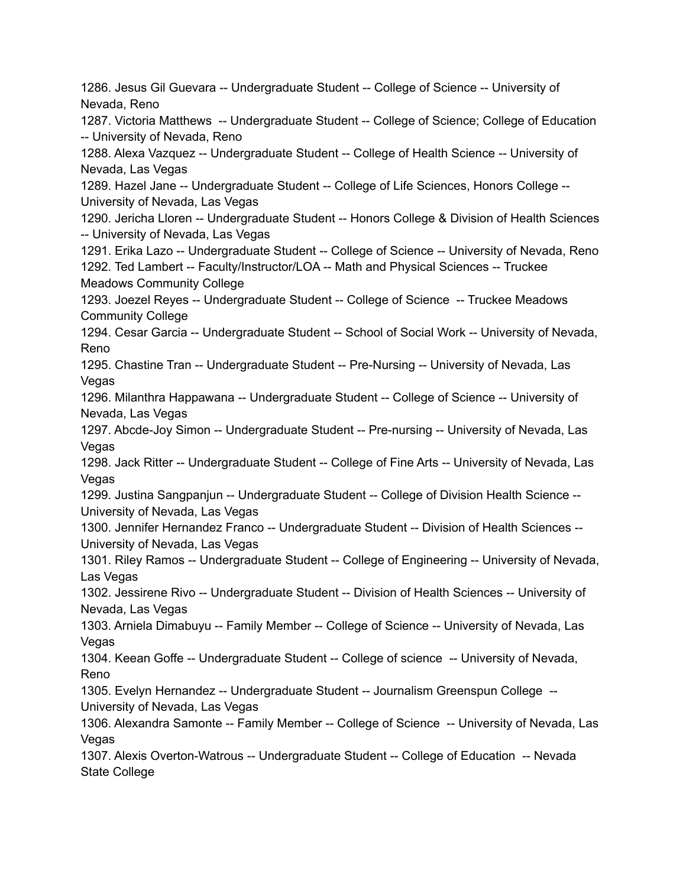1286. Jesus Gil Guevara -- Undergraduate Student -- College of Science -- University of Nevada, Reno
1287. Victoria Matthews -- Undergraduate Student -- College of Science; College of Education -- University of Nevada, Reno
1288. Alexa Vazquez -- Undergraduate Student -- College of Health Science -- University of Nevada, Las Vegas
1289. Hazel Jane -- Undergraduate Student -- College of Life Sciences, Honors College -- University of Nevada, Las Vegas
1290. Jericha Lloren -- Undergraduate Student -- Honors College & Division of Health Sciences -- University of Nevada, Las Vegas
1291. Erika Lazo -- Undergraduate Student -- College of Science -- University of Nevada, Reno
1292. Ted Lambert -- Faculty/Instructor/LOA -- Math and Physical Sciences -- Truckee Meadows Community College
1293. Joezel Reyes -- Undergraduate Student -- College of Science -- Truckee Meadows Community College
1294. Cesar Garcia -- Undergraduate Student -- School of Social Work -- University of Nevada, Reno
1295. Chastine Tran -- Undergraduate Student -- Pre-Nursing -- University of Nevada, Las Vegas
1296. Milanthra Happawana -- Undergraduate Student -- College of Science -- University of Nevada, Las Vegas
1297. Abcde-Joy Simon -- Undergraduate Student -- Pre-nursing -- University of Nevada, Las Vegas
1298. Jack Ritter -- Undergraduate Student -- College of Fine Arts -- University of Nevada, Las Vegas
1299. Justina Sangpanjun -- Undergraduate Student -- College of Division Health Science -- University of Nevada, Las Vegas
1300. Jennifer Hernandez Franco -- Undergraduate Student -- Division of Health Sciences -- University of Nevada, Las Vegas
1301. Riley Ramos -- Undergraduate Student -- College of Engineering -- University of Nevada, Las Vegas
1302. Jessirene Rivo -- Undergraduate Student -- Division of Health Sciences -- University of Nevada, Las Vegas
1303. Arniela Dimabuyu -- Family Member -- College of Science -- University of Nevada, Las Vegas
1304. Keean Goffe -- Undergraduate Student -- College of science -- University of Nevada, Reno
1305. Evelyn Hernandez -- Undergraduate Student -- Journalism Greenspun College -- University of Nevada, Las Vegas
1306. Alexandra Samonte -- Family Member -- College of Science -- University of Nevada, Las Vegas
1307. Alexis Overton-Watrous -- Undergraduate Student -- College of Education -- Nevada State College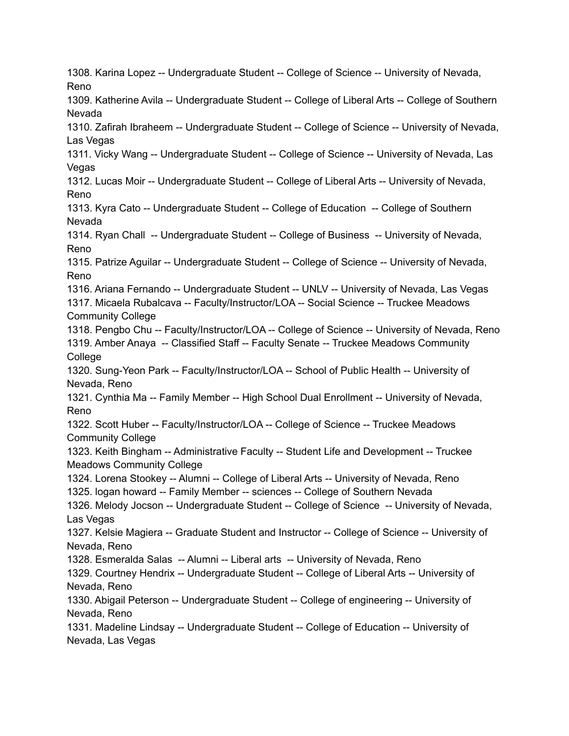1308. Karina Lopez -- Undergraduate Student -- College of Science -- University of Nevada, Reno
1309. Katherine Avila -- Undergraduate Student -- College of Liberal Arts -- College of Southern Nevada
1310. Zafirah Ibraheem -- Undergraduate Student -- College of Science -- University of Nevada, Las Vegas
1311. Vicky Wang -- Undergraduate Student -- College of Science -- University of Nevada, Las Vegas
1312. Lucas Moir -- Undergraduate Student -- College of Liberal Arts -- University of Nevada, Reno
1313. Kyra Cato -- Undergraduate Student -- College of Education -- College of Southern Nevada
1314. Ryan Chall -- Undergraduate Student -- College of Business -- University of Nevada, Reno
1315. Patrize Aguilar -- Undergraduate Student -- College of Science -- University of Nevada, Reno
1316. Ariana Fernando -- Undergraduate Student -- UNLV -- University of Nevada, Las Vegas
1317. Micaela Rubalcava -- Faculty/Instructor/LOA -- Social Science -- Truckee Meadows Community College
1318. Pengbo Chu -- Faculty/Instructor/LOA -- College of Science -- University of Nevada, Reno
1319. Amber Anaya -- Classified Staff -- Faculty Senate -- Truckee Meadows Community College
1320. Sung-Yeon Park -- Faculty/Instructor/LOA -- School of Public Health -- University of Nevada, Reno
1321. Cynthia Ma -- Family Member -- High School Dual Enrollment -- University of Nevada, Reno
1322. Scott Huber -- Faculty/Instructor/LOA -- College of Science -- Truckee Meadows Community College
1323. Keith Bingham -- Administrative Faculty -- Student Life and Development -- Truckee Meadows Community College
1324. Lorena Stookey -- Alumni -- College of Liberal Arts -- University of Nevada, Reno
1325. logan howard -- Family Member -- sciences -- College of Southern Nevada
1326. Melody Jocson -- Undergraduate Student -- College of Science -- University of Nevada, Las Vegas
1327. Kelsie Magiera -- Graduate Student and Instructor -- College of Science -- University of Nevada, Reno
1328. Esmeralda Salas -- Alumni -- Liberal arts -- University of Nevada, Reno
1329. Courtney Hendrix -- Undergraduate Student -- College of Liberal Arts -- University of Nevada, Reno
1330. Abigail Peterson -- Undergraduate Student -- College of engineering -- University of Nevada, Reno
1331. Madeline Lindsay -- Undergraduate Student -- College of Education -- University of Nevada, Las Vegas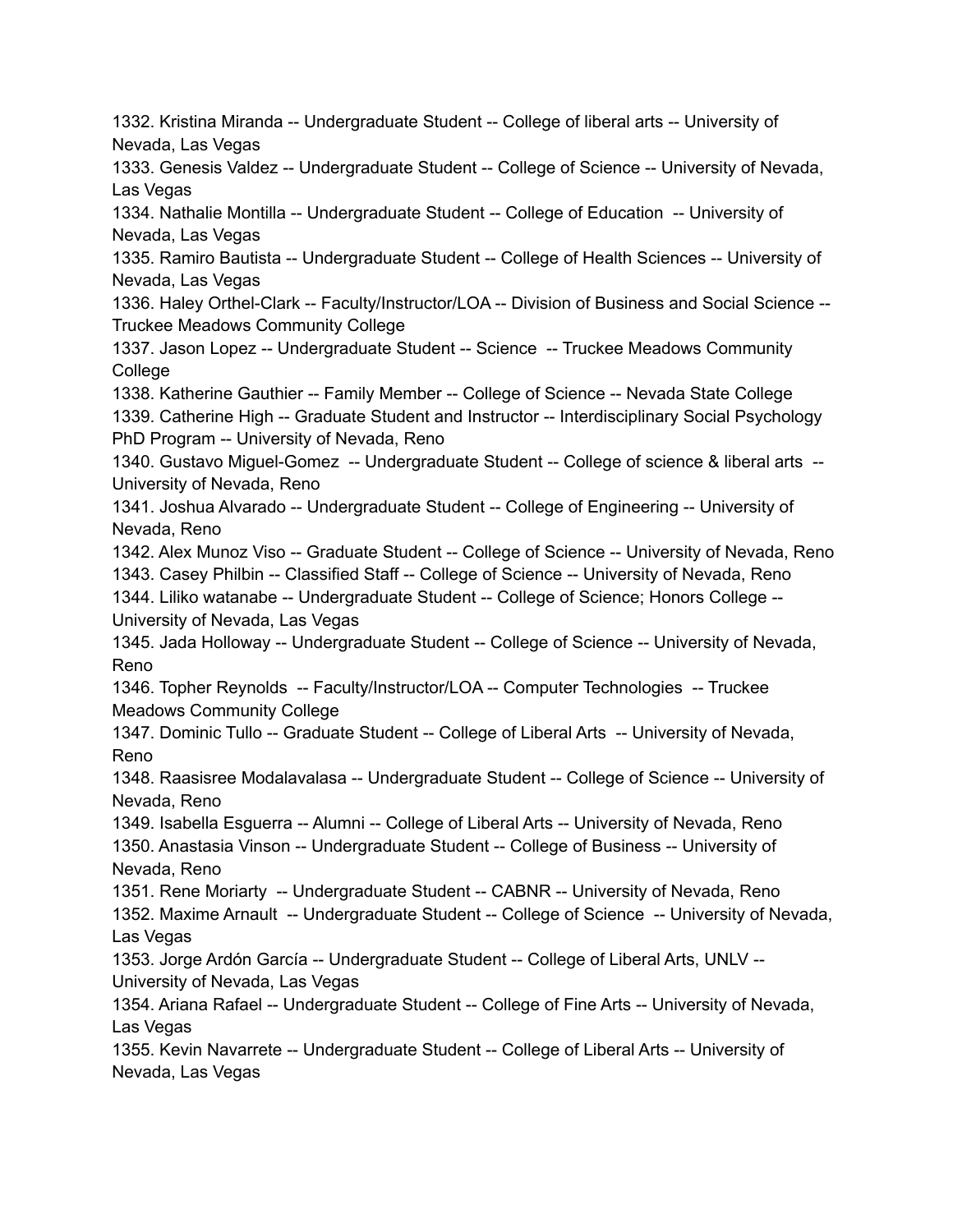1332. Kristina Miranda -- Undergraduate Student -- College of liberal arts -- University of Nevada, Las Vegas
1333. Genesis Valdez -- Undergraduate Student -- College of Science -- University of Nevada, Las Vegas
1334. Nathalie Montilla -- Undergraduate Student -- College of Education -- University of Nevada, Las Vegas
1335. Ramiro Bautista -- Undergraduate Student -- College of Health Sciences -- University of Nevada, Las Vegas
1336. Haley Orthel-Clark -- Faculty/Instructor/LOA -- Division of Business and Social Science -- Truckee Meadows Community College
1337. Jason Lopez -- Undergraduate Student -- Science -- Truckee Meadows Community College
1338. Katherine Gauthier -- Family Member -- College of Science -- Nevada State College
1339. Catherine High -- Graduate Student and Instructor -- Interdisciplinary Social Psychology PhD Program -- University of Nevada, Reno
1340. Gustavo Miguel-Gomez -- Undergraduate Student -- College of science & liberal arts -- University of Nevada, Reno
1341. Joshua Alvarado -- Undergraduate Student -- College of Engineering -- University of Nevada, Reno
1342. Alex Munoz Viso -- Graduate Student -- College of Science -- University of Nevada, Reno
1343. Casey Philbin -- Classified Staff -- College of Science -- University of Nevada, Reno
1344. Liliko watanabe -- Undergraduate Student -- College of Science; Honors College -- University of Nevada, Las Vegas
1345. Jada Holloway -- Undergraduate Student -- College of Science -- University of Nevada, Reno
1346. Topher Reynolds -- Faculty/Instructor/LOA -- Computer Technologies -- Truckee Meadows Community College
1347. Dominic Tullo -- Graduate Student -- College of Liberal Arts -- University of Nevada, Reno
1348. Raasisree Modalavalasa -- Undergraduate Student -- College of Science -- University of Nevada, Reno
1349. Isabella Esguerra -- Alumni -- College of Liberal Arts -- University of Nevada, Reno
1350. Anastasia Vinson -- Undergraduate Student -- College of Business -- University of Nevada, Reno
1351. Rene Moriarty -- Undergraduate Student -- CABNR -- University of Nevada, Reno
1352. Maxime Arnault -- Undergraduate Student -- College of Science -- University of Nevada, Las Vegas
1353. Jorge Ardón García -- Undergraduate Student -- College of Liberal Arts, UNLV -- University of Nevada, Las Vegas
1354. Ariana Rafael -- Undergraduate Student -- College of Fine Arts -- University of Nevada, Las Vegas
1355. Kevin Navarrete -- Undergraduate Student -- College of Liberal Arts -- University of Nevada, Las Vegas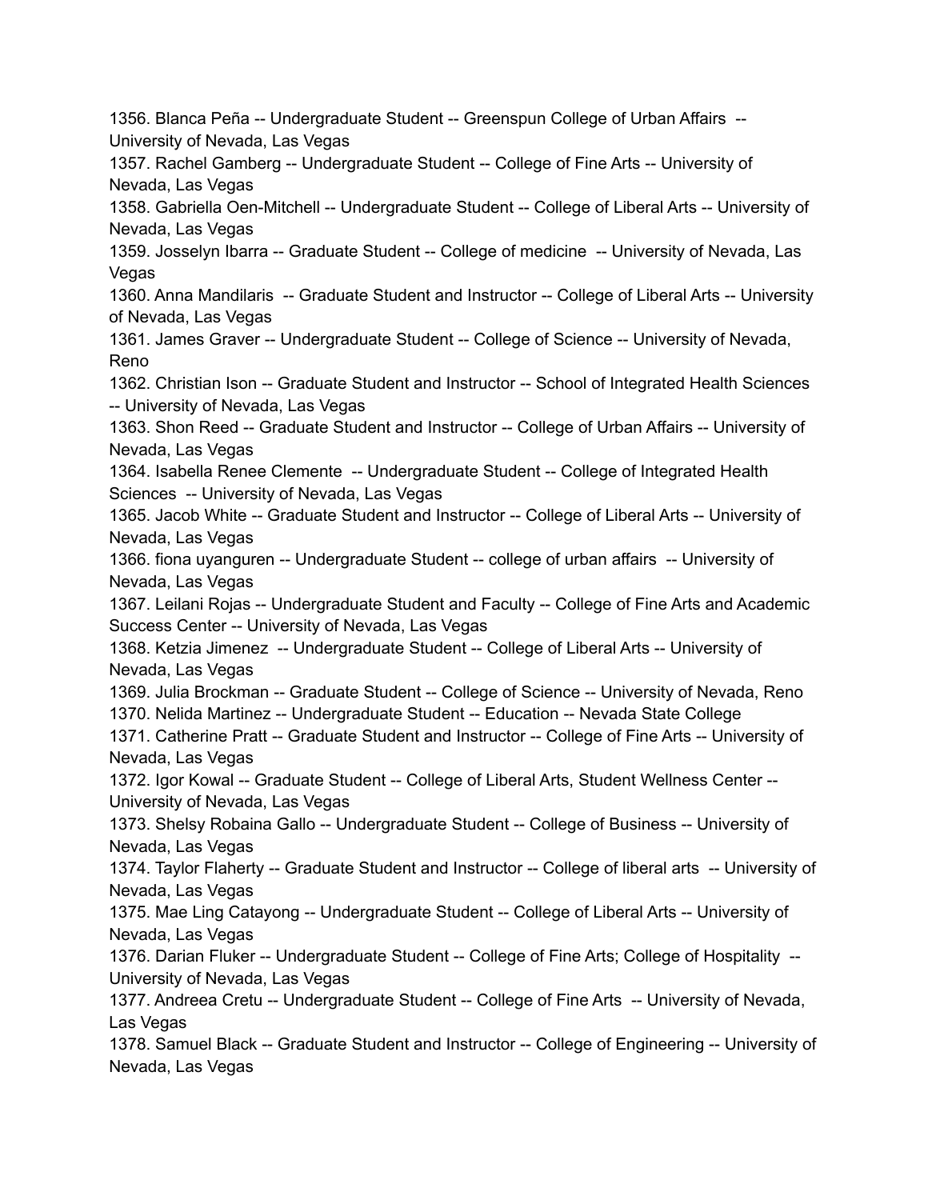1356. Blanca Peña -- Undergraduate Student -- Greenspun College of Urban Affairs -- University of Nevada, Las Vegas
1357. Rachel Gamberg -- Undergraduate Student -- College of Fine Arts -- University of Nevada, Las Vegas
1358. Gabriella Oen-Mitchell -- Undergraduate Student -- College of Liberal Arts -- University of Nevada, Las Vegas
1359. Josselyn Ibarra -- Graduate Student -- College of medicine -- University of Nevada, Las Vegas
1360. Anna Mandilaris -- Graduate Student and Instructor -- College of Liberal Arts -- University of Nevada, Las Vegas
1361. James Graver -- Undergraduate Student -- College of Science -- University of Nevada, Reno
1362. Christian Ison -- Graduate Student and Instructor -- School of Integrated Health Sciences -- University of Nevada, Las Vegas
1363. Shon Reed -- Graduate Student and Instructor -- College of Urban Affairs -- University of Nevada, Las Vegas
1364. Isabella Renee Clemente -- Undergraduate Student -- College of Integrated Health Sciences -- University of Nevada, Las Vegas
1365. Jacob White -- Graduate Student and Instructor -- College of Liberal Arts -- University of Nevada, Las Vegas
1366. fiona uyanguren -- Undergraduate Student -- college of urban affairs -- University of Nevada, Las Vegas
1367. Leilani Rojas -- Undergraduate Student and Faculty -- College of Fine Arts and Academic Success Center -- University of Nevada, Las Vegas
1368. Ketzia Jimenez -- Undergraduate Student -- College of Liberal Arts -- University of Nevada, Las Vegas
1369. Julia Brockman -- Graduate Student -- College of Science -- University of Nevada, Reno
1370. Nelida Martinez -- Undergraduate Student -- Education -- Nevada State College
1371. Catherine Pratt -- Graduate Student and Instructor -- College of Fine Arts -- University of Nevada, Las Vegas
1372. Igor Kowal -- Graduate Student -- College of Liberal Arts, Student Wellness Center -- University of Nevada, Las Vegas
1373. Shelsy Robaina Gallo -- Undergraduate Student -- College of Business -- University of Nevada, Las Vegas
1374. Taylor Flaherty -- Graduate Student and Instructor -- College of liberal arts -- University of Nevada, Las Vegas
1375. Mae Ling Catayong -- Undergraduate Student -- College of Liberal Arts -- University of Nevada, Las Vegas
1376. Darian Fluker -- Undergraduate Student -- College of Fine Arts; College of Hospitality -- University of Nevada, Las Vegas
1377. Andreea Cretu -- Undergraduate Student -- College of Fine Arts -- University of Nevada, Las Vegas
1378. Samuel Black -- Graduate Student and Instructor -- College of Engineering -- University of Nevada, Las Vegas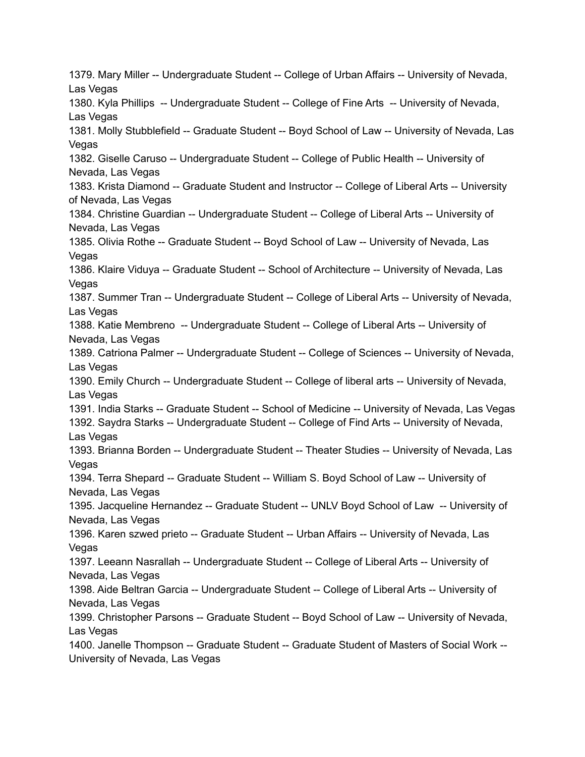1379. Mary Miller -- Undergraduate Student -- College of Urban Affairs -- University of Nevada, Las Vegas
1380. Kyla Phillips -- Undergraduate Student -- College of Fine Arts -- University of Nevada, Las Vegas
1381. Molly Stubblefield -- Graduate Student -- Boyd School of Law -- University of Nevada, Las Vegas
1382. Giselle Caruso -- Undergraduate Student -- College of Public Health -- University of Nevada, Las Vegas
1383. Krista Diamond -- Graduate Student and Instructor -- College of Liberal Arts -- University of Nevada, Las Vegas
1384. Christine Guardian -- Undergraduate Student -- College of Liberal Arts -- University of Nevada, Las Vegas
1385. Olivia Rothe -- Graduate Student -- Boyd School of Law -- University of Nevada, Las Vegas
1386. Klaire Viduya -- Graduate Student -- School of Architecture -- University of Nevada, Las Vegas
1387. Summer Tran -- Undergraduate Student -- College of Liberal Arts -- University of Nevada, Las Vegas
1388. Katie Membreno -- Undergraduate Student -- College of Liberal Arts -- University of Nevada, Las Vegas
1389. Catriona Palmer -- Undergraduate Student -- College of Sciences -- University of Nevada, Las Vegas
1390. Emily Church -- Undergraduate Student -- College of liberal arts -- University of Nevada, Las Vegas
1391. India Starks -- Graduate Student -- School of Medicine -- University of Nevada, Las Vegas
1392. Saydra Starks -- Undergraduate Student -- College of Find Arts -- University of Nevada, Las Vegas
1393. Brianna Borden -- Undergraduate Student -- Theater Studies -- University of Nevada, Las Vegas
1394. Terra Shepard -- Graduate Student -- William S. Boyd School of Law -- University of Nevada, Las Vegas
1395. Jacqueline Hernandez -- Graduate Student -- UNLV Boyd School of Law -- University of Nevada, Las Vegas
1396. Karen szwed prieto -- Graduate Student -- Urban Affairs -- University of Nevada, Las Vegas
1397. Leeann Nasrallah -- Undergraduate Student -- College of Liberal Arts -- University of Nevada, Las Vegas
1398. Aide Beltran Garcia -- Undergraduate Student -- College of Liberal Arts -- University of Nevada, Las Vegas
1399. Christopher Parsons -- Graduate Student -- Boyd School of Law -- University of Nevada, Las Vegas
1400. Janelle Thompson -- Graduate Student -- Graduate Student of Masters of Social Work -- University of Nevada, Las Vegas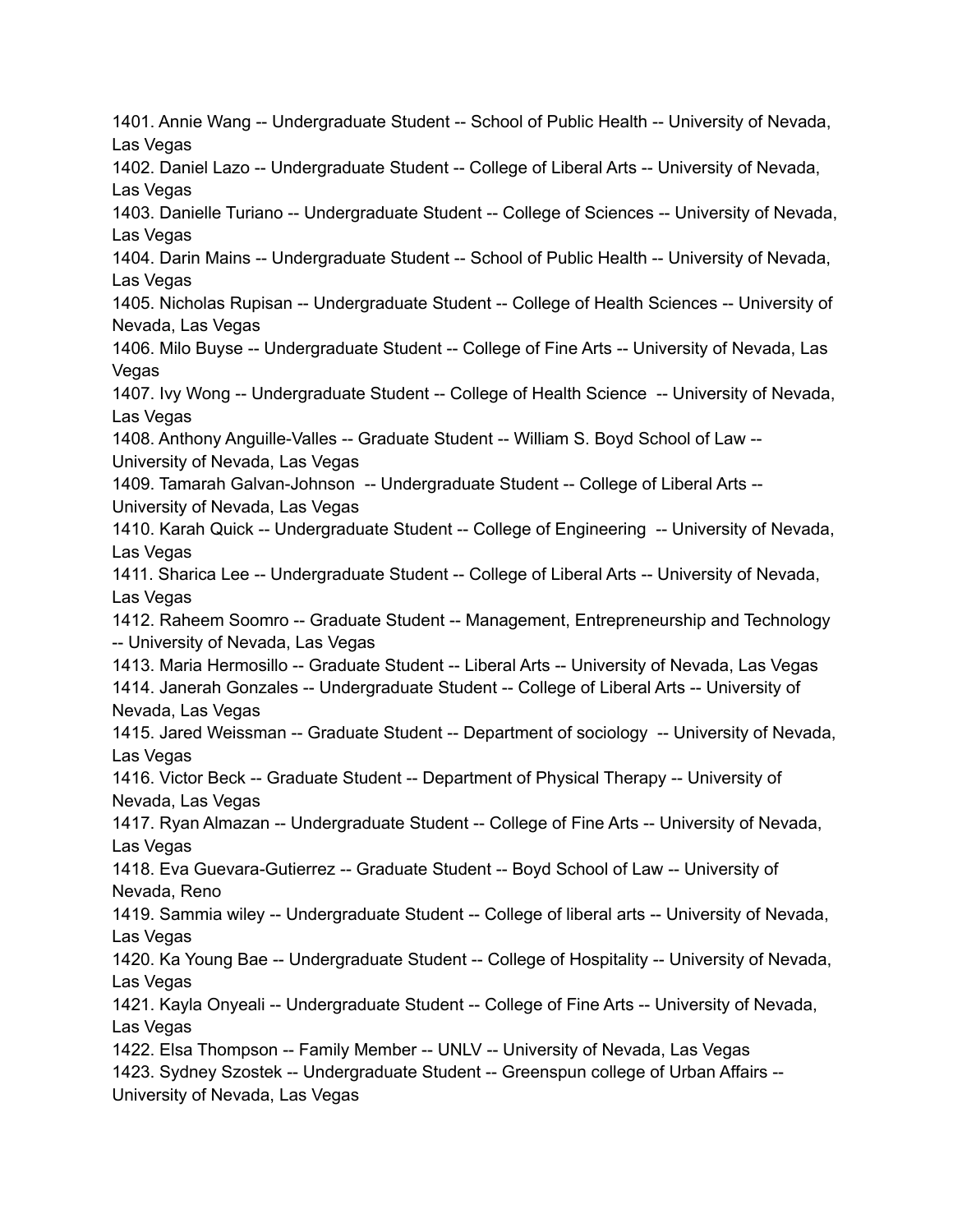1401. Annie Wang -- Undergraduate Student -- School of Public Health -- University of Nevada, Las Vegas
1402. Daniel Lazo -- Undergraduate Student -- College of Liberal Arts -- University of Nevada, Las Vegas
1403. Danielle Turiano -- Undergraduate Student -- College of Sciences -- University of Nevada, Las Vegas
1404. Darin Mains -- Undergraduate Student -- School of Public Health -- University of Nevada, Las Vegas
1405. Nicholas Rupisan -- Undergraduate Student -- College of Health Sciences -- University of Nevada, Las Vegas
1406. Milo Buyse -- Undergraduate Student -- College of Fine Arts -- University of Nevada, Las Vegas
1407. Ivy Wong -- Undergraduate Student -- College of Health Science -- University of Nevada, Las Vegas
1408. Anthony Anguille-Valles -- Graduate Student -- William S. Boyd School of Law -- University of Nevada, Las Vegas
1409. Tamarah Galvan-Johnson -- Undergraduate Student -- College of Liberal Arts -- University of Nevada, Las Vegas
1410. Karah Quick -- Undergraduate Student -- College of Engineering -- University of Nevada, Las Vegas
1411. Sharica Lee -- Undergraduate Student -- College of Liberal Arts -- University of Nevada, Las Vegas
1412. Raheem Soomro -- Graduate Student -- Management, Entrepreneurship and Technology -- University of Nevada, Las Vegas
1413. Maria Hermosillo -- Graduate Student -- Liberal Arts -- University of Nevada, Las Vegas
1414. Janerah Gonzales -- Undergraduate Student -- College of Liberal Arts -- University of Nevada, Las Vegas
1415. Jared Weissman -- Graduate Student -- Department of sociology -- University of Nevada, Las Vegas
1416. Victor Beck -- Graduate Student -- Department of Physical Therapy -- University of Nevada, Las Vegas
1417. Ryan Almazan -- Undergraduate Student -- College of Fine Arts -- University of Nevada, Las Vegas
1418. Eva Guevara-Gutierrez -- Graduate Student -- Boyd School of Law -- University of Nevada, Reno
1419. Sammia wiley -- Undergraduate Student -- College of liberal arts -- University of Nevada, Las Vegas
1420. Ka Young Bae -- Undergraduate Student -- College of Hospitality -- University of Nevada, Las Vegas
1421. Kayla Onyeali -- Undergraduate Student -- College of Fine Arts -- University of Nevada, Las Vegas
1422. Elsa Thompson -- Family Member -- UNLV -- University of Nevada, Las Vegas
1423. Sydney Szostek -- Undergraduate Student -- Greenspun college of Urban Affairs -- University of Nevada, Las Vegas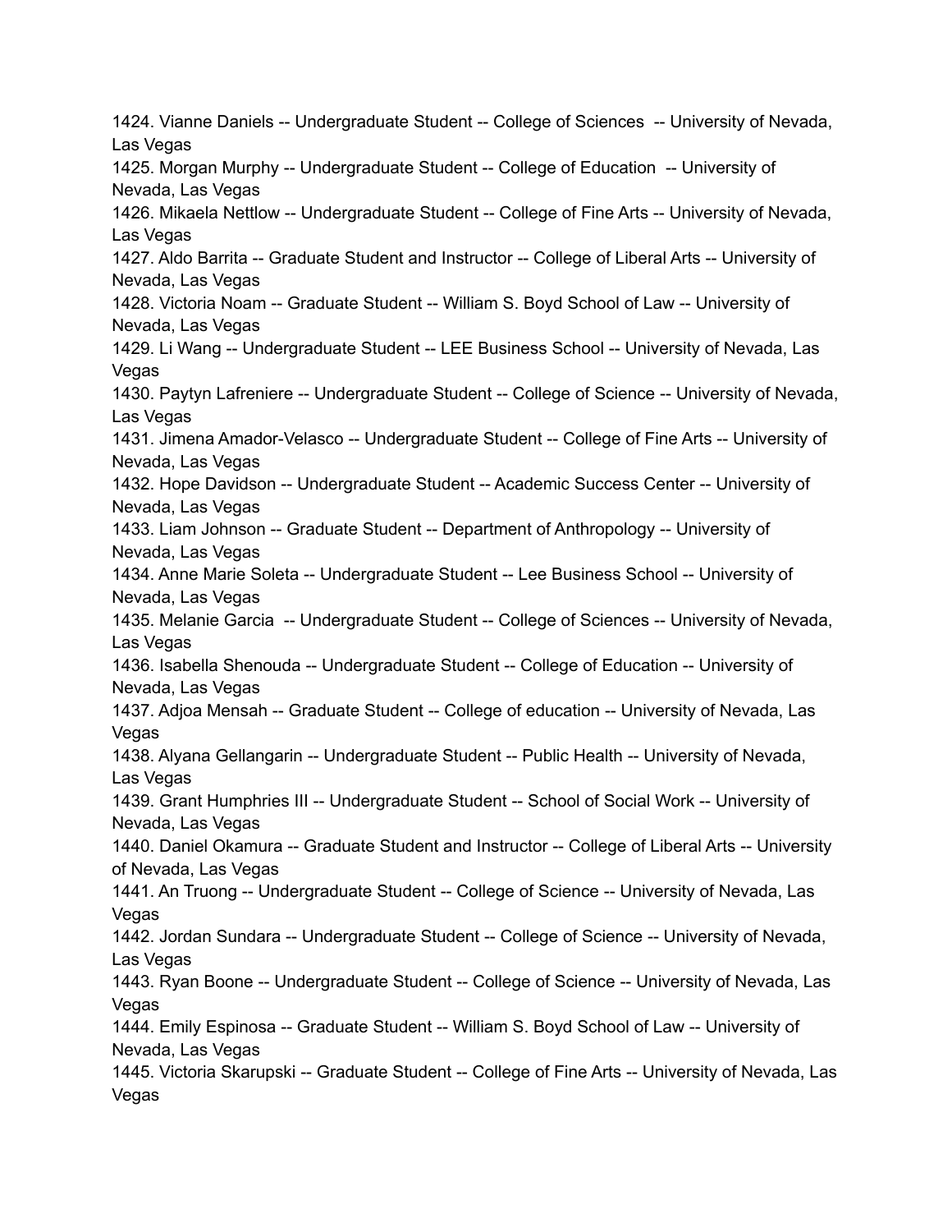1424. Vianne Daniels -- Undergraduate Student -- College of Sciences -- University of Nevada, Las Vegas
1425. Morgan Murphy -- Undergraduate Student -- College of Education -- University of Nevada, Las Vegas
1426. Mikaela Nettlow -- Undergraduate Student -- College of Fine Arts -- University of Nevada, Las Vegas
1427. Aldo Barrita -- Graduate Student and Instructor -- College of Liberal Arts -- University of Nevada, Las Vegas
1428. Victoria Noam -- Graduate Student -- William S. Boyd School of Law -- University of Nevada, Las Vegas
1429. Li Wang -- Undergraduate Student -- LEE Business School -- University of Nevada, Las Vegas
1430. Paytyn Lafreniere -- Undergraduate Student -- College of Science -- University of Nevada, Las Vegas
1431. Jimena Amador-Velasco -- Undergraduate Student -- College of Fine Arts -- University of Nevada, Las Vegas
1432. Hope Davidson -- Undergraduate Student -- Academic Success Center -- University of Nevada, Las Vegas
1433. Liam Johnson -- Graduate Student -- Department of Anthropology -- University of Nevada, Las Vegas
1434. Anne Marie Soleta -- Undergraduate Student -- Lee Business School -- University of Nevada, Las Vegas
1435. Melanie Garcia -- Undergraduate Student -- College of Sciences -- University of Nevada, Las Vegas
1436. Isabella Shenouda -- Undergraduate Student -- College of Education -- University of Nevada, Las Vegas
1437. Adjoa Mensah -- Graduate Student -- College of education -- University of Nevada, Las Vegas
1438. Alyana Gellangarin -- Undergraduate Student -- Public Health -- University of Nevada, Las Vegas
1439. Grant Humphries III -- Undergraduate Student -- School of Social Work -- University of Nevada, Las Vegas
1440. Daniel Okamura -- Graduate Student and Instructor -- College of Liberal Arts -- University of Nevada, Las Vegas
1441. An Truong -- Undergraduate Student -- College of Science -- University of Nevada, Las Vegas
1442. Jordan Sundara -- Undergraduate Student -- College of Science -- University of Nevada, Las Vegas
1443. Ryan Boone -- Undergraduate Student -- College of Science -- University of Nevada, Las Vegas
1444. Emily Espinosa -- Graduate Student -- William S. Boyd School of Law -- University of Nevada, Las Vegas
1445. Victoria Skarupski -- Graduate Student -- College of Fine Arts -- University of Nevada, Las Vegas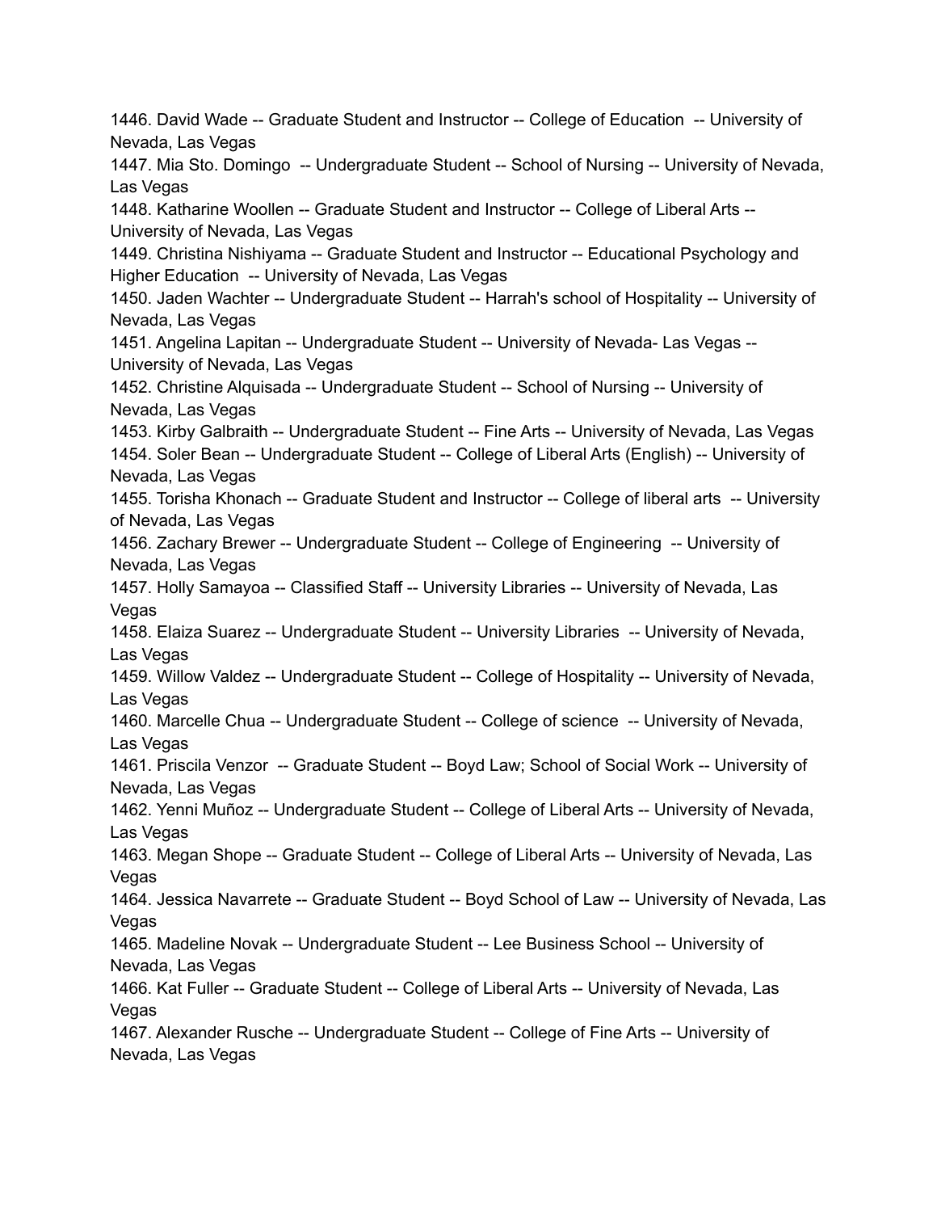1446. David Wade -- Graduate Student and Instructor -- College of Education -- University of Nevada, Las Vegas
1447. Mia Sto. Domingo -- Undergraduate Student -- School of Nursing -- University of Nevada, Las Vegas
1448. Katharine Woollen -- Graduate Student and Instructor -- College of Liberal Arts -- University of Nevada, Las Vegas
1449. Christina Nishiyama -- Graduate Student and Instructor -- Educational Psychology and Higher Education -- University of Nevada, Las Vegas
1450. Jaden Wachter -- Undergraduate Student -- Harrah's school of Hospitality -- University of Nevada, Las Vegas
1451. Angelina Lapitan -- Undergraduate Student -- University of Nevada- Las Vegas -- University of Nevada, Las Vegas
1452. Christine Alquisada -- Undergraduate Student -- School of Nursing -- University of Nevada, Las Vegas
1453. Kirby Galbraith -- Undergraduate Student -- Fine Arts -- University of Nevada, Las Vegas
1454. Soler Bean -- Undergraduate Student -- College of Liberal Arts (English) -- University of Nevada, Las Vegas
1455. Torisha Khonach -- Graduate Student and Instructor -- College of liberal arts -- University of Nevada, Las Vegas
1456. Zachary Brewer -- Undergraduate Student -- College of Engineering -- University of Nevada, Las Vegas
1457. Holly Samayoa -- Classified Staff -- University Libraries -- University of Nevada, Las Vegas
1458. Elaiza Suarez -- Undergraduate Student -- University Libraries -- University of Nevada, Las Vegas
1459. Willow Valdez -- Undergraduate Student -- College of Hospitality -- University of Nevada, Las Vegas
1460. Marcelle Chua -- Undergraduate Student -- College of science -- University of Nevada, Las Vegas
1461. Priscila Venzor -- Graduate Student -- Boyd Law; School of Social Work -- University of Nevada, Las Vegas
1462. Yenni Muñoz -- Undergraduate Student -- College of Liberal Arts -- University of Nevada, Las Vegas
1463. Megan Shope -- Graduate Student -- College of Liberal Arts -- University of Nevada, Las Vegas
1464. Jessica Navarrete -- Graduate Student -- Boyd School of Law -- University of Nevada, Las Vegas
1465. Madeline Novak -- Undergraduate Student -- Lee Business School -- University of Nevada, Las Vegas
1466. Kat Fuller -- Graduate Student -- College of Liberal Arts -- University of Nevada, Las Vegas
1467. Alexander Rusche -- Undergraduate Student -- College of Fine Arts -- University of Nevada, Las Vegas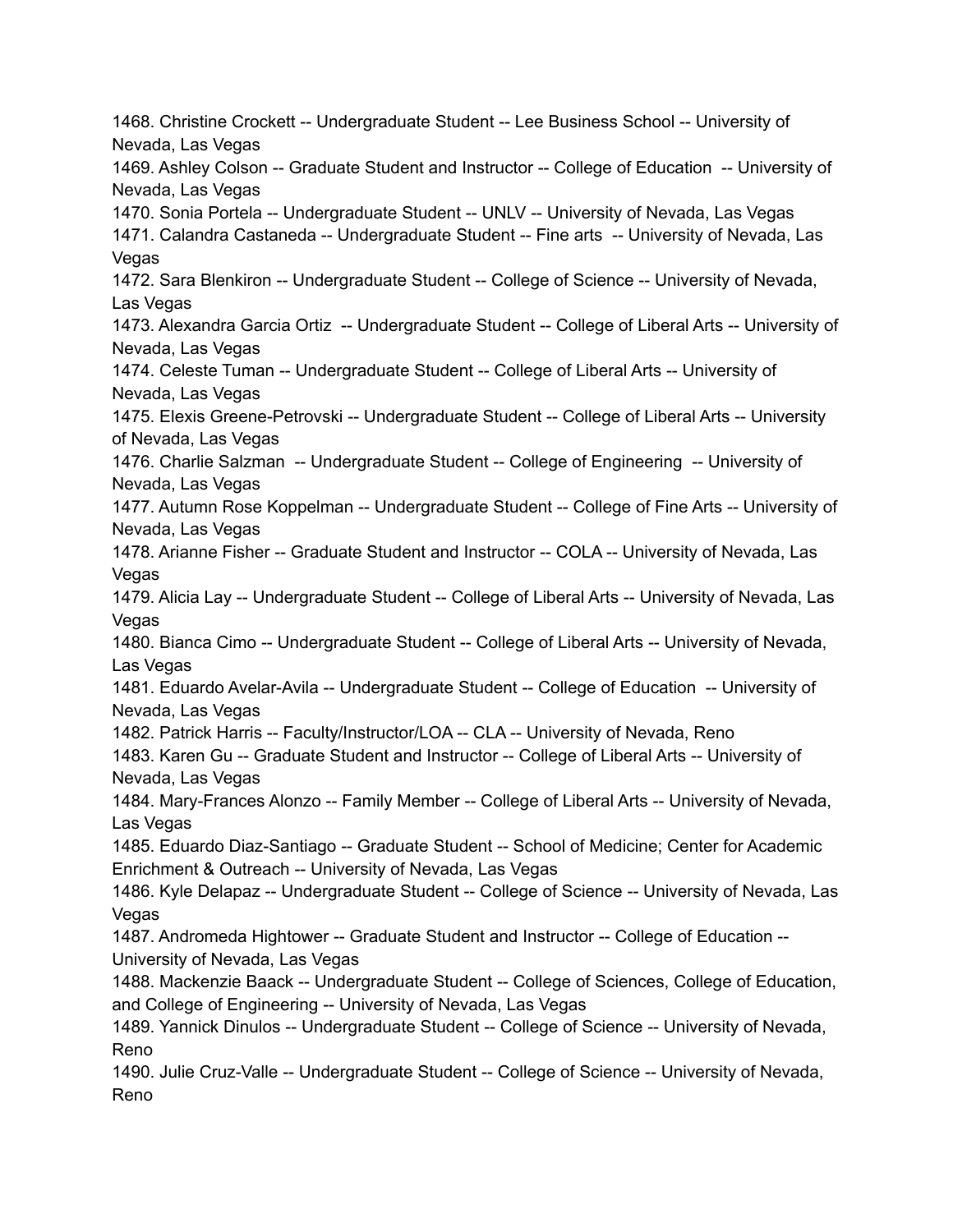1468. Christine Crockett -- Undergraduate Student -- Lee Business School -- University of Nevada, Las Vegas
1469. Ashley Colson -- Graduate Student and Instructor -- College of Education -- University of Nevada, Las Vegas
1470. Sonia Portela -- Undergraduate Student -- UNLV -- University of Nevada, Las Vegas
1471. Calandra Castaneda -- Undergraduate Student -- Fine arts -- University of Nevada, Las Vegas
1472. Sara Blenkiron -- Undergraduate Student -- College of Science -- University of Nevada, Las Vegas
1473. Alexandra Garcia Ortiz -- Undergraduate Student -- College of Liberal Arts -- University of Nevada, Las Vegas
1474. Celeste Tuman -- Undergraduate Student -- College of Liberal Arts -- University of Nevada, Las Vegas
1475. Elexis Greene-Petrovski -- Undergraduate Student -- College of Liberal Arts -- University of Nevada, Las Vegas
1476. Charlie Salzman -- Undergraduate Student -- College of Engineering -- University of Nevada, Las Vegas
1477. Autumn Rose Koppelman -- Undergraduate Student -- College of Fine Arts -- University of Nevada, Las Vegas
1478. Arianne Fisher -- Graduate Student and Instructor -- COLA -- University of Nevada, Las Vegas
1479. Alicia Lay -- Undergraduate Student -- College of Liberal Arts -- University of Nevada, Las Vegas
1480. Bianca Cimo -- Undergraduate Student -- College of Liberal Arts -- University of Nevada, Las Vegas
1481. Eduardo Avelar-Avila -- Undergraduate Student -- College of Education -- University of Nevada, Las Vegas
1482. Patrick Harris -- Faculty/Instructor/LOA -- CLA -- University of Nevada, Reno
1483. Karen Gu -- Graduate Student and Instructor -- College of Liberal Arts -- University of Nevada, Las Vegas
1484. Mary-Frances Alonzo -- Family Member -- College of Liberal Arts -- University of Nevada, Las Vegas
1485. Eduardo Diaz-Santiago -- Graduate Student -- School of Medicine; Center for Academic Enrichment & Outreach -- University of Nevada, Las Vegas
1486. Kyle Delapaz -- Undergraduate Student -- College of Science -- University of Nevada, Las Vegas
1487. Andromeda Hightower -- Graduate Student and Instructor -- College of Education -- University of Nevada, Las Vegas
1488. Mackenzie Baack -- Undergraduate Student -- College of Sciences, College of Education, and College of Engineering -- University of Nevada, Las Vegas
1489. Yannick Dinulos -- Undergraduate Student -- College of Science -- University of Nevada, Reno
1490. Julie Cruz-Valle -- Undergraduate Student -- College of Science -- University of Nevada, Reno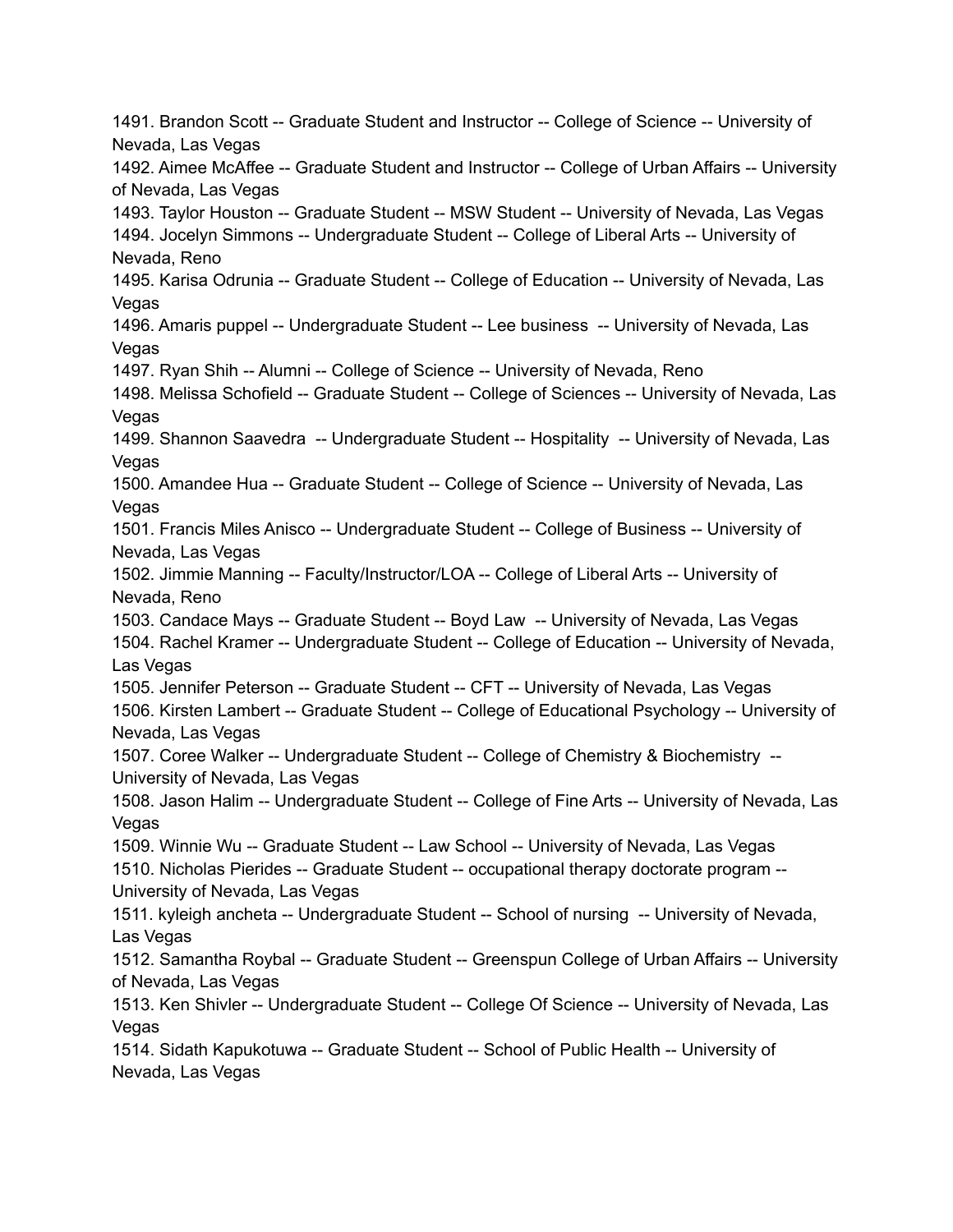1491. Brandon Scott -- Graduate Student and Instructor -- College of Science -- University of Nevada, Las Vegas
1492. Aimee McAffee -- Graduate Student and Instructor -- College of Urban Affairs -- University of Nevada, Las Vegas
1493. Taylor Houston -- Graduate Student -- MSW Student -- University of Nevada, Las Vegas
1494. Jocelyn Simmons -- Undergraduate Student -- College of Liberal Arts -- University of Nevada, Reno
1495. Karisa Odrunia -- Graduate Student -- College of Education -- University of Nevada, Las Vegas
1496. Amaris puppel -- Undergraduate Student -- Lee business -- University of Nevada, Las Vegas
1497. Ryan Shih -- Alumni -- College of Science -- University of Nevada, Reno
1498. Melissa Schofield -- Graduate Student -- College of Sciences -- University of Nevada, Las Vegas
1499. Shannon Saavedra -- Undergraduate Student -- Hospitality -- University of Nevada, Las Vegas
1500. Amandee Hua -- Graduate Student -- College of Science -- University of Nevada, Las Vegas
1501. Francis Miles Anisco -- Undergraduate Student -- College of Business -- University of Nevada, Las Vegas
1502. Jimmie Manning -- Faculty/Instructor/LOA -- College of Liberal Arts -- University of Nevada, Reno
1503. Candace Mays -- Graduate Student -- Boyd Law -- University of Nevada, Las Vegas
1504. Rachel Kramer -- Undergraduate Student -- College of Education -- University of Nevada, Las Vegas
1505. Jennifer Peterson -- Graduate Student -- CFT -- University of Nevada, Las Vegas
1506. Kirsten Lambert -- Graduate Student -- College of Educational Psychology -- University of Nevada, Las Vegas
1507. Coree Walker -- Undergraduate Student -- College of Chemistry & Biochemistry -- University of Nevada, Las Vegas
1508. Jason Halim -- Undergraduate Student -- College of Fine Arts -- University of Nevada, Las Vegas
1509. Winnie Wu -- Graduate Student -- Law School -- University of Nevada, Las Vegas
1510. Nicholas Pierides -- Graduate Student -- occupational therapy doctorate program -- University of Nevada, Las Vegas
1511. kyleigh ancheta -- Undergraduate Student -- School of nursing -- University of Nevada, Las Vegas
1512. Samantha Roybal -- Graduate Student -- Greenspun College of Urban Affairs -- University of Nevada, Las Vegas
1513. Ken Shivler -- Undergraduate Student -- College Of Science -- University of Nevada, Las Vegas
1514. Sidath Kapukotuwa -- Graduate Student -- School of Public Health -- University of Nevada, Las Vegas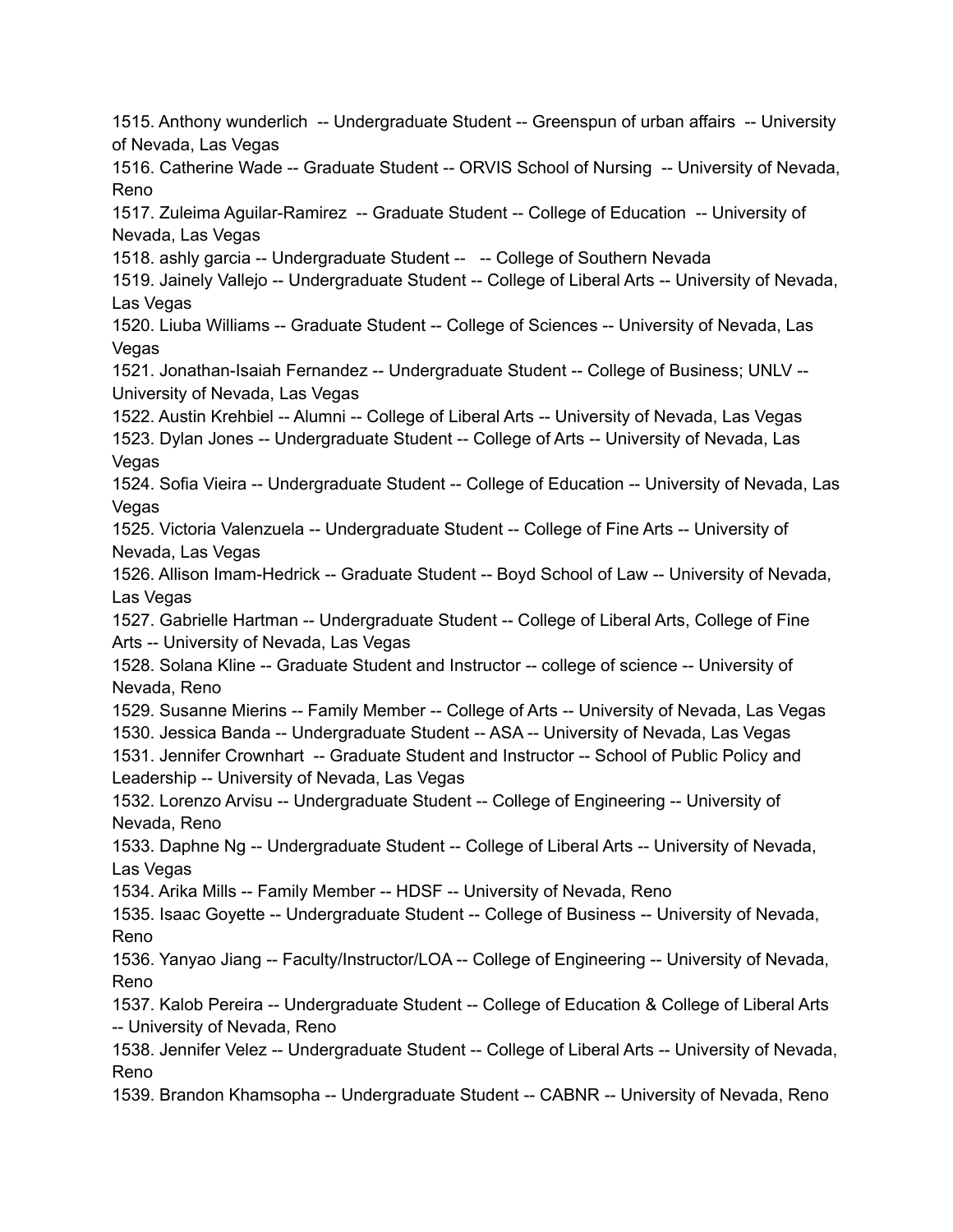1515. Anthony wunderlich -- Undergraduate Student -- Greenspun of urban affairs -- University of Nevada, Las Vegas
1516. Catherine Wade -- Graduate Student -- ORVIS School of Nursing -- University of Nevada, Reno
1517. Zuleima Aguilar-Ramirez -- Graduate Student -- College of Education -- University of Nevada, Las Vegas
1518. ashly garcia -- Undergraduate Student -- -- College of Southern Nevada
1519. Jainely Vallejo -- Undergraduate Student -- College of Liberal Arts -- University of Nevada, Las Vegas
1520. Liuba Williams -- Graduate Student -- College of Sciences -- University of Nevada, Las Vegas
1521. Jonathan-Isaiah Fernandez -- Undergraduate Student -- College of Business; UNLV -- University of Nevada, Las Vegas
1522. Austin Krehbiel -- Alumni -- College of Liberal Arts -- University of Nevada, Las Vegas
1523. Dylan Jones -- Undergraduate Student -- College of Arts -- University of Nevada, Las Vegas
1524. Sofia Vieira -- Undergraduate Student -- College of Education -- University of Nevada, Las Vegas
1525. Victoria Valenzuela -- Undergraduate Student -- College of Fine Arts -- University of Nevada, Las Vegas
1526. Allison Imam-Hedrick -- Graduate Student -- Boyd School of Law -- University of Nevada, Las Vegas
1527. Gabrielle Hartman -- Undergraduate Student -- College of Liberal Arts, College of Fine Arts -- University of Nevada, Las Vegas
1528. Solana Kline -- Graduate Student and Instructor -- college of science -- University of Nevada, Reno
1529. Susanne Mierins -- Family Member -- College of Arts -- University of Nevada, Las Vegas
1530. Jessica Banda -- Undergraduate Student -- ASA -- University of Nevada, Las Vegas
1531. Jennifer Crownhart -- Graduate Student and Instructor -- School of Public Policy and Leadership -- University of Nevada, Las Vegas
1532. Lorenzo Arvisu -- Undergraduate Student -- College of Engineering -- University of Nevada, Reno
1533. Daphne Ng -- Undergraduate Student -- College of Liberal Arts -- University of Nevada, Las Vegas
1534. Arika Mills -- Family Member -- HDSF -- University of Nevada, Reno
1535. Isaac Goyette -- Undergraduate Student -- College of Business -- University of Nevada, Reno
1536. Yanyao Jiang -- Faculty/Instructor/LOA -- College of Engineering -- University of Nevada, Reno
1537. Kalob Pereira -- Undergraduate Student -- College of Education & College of Liberal Arts -- University of Nevada, Reno
1538. Jennifer Velez -- Undergraduate Student -- College of Liberal Arts -- University of Nevada, Reno
1539. Brandon Khamsopha -- Undergraduate Student -- CABNR -- University of Nevada, Reno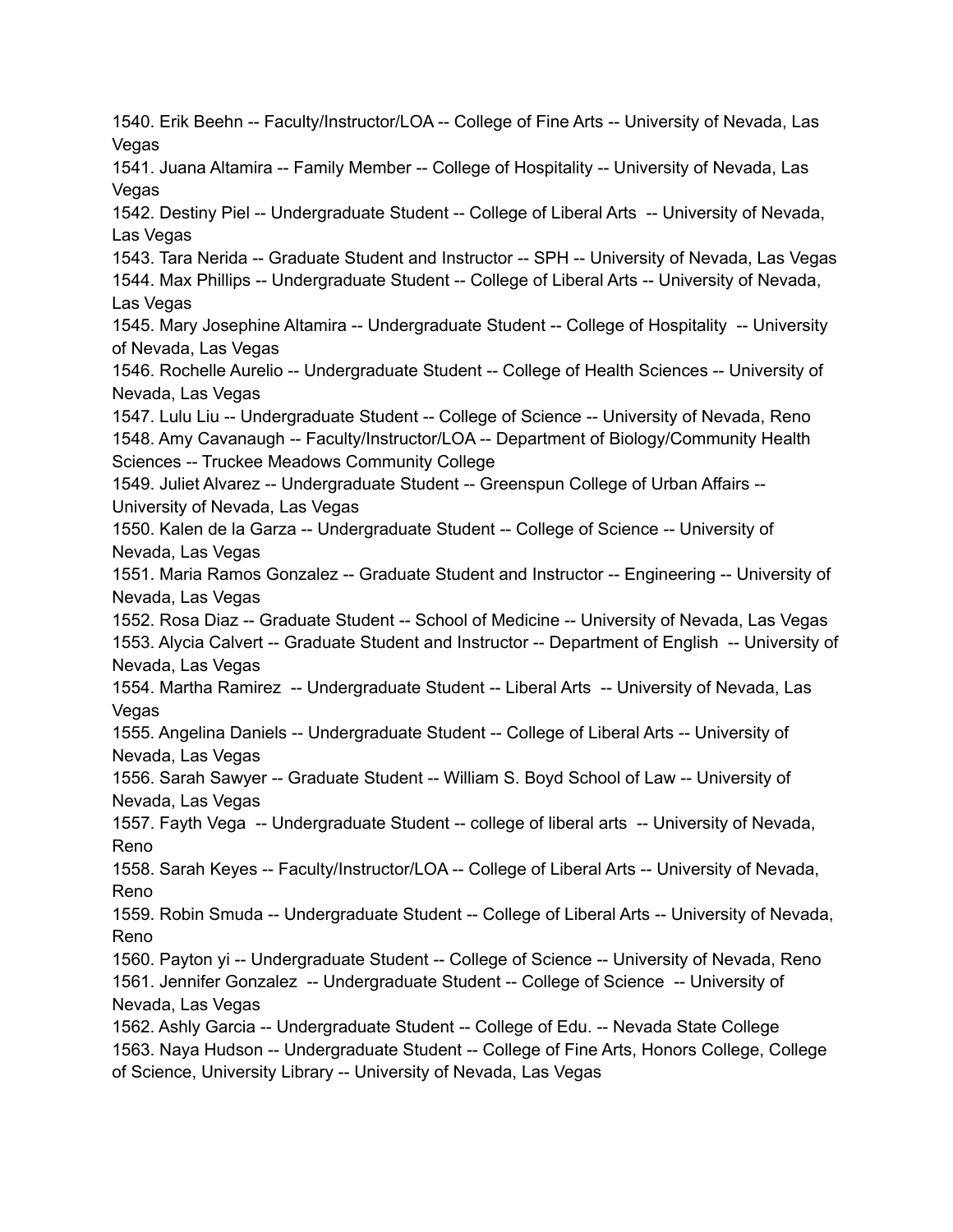1540. Erik Beehn -- Faculty/Instructor/LOA -- College of Fine Arts -- University of Nevada, Las Vegas
1541. Juana Altamira -- Family Member -- College of Hospitality -- University of Nevada, Las Vegas
1542. Destiny Piel -- Undergraduate Student -- College of Liberal Arts -- University of Nevada, Las Vegas
1543. Tara Nerida -- Graduate Student and Instructor -- SPH -- University of Nevada, Las Vegas
1544. Max Phillips -- Undergraduate Student -- College of Liberal Arts -- University of Nevada, Las Vegas
1545. Mary Josephine Altamira -- Undergraduate Student -- College of Hospitality -- University of Nevada, Las Vegas
1546. Rochelle Aurelio -- Undergraduate Student -- College of Health Sciences -- University of Nevada, Las Vegas
1547. Lulu Liu -- Undergraduate Student -- College of Science -- University of Nevada, Reno
1548. Amy Cavanaugh -- Faculty/Instructor/LOA -- Department of Biology/Community Health Sciences -- Truckee Meadows Community College
1549. Juliet Alvarez -- Undergraduate Student -- Greenspun College of Urban Affairs -- University of Nevada, Las Vegas
1550. Kalen de la Garza -- Undergraduate Student -- College of Science -- University of Nevada, Las Vegas
1551. Maria Ramos Gonzalez -- Graduate Student and Instructor -- Engineering -- University of Nevada, Las Vegas
1552. Rosa Diaz -- Graduate Student -- School of Medicine -- University of Nevada, Las Vegas
1553. Alycia Calvert -- Graduate Student and Instructor -- Department of English -- University of Nevada, Las Vegas
1554. Martha Ramirez -- Undergraduate Student -- Liberal Arts -- University of Nevada, Las Vegas
1555. Angelina Daniels -- Undergraduate Student -- College of Liberal Arts -- University of Nevada, Las Vegas
1556. Sarah Sawyer -- Graduate Student -- William S. Boyd School of Law -- University of Nevada, Las Vegas
1557. Fayth Vega -- Undergraduate Student -- college of liberal arts -- University of Nevada, Reno
1558. Sarah Keyes -- Faculty/Instructor/LOA -- College of Liberal Arts -- University of Nevada, Reno
1559. Robin Smuda -- Undergraduate Student -- College of Liberal Arts -- University of Nevada, Reno
1560. Payton yi -- Undergraduate Student -- College of Science -- University of Nevada, Reno
1561. Jennifer Gonzalez -- Undergraduate Student -- College of Science -- University of Nevada, Las Vegas
1562. Ashly Garcia -- Undergraduate Student -- College of Edu. -- Nevada State College
1563. Naya Hudson -- Undergraduate Student -- College of Fine Arts, Honors College, College of Science, University Library -- University of Nevada, Las Vegas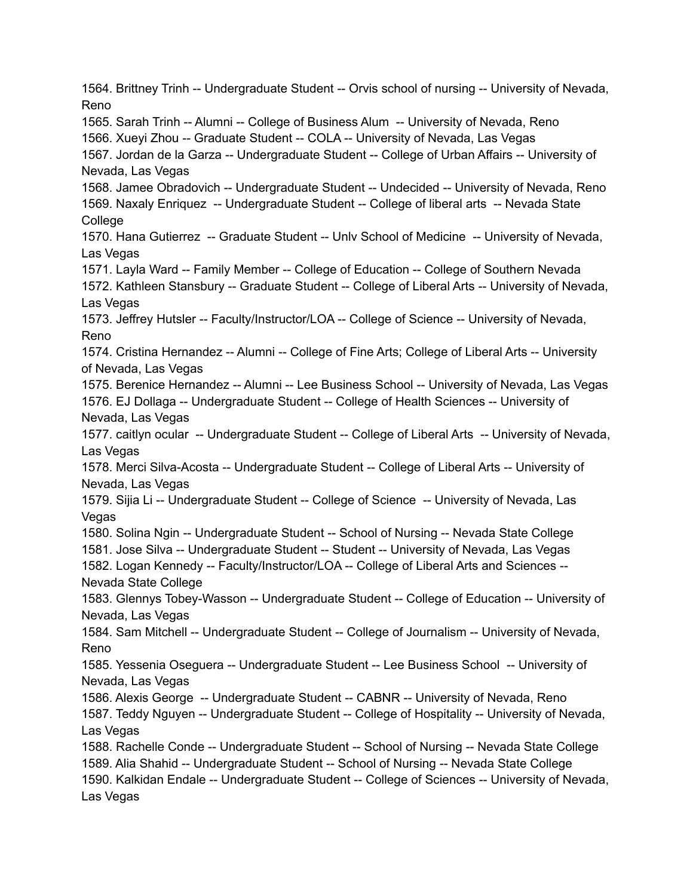1564. Brittney Trinh -- Undergraduate Student -- Orvis school of nursing -- University of Nevada, Reno
1565. Sarah Trinh -- Alumni -- College of Business Alum -- University of Nevada, Reno
1566. Xueyi Zhou -- Graduate Student -- COLA -- University of Nevada, Las Vegas
1567. Jordan de la Garza -- Undergraduate Student -- College of Urban Affairs -- University of Nevada, Las Vegas
1568. Jamee Obradovich -- Undergraduate Student -- Undecided -- University of Nevada, Reno
1569. Naxaly Enriquez -- Undergraduate Student -- College of liberal arts -- Nevada State College
1570. Hana Gutierrez -- Graduate Student -- Unlv School of Medicine -- University of Nevada, Las Vegas
1571. Layla Ward -- Family Member -- College of Education -- College of Southern Nevada
1572. Kathleen Stansbury -- Graduate Student -- College of Liberal Arts -- University of Nevada, Las Vegas
1573. Jeffrey Hutsler -- Faculty/Instructor/LOA -- College of Science -- University of Nevada, Reno
1574. Cristina Hernandez -- Alumni -- College of Fine Arts; College of Liberal Arts -- University of Nevada, Las Vegas
1575. Berenice Hernandez -- Alumni -- Lee Business School -- University of Nevada, Las Vegas
1576. EJ Dollaga -- Undergraduate Student -- College of Health Sciences -- University of Nevada, Las Vegas
1577. caitlyn ocular -- Undergraduate Student -- College of Liberal Arts -- University of Nevada, Las Vegas
1578. Merci Silva-Acosta -- Undergraduate Student -- College of Liberal Arts -- University of Nevada, Las Vegas
1579. Sijia Li -- Undergraduate Student -- College of Science -- University of Nevada, Las Vegas
1580. Solina Ngin -- Undergraduate Student -- School of Nursing -- Nevada State College
1581. Jose Silva -- Undergraduate Student -- Student -- University of Nevada, Las Vegas
1582. Logan Kennedy -- Faculty/Instructor/LOA -- College of Liberal Arts and Sciences -- Nevada State College
1583. Glennys Tobey-Wasson -- Undergraduate Student -- College of Education -- University of Nevada, Las Vegas
1584. Sam Mitchell -- Undergraduate Student -- College of Journalism -- University of Nevada, Reno
1585. Yessenia Oseguera -- Undergraduate Student -- Lee Business School -- University of Nevada, Las Vegas
1586. Alexis George -- Undergraduate Student -- CABNR -- University of Nevada, Reno
1587. Teddy Nguyen -- Undergraduate Student -- College of Hospitality -- University of Nevada, Las Vegas
1588. Rachelle Conde -- Undergraduate Student -- School of Nursing -- Nevada State College
1589. Alia Shahid -- Undergraduate Student -- School of Nursing -- Nevada State College
1590. Kalkidan Endale -- Undergraduate Student -- College of Sciences -- University of Nevada, Las Vegas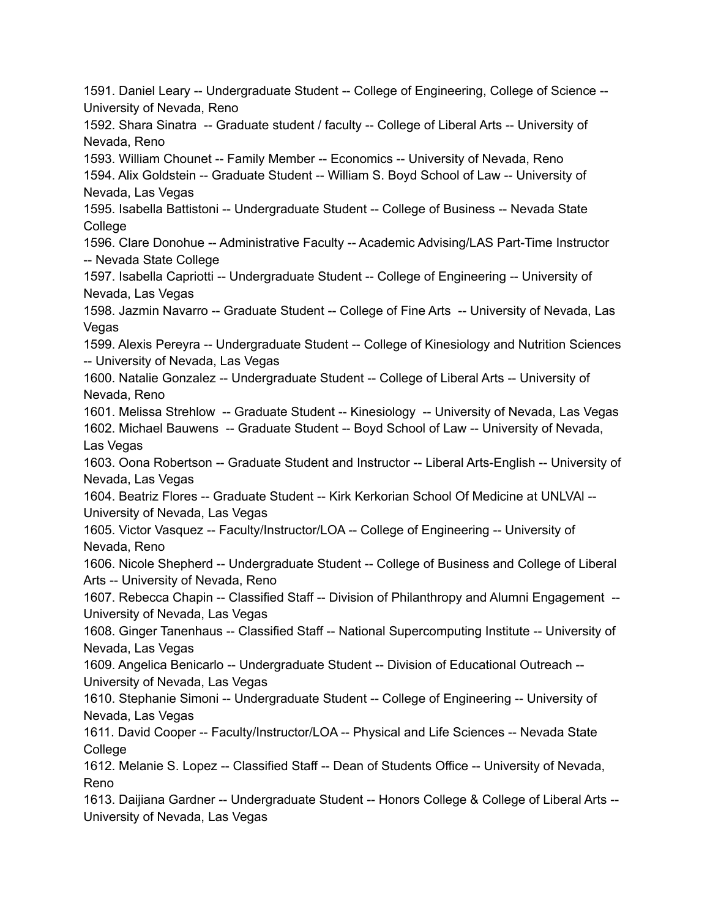1591. Daniel Leary -- Undergraduate Student -- College of Engineering, College of Science -- University of Nevada, Reno
1592. Shara Sinatra -- Graduate student / faculty -- College of Liberal Arts -- University of Nevada, Reno
1593. William Chounet -- Family Member -- Economics -- University of Nevada, Reno
1594. Alix Goldstein -- Graduate Student -- William S. Boyd School of Law -- University of Nevada, Las Vegas
1595. Isabella Battistoni -- Undergraduate Student -- College of Business -- Nevada State College
1596. Clare Donohue -- Administrative Faculty -- Academic Advising/LAS Part-Time Instructor -- Nevada State College
1597. Isabella Capriotti -- Undergraduate Student -- College of Engineering -- University of Nevada, Las Vegas
1598. Jazmin Navarro -- Graduate Student -- College of Fine Arts -- University of Nevada, Las Vegas
1599. Alexis Pereyra -- Undergraduate Student -- College of Kinesiology and Nutrition Sciences -- University of Nevada, Las Vegas
1600. Natalie Gonzalez -- Undergraduate Student -- College of Liberal Arts -- University of Nevada, Reno
1601. Melissa Strehlow -- Graduate Student -- Kinesiology -- University of Nevada, Las Vegas
1602. Michael Bauwens -- Graduate Student -- Boyd School of Law -- University of Nevada, Las Vegas
1603. Oona Robertson -- Graduate Student and Instructor -- Liberal Arts-English -- University of Nevada, Las Vegas
1604. Beatriz Flores -- Graduate Student -- Kirk Kerkorian School Of Medicine at UNLVAl -- University of Nevada, Las Vegas
1605. Victor Vasquez -- Faculty/Instructor/LOA -- College of Engineering -- University of Nevada, Reno
1606. Nicole Shepherd -- Undergraduate Student -- College of Business and College of Liberal Arts -- University of Nevada, Reno
1607. Rebecca Chapin -- Classified Staff -- Division of Philanthropy and Alumni Engagement -- University of Nevada, Las Vegas
1608. Ginger Tanenhaus -- Classified Staff -- National Supercomputing Institute -- University of Nevada, Las Vegas
1609. Angelica Benicarlo -- Undergraduate Student -- Division of Educational Outreach -- University of Nevada, Las Vegas
1610. Stephanie Simoni -- Undergraduate Student -- College of Engineering -- University of Nevada, Las Vegas
1611. David Cooper -- Faculty/Instructor/LOA -- Physical and Life Sciences -- Nevada State College
1612. Melanie S. Lopez -- Classified Staff -- Dean of Students Office -- University of Nevada, Reno
1613. Daijiana Gardner -- Undergraduate Student -- Honors College & College of Liberal Arts -- University of Nevada, Las Vegas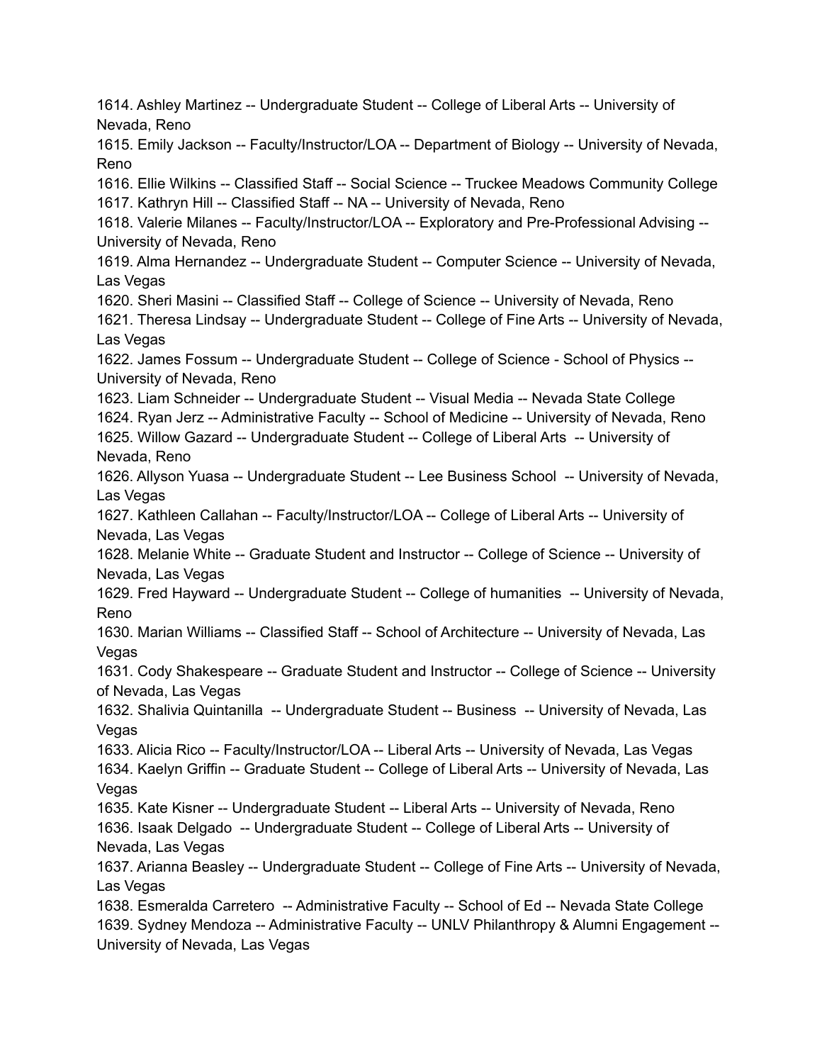1614. Ashley Martinez -- Undergraduate Student -- College of Liberal Arts -- University of Nevada, Reno
1615. Emily Jackson -- Faculty/Instructor/LOA -- Department of Biology -- University of Nevada, Reno
1616. Ellie Wilkins -- Classified Staff -- Social Science -- Truckee Meadows Community College
1617. Kathryn Hill -- Classified Staff -- NA -- University of Nevada, Reno
1618. Valerie Milanes -- Faculty/Instructor/LOA -- Exploratory and Pre-Professional Advising -- University of Nevada, Reno
1619. Alma Hernandez -- Undergraduate Student -- Computer Science -- University of Nevada, Las Vegas
1620. Sheri Masini -- Classified Staff -- College of Science -- University of Nevada, Reno
1621. Theresa Lindsay -- Undergraduate Student -- College of Fine Arts -- University of Nevada, Las Vegas
1622. James Fossum -- Undergraduate Student -- College of Science - School of Physics -- University of Nevada, Reno
1623. Liam Schneider -- Undergraduate Student -- Visual Media -- Nevada State College
1624. Ryan Jerz -- Administrative Faculty -- School of Medicine -- University of Nevada, Reno
1625. Willow Gazard -- Undergraduate Student -- College of Liberal Arts -- University of Nevada, Reno
1626. Allyson Yuasa -- Undergraduate Student -- Lee Business School -- University of Nevada, Las Vegas
1627. Kathleen Callahan -- Faculty/Instructor/LOA -- College of Liberal Arts -- University of Nevada, Las Vegas
1628. Melanie White -- Graduate Student and Instructor -- College of Science -- University of Nevada, Las Vegas
1629. Fred Hayward -- Undergraduate Student -- College of humanities -- University of Nevada, Reno
1630. Marian Williams -- Classified Staff -- School of Architecture -- University of Nevada, Las Vegas
1631. Cody Shakespeare -- Graduate Student and Instructor -- College of Science -- University of Nevada, Las Vegas
1632. Shalivia Quintanilla -- Undergraduate Student -- Business -- University of Nevada, Las Vegas
1633. Alicia Rico -- Faculty/Instructor/LOA -- Liberal Arts -- University of Nevada, Las Vegas
1634. Kaelyn Griffin -- Graduate Student -- College of Liberal Arts -- University of Nevada, Las Vegas
1635. Kate Kisner -- Undergraduate Student -- Liberal Arts -- University of Nevada, Reno
1636. Isaak Delgado -- Undergraduate Student -- College of Liberal Arts -- University of Nevada, Las Vegas
1637. Arianna Beasley -- Undergraduate Student -- College of Fine Arts -- University of Nevada, Las Vegas
1638. Esmeralda Carretero -- Administrative Faculty -- School of Ed -- Nevada State College
1639. Sydney Mendoza -- Administrative Faculty -- UNLV Philanthropy & Alumni Engagement -- University of Nevada, Las Vegas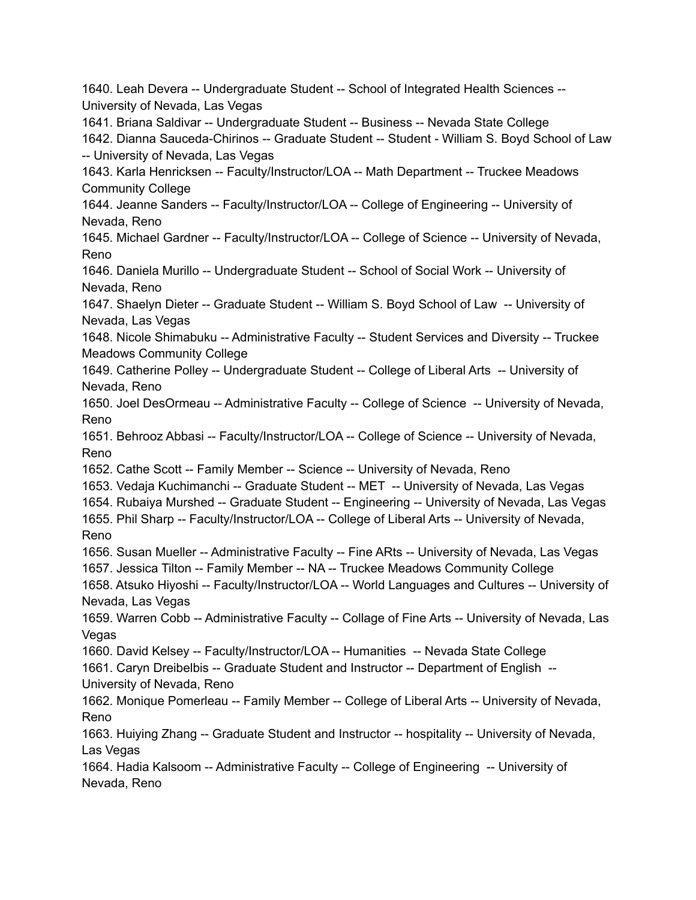1640. Leah Devera -- Undergraduate Student -- School of Integrated Health Sciences -- University of Nevada, Las Vegas
1641. Briana Saldivar -- Undergraduate Student -- Business -- Nevada State College
1642. Dianna Sauceda-Chirinos -- Graduate Student -- Student - William S. Boyd School of Law -- University of Nevada, Las Vegas
1643. Karla Henricksen -- Faculty/Instructor/LOA -- Math Department -- Truckee Meadows Community College
1644. Jeanne Sanders -- Faculty/Instructor/LOA -- College of Engineering -- University of Nevada, Reno
1645. Michael Gardner -- Faculty/Instructor/LOA -- College of Science -- University of Nevada, Reno
1646. Daniela Murillo -- Undergraduate Student -- School of Social Work -- University of Nevada, Reno
1647. Shaelyn Dieter -- Graduate Student -- William S. Boyd School of Law -- University of Nevada, Las Vegas
1648. Nicole Shimabuku -- Administrative Faculty -- Student Services and Diversity -- Truckee Meadows Community College
1649. Catherine Polley -- Undergraduate Student -- College of Liberal Arts -- University of Nevada, Reno
1650. Joel DesOrmeau -- Administrative Faculty -- College of Science -- University of Nevada, Reno
1651. Behrooz Abbasi -- Faculty/Instructor/LOA -- College of Science -- University of Nevada, Reno
1652. Cathe Scott -- Family Member -- Science -- University of Nevada, Reno
1653. Vedaja Kuchimanchi -- Graduate Student -- MET -- University of Nevada, Las Vegas
1654. Rubaiya Murshed -- Graduate Student -- Engineering -- University of Nevada, Las Vegas
1655. Phil Sharp -- Faculty/Instructor/LOA -- College of Liberal Arts -- University of Nevada, Reno
1656. Susan Mueller -- Administrative Faculty -- Fine ARts -- University of Nevada, Las Vegas
1657. Jessica Tilton -- Family Member -- NA -- Truckee Meadows Community College
1658. Atsuko Hiyoshi -- Faculty/Instructor/LOA -- World Languages and Cultures -- University of Nevada, Las Vegas
1659. Warren Cobb -- Administrative Faculty -- Collage of Fine Arts -- University of Nevada, Las Vegas
1660. David Kelsey -- Faculty/Instructor/LOA -- Humanities -- Nevada State College
1661. Caryn Dreibelbis -- Graduate Student and Instructor -- Department of English -- University of Nevada, Reno
1662. Monique Pomerleau -- Family Member -- College of Liberal Arts -- University of Nevada, Reno
1663. Huiying Zhang -- Graduate Student and Instructor -- hospitality -- University of Nevada, Las Vegas
1664. Hadia Kalsoom -- Administrative Faculty -- College of Engineering -- University of Nevada, Reno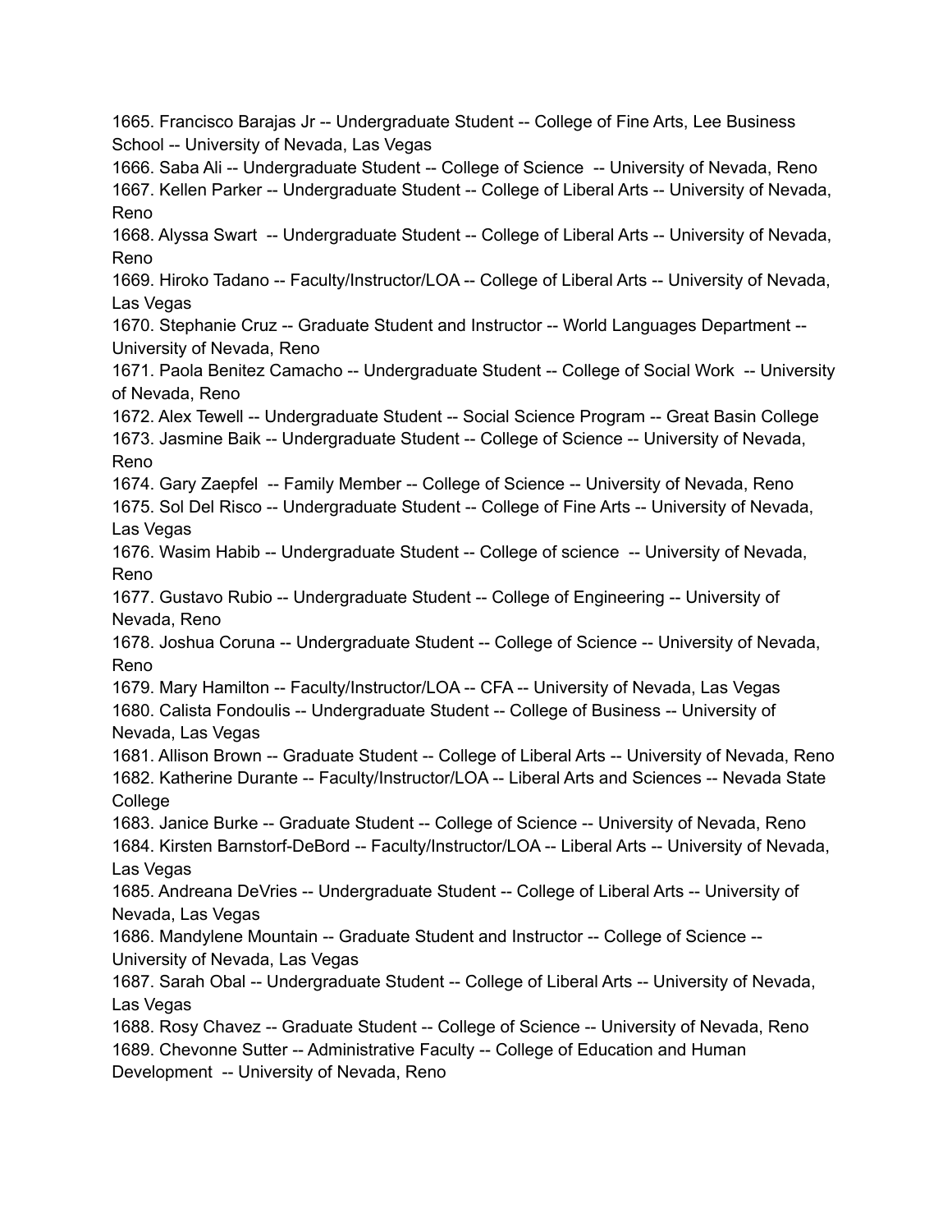1665. Francisco Barajas Jr -- Undergraduate Student -- College of Fine Arts, Lee Business School -- University of Nevada, Las Vegas
1666. Saba Ali -- Undergraduate Student -- College of Science -- University of Nevada, Reno
1667. Kellen Parker -- Undergraduate Student -- College of Liberal Arts -- University of Nevada, Reno
1668. Alyssa Swart -- Undergraduate Student -- College of Liberal Arts -- University of Nevada, Reno
1669. Hiroko Tadano -- Faculty/Instructor/LOA -- College of Liberal Arts -- University of Nevada, Las Vegas
1670. Stephanie Cruz -- Graduate Student and Instructor -- World Languages Department -- University of Nevada, Reno
1671. Paola Benitez Camacho -- Undergraduate Student -- College of Social Work -- University of Nevada, Reno
1672. Alex Tewell -- Undergraduate Student -- Social Science Program -- Great Basin College
1673. Jasmine Baik -- Undergraduate Student -- College of Science -- University of Nevada, Reno
1674. Gary Zaepfel -- Family Member -- College of Science -- University of Nevada, Reno
1675. Sol Del Risco -- Undergraduate Student -- College of Fine Arts -- University of Nevada, Las Vegas
1676. Wasim Habib -- Undergraduate Student -- College of science -- University of Nevada, Reno
1677. Gustavo Rubio -- Undergraduate Student -- College of Engineering -- University of Nevada, Reno
1678. Joshua Coruna -- Undergraduate Student -- College of Science -- University of Nevada, Reno
1679. Mary Hamilton -- Faculty/Instructor/LOA -- CFA -- University of Nevada, Las Vegas
1680. Calista Fondoulis -- Undergraduate Student -- College of Business -- University of Nevada, Las Vegas
1681. Allison Brown -- Graduate Student -- College of Liberal Arts -- University of Nevada, Reno
1682. Katherine Durante -- Faculty/Instructor/LOA -- Liberal Arts and Sciences -- Nevada State College
1683. Janice Burke -- Graduate Student -- College of Science -- University of Nevada, Reno
1684. Kirsten Barnstorf-DeBord -- Faculty/Instructor/LOA -- Liberal Arts -- University of Nevada, Las Vegas
1685. Andreana DeVries -- Undergraduate Student -- College of Liberal Arts -- University of Nevada, Las Vegas
1686. Mandylene Mountain -- Graduate Student and Instructor -- College of Science -- University of Nevada, Las Vegas
1687. Sarah Obal -- Undergraduate Student -- College of Liberal Arts -- University of Nevada, Las Vegas
1688. Rosy Chavez -- Graduate Student -- College of Science -- University of Nevada, Reno
1689. Chevonne Sutter -- Administrative Faculty -- College of Education and Human Development -- University of Nevada, Reno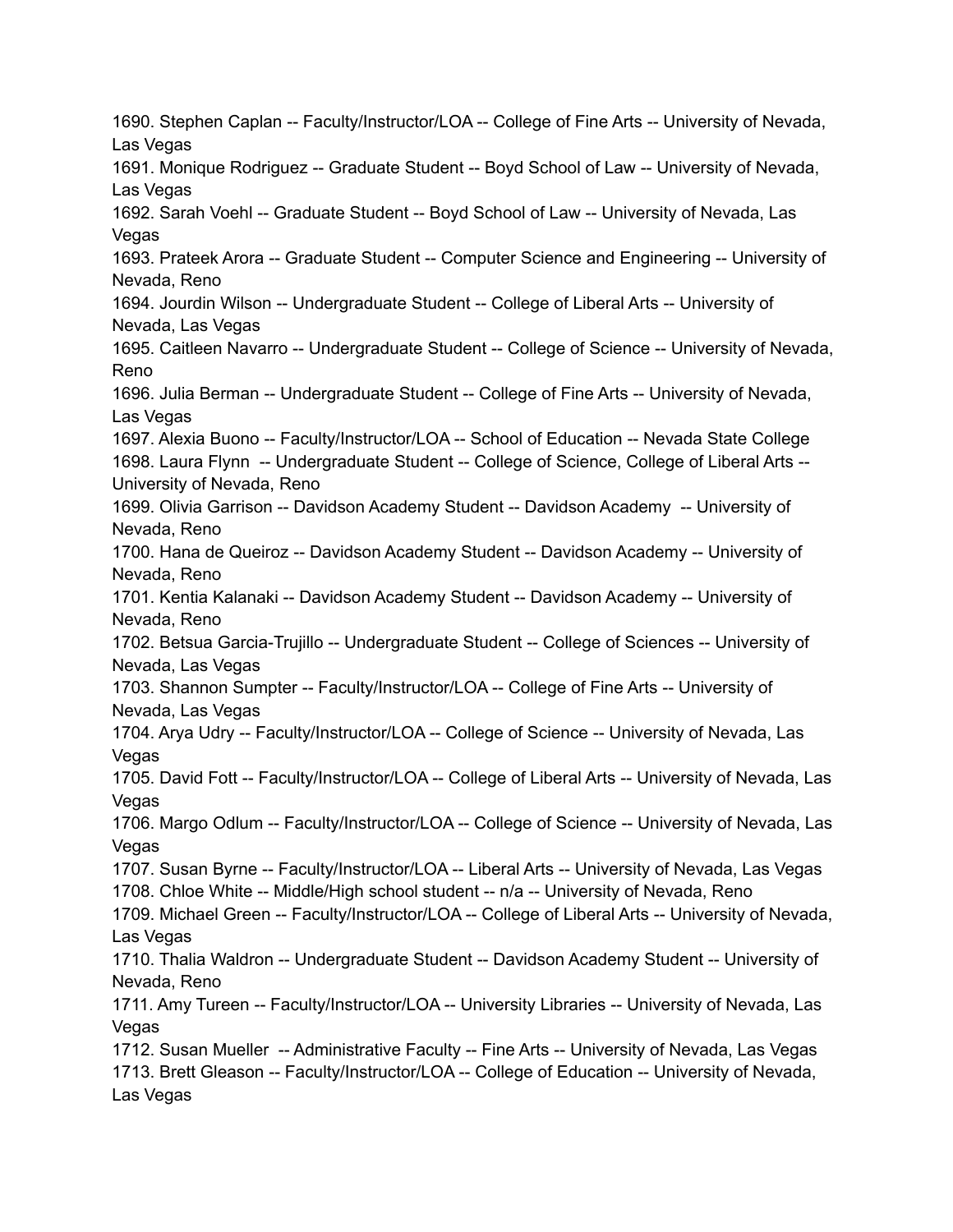1690. Stephen Caplan -- Faculty/Instructor/LOA -- College of Fine Arts -- University of Nevada, Las Vegas
1691. Monique Rodriguez -- Graduate Student -- Boyd School of Law -- University of Nevada, Las Vegas
1692. Sarah Voehl -- Graduate Student -- Boyd School of Law -- University of Nevada, Las Vegas
1693. Prateek Arora -- Graduate Student -- Computer Science and Engineering -- University of Nevada, Reno
1694. Jourdin Wilson -- Undergraduate Student -- College of Liberal Arts -- University of Nevada, Las Vegas
1695. Caitleen Navarro -- Undergraduate Student -- College of Science -- University of Nevada, Reno
1696. Julia Berman -- Undergraduate Student -- College of Fine Arts -- University of Nevada, Las Vegas
1697. Alexia Buono -- Faculty/Instructor/LOA -- School of Education -- Nevada State College
1698. Laura Flynn -- Undergraduate Student -- College of Science, College of Liberal Arts -- University of Nevada, Reno
1699. Olivia Garrison -- Davidson Academy Student -- Davidson Academy -- University of Nevada, Reno
1700. Hana de Queiroz -- Davidson Academy Student -- Davidson Academy -- University of Nevada, Reno
1701. Kentia Kalanaki -- Davidson Academy Student -- Davidson Academy -- University of Nevada, Reno
1702. Betsua Garcia-Trujillo -- Undergraduate Student -- College of Sciences -- University of Nevada, Las Vegas
1703. Shannon Sumpter -- Faculty/Instructor/LOA -- College of Fine Arts -- University of Nevada, Las Vegas
1704. Arya Udry -- Faculty/Instructor/LOA -- College of Science -- University of Nevada, Las Vegas
1705. David Fott -- Faculty/Instructor/LOA -- College of Liberal Arts -- University of Nevada, Las Vegas
1706. Margo Odlum -- Faculty/Instructor/LOA -- College of Science -- University of Nevada, Las Vegas
1707. Susan Byrne -- Faculty/Instructor/LOA -- Liberal Arts -- University of Nevada, Las Vegas
1708. Chloe White -- Middle/High school student -- n/a -- University of Nevada, Reno
1709. Michael Green -- Faculty/Instructor/LOA -- College of Liberal Arts -- University of Nevada, Las Vegas
1710. Thalia Waldron -- Undergraduate Student -- Davidson Academy Student -- University of Nevada, Reno
1711. Amy Tureen -- Faculty/Instructor/LOA -- University Libraries -- University of Nevada, Las Vegas
1712. Susan Mueller -- Administrative Faculty -- Fine Arts -- University of Nevada, Las Vegas
1713. Brett Gleason -- Faculty/Instructor/LOA -- College of Education -- University of Nevada, Las Vegas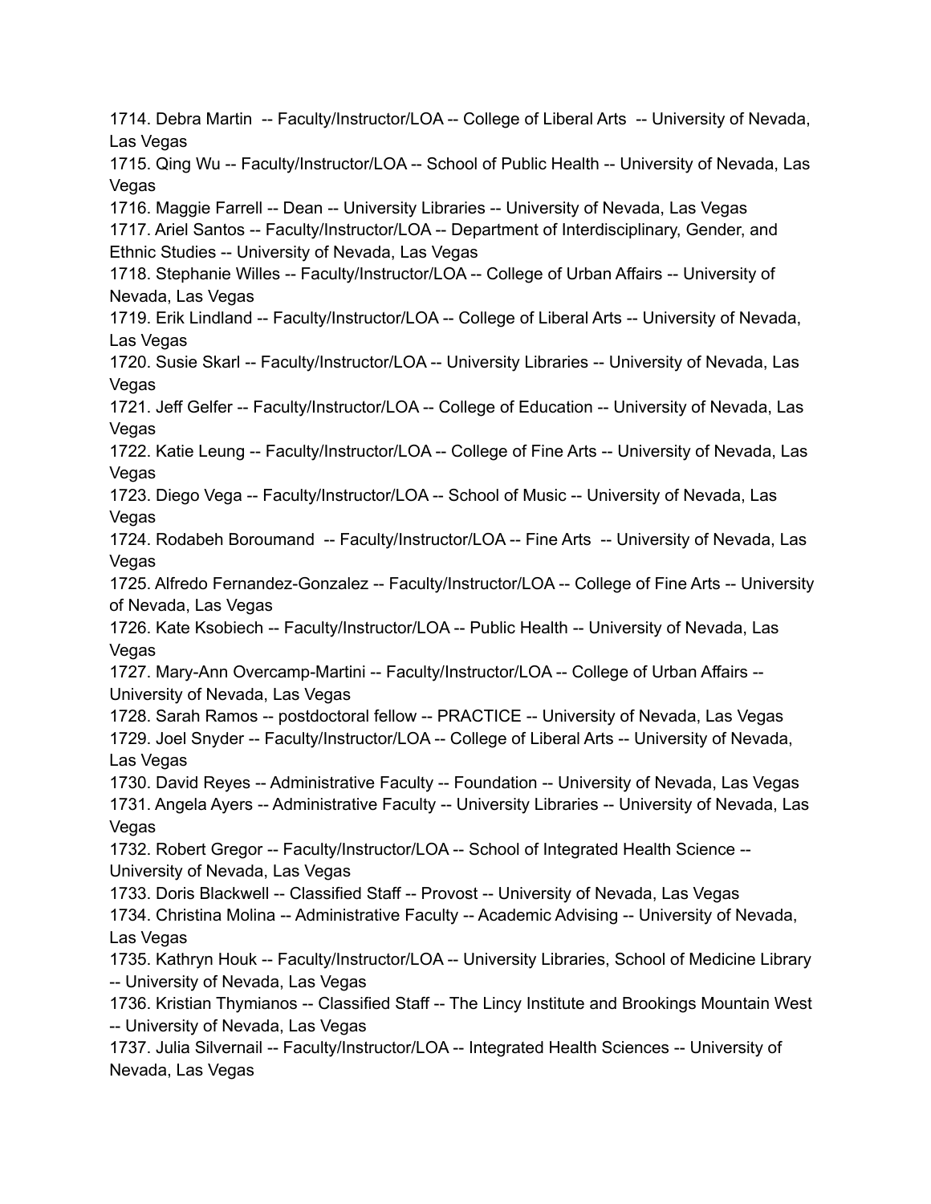1714. Debra Martin -- Faculty/Instructor/LOA -- College of Liberal Arts -- University of Nevada, Las Vegas
1715. Qing Wu -- Faculty/Instructor/LOA -- School of Public Health -- University of Nevada, Las Vegas
1716. Maggie Farrell -- Dean -- University Libraries -- University of Nevada, Las Vegas
1717. Ariel Santos -- Faculty/Instructor/LOA -- Department of Interdisciplinary, Gender, and Ethnic Studies -- University of Nevada, Las Vegas
1718. Stephanie Willes -- Faculty/Instructor/LOA -- College of Urban Affairs -- University of Nevada, Las Vegas
1719. Erik Lindland -- Faculty/Instructor/LOA -- College of Liberal Arts -- University of Nevada, Las Vegas
1720. Susie Skarl -- Faculty/Instructor/LOA -- University Libraries -- University of Nevada, Las Vegas
1721. Jeff Gelfer -- Faculty/Instructor/LOA -- College of Education -- University of Nevada, Las Vegas
1722. Katie Leung -- Faculty/Instructor/LOA -- College of Fine Arts -- University of Nevada, Las Vegas
1723. Diego Vega -- Faculty/Instructor/LOA -- School of Music -- University of Nevada, Las Vegas
1724. Rodabeh Boroumand -- Faculty/Instructor/LOA -- Fine Arts -- University of Nevada, Las Vegas
1725. Alfredo Fernandez-Gonzalez -- Faculty/Instructor/LOA -- College of Fine Arts -- University of Nevada, Las Vegas
1726. Kate Ksobiech -- Faculty/Instructor/LOA -- Public Health -- University of Nevada, Las Vegas
1727. Mary-Ann Overcamp-Martini -- Faculty/Instructor/LOA -- College of Urban Affairs -- University of Nevada, Las Vegas
1728. Sarah Ramos -- postdoctoral fellow -- PRACTICE -- University of Nevada, Las Vegas
1729. Joel Snyder -- Faculty/Instructor/LOA -- College of Liberal Arts -- University of Nevada, Las Vegas
1730. David Reyes -- Administrative Faculty -- Foundation -- University of Nevada, Las Vegas
1731. Angela Ayers -- Administrative Faculty -- University Libraries -- University of Nevada, Las Vegas
1732. Robert Gregor -- Faculty/Instructor/LOA -- School of Integrated Health Science -- University of Nevada, Las Vegas
1733. Doris Blackwell -- Classified Staff -- Provost -- University of Nevada, Las Vegas
1734. Christina Molina -- Administrative Faculty -- Academic Advising -- University of Nevada, Las Vegas
1735. Kathryn Houk -- Faculty/Instructor/LOA -- University Libraries, School of Medicine Library -- University of Nevada, Las Vegas
1736. Kristian Thymianos -- Classified Staff -- The Lincy Institute and Brookings Mountain West -- University of Nevada, Las Vegas
1737. Julia Silvernail -- Faculty/Instructor/LOA -- Integrated Health Sciences -- University of Nevada, Las Vegas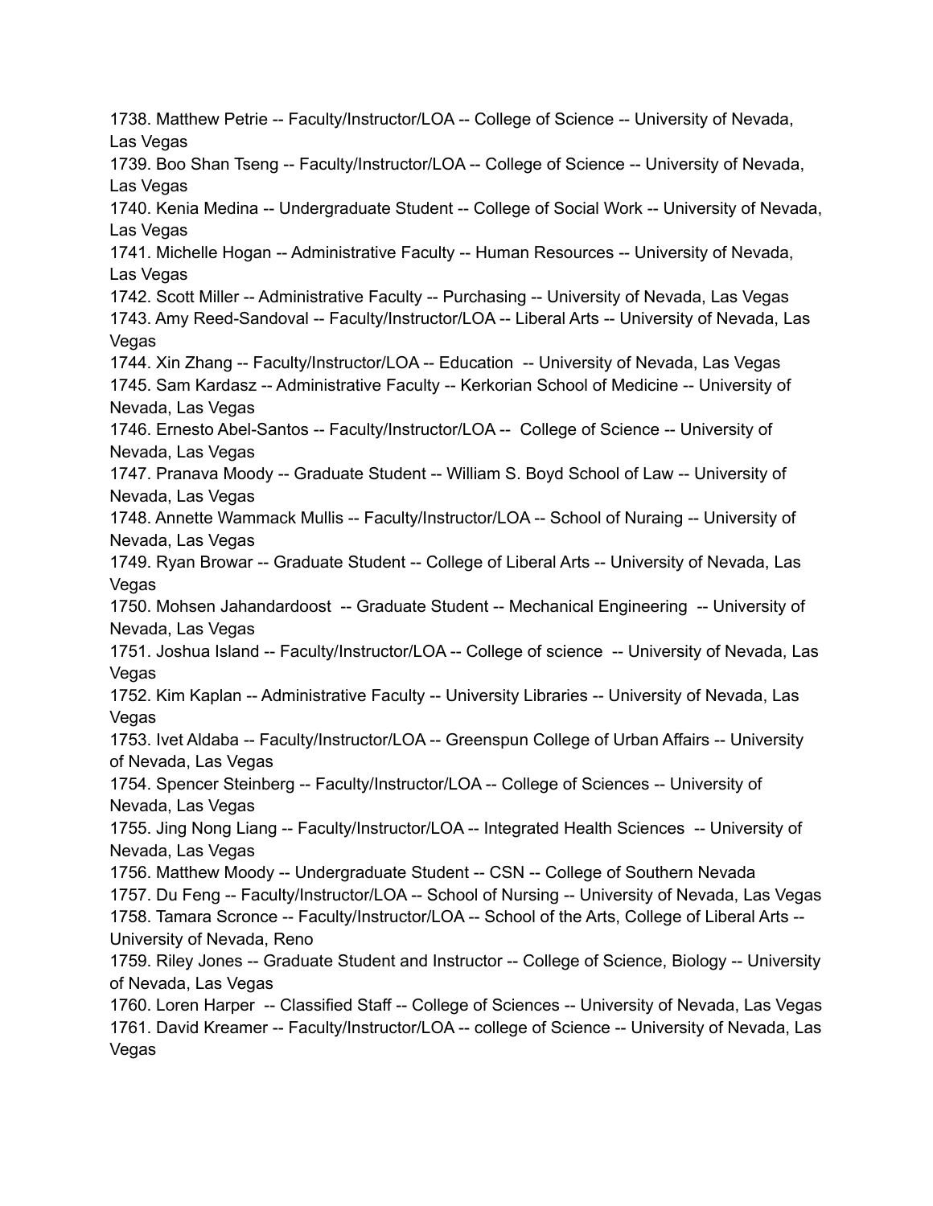1738. Matthew Petrie -- Faculty/Instructor/LOA -- College of Science -- University of Nevada, Las Vegas
1739. Boo Shan Tseng -- Faculty/Instructor/LOA -- College of Science -- University of Nevada, Las Vegas
1740. Kenia Medina -- Undergraduate Student -- College of Social Work -- University of Nevada, Las Vegas
1741. Michelle Hogan -- Administrative Faculty -- Human Resources -- University of Nevada, Las Vegas
1742. Scott Miller -- Administrative Faculty -- Purchasing -- University of Nevada, Las Vegas
1743. Amy Reed-Sandoval -- Faculty/Instructor/LOA -- Liberal Arts -- University of Nevada, Las Vegas
1744. Xin Zhang -- Faculty/Instructor/LOA -- Education -- University of Nevada, Las Vegas
1745. Sam Kardasz -- Administrative Faculty -- Kerkorian School of Medicine -- University of Nevada, Las Vegas
1746. Ernesto Abel-Santos -- Faculty/Instructor/LOA -- College of Science -- University of Nevada, Las Vegas
1747. Pranava Moody -- Graduate Student -- William S. Boyd School of Law -- University of Nevada, Las Vegas
1748. Annette Wammack Mullis -- Faculty/Instructor/LOA -- School of Nuraing -- University of Nevada, Las Vegas
1749. Ryan Browar -- Graduate Student -- College of Liberal Arts -- University of Nevada, Las Vegas
1750. Mohsen Jahandardoost -- Graduate Student -- Mechanical Engineering -- University of Nevada, Las Vegas
1751. Joshua Island -- Faculty/Instructor/LOA -- College of science -- University of Nevada, Las Vegas
1752. Kim Kaplan -- Administrative Faculty -- University Libraries -- University of Nevada, Las Vegas
1753. Ivet Aldaba -- Faculty/Instructor/LOA -- Greenspun College of Urban Affairs -- University of Nevada, Las Vegas
1754. Spencer Steinberg -- Faculty/Instructor/LOA -- College of Sciences -- University of Nevada, Las Vegas
1755. Jing Nong Liang -- Faculty/Instructor/LOA -- Integrated Health Sciences -- University of Nevada, Las Vegas
1756. Matthew Moody -- Undergraduate Student -- CSN -- College of Southern Nevada
1757. Du Feng -- Faculty/Instructor/LOA -- School of Nursing -- University of Nevada, Las Vegas
1758. Tamara Scronce -- Faculty/Instructor/LOA -- School of the Arts, College of Liberal Arts -- University of Nevada, Reno
1759. Riley Jones -- Graduate Student and Instructor -- College of Science, Biology -- University of Nevada, Las Vegas
1760. Loren Harper -- Classified Staff -- College of Sciences -- University of Nevada, Las Vegas
1761. David Kreamer -- Faculty/Instructor/LOA -- college of Science -- University of Nevada, Las Vegas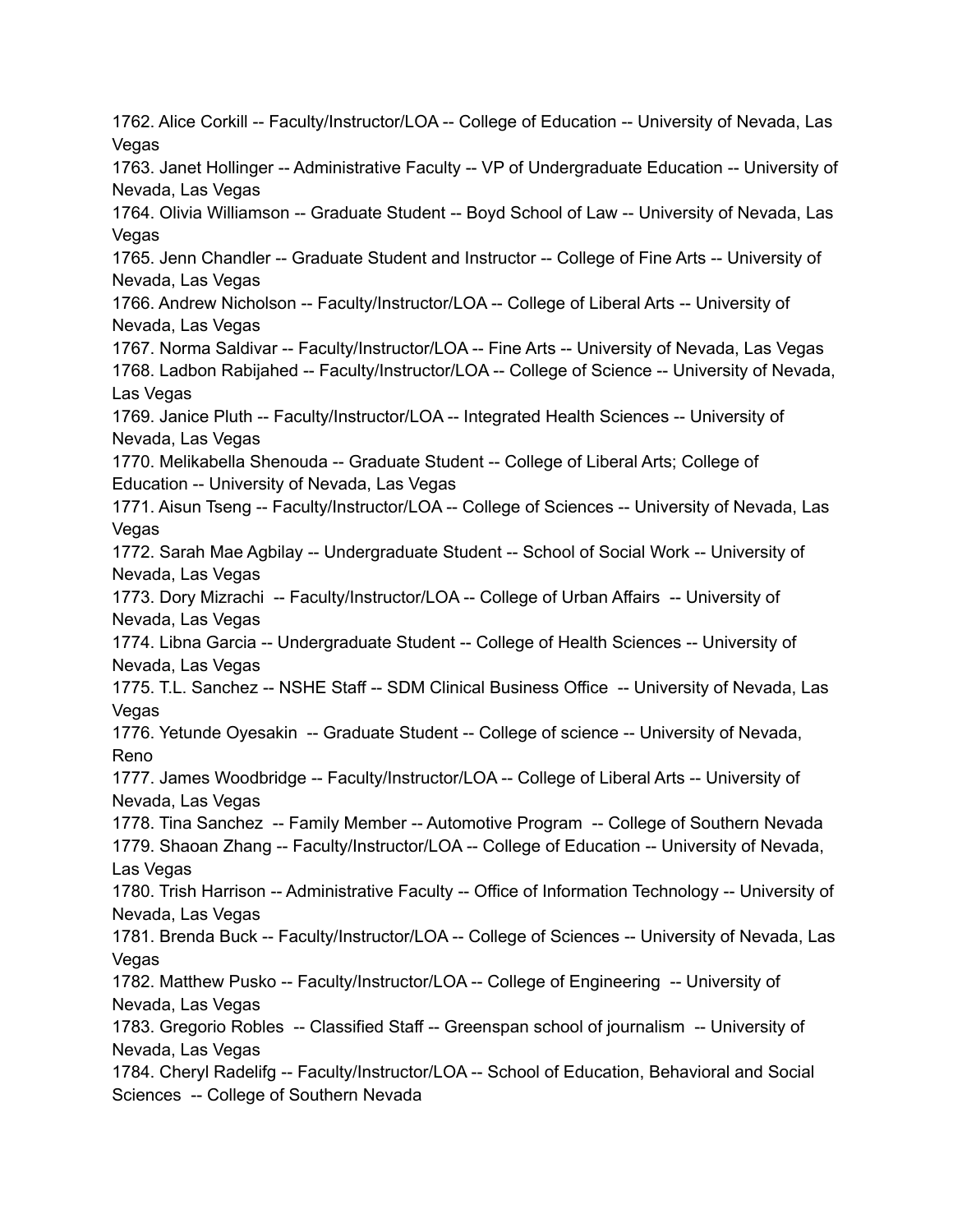1762. Alice Corkill -- Faculty/Instructor/LOA -- College of Education -- University of Nevada, Las Vegas
1763. Janet Hollinger -- Administrative Faculty -- VP of Undergraduate Education -- University of Nevada, Las Vegas
1764. Olivia Williamson -- Graduate Student -- Boyd School of Law -- University of Nevada, Las Vegas
1765. Jenn Chandler -- Graduate Student and Instructor -- College of Fine Arts -- University of Nevada, Las Vegas
1766. Andrew Nicholson -- Faculty/Instructor/LOA -- College of Liberal Arts -- University of Nevada, Las Vegas
1767. Norma Saldivar -- Faculty/Instructor/LOA -- Fine Arts -- University of Nevada, Las Vegas
1768. Ladbon Rabijahed -- Faculty/Instructor/LOA -- College of Science -- University of Nevada, Las Vegas
1769. Janice Pluth -- Faculty/Instructor/LOA -- Integrated Health Sciences -- University of Nevada, Las Vegas
1770. Melikabella Shenouda -- Graduate Student -- College of Liberal Arts; College of Education -- University of Nevada, Las Vegas
1771. Aisun Tseng -- Faculty/Instructor/LOA -- College of Sciences -- University of Nevada, Las Vegas
1772. Sarah Mae Agbilay -- Undergraduate Student -- School of Social Work -- University of Nevada, Las Vegas
1773. Dory Mizrachi -- Faculty/Instructor/LOA -- College of Urban Affairs -- University of Nevada, Las Vegas
1774. Libna Garcia -- Undergraduate Student -- College of Health Sciences -- University of Nevada, Las Vegas
1775. T.L. Sanchez -- NSHE Staff -- SDM Clinical Business Office -- University of Nevada, Las Vegas
1776. Yetunde Oyesakin -- Graduate Student -- College of science -- University of Nevada, Reno
1777. James Woodbridge -- Faculty/Instructor/LOA -- College of Liberal Arts -- University of Nevada, Las Vegas
1778. Tina Sanchez -- Family Member -- Automotive Program -- College of Southern Nevada
1779. Shaoan Zhang -- Faculty/Instructor/LOA -- College of Education -- University of Nevada, Las Vegas
1780. Trish Harrison -- Administrative Faculty -- Office of Information Technology -- University of Nevada, Las Vegas
1781. Brenda Buck -- Faculty/Instructor/LOA -- College of Sciences -- University of Nevada, Las Vegas
1782. Matthew Pusko -- Faculty/Instructor/LOA -- College of Engineering -- University of Nevada, Las Vegas
1783. Gregorio Robles -- Classified Staff -- Greenspan school of journalism -- University of Nevada, Las Vegas
1784. Cheryl Radelifg -- Faculty/Instructor/LOA -- School of Education, Behavioral and Social Sciences -- College of Southern Nevada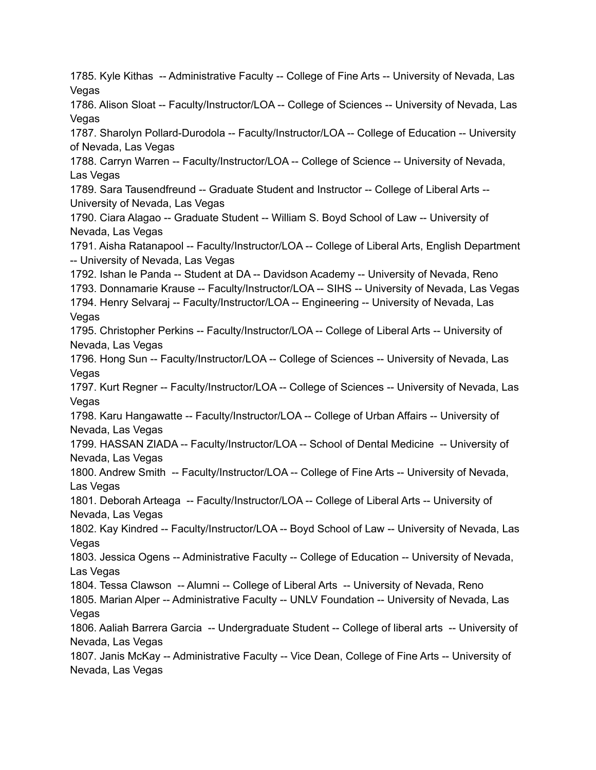1785. Kyle Kithas -- Administrative Faculty -- College of Fine Arts -- University of Nevada, Las Vegas
1786. Alison Sloat -- Faculty/Instructor/LOA -- College of Sciences -- University of Nevada, Las Vegas
1787. Sharolyn Pollard-Durodola -- Faculty/Instructor/LOA -- College of Education -- University of Nevada, Las Vegas
1788. Carryn Warren -- Faculty/Instructor/LOA -- College of Science -- University of Nevada, Las Vegas
1789. Sara Tausendfreund -- Graduate Student and Instructor -- College of Liberal Arts -- University of Nevada, Las Vegas
1790. Ciara Alagao -- Graduate Student -- William S. Boyd School of Law -- University of Nevada, Las Vegas
1791. Aisha Ratanapool -- Faculty/Instructor/LOA -- College of Liberal Arts, English Department -- University of Nevada, Las Vegas
1792. Ishan le Panda -- Student at DA -- Davidson Academy -- University of Nevada, Reno
1793. Donnamarie Krause -- Faculty/Instructor/LOA -- SIHS -- University of Nevada, Las Vegas
1794. Henry Selvaraj -- Faculty/Instructor/LOA -- Engineering -- University of Nevada, Las Vegas
1795. Christopher Perkins -- Faculty/Instructor/LOA -- College of Liberal Arts -- University of Nevada, Las Vegas
1796. Hong Sun -- Faculty/Instructor/LOA -- College of Sciences -- University of Nevada, Las Vegas
1797. Kurt Regner -- Faculty/Instructor/LOA -- College of Sciences -- University of Nevada, Las Vegas
1798. Karu Hangawatte -- Faculty/Instructor/LOA -- College of Urban Affairs -- University of Nevada, Las Vegas
1799. HASSAN ZIADA -- Faculty/Instructor/LOA -- School of Dental Medicine -- University of Nevada, Las Vegas
1800. Andrew Smith -- Faculty/Instructor/LOA -- College of Fine Arts -- University of Nevada, Las Vegas
1801. Deborah Arteaga -- Faculty/Instructor/LOA -- College of Liberal Arts -- University of Nevada, Las Vegas
1802. Kay Kindred -- Faculty/Instructor/LOA -- Boyd School of Law -- University of Nevada, Las Vegas
1803. Jessica Ogens -- Administrative Faculty -- College of Education -- University of Nevada, Las Vegas
1804. Tessa Clawson -- Alumni -- College of Liberal Arts -- University of Nevada, Reno
1805. Marian Alper -- Administrative Faculty -- UNLV Foundation -- University of Nevada, Las Vegas
1806. Aaliah Barrera Garcia -- Undergraduate Student -- College of liberal arts -- University of Nevada, Las Vegas
1807. Janis McKay -- Administrative Faculty -- Vice Dean, College of Fine Arts -- University of Nevada, Las Vegas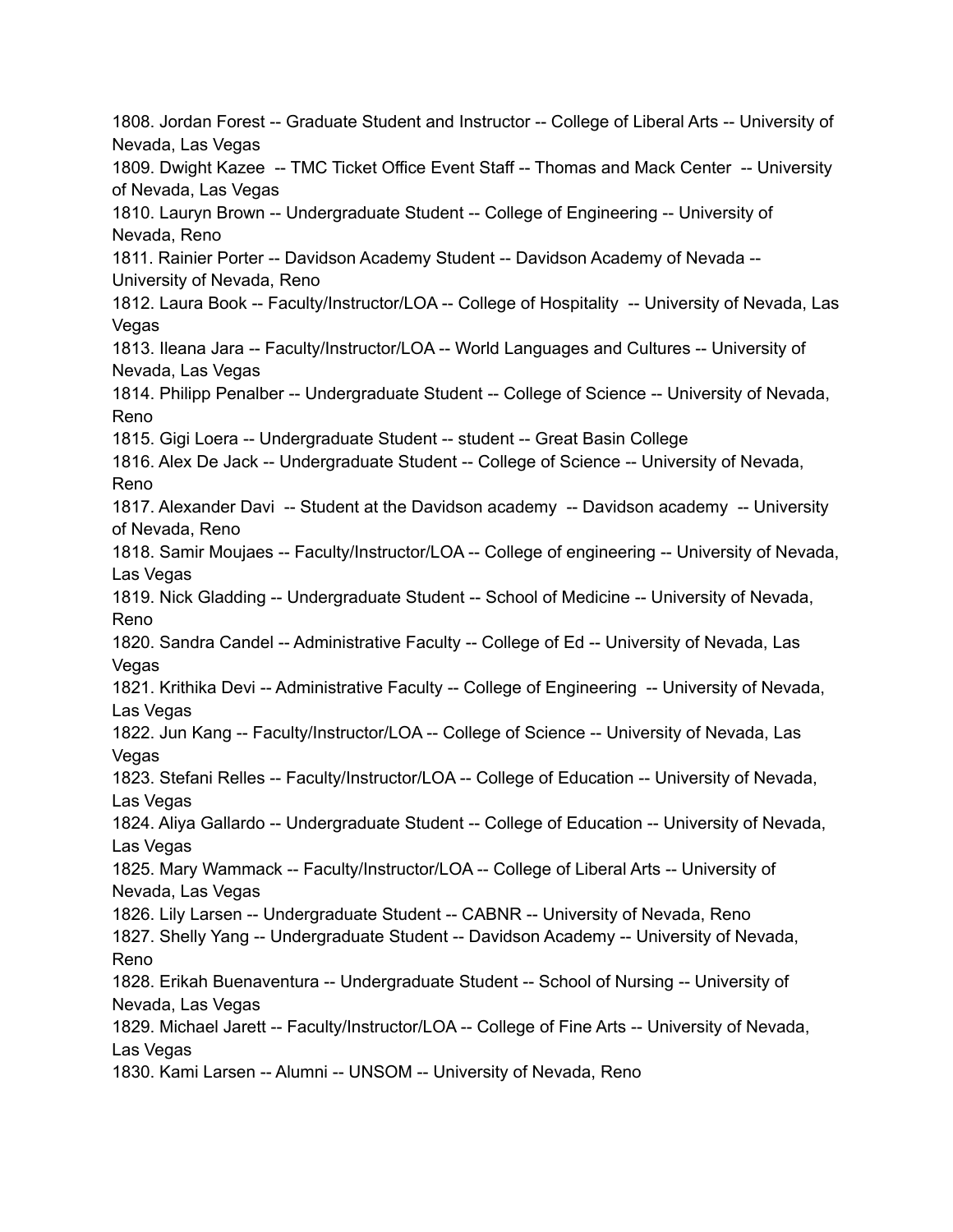1808. Jordan Forest -- Graduate Student and Instructor -- College of Liberal Arts -- University of Nevada, Las Vegas
1809. Dwight Kazee -- TMC Ticket Office Event Staff -- Thomas and Mack Center -- University of Nevada, Las Vegas
1810. Lauryn Brown -- Undergraduate Student -- College of Engineering -- University of Nevada, Reno
1811. Rainier Porter -- Davidson Academy Student -- Davidson Academy of Nevada -- University of Nevada, Reno
1812. Laura Book -- Faculty/Instructor/LOA -- College of Hospitality -- University of Nevada, Las Vegas
1813. Ileana Jara -- Faculty/Instructor/LOA -- World Languages and Cultures -- University of Nevada, Las Vegas
1814. Philipp Penalber -- Undergraduate Student -- College of Science -- University of Nevada, Reno
1815. Gigi Loera -- Undergraduate Student -- student -- Great Basin College
1816. Alex De Jack -- Undergraduate Student -- College of Science -- University of Nevada, Reno
1817. Alexander Davi -- Student at the Davidson academy -- Davidson academy -- University of Nevada, Reno
1818. Samir Moujaes -- Faculty/Instructor/LOA -- College of engineering -- University of Nevada, Las Vegas
1819. Nick Gladding -- Undergraduate Student -- School of Medicine -- University of Nevada, Reno
1820. Sandra Candel -- Administrative Faculty -- College of Ed -- University of Nevada, Las Vegas
1821. Krithika Devi -- Administrative Faculty -- College of Engineering -- University of Nevada, Las Vegas
1822. Jun Kang -- Faculty/Instructor/LOA -- College of Science -- University of Nevada, Las Vegas
1823. Stefani Relles -- Faculty/Instructor/LOA -- College of Education -- University of Nevada, Las Vegas
1824. Aliya Gallardo -- Undergraduate Student -- College of Education -- University of Nevada, Las Vegas
1825. Mary Wammack -- Faculty/Instructor/LOA -- College of Liberal Arts -- University of Nevada, Las Vegas
1826. Lily Larsen -- Undergraduate Student -- CABNR -- University of Nevada, Reno
1827. Shelly Yang -- Undergraduate Student -- Davidson Academy -- University of Nevada, Reno
1828. Erikah Buenaventura -- Undergraduate Student -- School of Nursing -- University of Nevada, Las Vegas
1829. Michael Jarett -- Faculty/Instructor/LOA -- College of Fine Arts -- University of Nevada, Las Vegas
1830. Kami Larsen -- Alumni -- UNSOM -- University of Nevada, Reno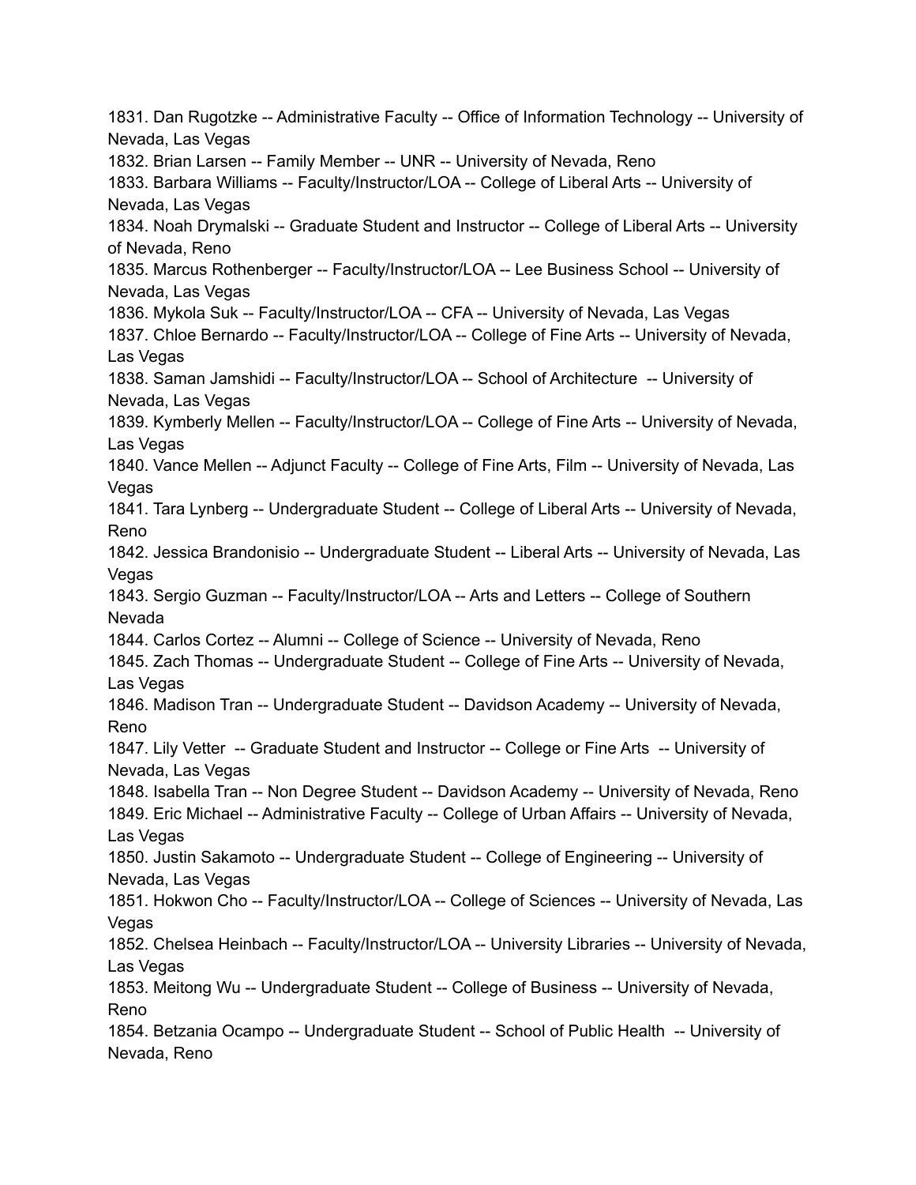1831. Dan Rugotzke -- Administrative Faculty -- Office of Information Technology -- University of Nevada, Las Vegas
1832. Brian Larsen -- Family Member -- UNR -- University of Nevada, Reno
1833. Barbara Williams -- Faculty/Instructor/LOA -- College of Liberal Arts -- University of Nevada, Las Vegas
1834. Noah Drymalski -- Graduate Student and Instructor -- College of Liberal Arts -- University of Nevada, Reno
1835. Marcus Rothenberger -- Faculty/Instructor/LOA -- Lee Business School -- University of Nevada, Las Vegas
1836. Mykola Suk -- Faculty/Instructor/LOA -- CFA -- University of Nevada, Las Vegas
1837. Chloe Bernardo -- Faculty/Instructor/LOA -- College of Fine Arts -- University of Nevada, Las Vegas
1838. Saman Jamshidi -- Faculty/Instructor/LOA -- School of Architecture -- University of Nevada, Las Vegas
1839. Kymberly Mellen -- Faculty/Instructor/LOA -- College of Fine Arts -- University of Nevada, Las Vegas
1840. Vance Mellen -- Adjunct Faculty -- College of Fine Arts, Film -- University of Nevada, Las Vegas
1841. Tara Lynberg -- Undergraduate Student -- College of Liberal Arts -- University of Nevada, Reno
1842. Jessica Brandonisio -- Undergraduate Student -- Liberal Arts -- University of Nevada, Las Vegas
1843. Sergio Guzman -- Faculty/Instructor/LOA -- Arts and Letters -- College of Southern Nevada
1844. Carlos Cortez -- Alumni -- College of Science -- University of Nevada, Reno
1845. Zach Thomas -- Undergraduate Student -- College of Fine Arts -- University of Nevada, Las Vegas
1846. Madison Tran -- Undergraduate Student -- Davidson Academy -- University of Nevada, Reno
1847. Lily Vetter -- Graduate Student and Instructor -- College or Fine Arts -- University of Nevada, Las Vegas
1848. Isabella Tran -- Non Degree Student -- Davidson Academy -- University of Nevada, Reno
1849. Eric Michael -- Administrative Faculty -- College of Urban Affairs -- University of Nevada, Las Vegas
1850. Justin Sakamoto -- Undergraduate Student -- College of Engineering -- University of Nevada, Las Vegas
1851. Hokwon Cho -- Faculty/Instructor/LOA -- College of Sciences -- University of Nevada, Las Vegas
1852. Chelsea Heinbach -- Faculty/Instructor/LOA -- University Libraries -- University of Nevada, Las Vegas
1853. Meitong Wu -- Undergraduate Student -- College of Business -- University of Nevada, Reno
1854. Betzania Ocampo -- Undergraduate Student -- School of Public Health -- University of Nevada, Reno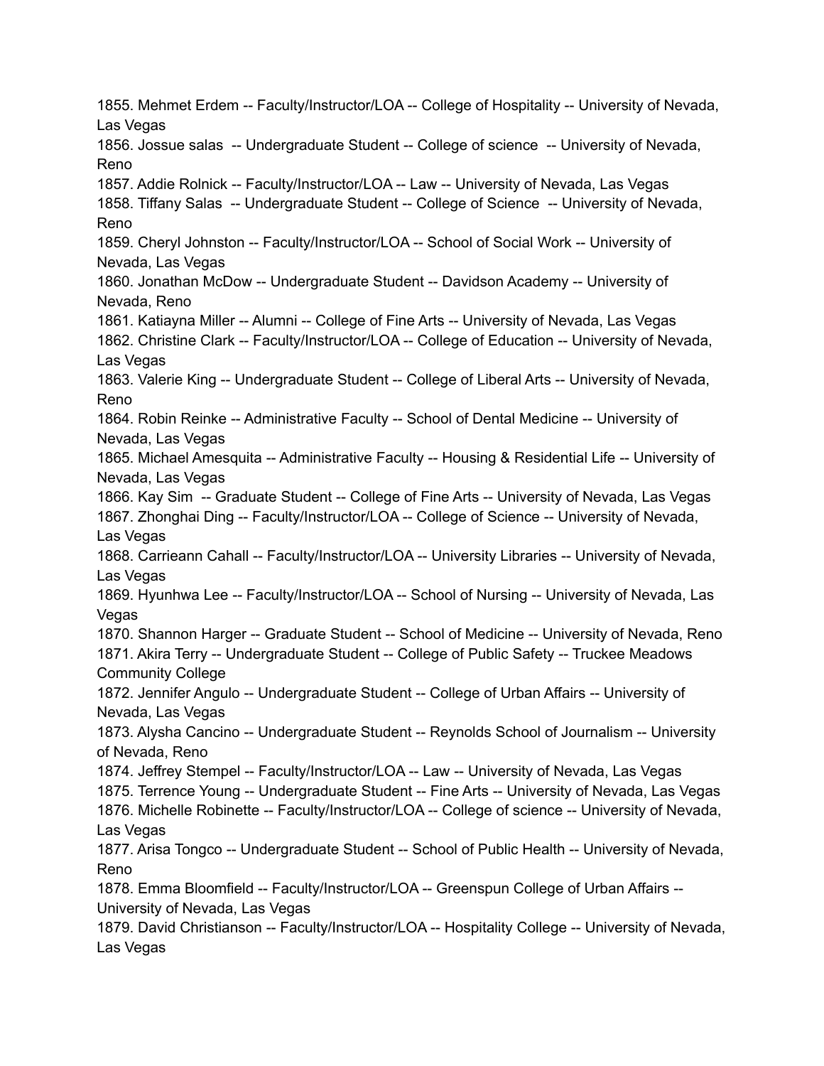1855. Mehmet Erdem -- Faculty/Instructor/LOA -- College of Hospitality -- University of Nevada, Las Vegas
1856. Jossue salas -- Undergraduate Student -- College of science -- University of Nevada, Reno
1857. Addie Rolnick -- Faculty/Instructor/LOA -- Law -- University of Nevada, Las Vegas
1858. Tiffany Salas -- Undergraduate Student -- College of Science -- University of Nevada, Reno
1859. Cheryl Johnston -- Faculty/Instructor/LOA -- School of Social Work -- University of Nevada, Las Vegas
1860. Jonathan McDow -- Undergraduate Student -- Davidson Academy -- University of Nevada, Reno
1861. Katiayna Miller -- Alumni -- College of Fine Arts -- University of Nevada, Las Vegas
1862. Christine Clark -- Faculty/Instructor/LOA -- College of Education -- University of Nevada, Las Vegas
1863. Valerie King -- Undergraduate Student -- College of Liberal Arts -- University of Nevada, Reno
1864. Robin Reinke -- Administrative Faculty -- School of Dental Medicine -- University of Nevada, Las Vegas
1865. Michael Amesquita -- Administrative Faculty -- Housing & Residential Life -- University of Nevada, Las Vegas
1866. Kay Sim -- Graduate Student -- College of Fine Arts -- University of Nevada, Las Vegas
1867. Zhonghai Ding -- Faculty/Instructor/LOA -- College of Science -- University of Nevada, Las Vegas
1868. Carrieann Cahall -- Faculty/Instructor/LOA -- University Libraries -- University of Nevada, Las Vegas
1869. Hyunhwa Lee -- Faculty/Instructor/LOA -- School of Nursing -- University of Nevada, Las Vegas
1870. Shannon Harger -- Graduate Student -- School of Medicine -- University of Nevada, Reno
1871. Akira Terry -- Undergraduate Student -- College of Public Safety -- Truckee Meadows Community College
1872. Jennifer Angulo -- Undergraduate Student -- College of Urban Affairs -- University of Nevada, Las Vegas
1873. Alysha Cancino -- Undergraduate Student -- Reynolds School of Journalism -- University of Nevada, Reno
1874. Jeffrey Stempel -- Faculty/Instructor/LOA -- Law -- University of Nevada, Las Vegas
1875. Terrence Young -- Undergraduate Student -- Fine Arts -- University of Nevada, Las Vegas
1876. Michelle Robinette -- Faculty/Instructor/LOA -- College of science -- University of Nevada, Las Vegas
1877. Arisa Tongco -- Undergraduate Student -- School of Public Health -- University of Nevada, Reno
1878. Emma Bloomfield -- Faculty/Instructor/LOA -- Greenspun College of Urban Affairs -- University of Nevada, Las Vegas
1879. David Christianson -- Faculty/Instructor/LOA -- Hospitality College -- University of Nevada, Las Vegas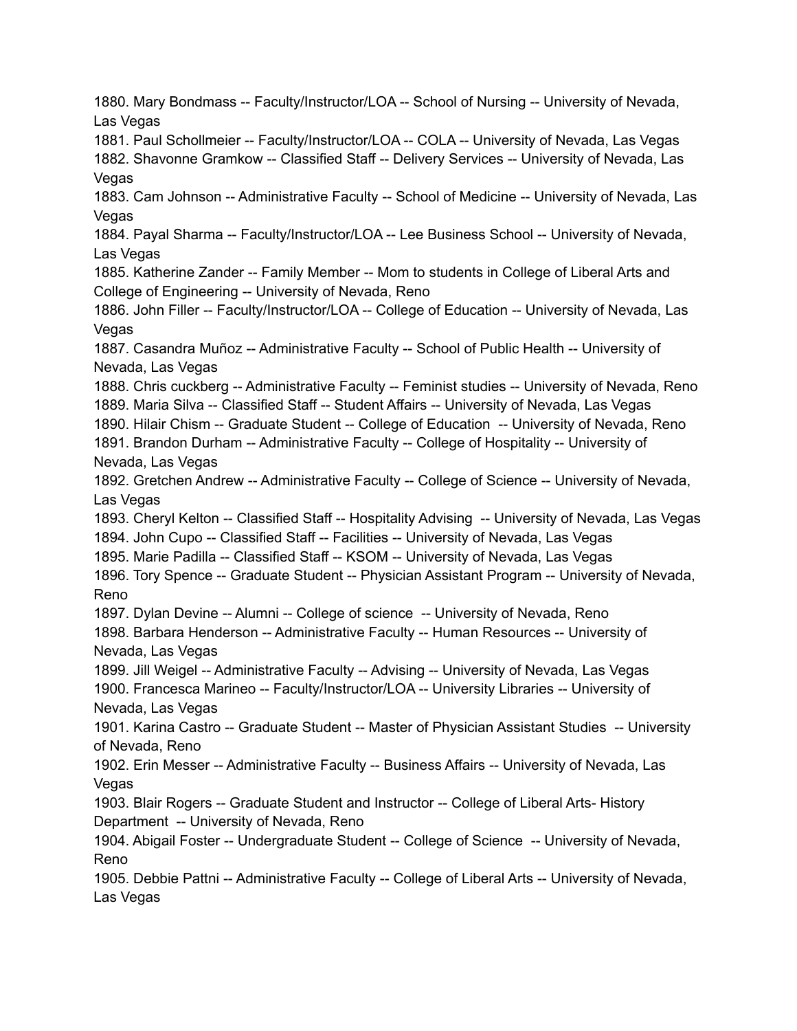1880. Mary Bondmass -- Faculty/Instructor/LOA -- School of Nursing -- University of Nevada, Las Vegas
1881. Paul Schollmeier -- Faculty/Instructor/LOA -- COLA -- University of Nevada, Las Vegas
1882. Shavonne Gramkow -- Classified Staff -- Delivery Services -- University of Nevada, Las Vegas
1883. Cam Johnson -- Administrative Faculty -- School of Medicine -- University of Nevada, Las Vegas
1884. Payal Sharma -- Faculty/Instructor/LOA -- Lee Business School -- University of Nevada, Las Vegas
1885. Katherine Zander -- Family Member -- Mom to students in College of Liberal Arts and College of Engineering -- University of Nevada, Reno
1886. John Filler -- Faculty/Instructor/LOA -- College of Education -- University of Nevada, Las Vegas
1887. Casandra Muñoz -- Administrative Faculty -- School of Public Health -- University of Nevada, Las Vegas
1888. Chris cuckberg -- Administrative Faculty -- Feminist studies -- University of Nevada, Reno
1889. Maria Silva -- Classified Staff -- Student Affairs -- University of Nevada, Las Vegas
1890. Hilair Chism -- Graduate Student -- College of Education -- University of Nevada, Reno
1891. Brandon Durham -- Administrative Faculty -- College of Hospitality -- University of Nevada, Las Vegas
1892. Gretchen Andrew -- Administrative Faculty -- College of Science -- University of Nevada, Las Vegas
1893. Cheryl Kelton -- Classified Staff -- Hospitality Advising -- University of Nevada, Las Vegas
1894. John Cupo -- Classified Staff -- Facilities -- University of Nevada, Las Vegas
1895. Marie Padilla -- Classified Staff -- KSOM -- University of Nevada, Las Vegas
1896. Tory Spence -- Graduate Student -- Physician Assistant Program -- University of Nevada, Reno
1897. Dylan Devine -- Alumni -- College of science -- University of Nevada, Reno
1898. Barbara Henderson -- Administrative Faculty -- Human Resources -- University of Nevada, Las Vegas
1899. Jill Weigel -- Administrative Faculty -- Advising -- University of Nevada, Las Vegas
1900. Francesca Marineo -- Faculty/Instructor/LOA -- University Libraries -- University of Nevada, Las Vegas
1901. Karina Castro -- Graduate Student -- Master of Physician Assistant Studies -- University of Nevada, Reno
1902. Erin Messer -- Administrative Faculty -- Business Affairs -- University of Nevada, Las Vegas
1903. Blair Rogers -- Graduate Student and Instructor -- College of Liberal Arts- History Department -- University of Nevada, Reno
1904. Abigail Foster -- Undergraduate Student -- College of Science -- University of Nevada, Reno
1905. Debbie Pattni -- Administrative Faculty -- College of Liberal Arts -- University of Nevada, Las Vegas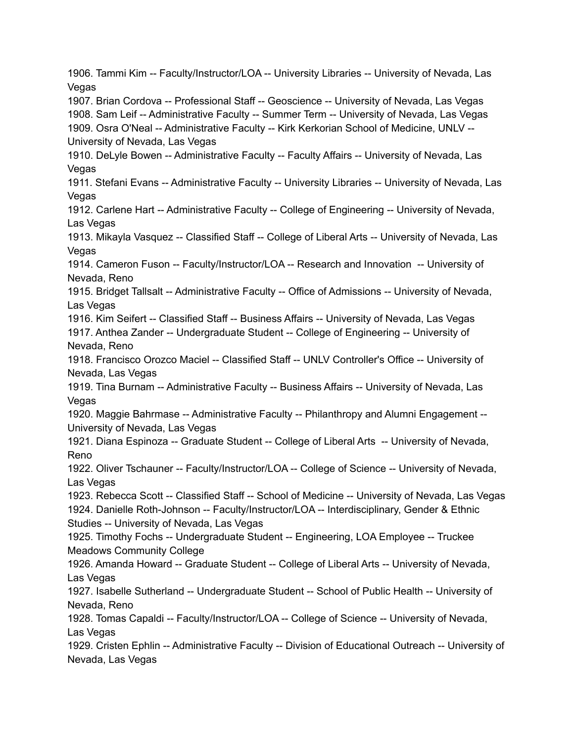1906. Tammi Kim -- Faculty/Instructor/LOA -- University Libraries -- University of Nevada, Las Vegas
1907. Brian Cordova -- Professional Staff -- Geoscience -- University of Nevada, Las Vegas
1908. Sam Leif -- Administrative Faculty -- Summer Term -- University of Nevada, Las Vegas
1909. Osra O'Neal -- Administrative Faculty -- Kirk Kerkorian School of Medicine, UNLV -- University of Nevada, Las Vegas
1910. DeLyle Bowen -- Administrative Faculty -- Faculty Affairs -- University of Nevada, Las Vegas
1911. Stefani Evans -- Administrative Faculty -- University Libraries -- University of Nevada, Las Vegas
1912. Carlene Hart -- Administrative Faculty -- College of Engineering -- University of Nevada, Las Vegas
1913. Mikayla Vasquez -- Classified Staff -- College of Liberal Arts -- University of Nevada, Las Vegas
1914. Cameron Fuson -- Faculty/Instructor/LOA -- Research and Innovation -- University of Nevada, Reno
1915. Bridget Tallsalt -- Administrative Faculty -- Office of Admissions -- University of Nevada, Las Vegas
1916. Kim Seifert -- Classified Staff -- Business Affairs -- University of Nevada, Las Vegas
1917. Anthea Zander -- Undergraduate Student -- College of Engineering -- University of Nevada, Reno
1918. Francisco Orozco Maciel -- Classified Staff -- UNLV Controller's Office -- University of Nevada, Las Vegas
1919. Tina Burnam -- Administrative Faculty -- Business Affairs -- University of Nevada, Las Vegas
1920. Maggie Bahrmase -- Administrative Faculty -- Philanthropy and Alumni Engagement -- University of Nevada, Las Vegas
1921. Diana Espinoza -- Graduate Student -- College of Liberal Arts -- University of Nevada, Reno
1922. Oliver Tschauner -- Faculty/Instructor/LOA -- College of Science -- University of Nevada, Las Vegas
1923. Rebecca Scott -- Classified Staff -- School of Medicine -- University of Nevada, Las Vegas
1924. Danielle Roth-Johnson -- Faculty/Instructor/LOA -- Interdisciplinary, Gender & Ethnic Studies -- University of Nevada, Las Vegas
1925. Timothy Fochs -- Undergraduate Student -- Engineering, LOA Employee -- Truckee Meadows Community College
1926. Amanda Howard -- Graduate Student -- College of Liberal Arts -- University of Nevada, Las Vegas
1927. Isabelle Sutherland -- Undergraduate Student -- School of Public Health -- University of Nevada, Reno
1928. Tomas Capaldi -- Faculty/Instructor/LOA -- College of Science -- University of Nevada, Las Vegas
1929. Cristen Ephlin -- Administrative Faculty -- Division of Educational Outreach -- University of Nevada, Las Vegas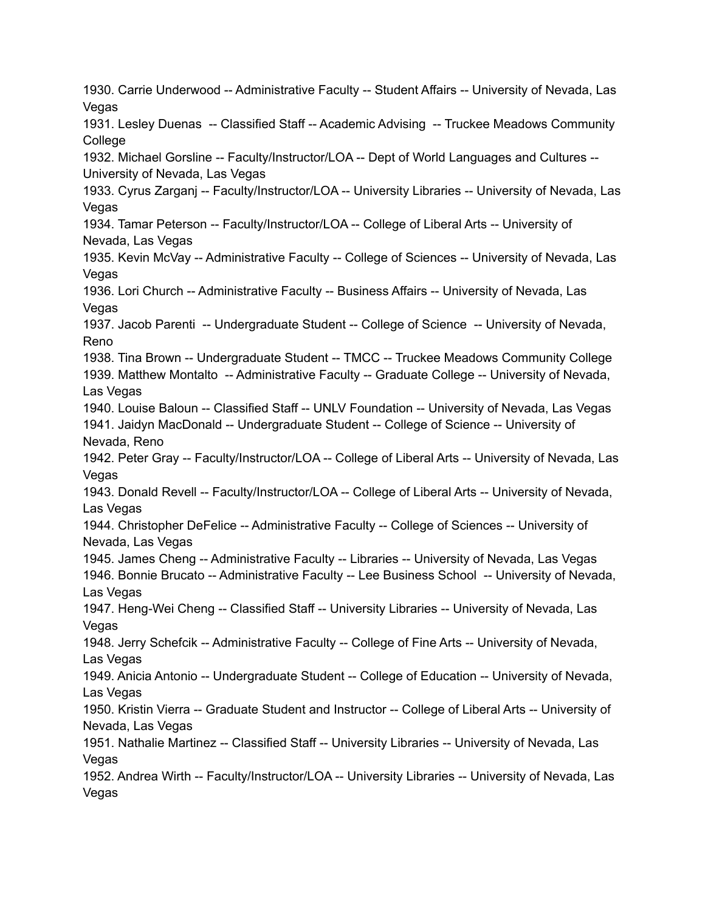1930. Carrie Underwood -- Administrative Faculty -- Student Affairs -- University of Nevada, Las Vegas
1931. Lesley Duenas -- Classified Staff -- Academic Advising -- Truckee Meadows Community College
1932. Michael Gorsline -- Faculty/Instructor/LOA -- Dept of World Languages and Cultures -- University of Nevada, Las Vegas
1933. Cyrus Zarganj -- Faculty/Instructor/LOA -- University Libraries -- University of Nevada, Las Vegas
1934. Tamar Peterson -- Faculty/Instructor/LOA -- College of Liberal Arts -- University of Nevada, Las Vegas
1935. Kevin McVay -- Administrative Faculty -- College of Sciences -- University of Nevada, Las Vegas
1936. Lori Church -- Administrative Faculty -- Business Affairs -- University of Nevada, Las Vegas
1937. Jacob Parenti -- Undergraduate Student -- College of Science -- University of Nevada, Reno
1938. Tina Brown -- Undergraduate Student -- TMCC -- Truckee Meadows Community College
1939. Matthew Montalto -- Administrative Faculty -- Graduate College -- University of Nevada, Las Vegas
1940. Louise Baloun -- Classified Staff -- UNLV Foundation -- University of Nevada, Las Vegas
1941. Jaidyn MacDonald -- Undergraduate Student -- College of Science -- University of Nevada, Reno
1942. Peter Gray -- Faculty/Instructor/LOA -- College of Liberal Arts -- University of Nevada, Las Vegas
1943. Donald Revell -- Faculty/Instructor/LOA -- College of Liberal Arts -- University of Nevada, Las Vegas
1944. Christopher DeFelice -- Administrative Faculty -- College of Sciences -- University of Nevada, Las Vegas
1945. James Cheng -- Administrative Faculty -- Libraries -- University of Nevada, Las Vegas
1946. Bonnie Brucato -- Administrative Faculty -- Lee Business School -- University of Nevada, Las Vegas
1947. Heng-Wei Cheng -- Classified Staff -- University Libraries -- University of Nevada, Las Vegas
1948. Jerry Schefcik -- Administrative Faculty -- College of Fine Arts -- University of Nevada, Las Vegas
1949. Anicia Antonio -- Undergraduate Student -- College of Education -- University of Nevada, Las Vegas
1950. Kristin Vierra -- Graduate Student and Instructor -- College of Liberal Arts -- University of Nevada, Las Vegas
1951. Nathalie Martinez -- Classified Staff -- University Libraries -- University of Nevada, Las Vegas
1952. Andrea Wirth -- Faculty/Instructor/LOA -- University Libraries -- University of Nevada, Las Vegas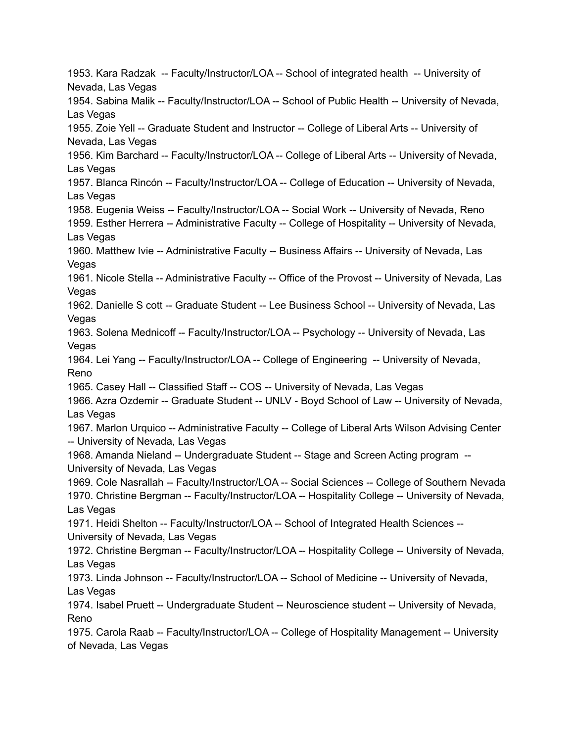1953. Kara Radzak -- Faculty/Instructor/LOA -- School of integrated health -- University of Nevada, Las Vegas
1954. Sabina Malik -- Faculty/Instructor/LOA -- School of Public Health -- University of Nevada, Las Vegas
1955. Zoie Yell -- Graduate Student and Instructor -- College of Liberal Arts -- University of Nevada, Las Vegas
1956. Kim Barchard -- Faculty/Instructor/LOA -- College of Liberal Arts -- University of Nevada, Las Vegas
1957. Blanca Rincón -- Faculty/Instructor/LOA -- College of Education -- University of Nevada, Las Vegas
1958. Eugenia Weiss -- Faculty/Instructor/LOA -- Social Work -- University of Nevada, Reno
1959. Esther Herrera -- Administrative Faculty -- College of Hospitality -- University of Nevada, Las Vegas
1960. Matthew Ivie -- Administrative Faculty -- Business Affairs -- University of Nevada, Las Vegas
1961. Nicole Stella -- Administrative Faculty -- Office of the Provost -- University of Nevada, Las Vegas
1962. Danielle S cott -- Graduate Student -- Lee Business School -- University of Nevada, Las Vegas
1963. Solena Mednicoff -- Faculty/Instructor/LOA -- Psychology -- University of Nevada, Las Vegas
1964. Lei Yang -- Faculty/Instructor/LOA -- College of Engineering -- University of Nevada, Reno
1965. Casey Hall -- Classified Staff -- COS -- University of Nevada, Las Vegas
1966. Azra Ozdemir -- Graduate Student -- UNLV - Boyd School of Law -- University of Nevada, Las Vegas
1967. Marlon Urquico -- Administrative Faculty -- College of Liberal Arts Wilson Advising Center -- University of Nevada, Las Vegas
1968. Amanda Nieland -- Undergraduate Student -- Stage and Screen Acting program -- University of Nevada, Las Vegas
1969. Cole Nasrallah -- Faculty/Instructor/LOA -- Social Sciences -- College of Southern Nevada
1970. Christine Bergman -- Faculty/Instructor/LOA -- Hospitality College -- University of Nevada, Las Vegas
1971. Heidi Shelton -- Faculty/Instructor/LOA -- School of Integrated Health Sciences -- University of Nevada, Las Vegas
1972. Christine Bergman -- Faculty/Instructor/LOA -- Hospitality College -- University of Nevada, Las Vegas
1973. Linda Johnson -- Faculty/Instructor/LOA -- School of Medicine -- University of Nevada, Las Vegas
1974. Isabel Pruett -- Undergraduate Student -- Neuroscience student -- University of Nevada, Reno
1975. Carola Raab -- Faculty/Instructor/LOA -- College of Hospitality Management -- University of Nevada, Las Vegas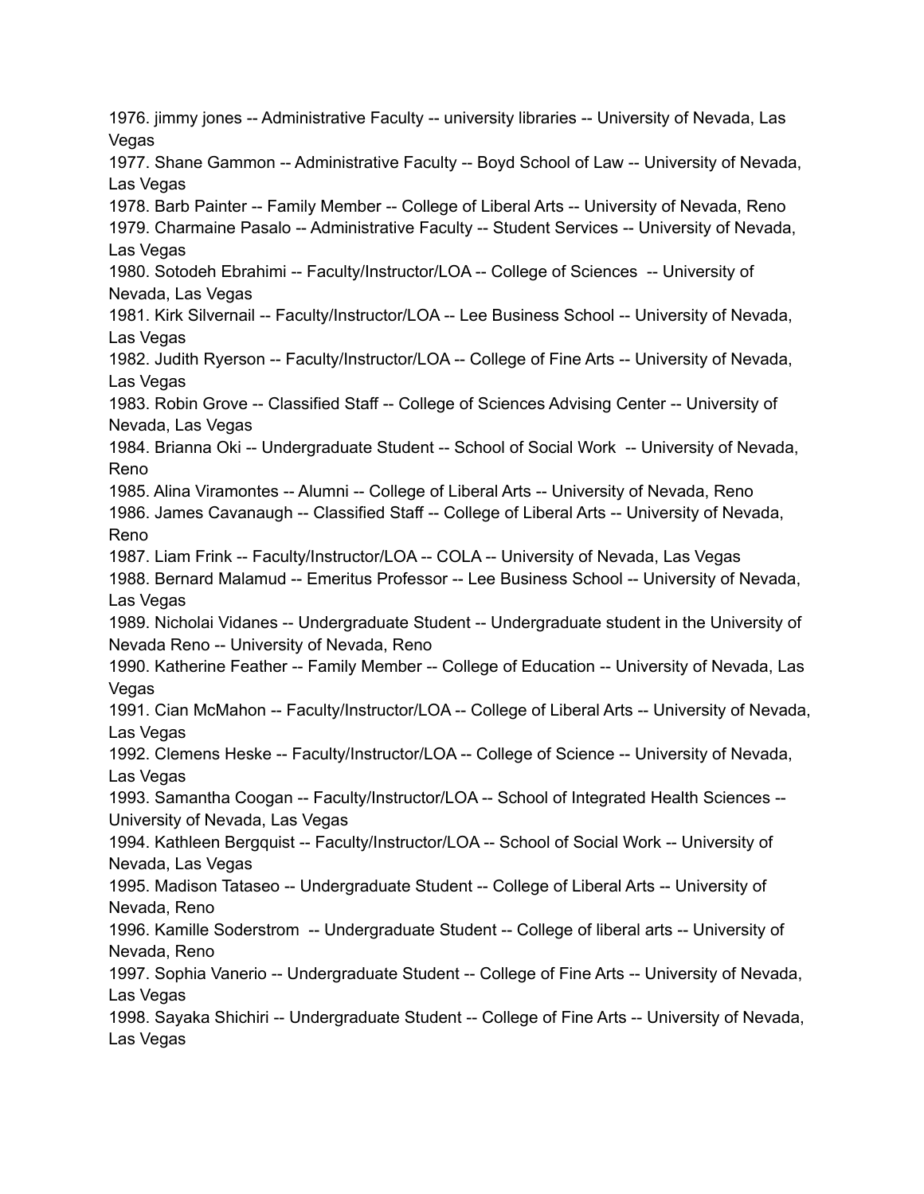1976. jimmy jones -- Administrative Faculty -- university libraries -- University of Nevada, Las Vegas
1977. Shane Gammon -- Administrative Faculty -- Boyd School of Law -- University of Nevada, Las Vegas
1978. Barb Painter -- Family Member -- College of Liberal Arts -- University of Nevada, Reno
1979. Charmaine Pasalo -- Administrative Faculty -- Student Services -- University of Nevada, Las Vegas
1980. Sotodeh Ebrahimi -- Faculty/Instructor/LOA -- College of Sciences -- University of Nevada, Las Vegas
1981. Kirk Silvernail -- Faculty/Instructor/LOA -- Lee Business School -- University of Nevada, Las Vegas
1982. Judith Ryerson -- Faculty/Instructor/LOA -- College of Fine Arts -- University of Nevada, Las Vegas
1983. Robin Grove -- Classified Staff -- College of Sciences Advising Center -- University of Nevada, Las Vegas
1984. Brianna Oki -- Undergraduate Student -- School of Social Work -- University of Nevada, Reno
1985. Alina Viramontes -- Alumni -- College of Liberal Arts -- University of Nevada, Reno
1986. James Cavanaugh -- Classified Staff -- College of Liberal Arts -- University of Nevada, Reno
1987. Liam Frink -- Faculty/Instructor/LOA -- COLA -- University of Nevada, Las Vegas
1988. Bernard Malamud -- Emeritus Professor -- Lee Business School -- University of Nevada, Las Vegas
1989. Nicholai Vidanes -- Undergraduate Student -- Undergraduate student in the University of Nevada Reno -- University of Nevada, Reno
1990. Katherine Feather -- Family Member -- College of Education -- University of Nevada, Las Vegas
1991. Cian McMahon -- Faculty/Instructor/LOA -- College of Liberal Arts -- University of Nevada, Las Vegas
1992. Clemens Heske -- Faculty/Instructor/LOA -- College of Science -- University of Nevada, Las Vegas
1993. Samantha Coogan -- Faculty/Instructor/LOA -- School of Integrated Health Sciences -- University of Nevada, Las Vegas
1994. Kathleen Bergquist -- Faculty/Instructor/LOA -- School of Social Work -- University of Nevada, Las Vegas
1995. Madison Tataseo -- Undergraduate Student -- College of Liberal Arts -- University of Nevada, Reno
1996. Kamille Soderstrom -- Undergraduate Student -- College of liberal arts -- University of Nevada, Reno
1997. Sophia Vanerio -- Undergraduate Student -- College of Fine Arts -- University of Nevada, Las Vegas
1998. Sayaka Shichiri -- Undergraduate Student -- College of Fine Arts -- University of Nevada, Las Vegas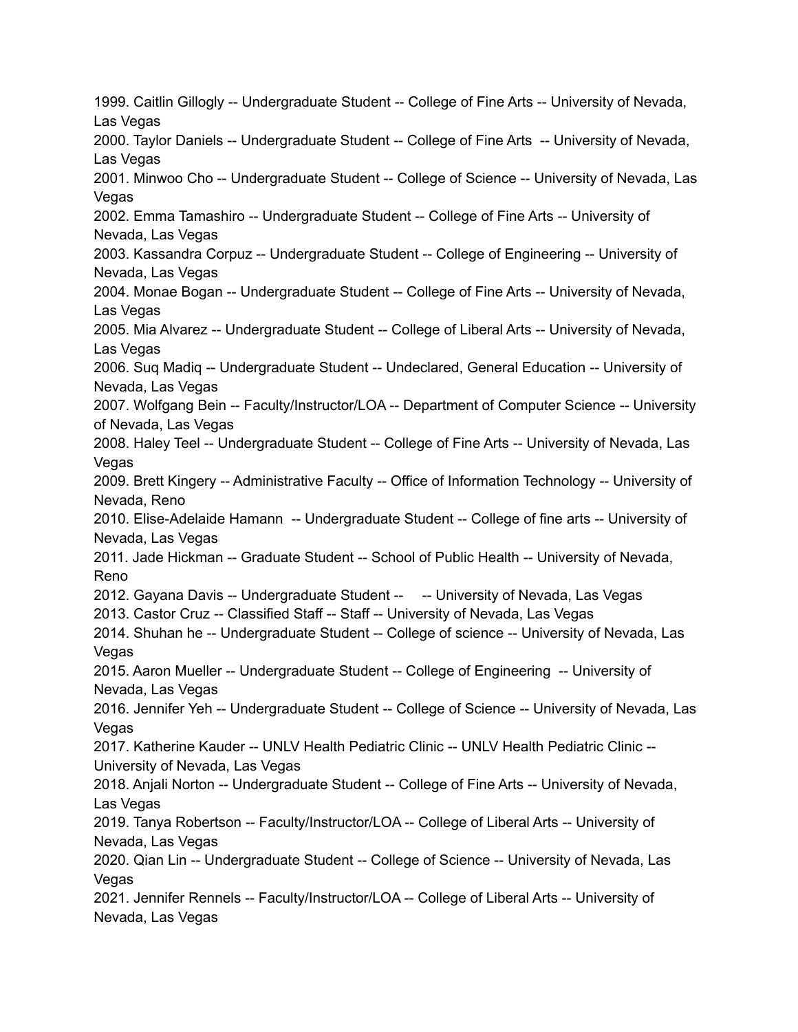1999. Caitlin Gillogly -- Undergraduate Student -- College of Fine Arts -- University of Nevada, Las Vegas
2000. Taylor Daniels -- Undergraduate Student -- College of Fine Arts -- University of Nevada, Las Vegas
2001. Minwoo Cho -- Undergraduate Student -- College of Science -- University of Nevada, Las Vegas
2002. Emma Tamashiro -- Undergraduate Student -- College of Fine Arts -- University of Nevada, Las Vegas
2003. Kassandra Corpuz -- Undergraduate Student -- College of Engineering -- University of Nevada, Las Vegas
2004. Monae Bogan -- Undergraduate Student -- College of Fine Arts -- University of Nevada, Las Vegas
2005. Mia Alvarez -- Undergraduate Student -- College of Liberal Arts -- University of Nevada, Las Vegas
2006. Suq Madiq -- Undergraduate Student -- Undeclared, General Education -- University of Nevada, Las Vegas
2007. Wolfgang Bein -- Faculty/Instructor/LOA -- Department of Computer Science -- University of Nevada, Las Vegas
2008. Haley Teel -- Undergraduate Student -- College of Fine Arts -- University of Nevada, Las Vegas
2009. Brett Kingery -- Administrative Faculty -- Office of Information Technology -- University of Nevada, Reno
2010. Elise-Adelaide Hamann -- Undergraduate Student -- College of fine arts -- University of Nevada, Las Vegas
2011. Jade Hickman -- Graduate Student -- School of Public Health -- University of Nevada, Reno
2012. Gayana Davis -- Undergraduate Student -- -- University of Nevada, Las Vegas
2013. Castor Cruz -- Classified Staff -- Staff -- University of Nevada, Las Vegas
2014. Shuhan he -- Undergraduate Student -- College of science -- University of Nevada, Las Vegas
2015. Aaron Mueller -- Undergraduate Student -- College of Engineering -- University of Nevada, Las Vegas
2016. Jennifer Yeh -- Undergraduate Student -- College of Science -- University of Nevada, Las Vegas
2017. Katherine Kauder -- UNLV Health Pediatric Clinic -- UNLV Health Pediatric Clinic -- University of Nevada, Las Vegas
2018. Anjali Norton -- Undergraduate Student -- College of Fine Arts -- University of Nevada, Las Vegas
2019. Tanya Robertson -- Faculty/Instructor/LOA -- College of Liberal Arts -- University of Nevada, Las Vegas
2020. Qian Lin -- Undergraduate Student -- College of Science -- University of Nevada, Las Vegas
2021. Jennifer Rennels -- Faculty/Instructor/LOA -- College of Liberal Arts -- University of Nevada, Las Vegas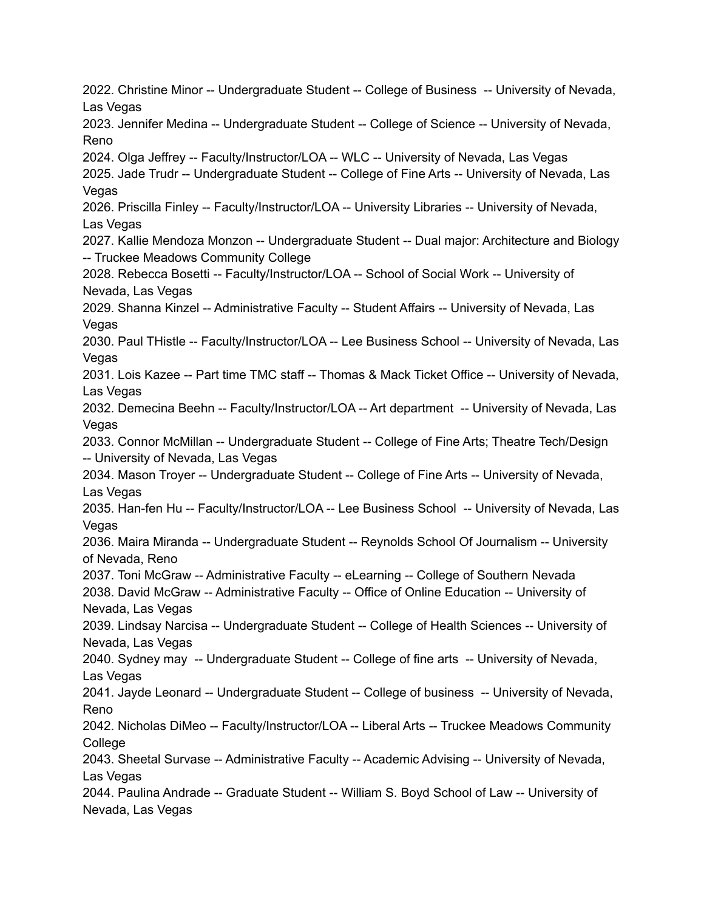2022. Christine Minor -- Undergraduate Student -- College of Business -- University of Nevada, Las Vegas
2023. Jennifer Medina -- Undergraduate Student -- College of Science -- University of Nevada, Reno
2024. Olga Jeffrey -- Faculty/Instructor/LOA -- WLC -- University of Nevada, Las Vegas
2025. Jade Trudr -- Undergraduate Student -- College of Fine Arts -- University of Nevada, Las Vegas
2026. Priscilla Finley -- Faculty/Instructor/LOA -- University Libraries -- University of Nevada, Las Vegas
2027. Kallie Mendoza Monzon -- Undergraduate Student -- Dual major: Architecture and Biology -- Truckee Meadows Community College
2028. Rebecca Bosetti -- Faculty/Instructor/LOA -- School of Social Work -- University of Nevada, Las Vegas
2029. Shanna Kinzel -- Administrative Faculty -- Student Affairs -- University of Nevada, Las Vegas
2030. Paul THistle -- Faculty/Instructor/LOA -- Lee Business School -- University of Nevada, Las Vegas
2031. Lois Kazee -- Part time TMC staff -- Thomas & Mack Ticket Office -- University of Nevada, Las Vegas
2032. Demecina Beehn -- Faculty/Instructor/LOA -- Art department -- University of Nevada, Las Vegas
2033. Connor McMillan -- Undergraduate Student -- College of Fine Arts; Theatre Tech/Design -- University of Nevada, Las Vegas
2034. Mason Troyer -- Undergraduate Student -- College of Fine Arts -- University of Nevada, Las Vegas
2035. Han-fen Hu -- Faculty/Instructor/LOA -- Lee Business School -- University of Nevada, Las Vegas
2036. Maira Miranda -- Undergraduate Student -- Reynolds School Of Journalism -- University of Nevada, Reno
2037. Toni McGraw -- Administrative Faculty -- eLearning -- College of Southern Nevada
2038. David McGraw -- Administrative Faculty -- Office of Online Education -- University of Nevada, Las Vegas
2039. Lindsay Narcisa -- Undergraduate Student -- College of Health Sciences -- University of Nevada, Las Vegas
2040. Sydney may -- Undergraduate Student -- College of fine arts -- University of Nevada, Las Vegas
2041. Jayde Leonard -- Undergraduate Student -- College of business -- University of Nevada, Reno
2042. Nicholas DiMeo -- Faculty/Instructor/LOA -- Liberal Arts -- Truckee Meadows Community College
2043. Sheetal Survase -- Administrative Faculty -- Academic Advising -- University of Nevada, Las Vegas
2044. Paulina Andrade -- Graduate Student -- William S. Boyd School of Law -- University of Nevada, Las Vegas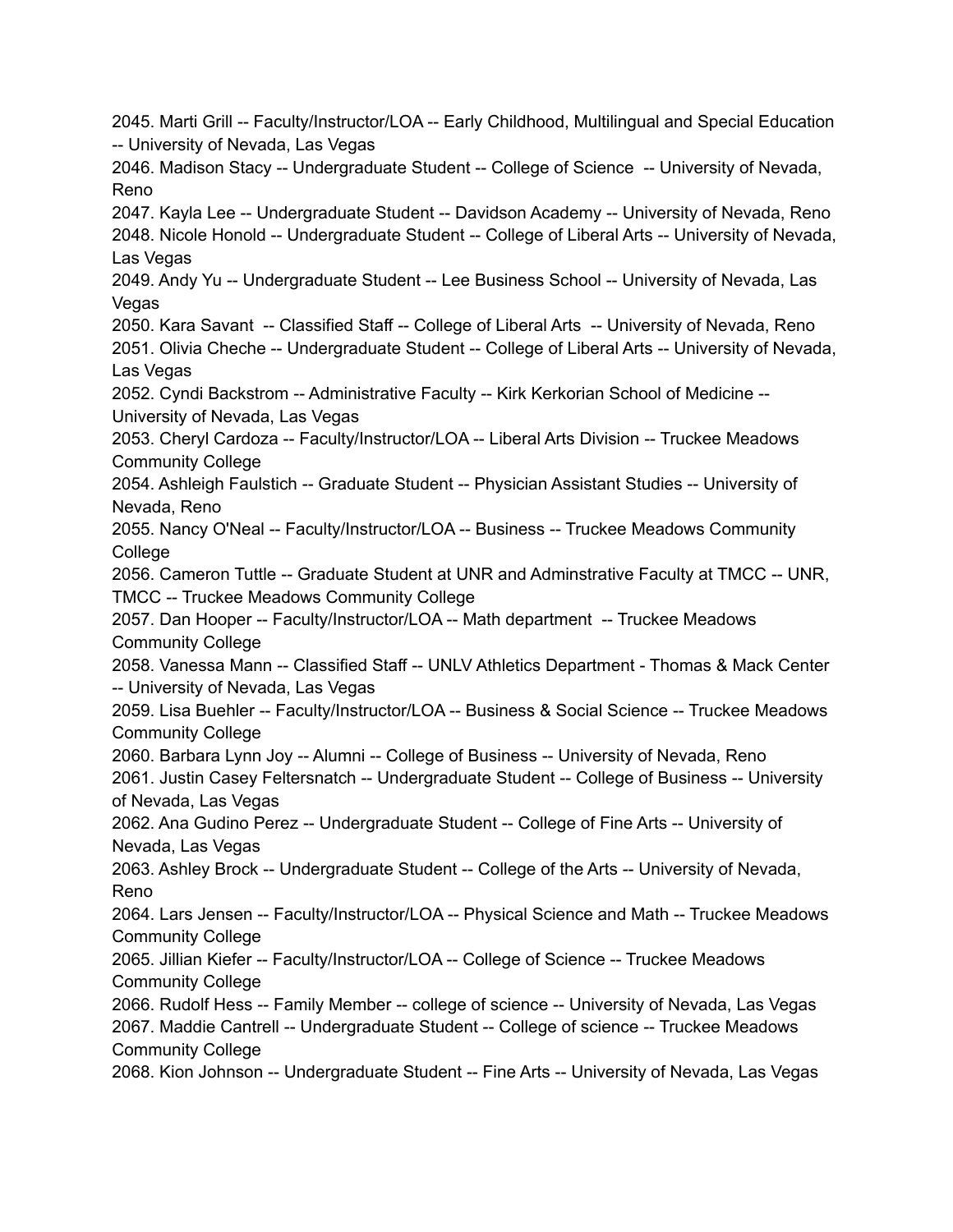2045. Marti Grill -- Faculty/Instructor/LOA -- Early Childhood, Multilingual and Special Education -- University of Nevada, Las Vegas
2046. Madison Stacy -- Undergraduate Student -- College of Science -- University of Nevada, Reno
2047. Kayla Lee -- Undergraduate Student -- Davidson Academy -- University of Nevada, Reno
2048. Nicole Honold -- Undergraduate Student -- College of Liberal Arts -- University of Nevada, Las Vegas
2049. Andy Yu -- Undergraduate Student -- Lee Business School -- University of Nevada, Las Vegas
2050. Kara Savant -- Classified Staff -- College of Liberal Arts -- University of Nevada, Reno
2051. Olivia Cheche -- Undergraduate Student -- College of Liberal Arts -- University of Nevada, Las Vegas
2052. Cyndi Backstrom -- Administrative Faculty -- Kirk Kerkorian School of Medicine -- University of Nevada, Las Vegas
2053. Cheryl Cardoza -- Faculty/Instructor/LOA -- Liberal Arts Division -- Truckee Meadows Community College
2054. Ashleigh Faulstich -- Graduate Student -- Physician Assistant Studies -- University of Nevada, Reno
2055. Nancy O'Neal -- Faculty/Instructor/LOA -- Business -- Truckee Meadows Community College
2056. Cameron Tuttle -- Graduate Student at UNR and Adminstrative Faculty at TMCC -- UNR, TMCC -- Truckee Meadows Community College
2057. Dan Hooper -- Faculty/Instructor/LOA -- Math department -- Truckee Meadows Community College
2058. Vanessa Mann -- Classified Staff -- UNLV Athletics Department - Thomas & Mack Center -- University of Nevada, Las Vegas
2059. Lisa Buehler -- Faculty/Instructor/LOA -- Business & Social Science -- Truckee Meadows Community College
2060. Barbara Lynn Joy -- Alumni -- College of Business -- University of Nevada, Reno
2061. Justin Casey Feltersnatch -- Undergraduate Student -- College of Business -- University of Nevada, Las Vegas
2062. Ana Gudino Perez -- Undergraduate Student -- College of Fine Arts -- University of Nevada, Las Vegas
2063. Ashley Brock -- Undergraduate Student -- College of the Arts -- University of Nevada, Reno
2064. Lars Jensen -- Faculty/Instructor/LOA -- Physical Science and Math -- Truckee Meadows Community College
2065. Jillian Kiefer -- Faculty/Instructor/LOA -- College of Science -- Truckee Meadows Community College
2066. Rudolf Hess -- Family Member -- college of science -- University of Nevada, Las Vegas
2067. Maddie Cantrell -- Undergraduate Student -- College of science -- Truckee Meadows Community College
2068. Kion Johnson -- Undergraduate Student -- Fine Arts -- University of Nevada, Las Vegas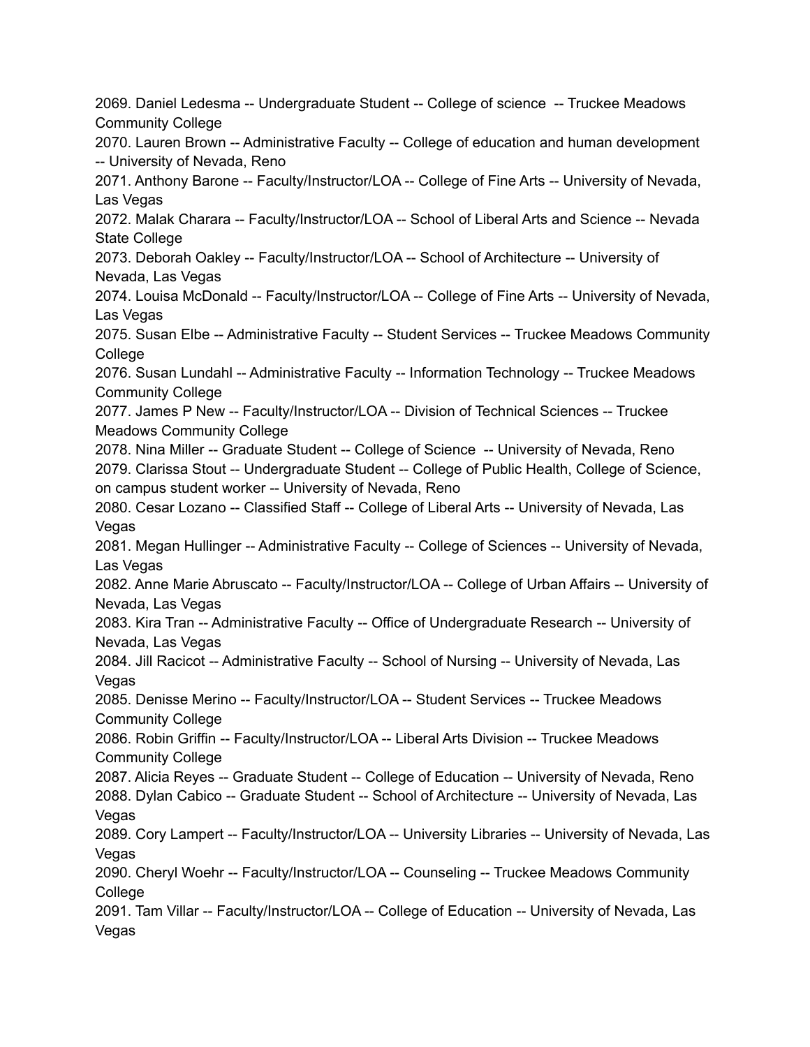2069. Daniel Ledesma -- Undergraduate Student -- College of science  -- Truckee Meadows Community College
2070. Lauren Brown -- Administrative Faculty -- College of education and human development -- University of Nevada, Reno
2071. Anthony Barone -- Faculty/Instructor/LOA -- College of Fine Arts -- University of Nevada, Las Vegas
2072. Malak Charara -- Faculty/Instructor/LOA -- School of Liberal Arts and Science -- Nevada State College
2073. Deborah Oakley -- Faculty/Instructor/LOA -- School of Architecture -- University of Nevada, Las Vegas
2074. Louisa McDonald -- Faculty/Instructor/LOA -- College of Fine Arts -- University of Nevada, Las Vegas
2075. Susan Elbe -- Administrative Faculty -- Student Services -- Truckee Meadows Community College
2076. Susan Lundahl -- Administrative Faculty -- Information Technology -- Truckee Meadows Community College
2077. James P New -- Faculty/Instructor/LOA -- Division of Technical Sciences -- Truckee Meadows Community College
2078. Nina Miller -- Graduate Student -- College of Science  -- University of Nevada, Reno
2079. Clarissa Stout -- Undergraduate Student -- College of Public Health, College of Science, on campus student worker -- University of Nevada, Reno
2080. Cesar Lozano -- Classified Staff -- College of Liberal Arts -- University of Nevada, Las Vegas
2081. Megan Hullinger -- Administrative Faculty -- College of Sciences -- University of Nevada, Las Vegas
2082. Anne Marie Abruscato -- Faculty/Instructor/LOA -- College of Urban Affairs -- University of Nevada, Las Vegas
2083. Kira Tran -- Administrative Faculty -- Office of Undergraduate Research -- University of Nevada, Las Vegas
2084. Jill Racicot -- Administrative Faculty -- School of Nursing -- University of Nevada, Las Vegas
2085. Denisse Merino -- Faculty/Instructor/LOA -- Student Services -- Truckee Meadows Community College
2086. Robin Griffin -- Faculty/Instructor/LOA -- Liberal Arts Division -- Truckee Meadows Community College
2087. Alicia Reyes -- Graduate Student -- College of Education -- University of Nevada, Reno
2088. Dylan Cabico -- Graduate Student -- School of Architecture -- University of Nevada, Las Vegas
2089. Cory Lampert -- Faculty/Instructor/LOA -- University Libraries -- University of Nevada, Las Vegas
2090. Cheryl Woehr -- Faculty/Instructor/LOA -- Counseling -- Truckee Meadows Community College
2091. Tam Villar -- Faculty/Instructor/LOA -- College of Education -- University of Nevada, Las Vegas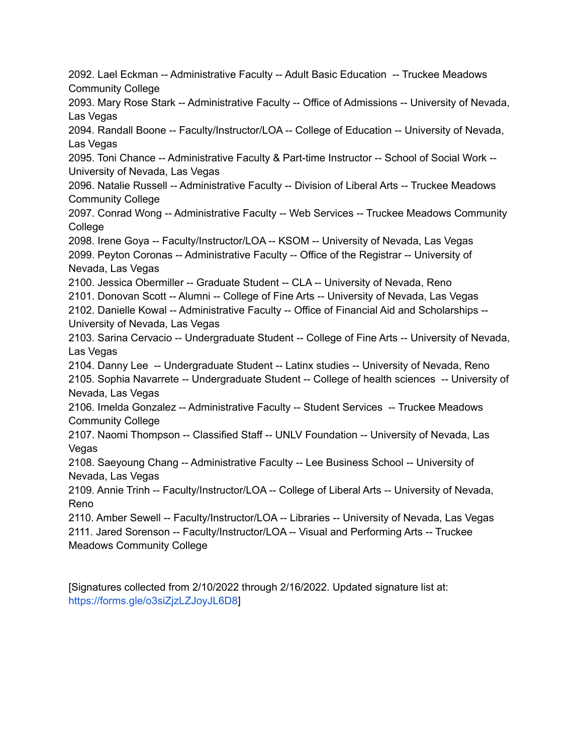2092. Lael Eckman -- Administrative Faculty -- Adult Basic Education -- Truckee Meadows Community College
2093. Mary Rose Stark -- Administrative Faculty -- Office of Admissions -- University of Nevada, Las Vegas
2094. Randall Boone -- Faculty/Instructor/LOA -- College of Education -- University of Nevada, Las Vegas
2095. Toni Chance -- Administrative Faculty & Part-time Instructor -- School of Social Work -- University of Nevada, Las Vegas
2096. Natalie Russell -- Administrative Faculty -- Division of Liberal Arts -- Truckee Meadows Community College
2097. Conrad Wong -- Administrative Faculty -- Web Services -- Truckee Meadows Community College
2098. Irene Goya -- Faculty/Instructor/LOA -- KSOM -- University of Nevada, Las Vegas
2099. Peyton Coronas -- Administrative Faculty -- Office of the Registrar -- University of Nevada, Las Vegas
2100. Jessica Obermiller -- Graduate Student -- CLA -- University of Nevada, Reno
2101. Donovan Scott -- Alumni -- College of Fine Arts -- University of Nevada, Las Vegas
2102. Danielle Kowal -- Administrative Faculty -- Office of Financial Aid and Scholarships -- University of Nevada, Las Vegas
2103. Sarina Cervacio -- Undergraduate Student -- College of Fine Arts -- University of Nevada, Las Vegas
2104. Danny Lee -- Undergraduate Student -- Latinx studies -- University of Nevada, Reno
2105. Sophia Navarrete -- Undergraduate Student -- College of health sciences -- University of Nevada, Las Vegas
2106. Imelda Gonzalez -- Administrative Faculty -- Student Services -- Truckee Meadows Community College
2107. Naomi Thompson -- Classified Staff -- UNLV Foundation -- University of Nevada, Las Vegas
2108. Saeyoung Chang -- Administrative Faculty -- Lee Business School -- University of Nevada, Las Vegas
2109. Annie Trinh -- Faculty/Instructor/LOA -- College of Liberal Arts -- University of Nevada, Reno
2110. Amber Sewell -- Faculty/Instructor/LOA -- Libraries -- University of Nevada, Las Vegas
2111. Jared Sorenson -- Faculty/Instructor/LOA -- Visual and Performing Arts -- Truckee Meadows Community College

[Signatures collected from 2/10/2022 through 2/16/2022. Updated signature list at: https://forms.gle/o3siZjzLZJoyJL6D8]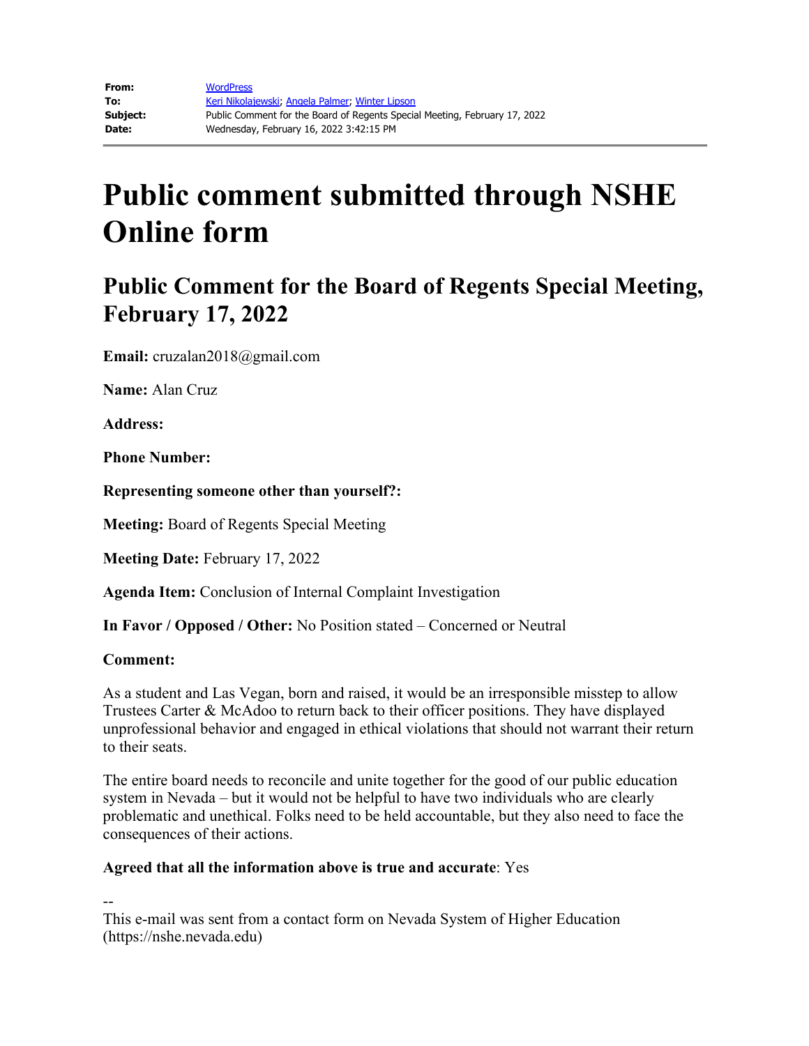| | |
|---|---|
| **From:** | WordPress |
| **To:** | Keri Nikolajewski; Angela Palmer; Winter Lipson |
| **Subject:** | Public Comment for the Board of Regents Special Meeting, February 17, 2022 |
| **Date:** | Wednesday, February 16, 2022 3:42:15 PM |

# Public comment submitted through NSHE Online form

## Public Comment for the Board of Regents Special Meeting, February 17, 2022

**Email:** cruzalan2018@gmail.com

**Name:** Alan Cruz

**Address:**

**Phone Number:**

**Representing someone other than yourself?:**

**Meeting:** Board of Regents Special Meeting

**Meeting Date:** February 17, 2022

**Agenda Item:** Conclusion of Internal Complaint Investigation

**In Favor / Opposed / Other:** No Position stated – Concerned or Neutral

**Comment:**

As a student and Las Vegan, born and raised, it would be an irresponsible misstep to allow Trustees Carter & McAdoo to return back to their officer positions. They have displayed unprofessional behavior and engaged in ethical violations that should not warrant their return to their seats.

The entire board needs to reconcile and unite together for the good of our public education system in Nevada – but it would not be helpful to have two individuals who are clearly problematic and unethical. Folks need to be held accountable, but they also need to face the consequences of their actions.

**Agreed that all the information above is true and accurate**: Yes

--
This e-mail was sent from a contact form on Nevada System of Higher Education (https://nshe.nevada.edu)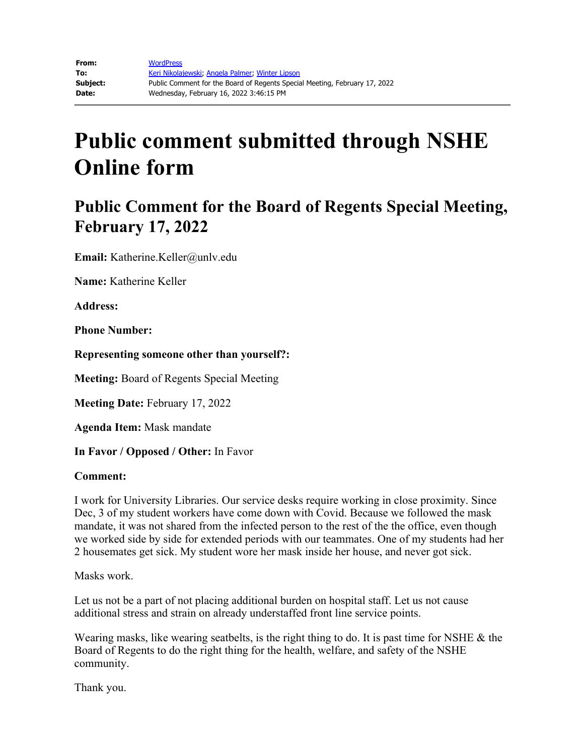| | |
|---|---|
| **From:** | WordPress |
| **To:** | Keri Nikolajewski; Angela Palmer; Winter Lipson |
| **Subject:** | Public Comment for the Board of Regents Special Meeting, February 17, 2022 |
| **Date:** | Wednesday, February 16, 2022 3:46:15 PM |

# Public comment submitted through NSHE Online form

## Public Comment for the Board of Regents Special Meeting, February 17, 2022

**Email:** Katherine.Keller@unlv.edu

**Name:** Katherine Keller

**Address:**

**Phone Number:**

**Representing someone other than yourself?:**

**Meeting:** Board of Regents Special Meeting

**Meeting Date:** February 17, 2022

**Agenda Item:** Mask mandate

**In Favor / Opposed / Other:** In Favor

**Comment:**

I work for University Libraries. Our service desks require working in close proximity. Since Dec, 3 of my student workers have come down with Covid. Because we followed the mask mandate, it was not shared from the infected person to the rest of the the office, even though we worked side by side for extended periods with our teammates. One of my students had her 2 housemates get sick. My student wore her mask inside her house, and never got sick.

Masks work.

Let us not be a part of not placing additional burden on hospital staff. Let us not cause additional stress and strain on already understaffed front line service points.

Wearing masks, like wearing seatbelts, is the right thing to do. It is past time for NSHE & the Board of Regents to do the right thing for the health, welfare, and safety of the NSHE community.

Thank you.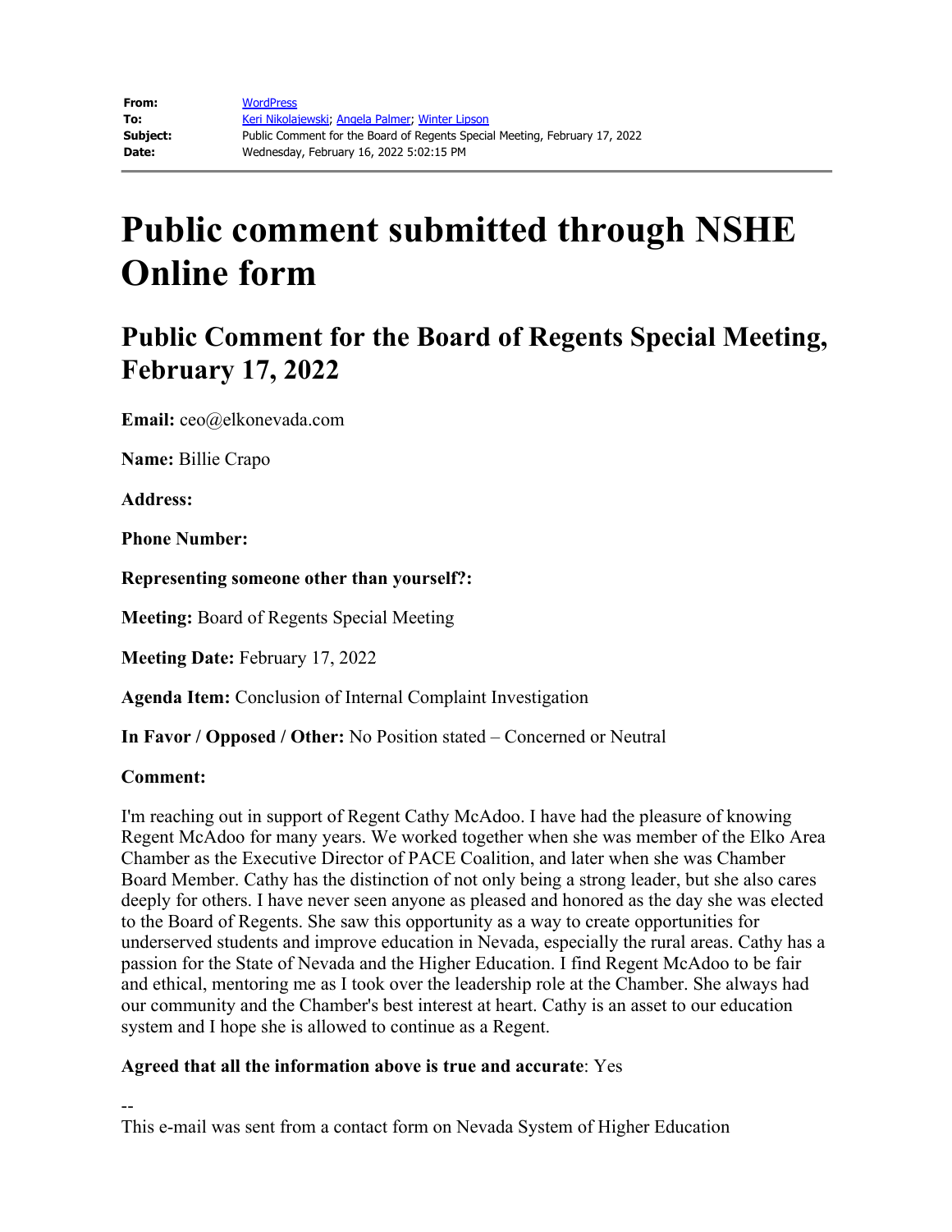| | |
|---|---|
| **From:** | WordPress |
| **To:** | Keri Nikolajewski; Angela Palmer; Winter Lipson |
| **Subject:** | Public Comment for the Board of Regents Special Meeting, February 17, 2022 |
| **Date:** | Wednesday, February 16, 2022 5:02:15 PM |

# Public comment submitted through NSHE Online form

## Public Comment for the Board of Regents Special Meeting, February 17, 2022

**Email:** ceo@elkonevada.com

**Name:** Billie Crapo

**Address:**

**Phone Number:**

**Representing someone other than yourself?:**

**Meeting:** Board of Regents Special Meeting

**Meeting Date:** February 17, 2022

**Agenda Item:** Conclusion of Internal Complaint Investigation

**In Favor / Opposed / Other:** No Position stated – Concerned or Neutral

**Comment:**

I'm reaching out in support of Regent Cathy McAdoo. I have had the pleasure of knowing Regent McAdoo for many years. We worked together when she was member of the Elko Area Chamber as the Executive Director of PACE Coalition, and later when she was Chamber Board Member. Cathy has the distinction of not only being a strong leader, but she also cares deeply for others. I have never seen anyone as pleased and honored as the day she was elected to the Board of Regents. She saw this opportunity as a way to create opportunities for underserved students and improve education in Nevada, especially the rural areas. Cathy has a passion for the State of Nevada and the Higher Education. I find Regent McAdoo to be fair and ethical, mentoring me as I took over the leadership role at the Chamber. She always had our community and the Chamber's best interest at heart. Cathy is an asset to our education system and I hope she is allowed to continue as a Regent.

**Agreed that all the information above is true and accurate**: Yes

--
This e-mail was sent from a contact form on Nevada System of Higher Education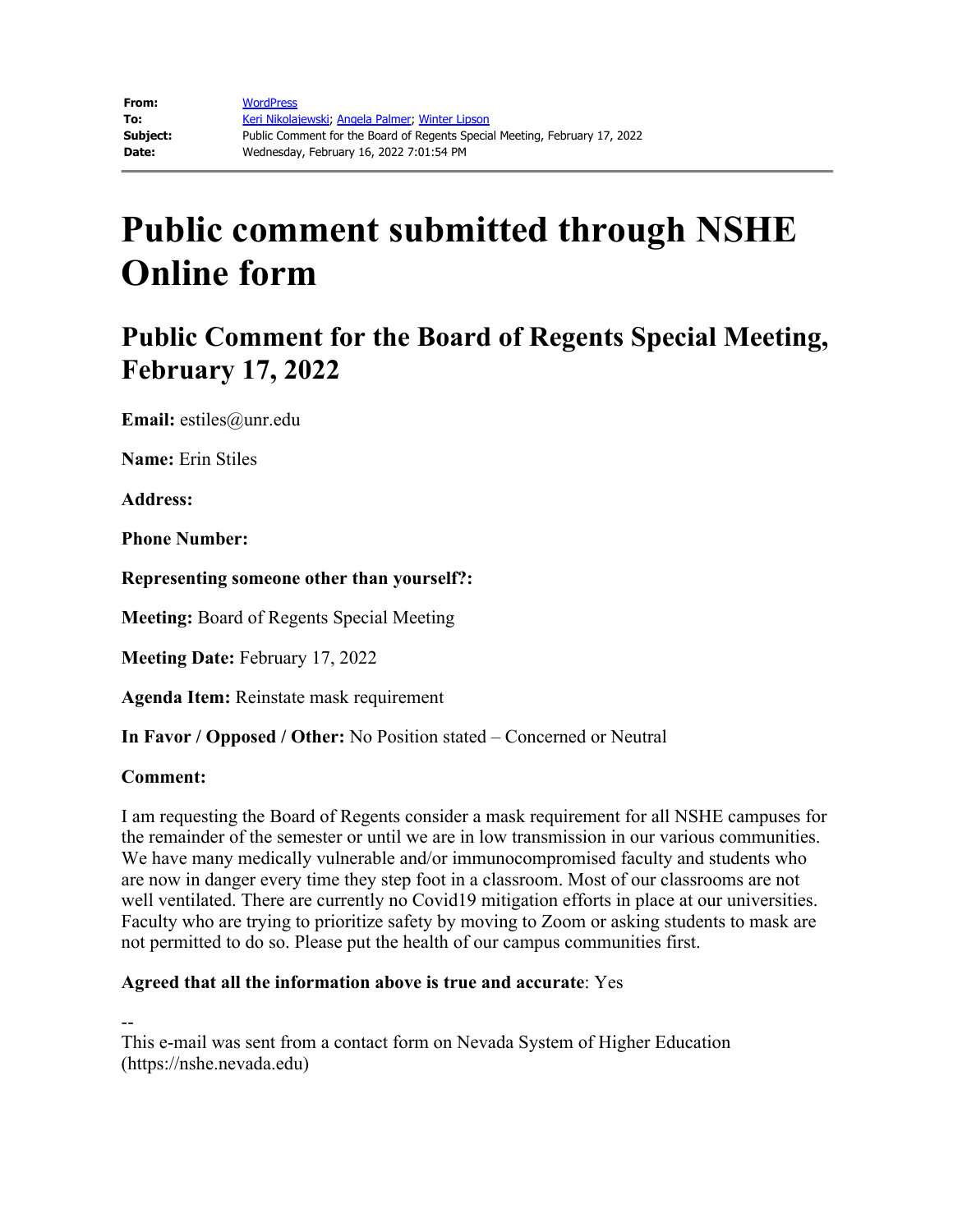| | |
|---|---|
| **From:** | WordPress |
| **To:** | Keri Nikolajewski; Angela Palmer; Winter Lipson |
| **Subject:** | Public Comment for the Board of Regents Special Meeting, February 17, 2022 |
| **Date:** | Wednesday, February 16, 2022 7:01:54 PM |

# Public comment submitted through NSHE Online form

## Public Comment for the Board of Regents Special Meeting, February 17, 2022

**Email:** estiles@unr.edu

**Name:** Erin Stiles

**Address:**

**Phone Number:**

**Representing someone other than yourself?:**

**Meeting:** Board of Regents Special Meeting

**Meeting Date:** February 17, 2022

**Agenda Item:** Reinstate mask requirement

**In Favor / Opposed / Other:** No Position stated – Concerned or Neutral

**Comment:**

I am requesting the Board of Regents consider a mask requirement for all NSHE campuses for the remainder of the semester or until we are in low transmission in our various communities. We have many medically vulnerable and/or immunocompromised faculty and students who are now in danger every time they step foot in a classroom. Most of our classrooms are not well ventilated. There are currently no Covid19 mitigation efforts in place at our universities. Faculty who are trying to prioritize safety by moving to Zoom or asking students to mask are not permitted to do so. Please put the health of our campus communities first.

**Agreed that all the information above is true and accurate**: Yes

--
This e-mail was sent from a contact form on Nevada System of Higher Education (https://nshe.nevada.edu)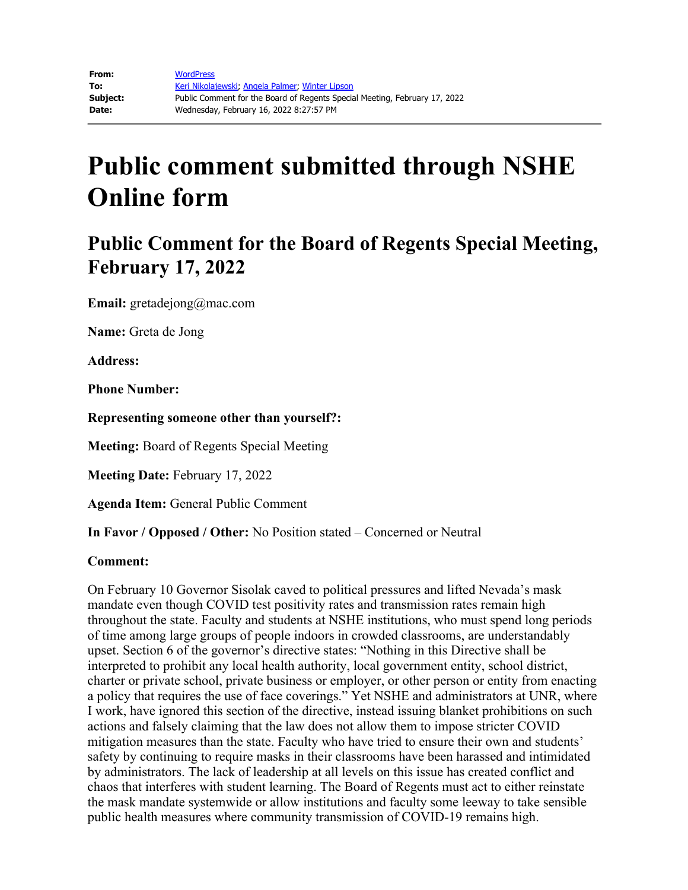| | |
|---|---|
| **From:** | WordPress |
| **To:** | Keri Nikolajewski; Angela Palmer; Winter Lipson |
| **Subject:** | Public Comment for the Board of Regents Special Meeting, February 17, 2022 |
| **Date:** | Wednesday, February 16, 2022 8:27:57 PM |

# Public comment submitted through NSHE Online form

## Public Comment for the Board of Regents Special Meeting, February 17, 2022

**Email:** gretadejong@mac.com

**Name:** Greta de Jong

**Address:**

**Phone Number:**

**Representing someone other than yourself?:**

**Meeting:** Board of Regents Special Meeting

**Meeting Date:** February 17, 2022

**Agenda Item:** General Public Comment

**In Favor / Opposed / Other:** No Position stated – Concerned or Neutral

**Comment:**

On February 10 Governor Sisolak caved to political pressures and lifted Nevada's mask mandate even though COVID test positivity rates and transmission rates remain high throughout the state. Faculty and students at NSHE institutions, who must spend long periods of time among large groups of people indoors in crowded classrooms, are understandably upset. Section 6 of the governor's directive states: "Nothing in this Directive shall be interpreted to prohibit any local health authority, local government entity, school district, charter or private school, private business or employer, or other person or entity from enacting a policy that requires the use of face coverings." Yet NSHE and administrators at UNR, where I work, have ignored this section of the directive, instead issuing blanket prohibitions on such actions and falsely claiming that the law does not allow them to impose stricter COVID mitigation measures than the state. Faculty who have tried to ensure their own and students' safety by continuing to require masks in their classrooms have been harassed and intimidated by administrators. The lack of leadership at all levels on this issue has created conflict and chaos that interferes with student learning. The Board of Regents must act to either reinstate the mask mandate systemwide or allow institutions and faculty some leeway to take sensible public health measures where community transmission of COVID-19 remains high.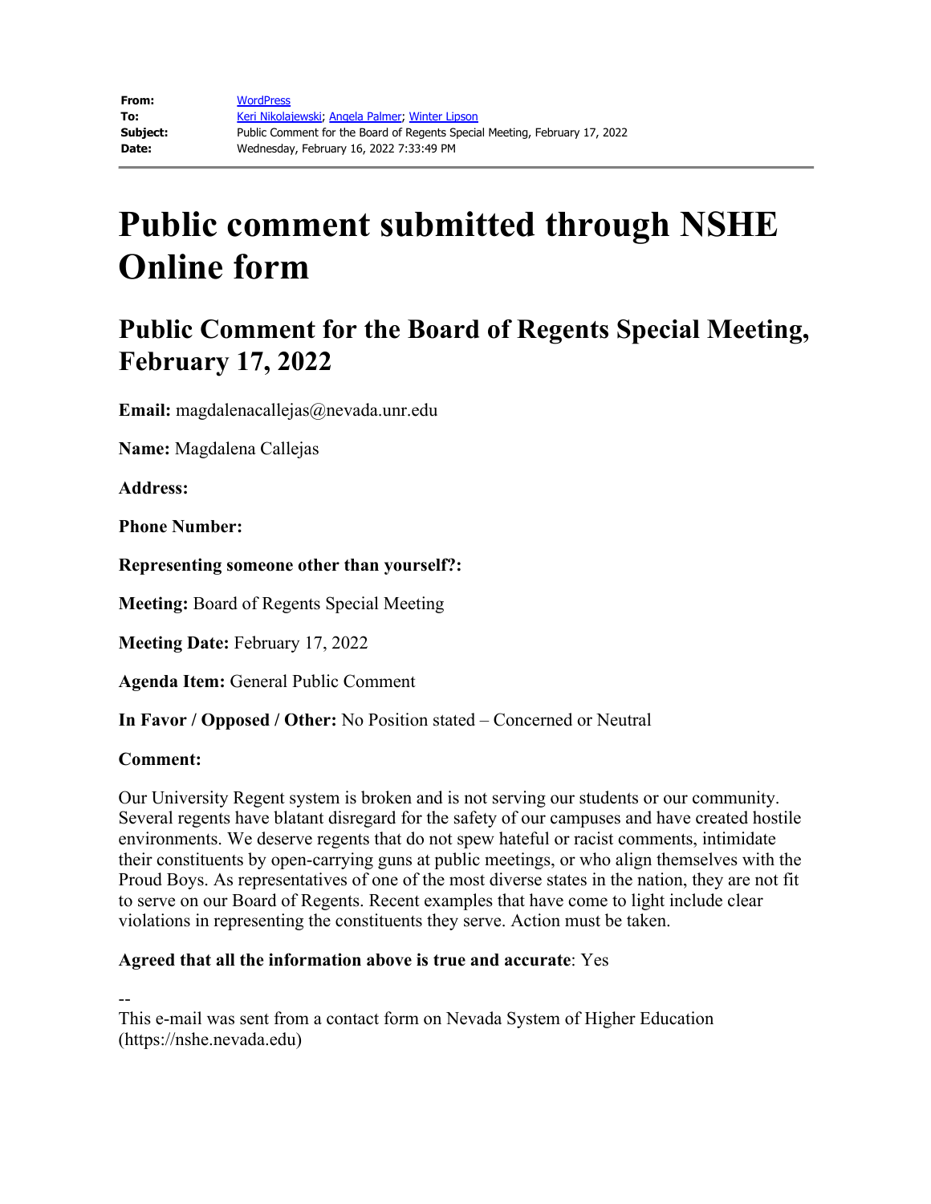| | |
|---|---|
| **From:** | WordPress |
| **To:** | Keri Nikolajewski; Angela Palmer; Winter Lipson |
| **Subject:** | Public Comment for the Board of Regents Special Meeting, February 17, 2022 |
| **Date:** | Wednesday, February 16, 2022 7:33:49 PM |

# Public comment submitted through NSHE Online form

## Public Comment for the Board of Regents Special Meeting, February 17, 2022

**Email:** magdalenacallejas@nevada.unr.edu

**Name:** Magdalena Callejas

**Address:**

**Phone Number:**

**Representing someone other than yourself?:**

**Meeting:** Board of Regents Special Meeting

**Meeting Date:** February 17, 2022

**Agenda Item:** General Public Comment

**In Favor / Opposed / Other:** No Position stated – Concerned or Neutral

**Comment:**

Our University Regent system is broken and is not serving our students or our community. Several regents have blatant disregard for the safety of our campuses and have created hostile environments. We deserve regents that do not spew hateful or racist comments, intimidate their constituents by open-carrying guns at public meetings, or who align themselves with the Proud Boys. As representatives of one of the most diverse states in the nation, they are not fit to serve on our Board of Regents. Recent examples that have come to light include clear violations in representing the constituents they serve. Action must be taken.

**Agreed that all the information above is true and accurate**: Yes

--
This e-mail was sent from a contact form on Nevada System of Higher Education (https://nshe.nevada.edu)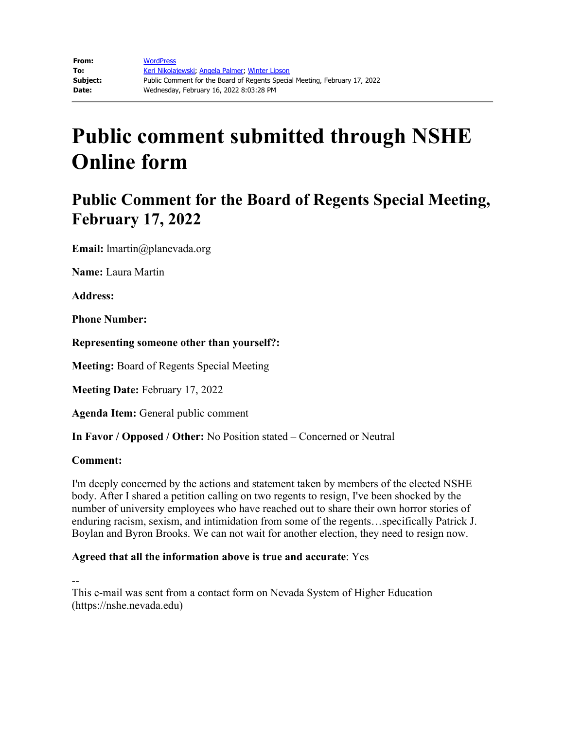| | |
|---|---|
| **From:** | WordPress |
| **To:** | Keri Nikolajewski; Angela Palmer; Winter Lipson |
| **Subject:** | Public Comment for the Board of Regents Special Meeting, February 17, 2022 |
| **Date:** | Wednesday, February 16, 2022 8:03:28 PM |

# Public comment submitted through NSHE Online form

## Public Comment for the Board of Regents Special Meeting, February 17, 2022

**Email:** lmartin@planevada.org

**Name:** Laura Martin

**Address:**

**Phone Number:**

**Representing someone other than yourself?:**

**Meeting:** Board of Regents Special Meeting

**Meeting Date:** February 17, 2022

**Agenda Item:** General public comment

**In Favor / Opposed / Other:** No Position stated – Concerned or Neutral

**Comment:**

I'm deeply concerned by the actions and statement taken by members of the elected NSHE body. After I shared a petition calling on two regents to resign, I've been shocked by the number of university employees who have reached out to share their own horror stories of enduring racism, sexism, and intimidation from some of the regents…specifically Patrick J. Boylan and Byron Brooks. We can not wait for another election, they need to resign now.

**Agreed that all the information above is true and accurate**: Yes

--
This e-mail was sent from a contact form on Nevada System of Higher Education (https://nshe.nevada.edu)